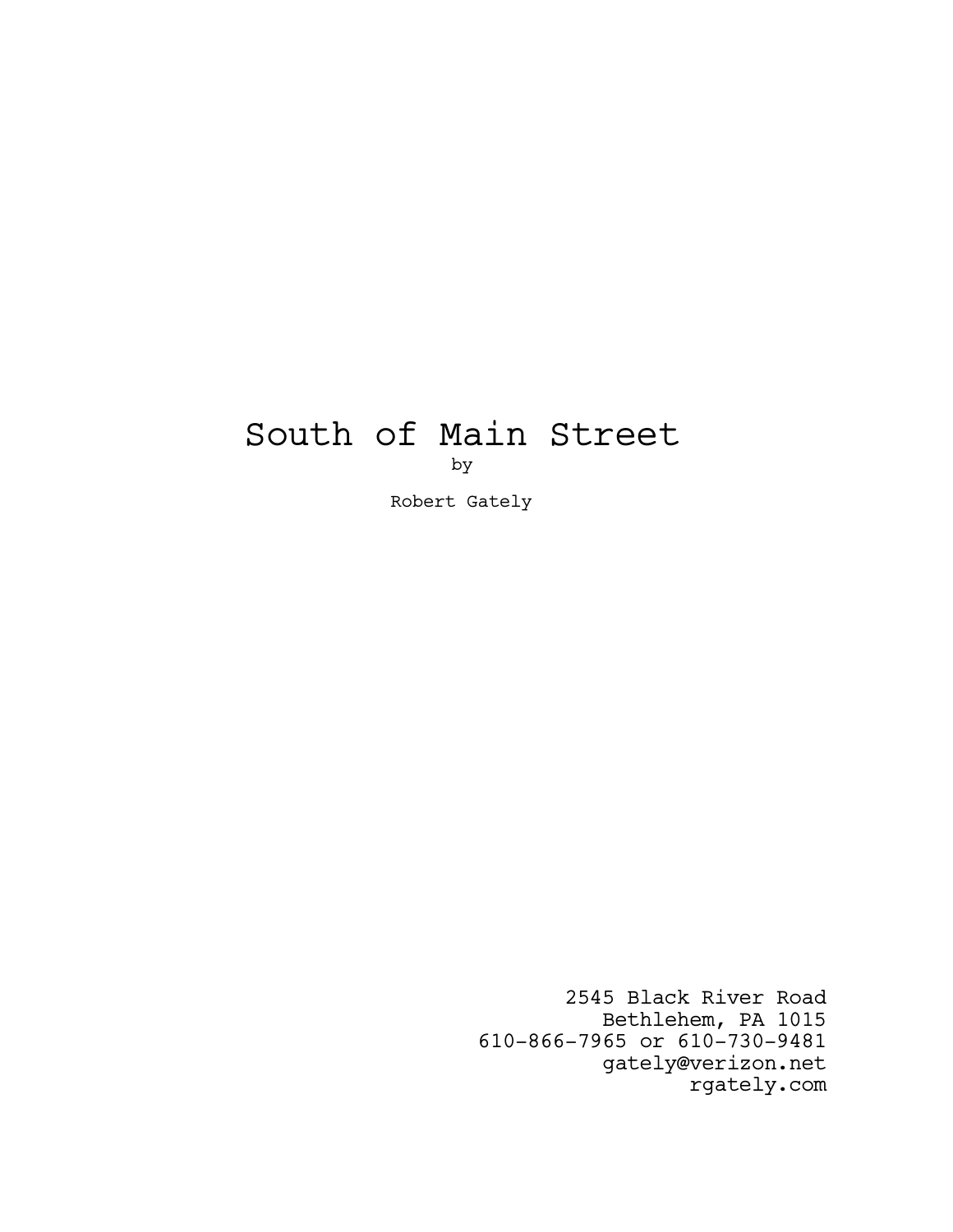# South of Main Street

by

Robert Gately

2545 Black River Road
Bethlehem, PA 1015
610-866-7965 or 610-730-9481
gately@verizon.net
rgately.com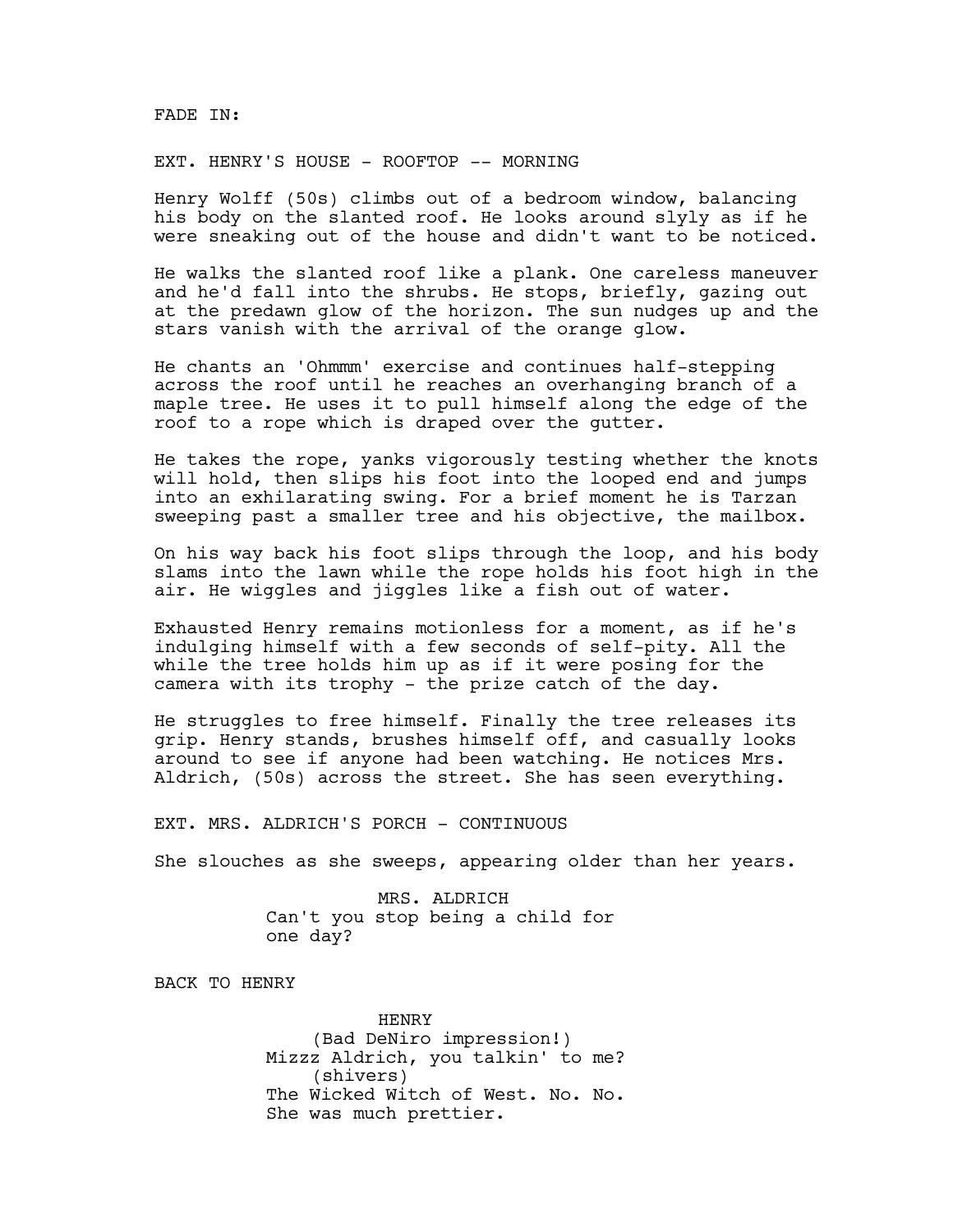FADE IN:

EXT. HENRY'S HOUSE - ROOFTOP -- MORNING

Henry Wolff (50s) climbs out of a bedroom window, balancing his body on the slanted roof. He looks around slyly as if he were sneaking out of the house and didn't want to be noticed.

He walks the slanted roof like a plank. One careless maneuver and he'd fall into the shrubs. He stops, briefly, gazing out at the predawn glow of the horizon. The sun nudges up and the stars vanish with the arrival of the orange glow.

He chants an 'Ohmmm' exercise and continues half-stepping across the roof until he reaches an overhanging branch of a maple tree. He uses it to pull himself along the edge of the roof to a rope which is draped over the gutter.

He takes the rope, yanks vigorously testing whether the knots will hold, then slips his foot into the looped end and jumps into an exhilarating swing. For a brief moment he is Tarzan sweeping past a smaller tree and his objective, the mailbox.

On his way back his foot slips through the loop, and his body slams into the lawn while the rope holds his foot high in the air. He wiggles and jiggles like a fish out of water.

Exhausted Henry remains motionless for a moment, as if he's indulging himself with a few seconds of self-pity. All the while the tree holds him up as if it were posing for the camera with its trophy - the prize catch of the day.

He struggles to free himself. Finally the tree releases its grip. Henry stands, brushes himself off, and casually looks around to see if anyone had been watching. He notices Mrs. Aldrich, (50s) across the street. She has seen everything.

EXT. MRS. ALDRICH'S PORCH - CONTINUOUS

She slouches as she sweeps, appearing older than her years.

MRS. ALDRICH
Can't you stop being a child for one day?

BACK TO HENRY

HENRY
(Bad DeNiro impression!)
Mizzz Aldrich, you talkin' to me?
(shivers)
The Wicked Witch of West. No. No. She was much prettier.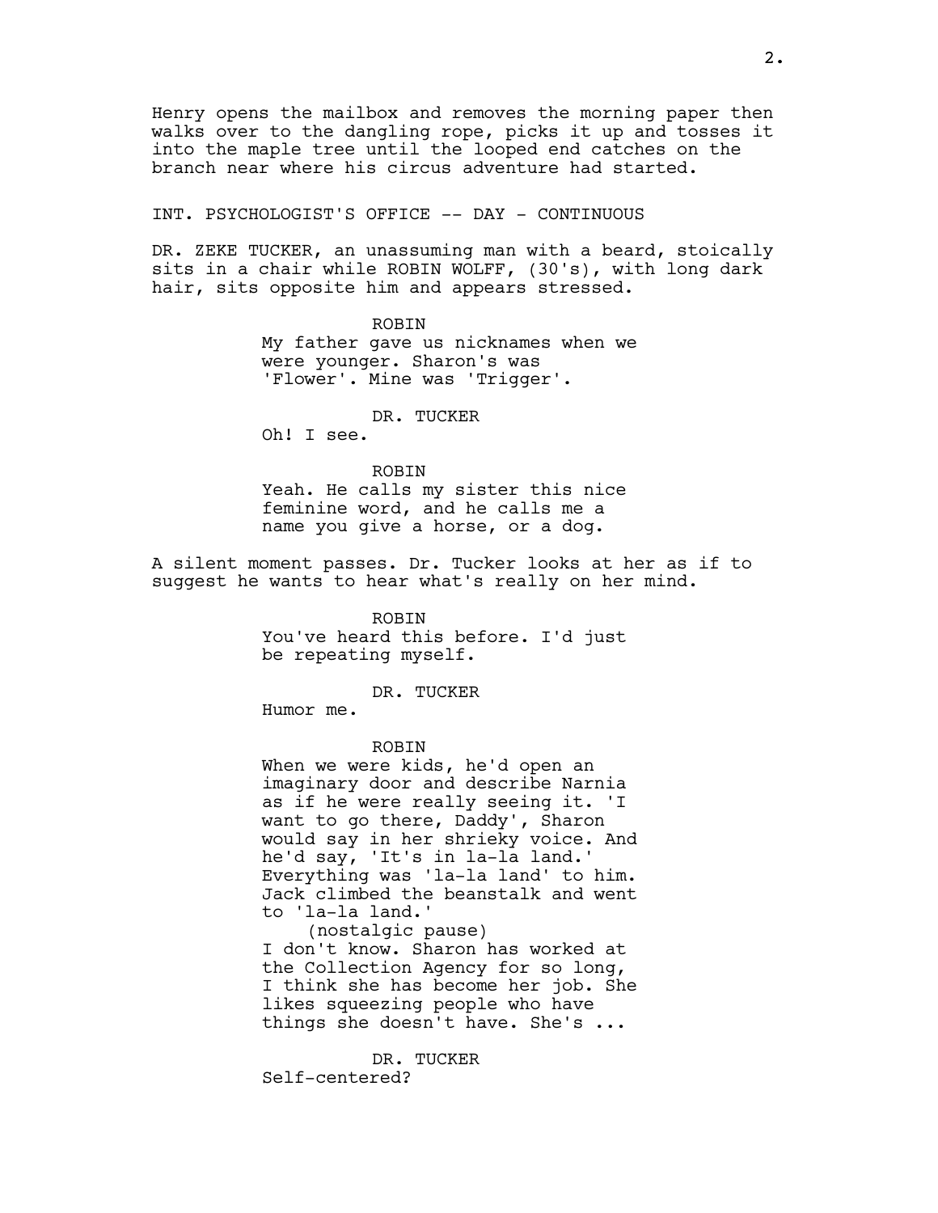Henry opens the mailbox and removes the morning paper then walks over to the dangling rope, picks it up and tosses it into the maple tree until the looped end catches on the branch near where his circus adventure had started.

INT. PSYCHOLOGIST'S OFFICE -- DAY - CONTINUOUS

DR. ZEKE TUCKER, an unassuming man with a beard, stoically sits in a chair while ROBIN WOLFF, (30's), with long dark hair, sits opposite him and appears stressed.

ROBIN
My father gave us nicknames when we were younger. Sharon's was 'Flower'. Mine was 'Trigger'.

DR. TUCKER
Oh! I see.

ROBIN
Yeah. He calls my sister this nice feminine word, and he calls me a name you give a horse, or a dog.

A silent moment passes. Dr. Tucker looks at her as if to suggest he wants to hear what's really on her mind.

ROBIN
You've heard this before. I'd just be repeating myself.

DR. TUCKER
Humor me.

ROBIN
When we were kids, he'd open an imaginary door and describe Narnia as if he were really seeing it. 'I want to go there, Daddy', Sharon would say in her shrieky voice. And he'd say, 'It's in la-la land.' Everything was 'la-la land' to him. Jack climbed the beanstalk and went to 'la-la land.'
(nostalgic pause)
I don't know. Sharon has worked at the Collection Agency for so long, I think she has become her job. She likes squeezing people who have things she doesn't have. She's ...

DR. TUCKER
Self-centered?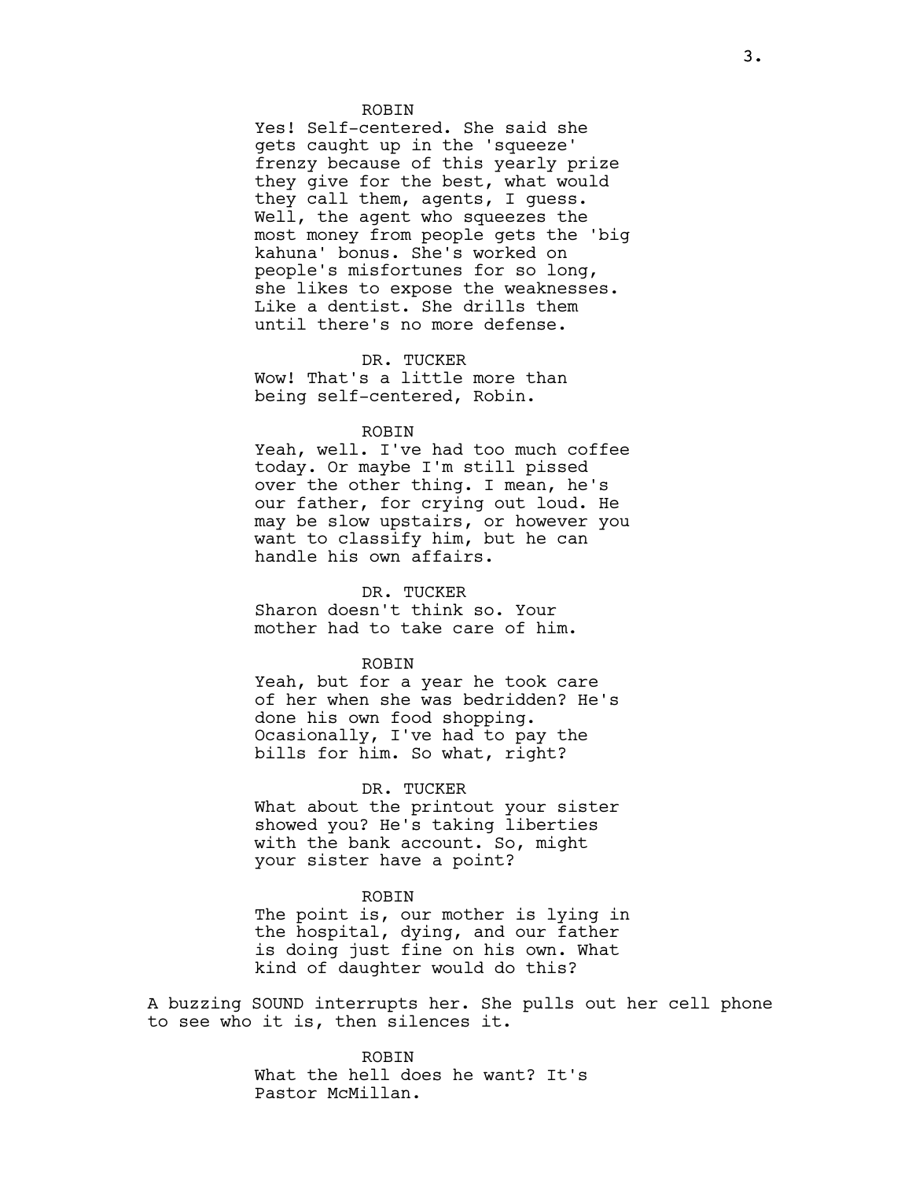ROBIN

Yes! Self-centered. She said she gets caught up in the 'squeeze' frenzy because of this yearly prize they give for the best, what would they call them, agents, I guess. Well, the agent who squeezes the most money from people gets the 'big kahuna' bonus. She's worked on people's misfortunes for so long, she likes to expose the weaknesses. Like a dentist. She drills them until there's no more defense.

DR. TUCKER

Wow! That's a little more than being self-centered, Robin.

ROBIN

Yeah, well. I've had too much coffee today. Or maybe I'm still pissed over the other thing. I mean, he's our father, for crying out loud. He may be slow upstairs, or however you want to classify him, but he can handle his own affairs.

DR. TUCKER

Sharon doesn't think so. Your mother had to take care of him.

ROBIN

Yeah, but for a year he took care of her when she was bedridden? He's done his own food shopping. Ocasionally, I've had to pay the bills for him. So what, right?

DR. TUCKER

What about the printout your sister showed you? He's taking liberties with the bank account. So, might your sister have a point?

ROBIN

The point is, our mother is lying in the hospital, dying, and our father is doing just fine on his own. What kind of daughter would do this?

A buzzing SOUND interrupts her. She pulls out her cell phone to see who it is, then silences it.

ROBIN

What the hell does he want? It's Pastor McMillan.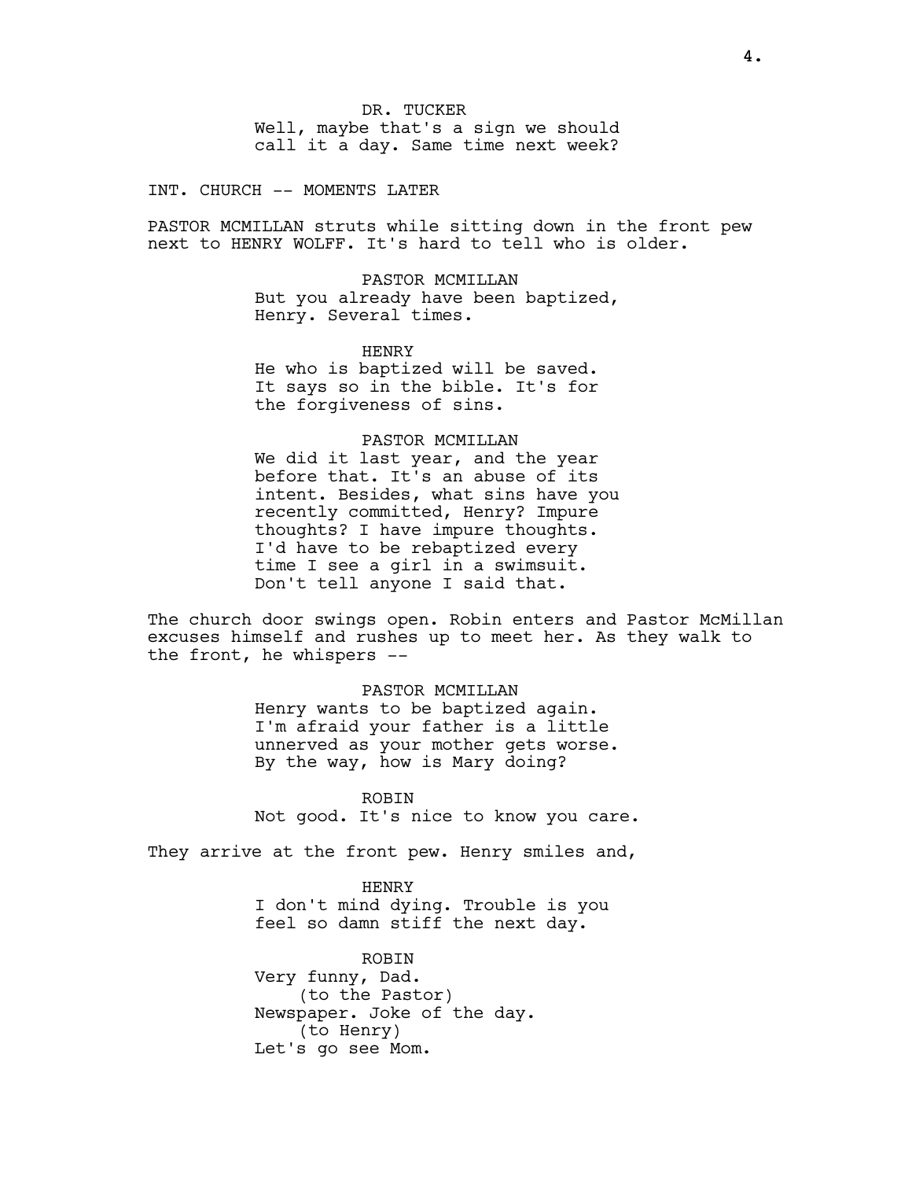DR. TUCKER

Well, maybe that's a sign we should call it a day. Same time next week?

INT. CHURCH -- MOMENTS LATER

PASTOR MCMILLAN struts while sitting down in the front pew next to HENRY WOLFF. It's hard to tell who is older.

PASTOR MCMILLAN

But you already have been baptized, Henry. Several times.

HENRY

He who is baptized will be saved. It says so in the bible. It's for the forgiveness of sins.

PASTOR MCMILLAN

We did it last year, and the year before that. It's an abuse of its intent. Besides, what sins have you recently committed, Henry? Impure thoughts? I have impure thoughts. I'd have to be rebaptized every time I see a girl in a swimsuit. Don't tell anyone I said that.

The church door swings open. Robin enters and Pastor McMillan excuses himself and rushes up to meet her. As they walk to the front, he whispers --

PASTOR MCMILLAN

Henry wants to be baptized again. I'm afraid your father is a little unnerved as your mother gets worse. By the way, how is Mary doing?

ROBIN

Not good. It's nice to know you care.

They arrive at the front pew. Henry smiles and,

HENRY

I don't mind dying. Trouble is you feel so damn stiff the next day.

ROBIN

Very funny, Dad.

(to the Pastor)

Newspaper. Joke of the day.

(to Henry)

Let's go see Mom.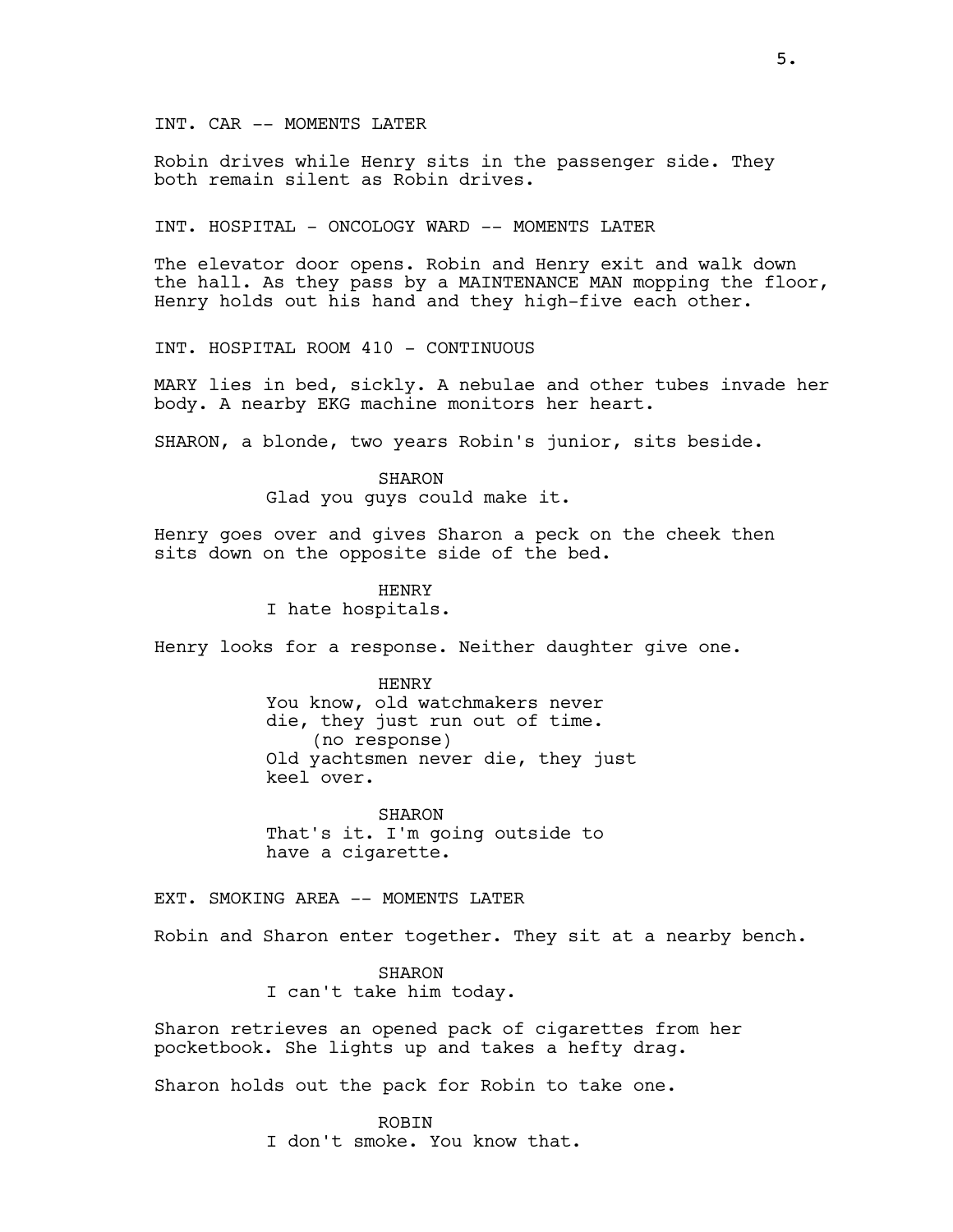INT. CAR -- MOMENTS LATER

Robin drives while Henry sits in the passenger side. They both remain silent as Robin drives.

INT. HOSPITAL - ONCOLOGY WARD -- MOMENTS LATER

The elevator door opens. Robin and Henry exit and walk down the hall. As they pass by a MAINTENANCE MAN mopping the floor, Henry holds out his hand and they high-five each other.

INT. HOSPITAL ROOM 410 - CONTINUOUS

MARY lies in bed, sickly. A nebulae and other tubes invade her body. A nearby EKG machine monitors her heart.

SHARON, a blonde, two years Robin's junior, sits beside.

SHARON
Glad you guys could make it.

Henry goes over and gives Sharon a peck on the cheek then sits down on the opposite side of the bed.

HENRY
I hate hospitals.

Henry looks for a response. Neither daughter give one.

HENRY
You know, old watchmakers never die, they just run out of time.
(no response)
Old yachtsmen never die, they just keel over.

SHARON
That's it. I'm going outside to have a cigarette.

EXT. SMOKING AREA -- MOMENTS LATER

Robin and Sharon enter together. They sit at a nearby bench.

SHARON
I can't take him today.

Sharon retrieves an opened pack of cigarettes from her pocketbook. She lights up and takes a hefty drag.

Sharon holds out the pack for Robin to take one.

ROBIN
I don't smoke. You know that.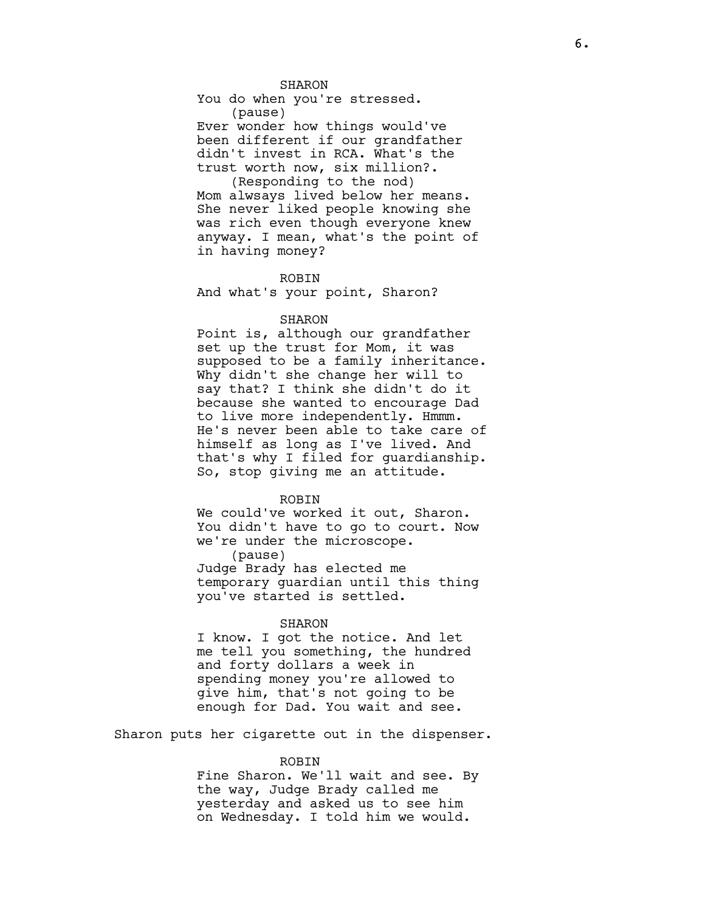SHARON

You do when you're stressed.

(pause)

Ever wonder how things would've been different if our grandfather didn't invest in RCA. What's the trust worth now, six million?.

(Responding to the nod)

Mom alwsays lived below her means. She never liked people knowing she was rich even though everyone knew anyway. I mean, what's the point of in having money?

ROBIN

And what's your point, Sharon?

SHARON

Point is, although our grandfather set up the trust for Mom, it was supposed to be a family inheritance. Why didn't she change her will to say that? I think she didn't do it because she wanted to encourage Dad to live more independently. Hmmm. He's never been able to take care of himself as long as I've lived. And that's why I filed for guardianship. So, stop giving me an attitude.

ROBIN

We could've worked it out, Sharon. You didn't have to go to court. Now we're under the microscope.

(pause)

Judge Brady has elected me temporary guardian until this thing you've started is settled.

SHARON

I know. I got the notice. And let me tell you something, the hundred and forty dollars a week in spending money you're allowed to give him, that's not going to be enough for Dad. You wait and see.

Sharon puts her cigarette out in the dispenser.

ROBIN

Fine Sharon. We'll wait and see. By the way, Judge Brady called me yesterday and asked us to see him on Wednesday. I told him we would.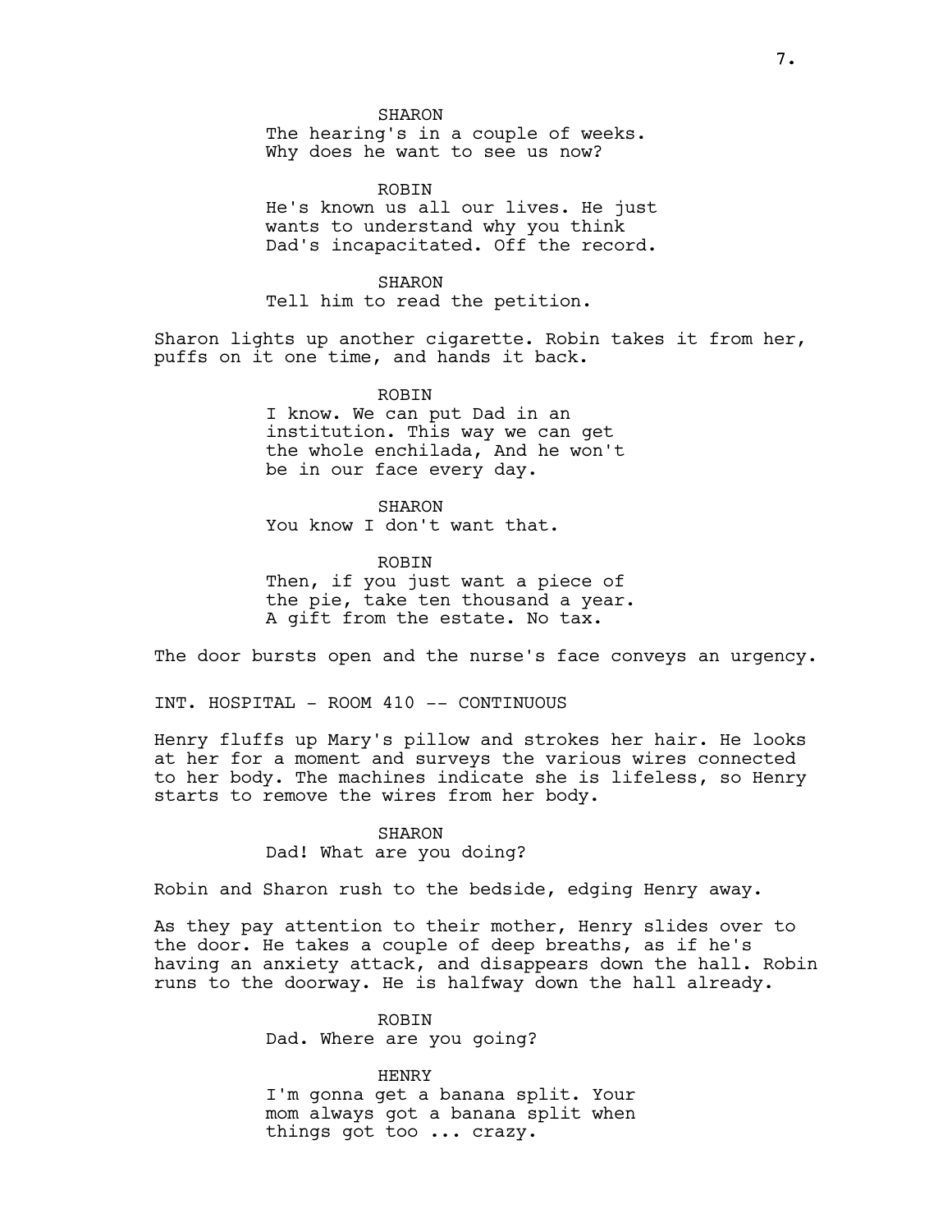SHARON

The hearing's in a couple of weeks. Why does he want to see us now?

ROBIN

He's known us all our lives. He just wants to understand why you think Dad's incapacitated. Off the record.

SHARON

Tell him to read the petition.

Sharon lights up another cigarette. Robin takes it from her, puffs on it one time, and hands it back.

ROBIN

I know. We can put Dad in an institution. This way we can get the whole enchilada, And he won't be in our face every day.

SHARON

You know I don't want that.

ROBIN

Then, if you just want a piece of the pie, take ten thousand a year. A gift from the estate. No tax.

The door bursts open and the nurse's face conveys an urgency.

INT. HOSPITAL - ROOM 410 -- CONTINUOUS

Henry fluffs up Mary's pillow and strokes her hair. He looks at her for a moment and surveys the various wires connected to her body. The machines indicate she is lifeless, so Henry starts to remove the wires from her body.

SHARON

Dad! What are you doing?

Robin and Sharon rush to the bedside, edging Henry away.

As they pay attention to their mother, Henry slides over to the door. He takes a couple of deep breaths, as if he's having an anxiety attack, and disappears down the hall. Robin runs to the doorway. He is halfway down the hall already.

ROBIN

Dad. Where are you going?

HENRY

I'm gonna get a banana split. Your mom always got a banana split when things got too ... crazy.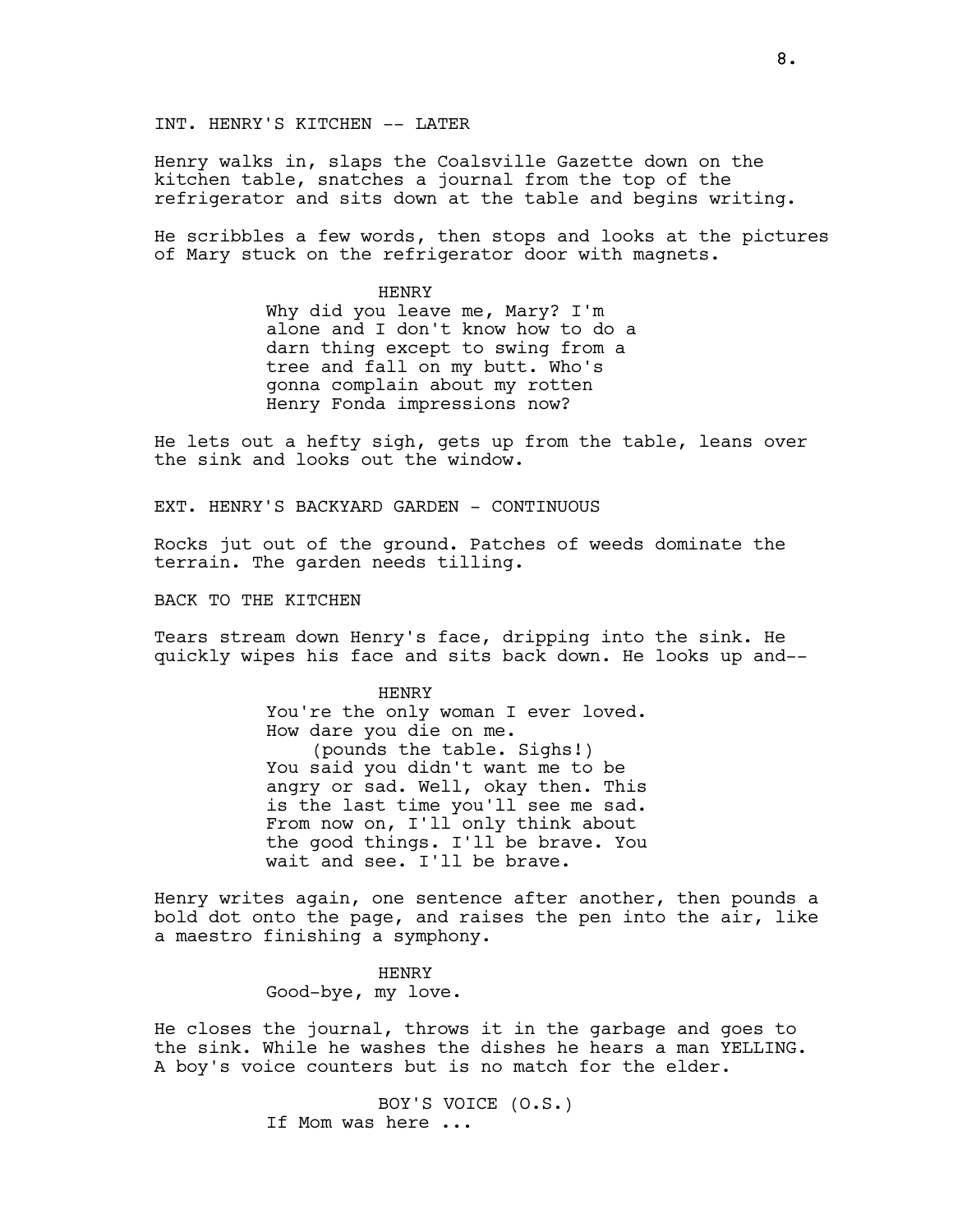INT. HENRY'S KITCHEN -- LATER

Henry walks in, slaps the Coalsville Gazette down on the kitchen table, snatches a journal from the top of the refrigerator and sits down at the table and begins writing.

He scribbles a few words, then stops and looks at the pictures of Mary stuck on the refrigerator door with magnets.

HENRY
Why did you leave me, Mary? I'm alone and I don't know how to do a darn thing except to swing from a tree and fall on my butt. Who's gonna complain about my rotten Henry Fonda impressions now?

He lets out a hefty sigh, gets up from the table, leans over the sink and looks out the window.

EXT. HENRY'S BACKYARD GARDEN - CONTINUOUS

Rocks jut out of the ground. Patches of weeds dominate the terrain. The garden needs tilling.

BACK TO THE KITCHEN

Tears stream down Henry's face, dripping into the sink. He quickly wipes his face and sits back down. He looks up and--

HENRY
You're the only woman I ever loved. How dare you die on me.
(pounds the table. Sighs!)
You said you didn't want me to be angry or sad. Well, okay then. This is the last time you'll see me sad. From now on, I'll only think about the good things. I'll be brave. You wait and see. I'll be brave.

Henry writes again, one sentence after another, then pounds a bold dot onto the page, and raises the pen into the air, like a maestro finishing a symphony.

HENRY
Good-bye, my love.

He closes the journal, throws it in the garbage and goes to the sink. While he washes the dishes he hears a man YELLING. A boy's voice counters but is no match for the elder.

BOY'S VOICE (O.S.)
If Mom was here ...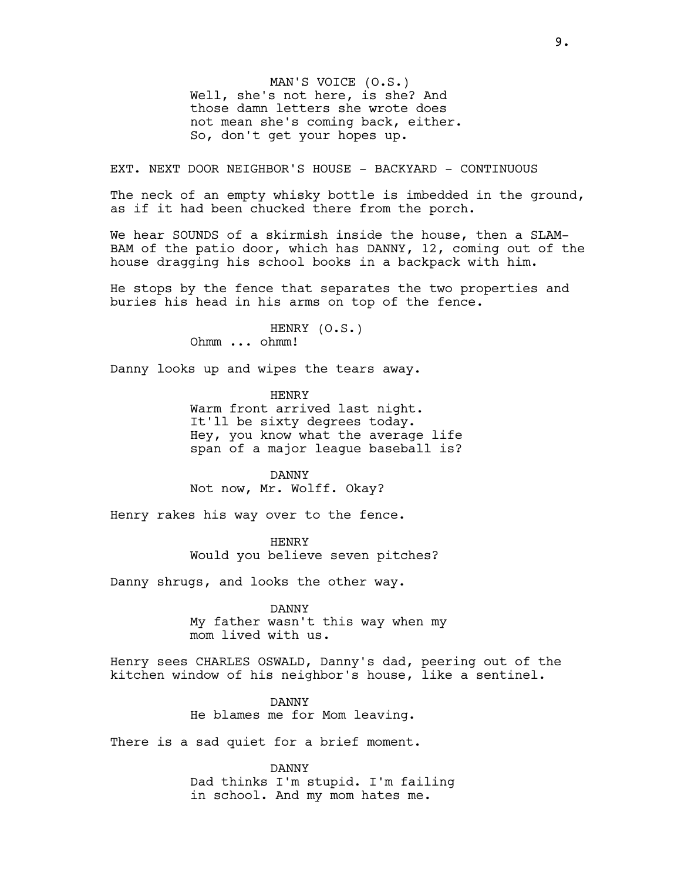MAN'S VOICE (O.S.)
Well, she's not here, is she? And those damn letters she wrote does not mean she's coming back, either. So, don't get your hopes up.

EXT. NEXT DOOR NEIGHBOR'S HOUSE - BACKYARD - CONTINUOUS

The neck of an empty whisky bottle is imbedded in the ground, as if it had been chucked there from the porch.

We hear SOUNDS of a skirmish inside the house, then a SLAM-BAM of the patio door, which has DANNY, 12, coming out of the house dragging his school books in a backpack with him.

He stops by the fence that separates the two properties and buries his head in his arms on top of the fence.

HENRY (O.S.)
Ohmm ... ohmm!

Danny looks up and wipes the tears away.

HENRY
Warm front arrived last night. It'll be sixty degrees today. Hey, you know what the average life span of a major league baseball is?

DANNY
Not now, Mr. Wolff. Okay?

Henry rakes his way over to the fence.

HENRY
Would you believe seven pitches?

Danny shrugs, and looks the other way.

DANNY
My father wasn't this way when my mom lived with us.

Henry sees CHARLES OSWALD, Danny's dad, peering out of the kitchen window of his neighbor's house, like a sentinel.

DANNY
He blames me for Mom leaving.

There is a sad quiet for a brief moment.

DANNY
Dad thinks I'm stupid. I'm failing in school. And my mom hates me.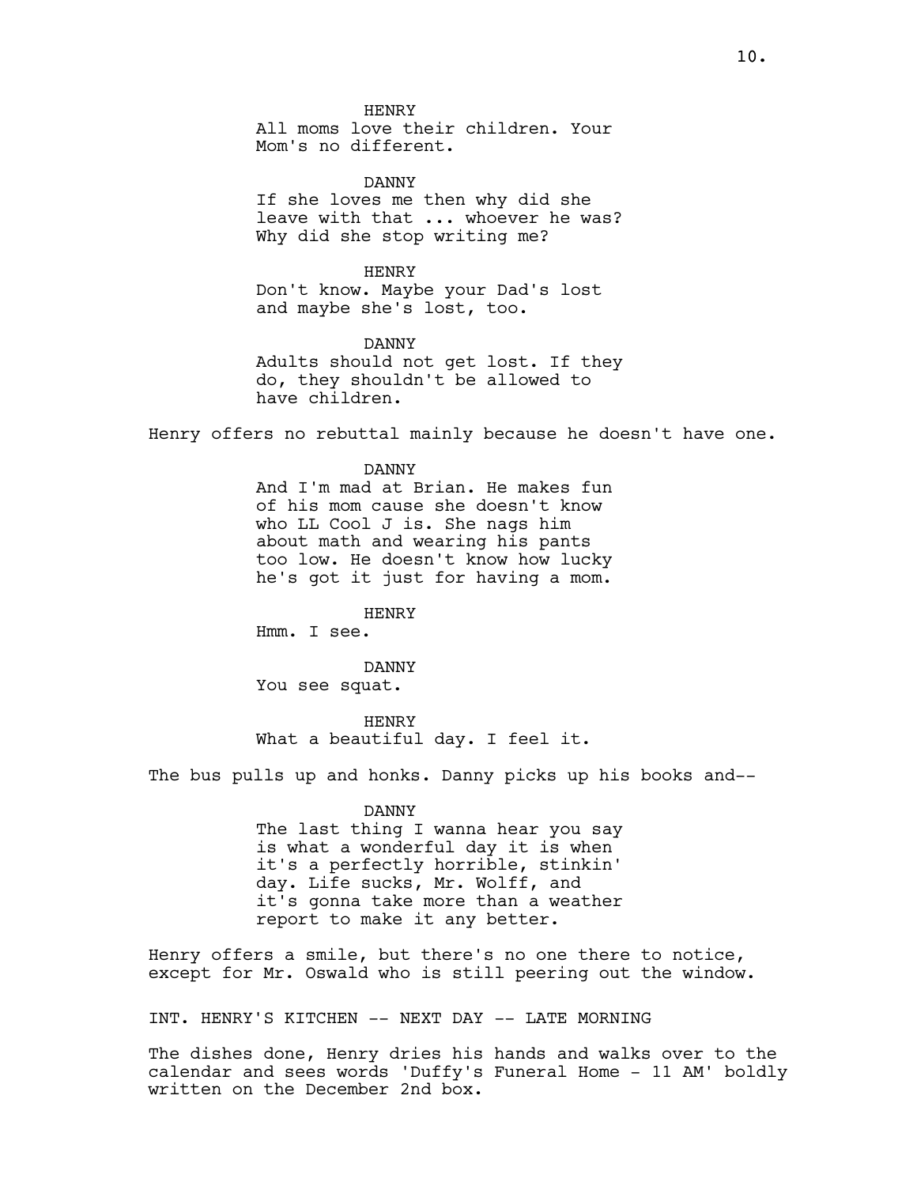HENRY
All moms love their children. Your Mom's no different.

DANNY
If she loves me then why did she leave with that ... whoever he was? Why did she stop writing me?

HENRY
Don't know. Maybe your Dad's lost and maybe she's lost, too.

DANNY
Adults should not get lost. If they do, they shouldn't be allowed to have children.

Henry offers no rebuttal mainly because he doesn't have one.

DANNY
And I'm mad at Brian. He makes fun of his mom cause she doesn't know who LL Cool J is. She nags him about math and wearing his pants too low. He doesn't know how lucky he's got it just for having a mom.

HENRY
Hmm. I see.

DANNY
You see squat.

HENRY
What a beautiful day. I feel it.

The bus pulls up and honks. Danny picks up his books and--

DANNY
The last thing I wanna hear you say is what a wonderful day it is when it's a perfectly horrible, stinkin' day. Life sucks, Mr. Wolff, and it's gonna take more than a weather report to make it any better.

Henry offers a smile, but there's no one there to notice, except for Mr. Oswald who is still peering out the window.

INT. HENRY'S KITCHEN -- NEXT DAY -- LATE MORNING

The dishes done, Henry dries his hands and walks over to the calendar and sees words 'Duffy's Funeral Home - 11 AM' boldly written on the December 2nd box.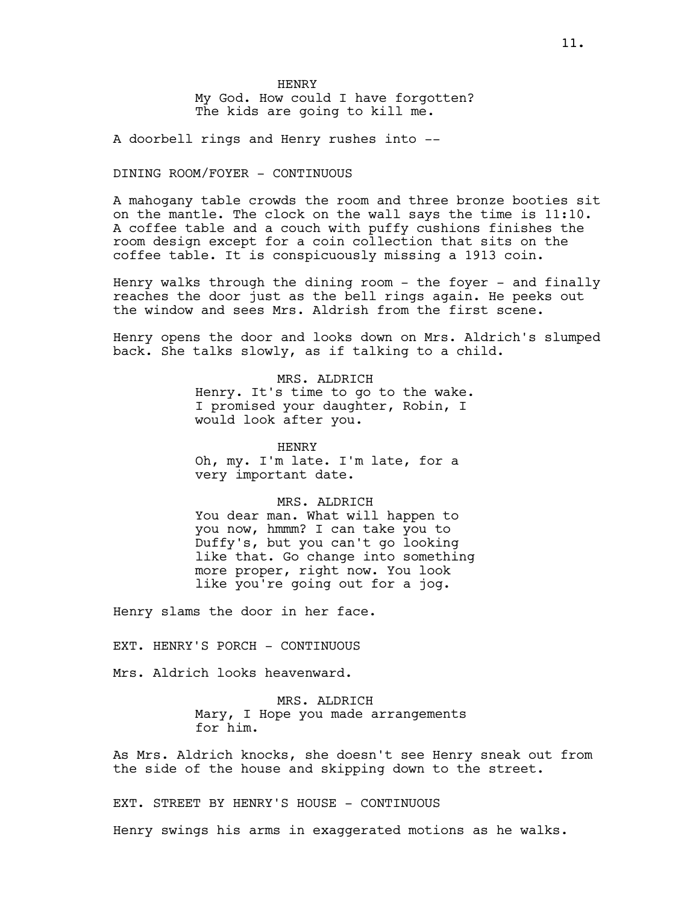HENRY
My God. How could I have forgotten? The kids are going to kill me.

A doorbell rings and Henry rushes into --

DINING ROOM/FOYER - CONTINUOUS

A mahogany table crowds the room and three bronze booties sit on the mantle. The clock on the wall says the time is 11:10. A coffee table and a couch with puffy cushions finishes the room design except for a coin collection that sits on the coffee table. It is conspicuously missing a 1913 coin.

Henry walks through the dining room - the foyer - and finally reaches the door just as the bell rings again. He peeks out the window and sees Mrs. Aldrish from the first scene.

Henry opens the door and looks down on Mrs. Aldrich's slumped back. She talks slowly, as if talking to a child.

MRS. ALDRICH
Henry. It's time to go to the wake. I promised your daughter, Robin, I would look after you.

HENRY
Oh, my. I'm late. I'm late, for a very important date.

MRS. ALDRICH
You dear man. What will happen to you now, hmmm? I can take you to Duffy's, but you can't go looking like that. Go change into something more proper, right now. You look like you're going out for a jog.

Henry slams the door in her face.

EXT. HENRY'S PORCH - CONTINUOUS

Mrs. Aldrich looks heavenward.

MRS. ALDRICH
Mary, I Hope you made arrangements for him.

As Mrs. Aldrich knocks, she doesn't see Henry sneak out from the side of the house and skipping down to the street.

EXT. STREET BY HENRY'S HOUSE - CONTINUOUS

Henry swings his arms in exaggerated motions as he walks.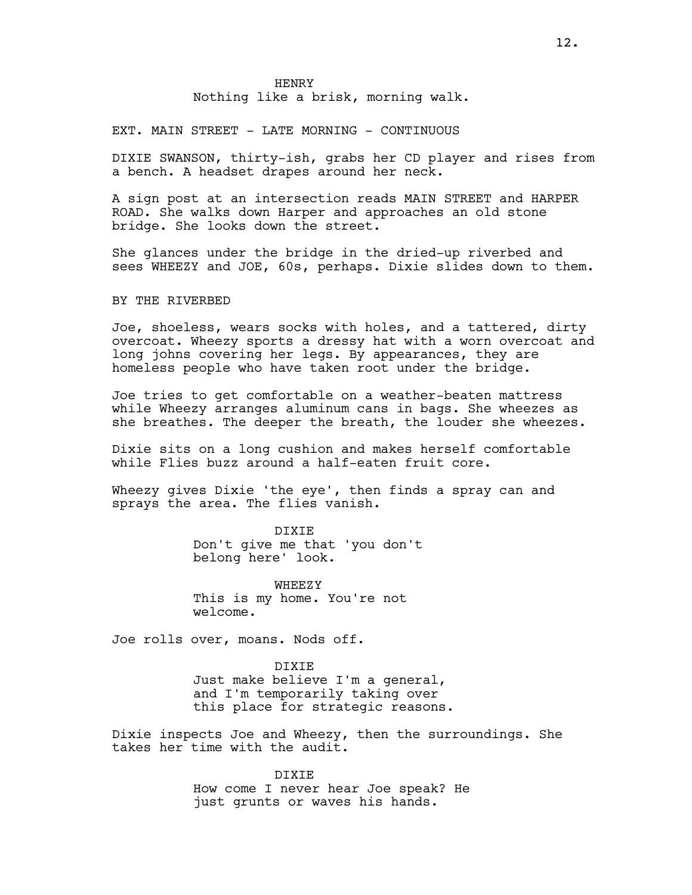HENRY
Nothing like a brisk, morning walk.

EXT. MAIN STREET - LATE MORNING - CONTINUOUS

DIXIE SWANSON, thirty-ish, grabs her CD player and rises from a bench. A headset drapes around her neck.

A sign post at an intersection reads MAIN STREET and HARPER ROAD. She walks down Harper and approaches an old stone bridge. She looks down the street.

She glances under the bridge in the dried-up riverbed and sees WHEEZY and JOE, 60s, perhaps. Dixie slides down to them.

BY THE RIVERBED

Joe, shoeless, wears socks with holes, and a tattered, dirty overcoat. Wheezy sports a dressy hat with a worn overcoat and long johns covering her legs. By appearances, they are homeless people who have taken root under the bridge.

Joe tries to get comfortable on a weather-beaten mattress while Wheezy arranges aluminum cans in bags. She wheezes as she breathes. The deeper the breath, the louder she wheezes.

Dixie sits on a long cushion and makes herself comfortable while Flies buzz around a half-eaten fruit core.

Wheezy gives Dixie 'the eye', then finds a spray can and sprays the area. The flies vanish.

DIXIE
Don't give me that 'you don't belong here' look.

WHEEZY
This is my home. You're not welcome.

Joe rolls over, moans. Nods off.

DIXIE
Just make believe I'm a general, and I'm temporarily taking over this place for strategic reasons.

Dixie inspects Joe and Wheezy, then the surroundings. She takes her time with the audit.

DIXIE
How come I never hear Joe speak? He just grunts or waves his hands.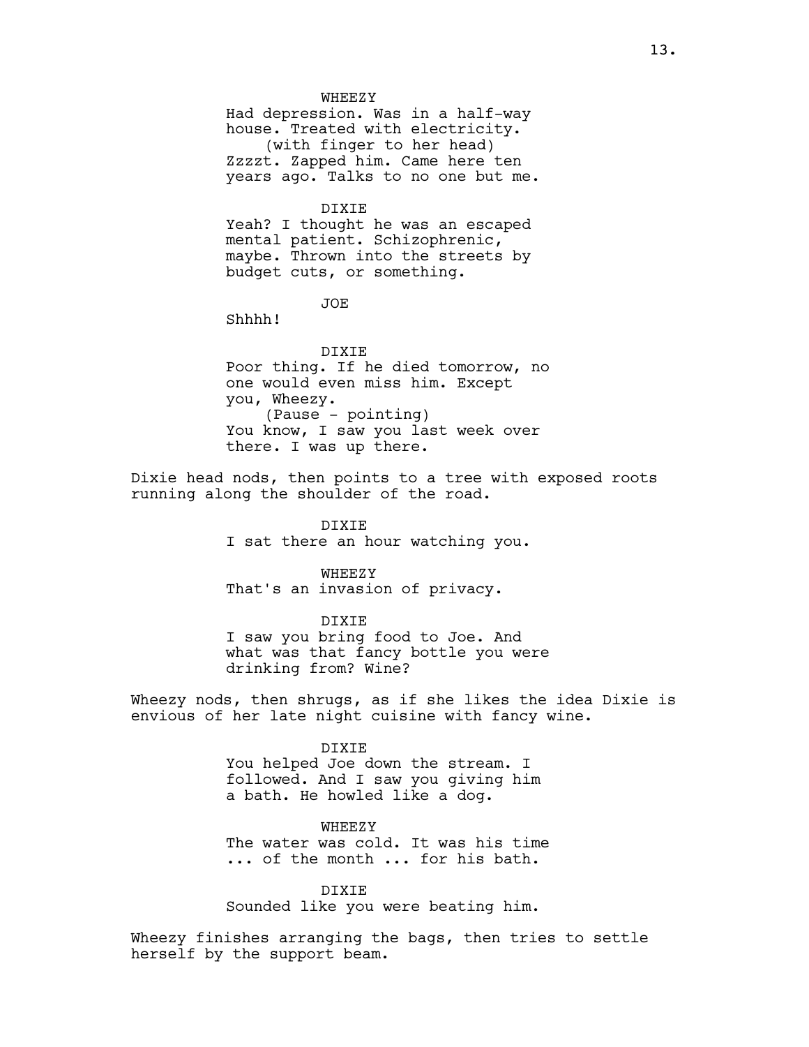WHEEZY

Had depression. Was in a half-way house. Treated with electricity.

(with finger to her head)

Zzzzt. Zapped him. Came here ten years ago. Talks to no one but me.

DIXIE

Yeah? I thought he was an escaped mental patient. Schizophrenic, maybe. Thrown into the streets by budget cuts, or something.

JOE

Shhhh!

DIXIE

Poor thing. If he died tomorrow, no one would even miss him. Except you, Wheezy.

(Pause - pointing)

You know, I saw you last week over there. I was up there.

Dixie head nods, then points to a tree with exposed roots running along the shoulder of the road.

DIXIE

I sat there an hour watching you.

WHEEZY

That's an invasion of privacy.

DIXIE

I saw you bring food to Joe. And what was that fancy bottle you were drinking from? Wine?

Wheezy nods, then shrugs, as if she likes the idea Dixie is envious of her late night cuisine with fancy wine.

DIXIE

You helped Joe down the stream. I followed. And I saw you giving him a bath. He howled like a dog.

WHEEZY

The water was cold. It was his time ... of the month ... for his bath.

DIXIE

Sounded like you were beating him.

Wheezy finishes arranging the bags, then tries to settle herself by the support beam.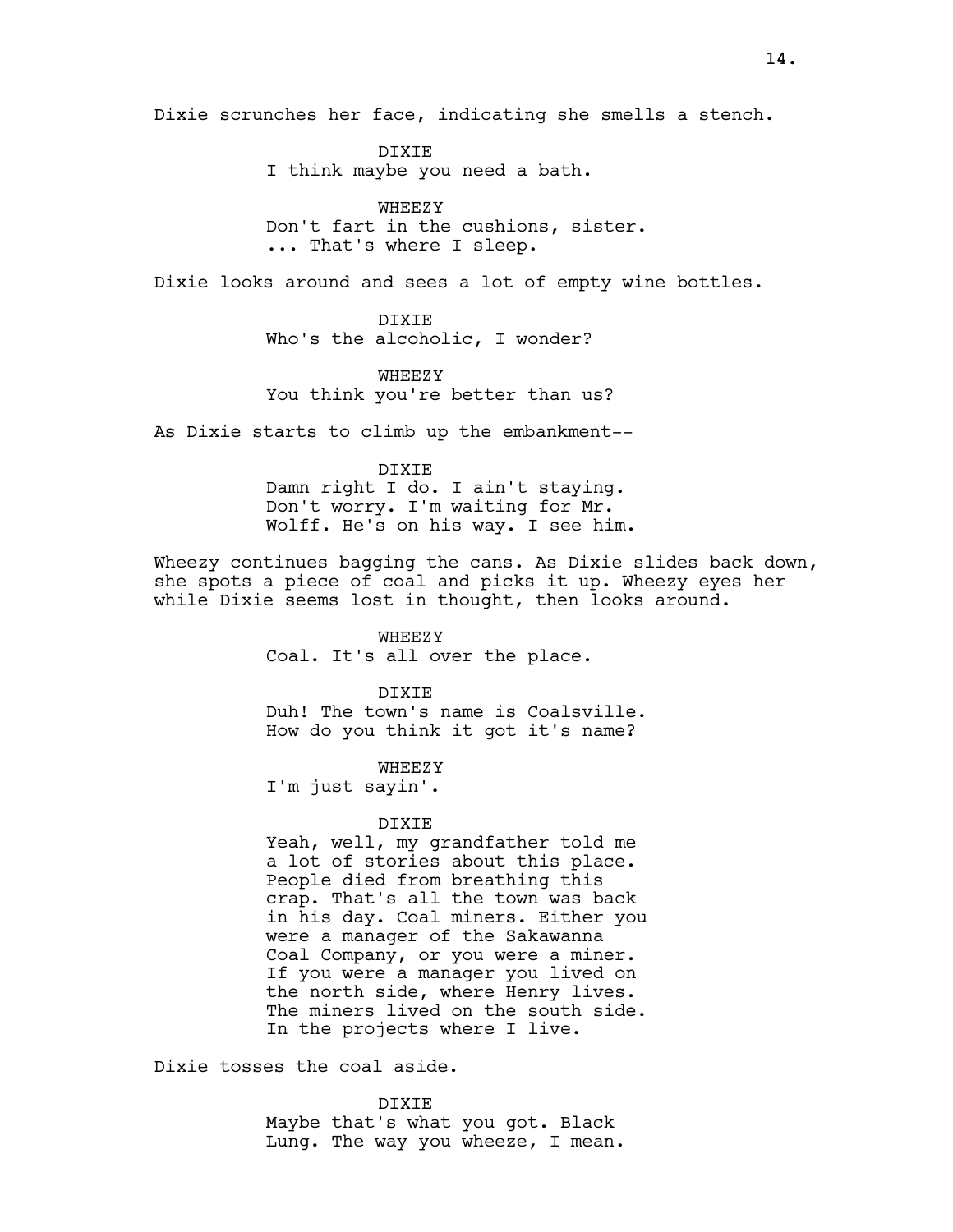Dixie scrunches her face, indicating she smells a stench.

DIXIE
I think maybe you need a bath.

WHEEZY
Don't fart in the cushions, sister.
... That's where I sleep.

Dixie looks around and sees a lot of empty wine bottles.

DIXIE
Who's the alcoholic, I wonder?

WHEEZY
You think you're better than us?

As Dixie starts to climb up the embankment--

DIXIE
Damn right I do. I ain't staying.
Don't worry. I'm waiting for Mr.
Wolff. He's on his way. I see him.

Wheezy continues bagging the cans. As Dixie slides back down, she spots a piece of coal and picks it up. Wheezy eyes her while Dixie seems lost in thought, then looks around.

WHEEZY
Coal. It's all over the place.

DIXIE
Duh! The town's name is Coalsville.
How do you think it got it's name?

WHEEZY
I'm just sayin'.

DIXIE
Yeah, well, my grandfather told me
a lot of stories about this place.
People died from breathing this
crap. That's all the town was back
in his day. Coal miners. Either you
were a manager of the Sakawanna
Coal Company, or you were a miner.
If you were a manager you lived on
the north side, where Henry lives.
The miners lived on the south side.
In the projects where I live.

Dixie tosses the coal aside.

DIXIE
Maybe that's what you got. Black
Lung. The way you wheeze, I mean.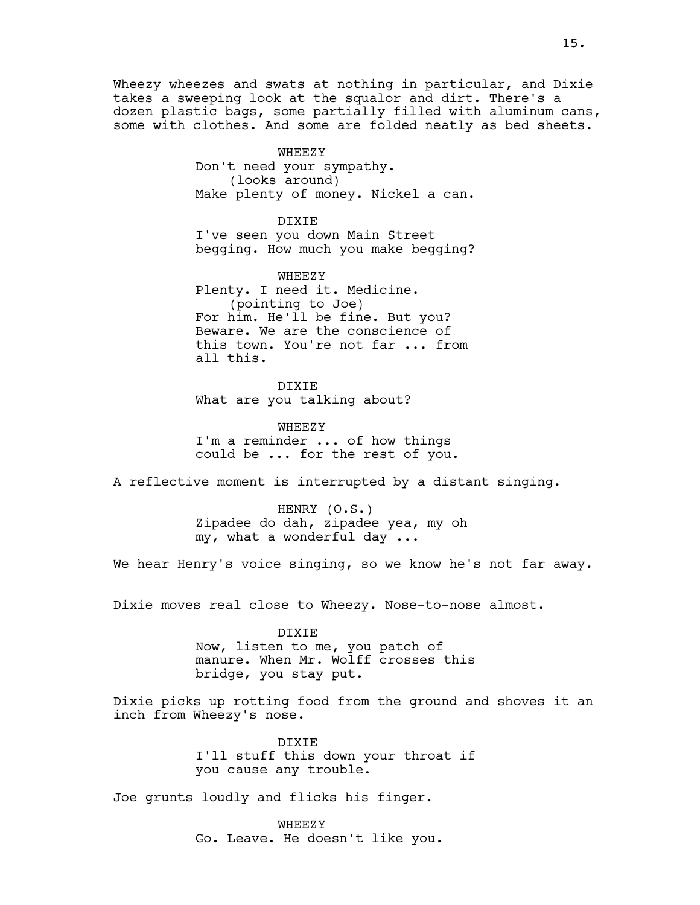Wheezy wheezes and swats at nothing in particular, and Dixie takes a sweeping look at the squalor and dirt. There's a dozen plastic bags, some partially filled with aluminum cans, some with clothes. And some are folded neatly as bed sheets.

WHEEZY
Don't need your sympathy.
(looks around)
Make plenty of money. Nickel a can.

DIXIE
I've seen you down Main Street begging. How much you make begging?

WHEEZY
Plenty. I need it. Medicine.
(pointing to Joe)
For him. He'll be fine. But you? Beware. We are the conscience of this town. You're not far ... from all this.

DIXIE
What are you talking about?

WHEEZY
I'm a reminder ... of how things could be ... for the rest of you.

A reflective moment is interrupted by a distant singing.

HENRY (O.S.)
Zipadee do dah, zipadee yea, my oh my, what a wonderful day ...

We hear Henry's voice singing, so we know he's not far away.

Dixie moves real close to Wheezy. Nose-to-nose almost.

DIXIE
Now, listen to me, you patch of manure. When Mr. Wolff crosses this bridge, you stay put.

Dixie picks up rotting food from the ground and shoves it an inch from Wheezy's nose.

DIXIE
I'll stuff this down your throat if you cause any trouble.

Joe grunts loudly and flicks his finger.

WHEEZY
Go. Leave. He doesn't like you.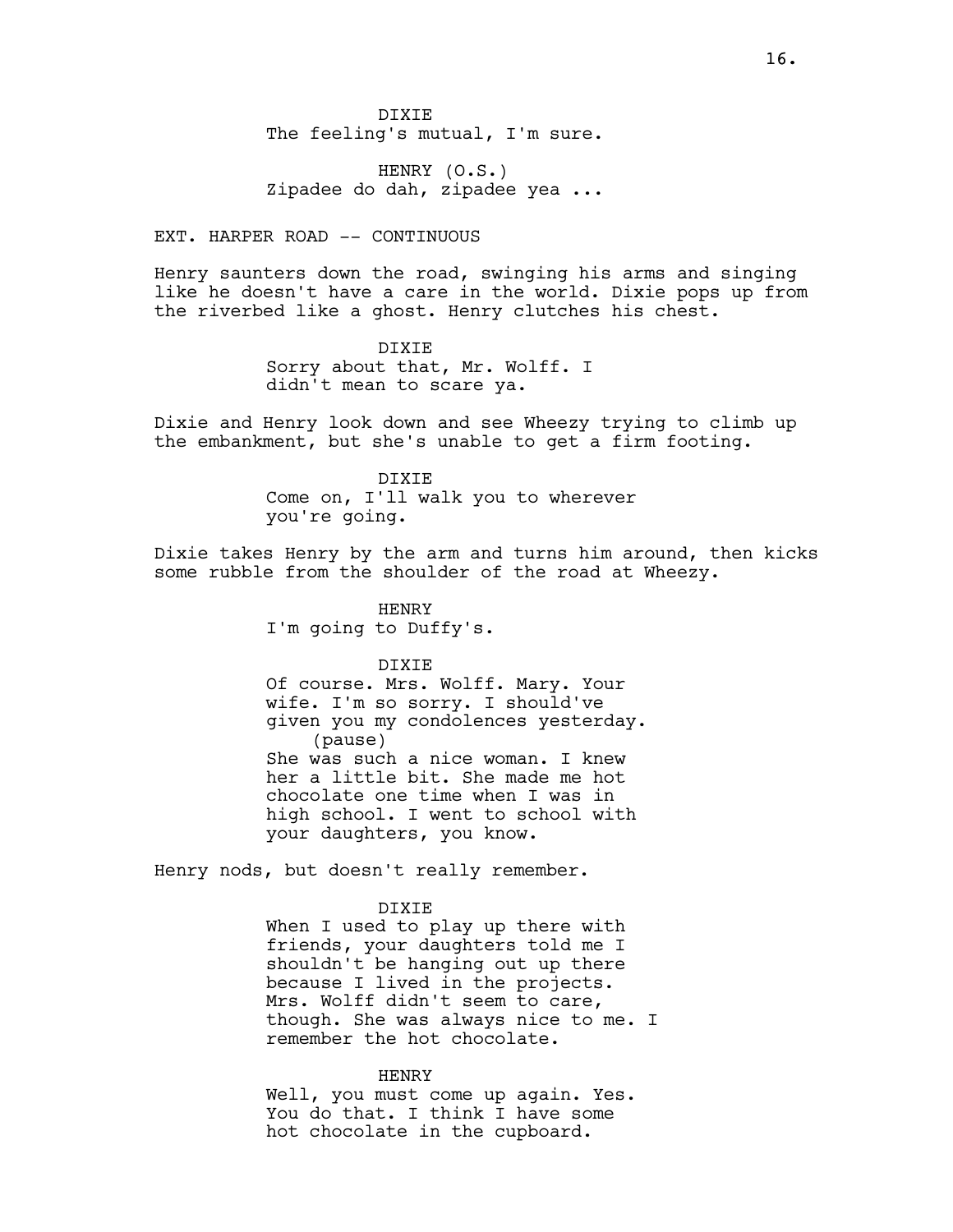DIXIE
The feeling's mutual, I'm sure.

HENRY (O.S.)
Zipadee do dah, zipadee yea ...

EXT. HARPER ROAD -- CONTINUOUS

Henry saunters down the road, swinging his arms and singing like he doesn't have a care in the world. Dixie pops up from the riverbed like a ghost. Henry clutches his chest.

DIXIE
Sorry about that, Mr. Wolff. I didn't mean to scare ya.

Dixie and Henry look down and see Wheezy trying to climb up the embankment, but she's unable to get a firm footing.

DIXIE
Come on, I'll walk you to wherever you're going.

Dixie takes Henry by the arm and turns him around, then kicks some rubble from the shoulder of the road at Wheezy.

HENRY
I'm going to Duffy's.

DIXIE
Of course. Mrs. Wolff. Mary. Your wife. I'm so sorry. I should've given you my condolences yesterday.
(pause)
She was such a nice woman. I knew her a little bit. She made me hot chocolate one time when I was in high school. I went to school with your daughters, you know.

Henry nods, but doesn't really remember.

DIXIE
When I used to play up there with friends, your daughters told me I shouldn't be hanging out up there because I lived in the projects. Mrs. Wolff didn't seem to care, though. She was always nice to me. I remember the hot chocolate.

HENRY
Well, you must come up again. Yes. You do that. I think I have some hot chocolate in the cupboard.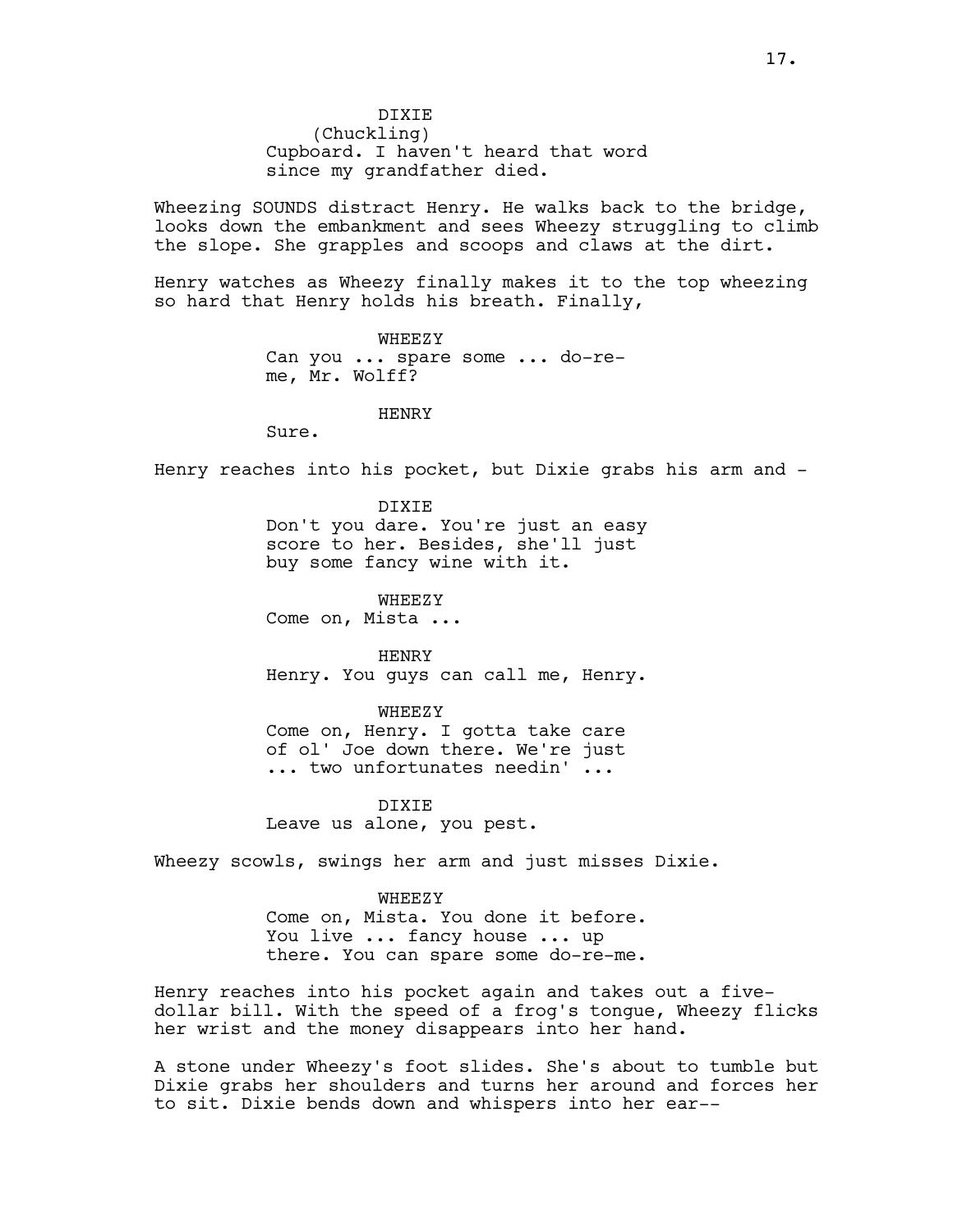DIXIE
(Chuckling)
Cupboard. I haven't heard that word since my grandfather died.

Wheezing SOUNDS distract Henry. He walks back to the bridge, looks down the embankment and sees Wheezy struggling to climb the slope. She grapples and scoops and claws at the dirt.

Henry watches as Wheezy finally makes it to the top wheezing so hard that Henry holds his breath. Finally,

WHEEZY
Can you ... spare some ... do-re-me, Mr. Wolff?

HENRY
Sure.

Henry reaches into his pocket, but Dixie grabs his arm and -

DIXIE
Don't you dare. You're just an easy score to her. Besides, she'll just buy some fancy wine with it.

WHEEZY
Come on, Mista ...

HENRY
Henry. You guys can call me, Henry.

WHEEZY
Come on, Henry. I gotta take care of ol' Joe down there. We're just ... two unfortunates needin' ...

DIXIE
Leave us alone, you pest.

Wheezy scowls, swings her arm and just misses Dixie.

WHEEZY
Come on, Mista. You done it before. You live ... fancy house ... up there. You can spare some do-re-me.

Henry reaches into his pocket again and takes out a five-dollar bill. With the speed of a frog's tongue, Wheezy flicks her wrist and the money disappears into her hand.

A stone under Wheezy's foot slides. She's about to tumble but Dixie grabs her shoulders and turns her around and forces her to sit. Dixie bends down and whispers into her ear--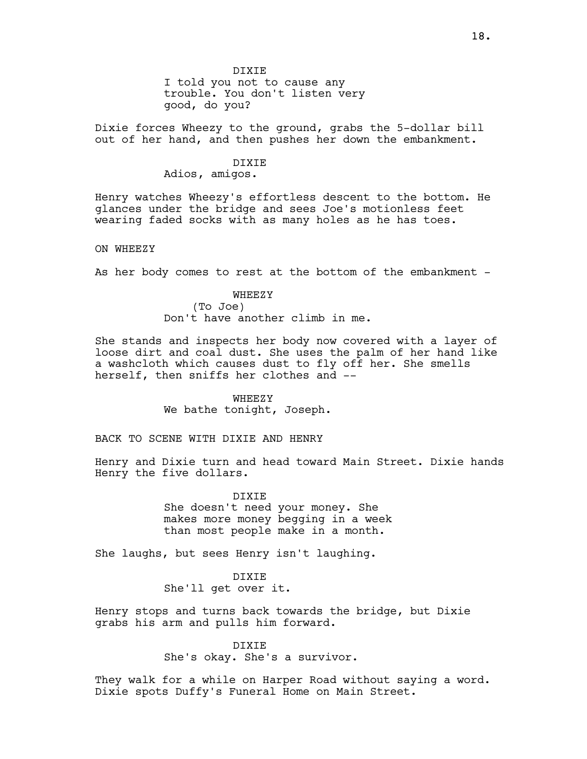DIXIE
I told you not to cause any trouble. You don't listen very good, do you?

Dixie forces Wheezy to the ground, grabs the 5-dollar bill out of her hand, and then pushes her down the embankment.

DIXIE
Adios, amigos.

Henry watches Wheezy's effortless descent to the bottom. He glances under the bridge and sees Joe's motionless feet wearing faded socks with as many holes as he has toes.

ON WHEEZY

As her body comes to rest at the bottom of the embankment -

WHEEZY
(To Joe)
Don't have another climb in me.

She stands and inspects her body now covered with a layer of loose dirt and coal dust. She uses the palm of her hand like a washcloth which causes dust to fly off her. She smells herself, then sniffs her clothes and --

WHEEZY
We bathe tonight, Joseph.

BACK TO SCENE WITH DIXIE AND HENRY

Henry and Dixie turn and head toward Main Street. Dixie hands Henry the five dollars.

DIXIE
She doesn't need your money. She makes more money begging in a week than most people make in a month.

She laughs, but sees Henry isn't laughing.

DIXIE
She'll get over it.

Henry stops and turns back towards the bridge, but Dixie grabs his arm and pulls him forward.

DIXIE
She's okay. She's a survivor.

They walk for a while on Harper Road without saying a word. Dixie spots Duffy's Funeral Home on Main Street.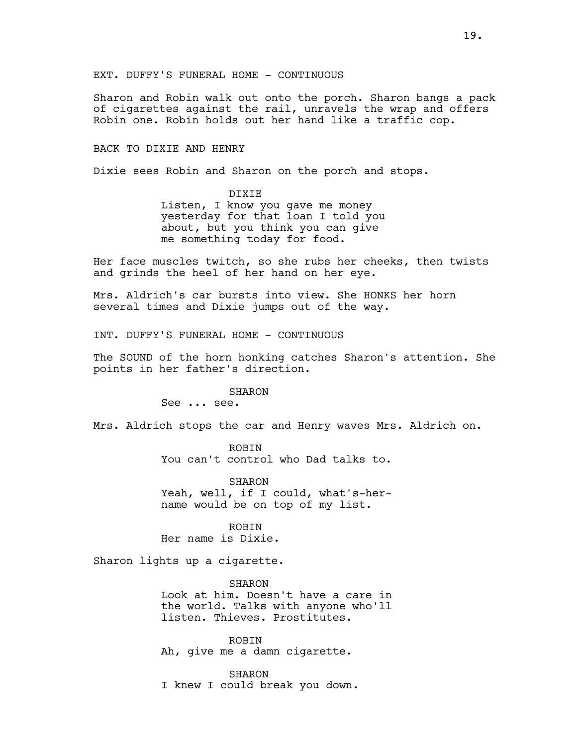EXT. DUFFY'S FUNERAL HOME - CONTINUOUS

Sharon and Robin walk out onto the porch. Sharon bangs a pack of cigarettes against the rail, unravels the wrap and offers Robin one. Robin holds out her hand like a traffic cop.

BACK TO DIXIE AND HENRY

Dixie sees Robin and Sharon on the porch and stops.

DIXIE
Listen, I know you gave me money yesterday for that loan I told you about, but you think you can give me something today for food.

Her face muscles twitch, so she rubs her cheeks, then twists and grinds the heel of her hand on her eye.

Mrs. Aldrich's car bursts into view. She HONKS her horn several times and Dixie jumps out of the way.

INT. DUFFY'S FUNERAL HOME - CONTINUOUS

The SOUND of the horn honking catches Sharon's attention. She points in her father's direction.

SHARON
See ... see.

Mrs. Aldrich stops the car and Henry waves Mrs. Aldrich on.

ROBIN
You can't control who Dad talks to.

SHARON
Yeah, well, if I could, what's-her-name would be on top of my list.

ROBIN
Her name is Dixie.

Sharon lights up a cigarette.

SHARON
Look at him. Doesn't have a care in the world. Talks with anyone who'll listen. Thieves. Prostitutes.

ROBIN
Ah, give me a damn cigarette.

SHARON
I knew I could break you down.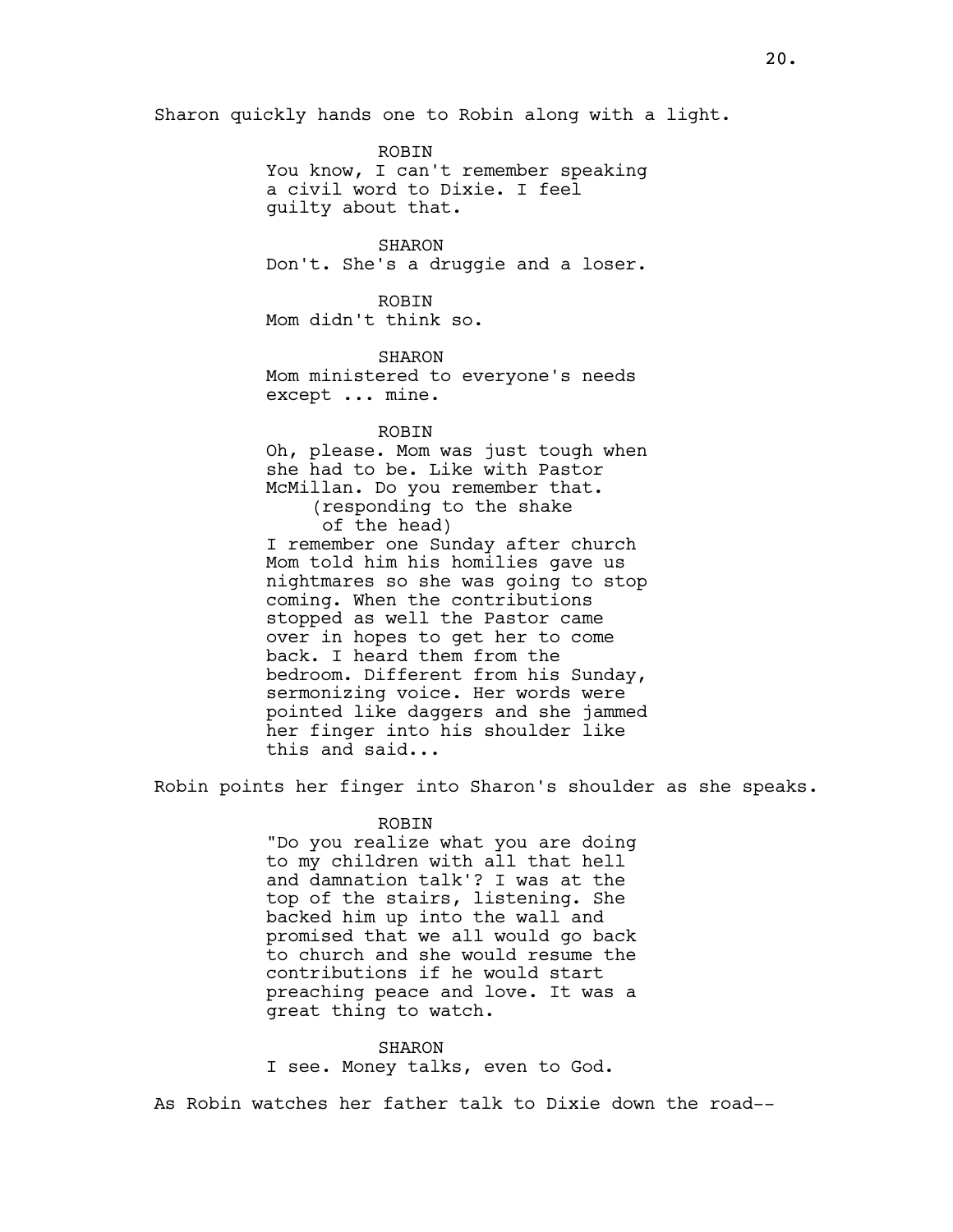Sharon quickly hands one to Robin along with a light.

ROBIN
You know, I can't remember speaking a civil word to Dixie. I feel guilty about that.

SHARON
Don't. She's a druggie and a loser.

ROBIN
Mom didn't think so.

SHARON
Mom ministered to everyone's needs except ... mine.

ROBIN
Oh, please. Mom was just tough when she had to be. Like with Pastor McMillan. Do you remember that.
(responding to the shake of the head)
I remember one Sunday after church Mom told him his homilies gave us nightmares so she was going to stop coming. When the contributions stopped as well the Pastor came over in hopes to get her to come back. I heard them from the bedroom. Different from his Sunday, sermonizing voice. Her words were pointed like daggers and she jammed her finger into his shoulder like this and said...

Robin points her finger into Sharon's shoulder as she speaks.

ROBIN
"Do you realize what you are doing to my children with all that hell and damnation talk'? I was at the top of the stairs, listening. She backed him up into the wall and promised that we all would go back to church and she would resume the contributions if he would start preaching peace and love. It was a great thing to watch.

SHARON
I see. Money talks, even to God.

As Robin watches her father talk to Dixie down the road--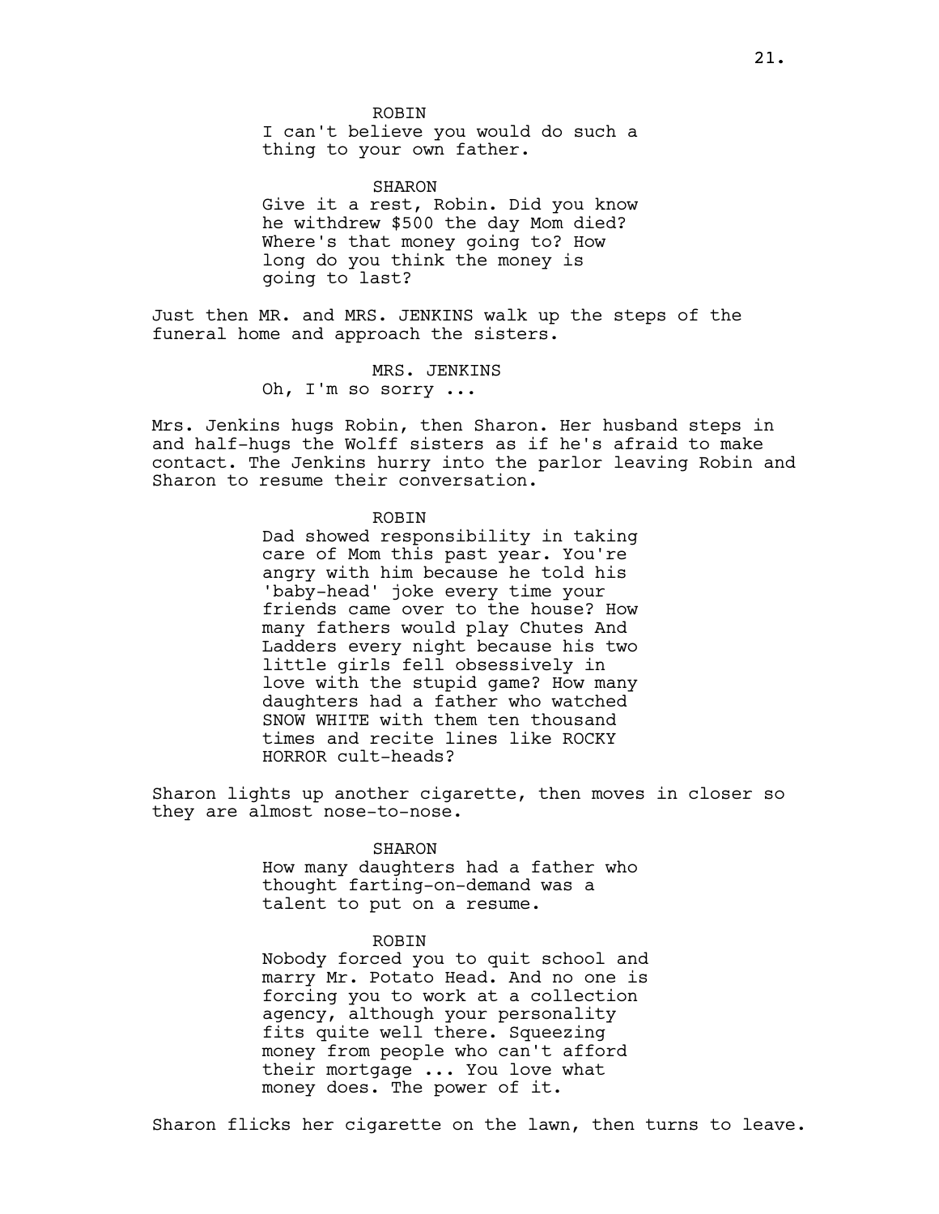ROBIN
I can't believe you would do such a thing to your own father.

SHARON
Give it a rest, Robin. Did you know he withdrew $500 the day Mom died? Where's that money going to? How long do you think the money is going to last?

Just then MR. and MRS. JENKINS walk up the steps of the funeral home and approach the sisters.

MRS. JENKINS
Oh, I'm so sorry ...

Mrs. Jenkins hugs Robin, then Sharon. Her husband steps in and half-hugs the Wolff sisters as if he's afraid to make contact. The Jenkins hurry into the parlor leaving Robin and Sharon to resume their conversation.

ROBIN
Dad showed responsibility in taking care of Mom this past year. You're angry with him because he told his 'baby-head' joke every time your friends came over to the house? How many fathers would play Chutes And Ladders every night because his two little girls fell obsessively in love with the stupid game? How many daughters had a father who watched SNOW WHITE with them ten thousand times and recite lines like ROCKY HORROR cult-heads?

Sharon lights up another cigarette, then moves in closer so they are almost nose-to-nose.

SHARON
How many daughters had a father who thought farting-on-demand was a talent to put on a resume.

ROBIN
Nobody forced you to quit school and marry Mr. Potato Head. And no one is forcing you to work at a collection agency, although your personality fits quite well there. Squeezing money from people who can't afford their mortgage ... You love what money does. The power of it.

Sharon flicks her cigarette on the lawn, then turns to leave.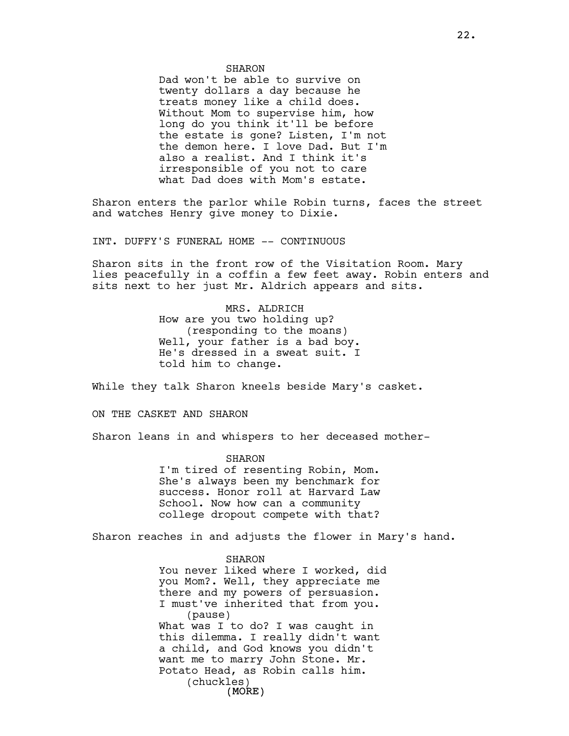SHARON
Dad won't be able to survive on twenty dollars a day because he treats money like a child does. Without Mom to supervise him, how long do you think it'll be before the estate is gone? Listen, I'm not the demon here. I love Dad. But I'm also a realist. And I think it's irresponsible of you not to care what Dad does with Mom's estate.

Sharon enters the parlor while Robin turns, faces the street and watches Henry give money to Dixie.

INT. DUFFY'S FUNERAL HOME -- CONTINUOUS

Sharon sits in the front row of the Visitation Room. Mary lies peacefully in a coffin a few feet away. Robin enters and sits next to her just Mr. Aldrich appears and sits.

MRS. ALDRICH
How are you two holding up?
(responding to the moans)
Well, your father is a bad boy. He's dressed in a sweat suit. I told him to change.

While they talk Sharon kneels beside Mary's casket.

ON THE CASKET AND SHARON

Sharon leans in and whispers to her deceased mother-

SHARON
I'm tired of resenting Robin, Mom. She's always been my benchmark for success. Honor roll at Harvard Law School. Now how can a community college dropout compete with that?

Sharon reaches in and adjusts the flower in Mary's hand.

SHARON
You never liked where I worked, did you Mom?. Well, they appreciate me there and my powers of persuasion. I must've inherited that from you.
(pause)
What was I to do? I was caught in this dilemma. I really didn't want a child, and God knows you didn't want me to marry John Stone. Mr. Potato Head, as Robin calls him.
(chuckles)
(MORE)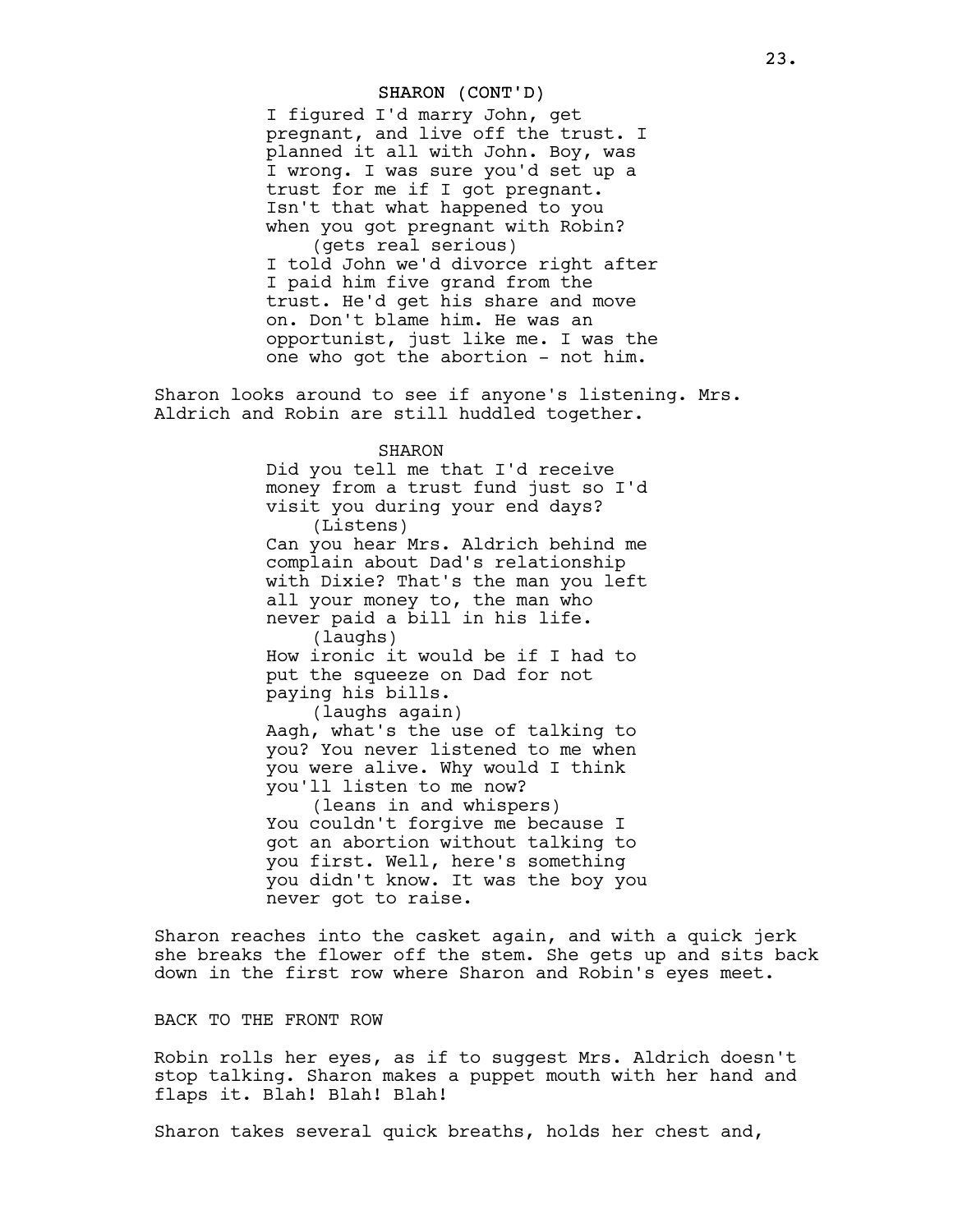SHARON (CONT'D)

I figured I'd marry John, get pregnant, and live off the trust. I planned it all with John. Boy, was I wrong. I was sure you'd set up a trust for me if I got pregnant. Isn't that what happened to you when you got pregnant with Robin?

(gets real serious)

I told John we'd divorce right after I paid him five grand from the trust. He'd get his share and move on. Don't blame him. He was an opportunist, just like me. I was the one who got the abortion - not him.

Sharon looks around to see if anyone's listening. Mrs. Aldrich and Robin are still huddled together.

SHARON

Did you tell me that I'd receive money from a trust fund just so I'd visit you during your end days?

(Listens)

Can you hear Mrs. Aldrich behind me complain about Dad's relationship with Dixie? That's the man you left all your money to, the man who never paid a bill in his life.

(laughs)

How ironic it would be if I had to put the squeeze on Dad for not paying his bills.

(laughs again)

Aagh, what's the use of talking to you? You never listened to me when you were alive. Why would I think you'll listen to me now?

(leans in and whispers)

You couldn't forgive me because I got an abortion without talking to you first. Well, here's something you didn't know. It was the boy you never got to raise.

Sharon reaches into the casket again, and with a quick jerk she breaks the flower off the stem. She gets up and sits back down in the first row where Sharon and Robin's eyes meet.

BACK TO THE FRONT ROW

Robin rolls her eyes, as if to suggest Mrs. Aldrich doesn't stop talking. Sharon makes a puppet mouth with her hand and flaps it. Blah! Blah! Blah!

Sharon takes several quick breaths, holds her chest and,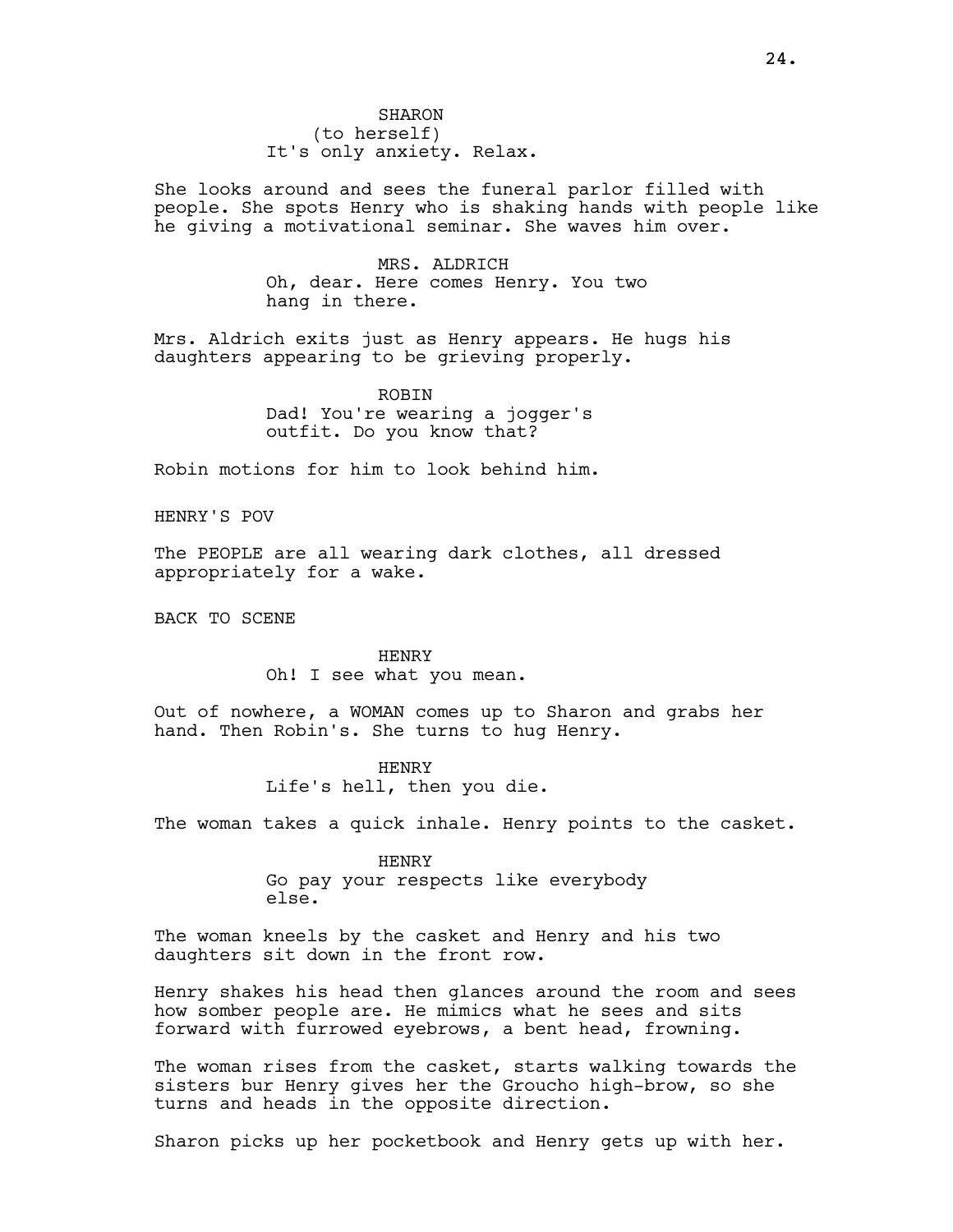SHARON
(to herself)
It's only anxiety. Relax.

She looks around and sees the funeral parlor filled with people. She spots Henry who is shaking hands with people like he giving a motivational seminar. She waves him over.

MRS. ALDRICH
Oh, dear. Here comes Henry. You two hang in there.

Mrs. Aldrich exits just as Henry appears. He hugs his daughters appearing to be grieving properly.

ROBIN
Dad! You're wearing a jogger's outfit. Do you know that?

Robin motions for him to look behind him.

HENRY'S POV

The PEOPLE are all wearing dark clothes, all dressed appropriately for a wake.

BACK TO SCENE

HENRY
Oh! I see what you mean.

Out of nowhere, a WOMAN comes up to Sharon and grabs her hand. Then Robin's. She turns to hug Henry.

HENRY
Life's hell, then you die.

The woman takes a quick inhale. Henry points to the casket.

HENRY
Go pay your respects like everybody else.

The woman kneels by the casket and Henry and his two daughters sit down in the front row.

Henry shakes his head then glances around the room and sees how somber people are. He mimics what he sees and sits forward with furrowed eyebrows, a bent head, frowning.

The woman rises from the casket, starts walking towards the sisters bur Henry gives her the Groucho high-brow, so she turns and heads in the opposite direction.

Sharon picks up her pocketbook and Henry gets up with her.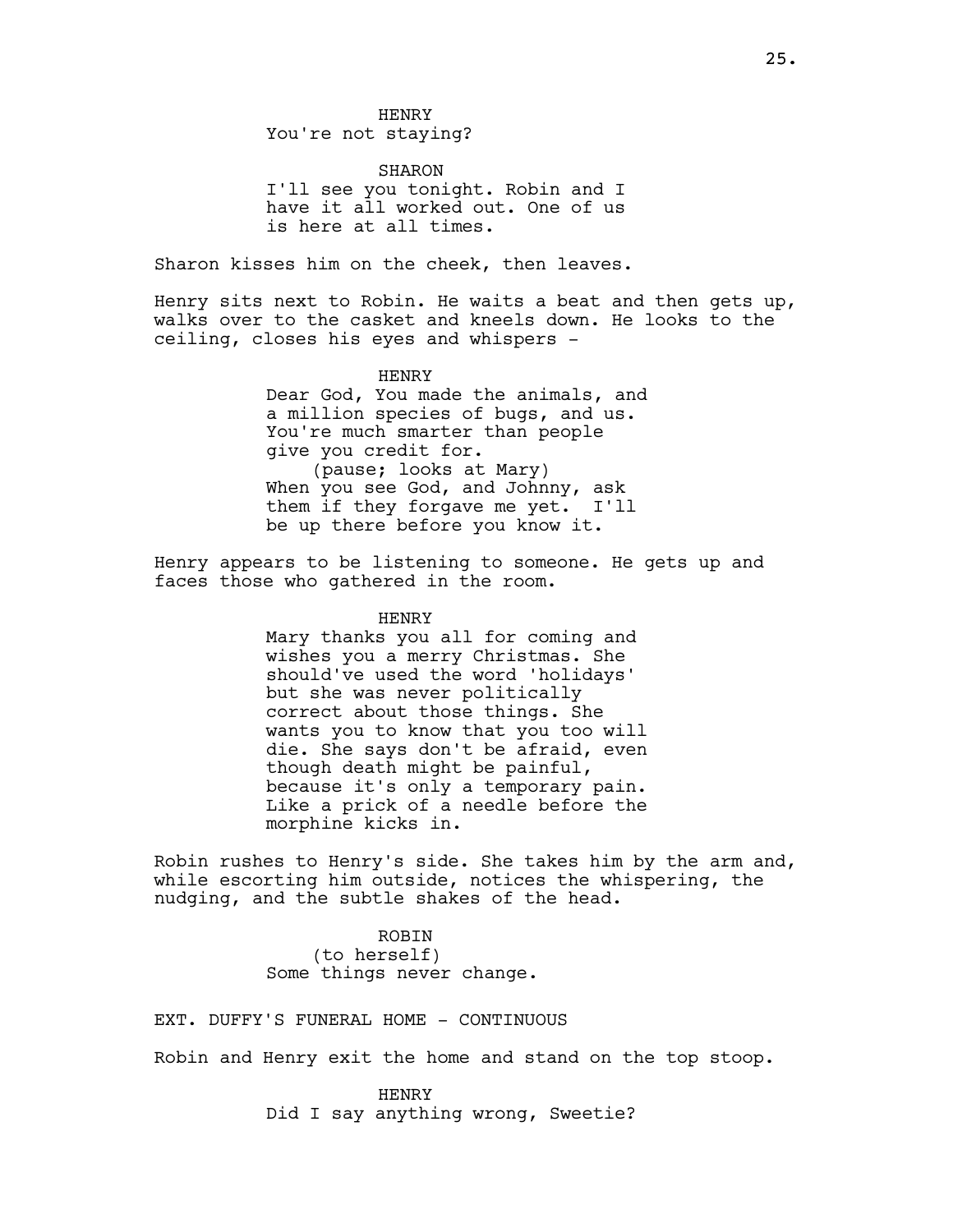HENRY
You're not staying?

SHARON
I'll see you tonight. Robin and I have it all worked out. One of us is here at all times.

Sharon kisses him on the cheek, then leaves.

Henry sits next to Robin. He waits a beat and then gets up, walks over to the casket and kneels down. He looks to the ceiling, closes his eyes and whispers -

HENRY
Dear God, You made the animals, and a million species of bugs, and us. You're much smarter than people give you credit for.
(pause; looks at Mary)
When you see God, and Johnny, ask them if they forgave me yet. I'll be up there before you know it.

Henry appears to be listening to someone. He gets up and faces those who gathered in the room.

HENRY
Mary thanks you all for coming and wishes you a merry Christmas. She should've used the word 'holidays' but she was never politically correct about those things. She wants you to know that you too will die. She says don't be afraid, even though death might be painful, because it's only a temporary pain. Like a prick of a needle before the morphine kicks in.

Robin rushes to Henry's side. She takes him by the arm and, while escorting him outside, notices the whispering, the nudging, and the subtle shakes of the head.

ROBIN
(to herself)
Some things never change.

EXT. DUFFY'S FUNERAL HOME - CONTINUOUS

Robin and Henry exit the home and stand on the top stoop.

HENRY
Did I say anything wrong, Sweetie?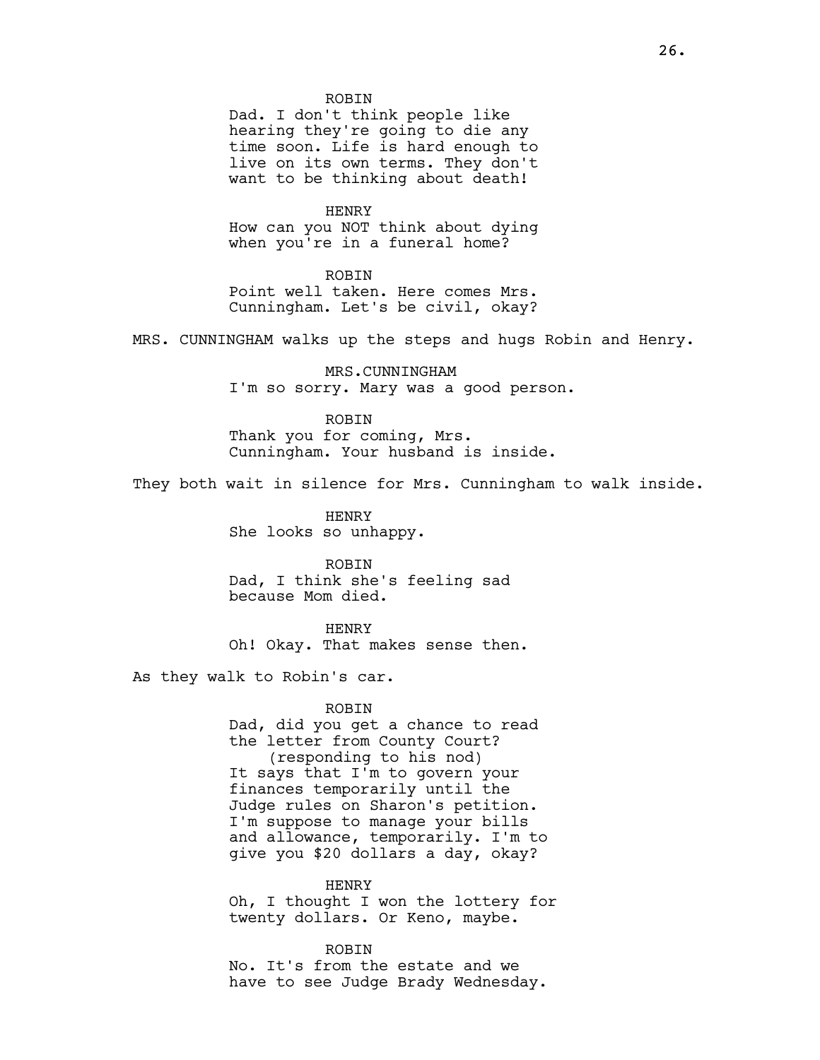ROBIN
Dad. I don't think people like hearing they're going to die any time soon. Life is hard enough to live on its own terms. They don't want to be thinking about death!

HENRY
How can you NOT think about dying when you're in a funeral home?

ROBIN
Point well taken. Here comes Mrs. Cunningham. Let's be civil, okay?

MRS. CUNNINGHAM walks up the steps and hugs Robin and Henry.

MRS.CUNNINGHAM
I'm so sorry. Mary was a good person.

ROBIN
Thank you for coming, Mrs. Cunningham. Your husband is inside.

They both wait in silence for Mrs. Cunningham to walk inside.

HENRY
She looks so unhappy.

ROBIN
Dad, I think she's feeling sad because Mom died.

HENRY
Oh! Okay. That makes sense then.

As they walk to Robin's car.

ROBIN
Dad, did you get a chance to read the letter from County Court?
(responding to his nod)
It says that I'm to govern your finances temporarily until the Judge rules on Sharon's petition. I'm suppose to manage your bills and allowance, temporarily. I'm to give you $20 dollars a day, okay?

HENRY
Oh, I thought I won the lottery for twenty dollars. Or Keno, maybe.

ROBIN
No. It's from the estate and we have to see Judge Brady Wednesday.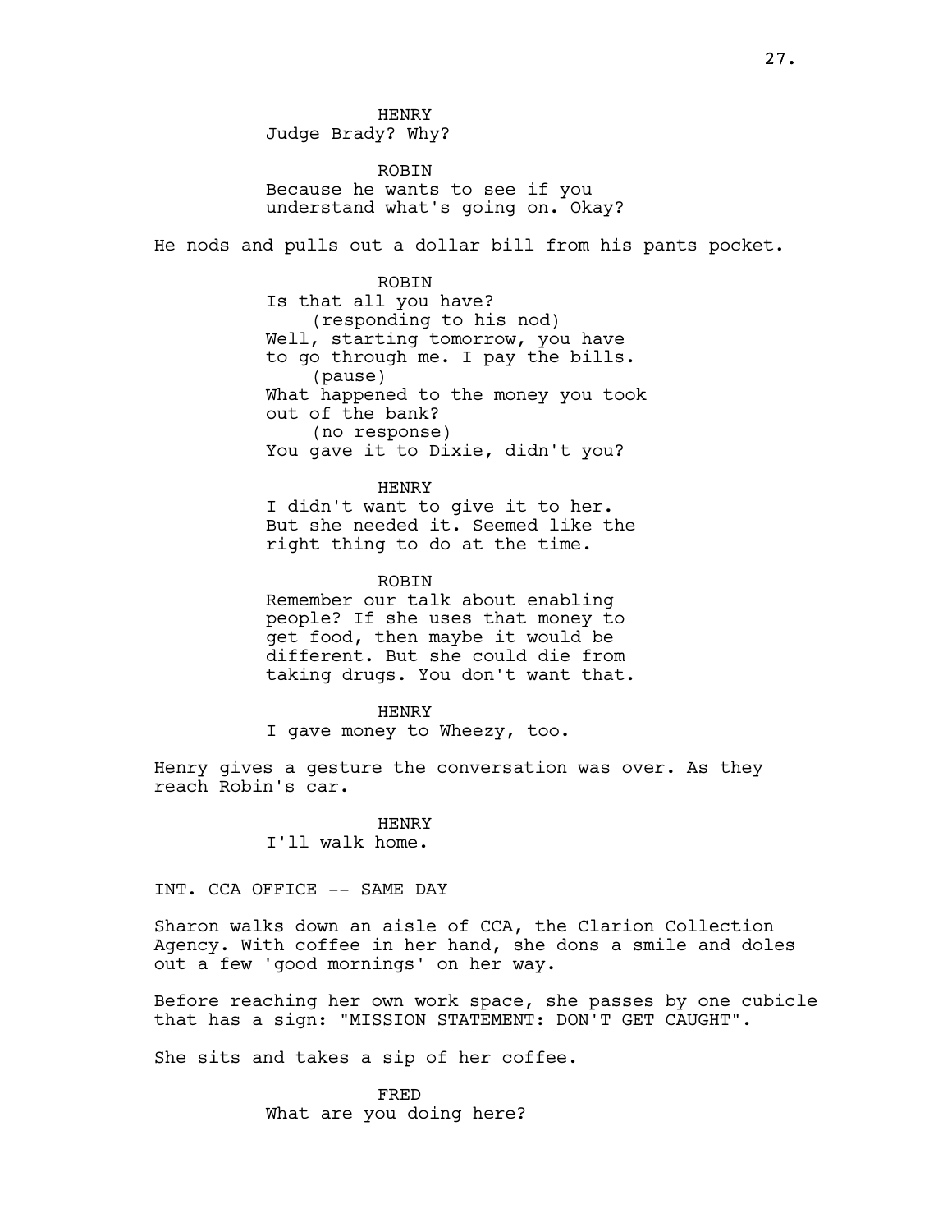HENRY
Judge Brady? Why?

ROBIN
Because he wants to see if you understand what's going on. Okay?

He nods and pulls out a dollar bill from his pants pocket.

ROBIN
Is that all you have?
(responding to his nod)
Well, starting tomorrow, you have to go through me. I pay the bills.
(pause)
What happened to the money you took out of the bank?
(no response)
You gave it to Dixie, didn't you?

HENRY
I didn't want to give it to her. But she needed it. Seemed like the right thing to do at the time.

ROBIN
Remember our talk about enabling people? If she uses that money to get food, then maybe it would be different. But she could die from taking drugs. You don't want that.

HENRY
I gave money to Wheezy, too.

Henry gives a gesture the conversation was over. As they reach Robin's car.

HENRY
I'll walk home.

INT. CCA OFFICE -- SAME DAY

Sharon walks down an aisle of CCA, the Clarion Collection Agency. With coffee in her hand, she dons a smile and doles out a few 'good mornings' on her way.

Before reaching her own work space, she passes by one cubicle that has a sign: "MISSION STATEMENT: DON'T GET CAUGHT".

She sits and takes a sip of her coffee.

FRED
What are you doing here?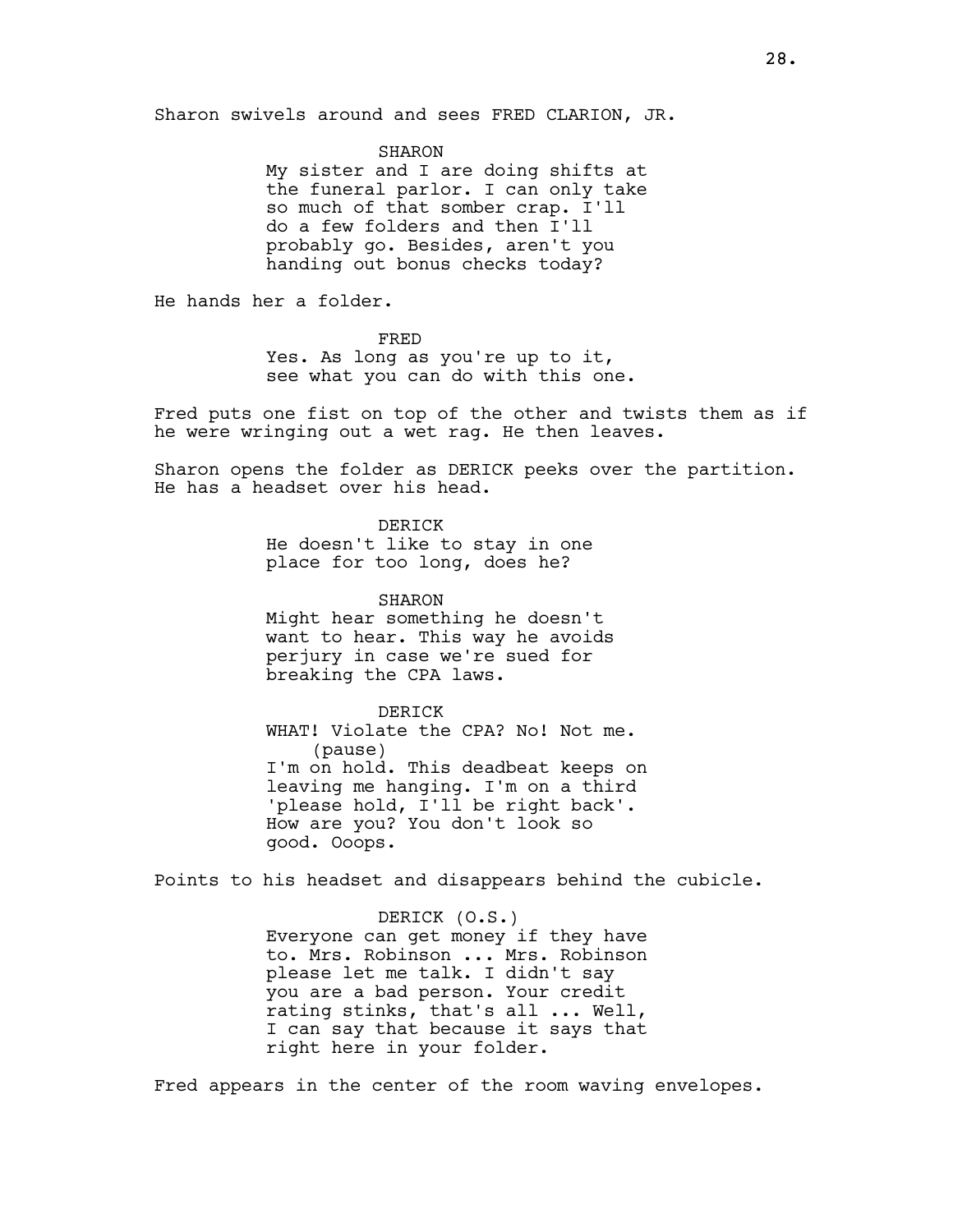Sharon swivels around and sees FRED CLARION, JR.

SHARON
My sister and I are doing shifts at the funeral parlor. I can only take so much of that somber crap. I'll do a few folders and then I'll probably go. Besides, aren't you handing out bonus checks today?

He hands her a folder.

FRED
Yes. As long as you're up to it, see what you can do with this one.

Fred puts one fist on top of the other and twists them as if he were wringing out a wet rag. He then leaves.

Sharon opens the folder as DERICK peeks over the partition. He has a headset over his head.

DERICK
He doesn't like to stay in one place for too long, does he?

SHARON
Might hear something he doesn't want to hear. This way he avoids perjury in case we're sued for breaking the CPA laws.

DERICK
WHAT! Violate the CPA? No! Not me.
(pause)
I'm on hold. This deadbeat keeps on leaving me hanging. I'm on a third 'please hold, I'll be right back'. How are you? You don't look so good. Ooops.

Points to his headset and disappears behind the cubicle.

DERICK (O.S.)
Everyone can get money if they have to. Mrs. Robinson ... Mrs. Robinson please let me talk. I didn't say you are a bad person. Your credit rating stinks, that's all ... Well, I can say that because it says that right here in your folder.

Fred appears in the center of the room waving envelopes.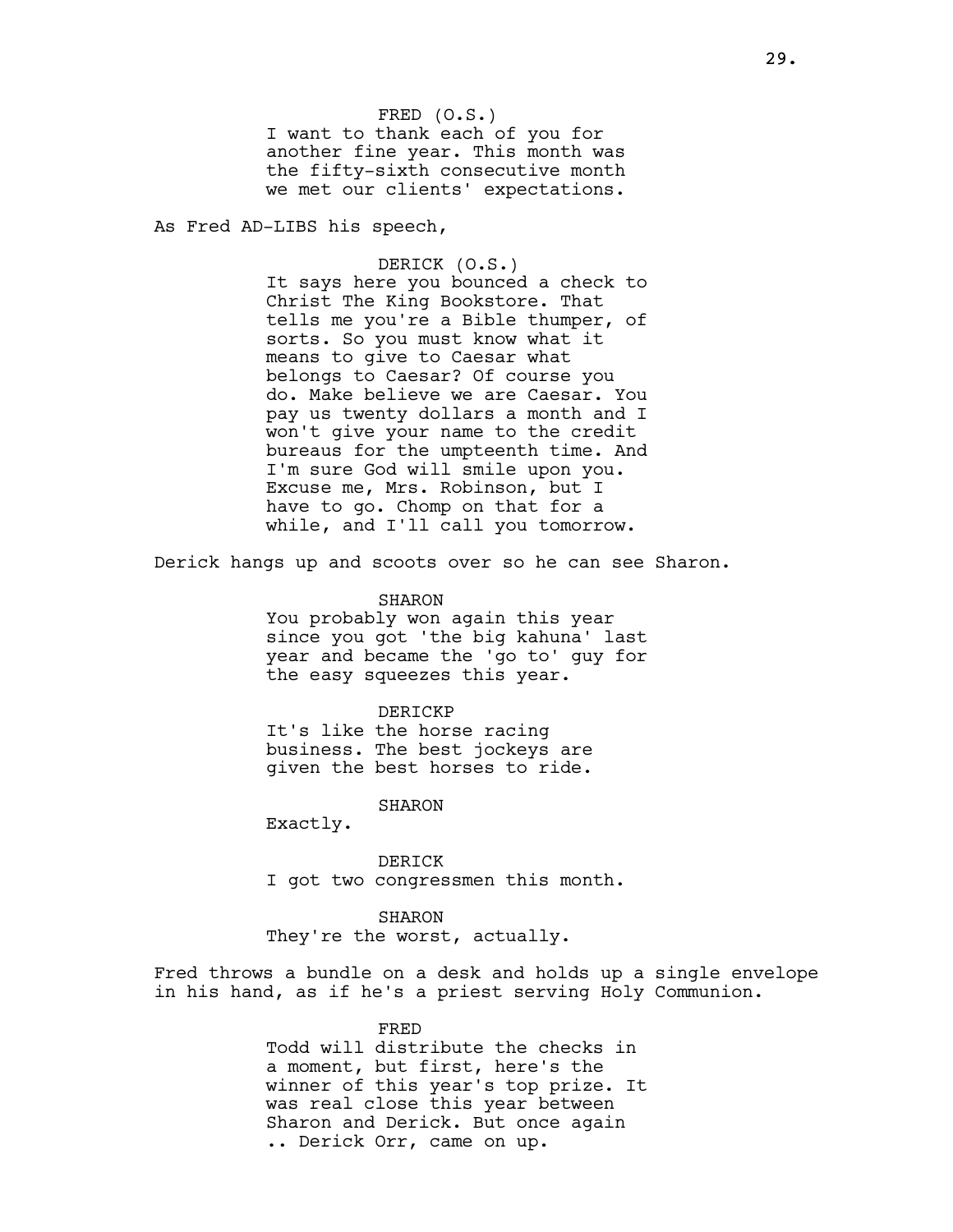FRED (O.S.)
I want to thank each of you for another fine year. This month was the fifty-sixth consecutive month we met our clients' expectations.

As Fred AD-LIBS his speech,

DERICK (O.S.)
It says here you bounced a check to Christ The King Bookstore. That tells me you're a Bible thumper, of sorts. So you must know what it means to give to Caesar what belongs to Caesar? Of course you do. Make believe we are Caesar. You pay us twenty dollars a month and I won't give your name to the credit bureaus for the umpteenth time. And I'm sure God will smile upon you. Excuse me, Mrs. Robinson, but I have to go. Chomp on that for a while, and I'll call you tomorrow.

Derick hangs up and scoots over so he can see Sharon.

SHARON
You probably won again this year since you got 'the big kahuna' last year and became the 'go to' guy for the easy squeezes this year.

DERICKP
It's like the horse racing business. The best jockeys are given the best horses to ride.

SHARON
Exactly.

DERICK
I got two congressmen this month.

SHARON
They're the worst, actually.

Fred throws a bundle on a desk and holds up a single envelope in his hand, as if he's a priest serving Holy Communion.

FRED
Todd will distribute the checks in a moment, but first, here's the winner of this year's top prize. It was real close this year between Sharon and Derick. But once again .. Derick Orr, came on up.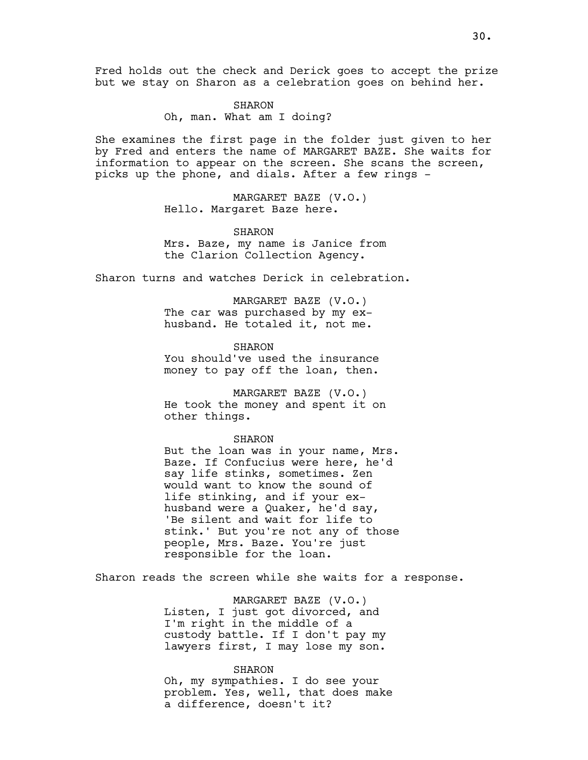Fred holds out the check and Derick goes to accept the prize but we stay on Sharon as a celebration goes on behind her.

SHARON
Oh, man. What am I doing?

She examines the first page in the folder just given to her by Fred and enters the name of MARGARET BAZE. She waits for information to appear on the screen. She scans the screen, picks up the phone, and dials. After a few rings -

MARGARET BAZE (V.O.)
Hello. Margaret Baze here.

SHARON
Mrs. Baze, my name is Janice from the Clarion Collection Agency.

Sharon turns and watches Derick in celebration.

MARGARET BAZE (V.O.)
The car was purchased by my ex-husband. He totaled it, not me.

SHARON
You should've used the insurance money to pay off the loan, then.

MARGARET BAZE (V.O.)
He took the money and spent it on other things.

SHARON
But the loan was in your name, Mrs. Baze. If Confucius were here, he'd say life stinks, sometimes. Zen would want to know the sound of life stinking, and if your ex-husband were a Quaker, he'd say, 'Be silent and wait for life to stink.' But you're not any of those people, Mrs. Baze. You're just responsible for the loan.

Sharon reads the screen while she waits for a response.

MARGARET BAZE (V.O.)
Listen, I just got divorced, and I'm right in the middle of a custody battle. If I don't pay my lawyers first, I may lose my son.

SHARON
Oh, my sympathies. I do see your problem. Yes, well, that does make a difference, doesn't it?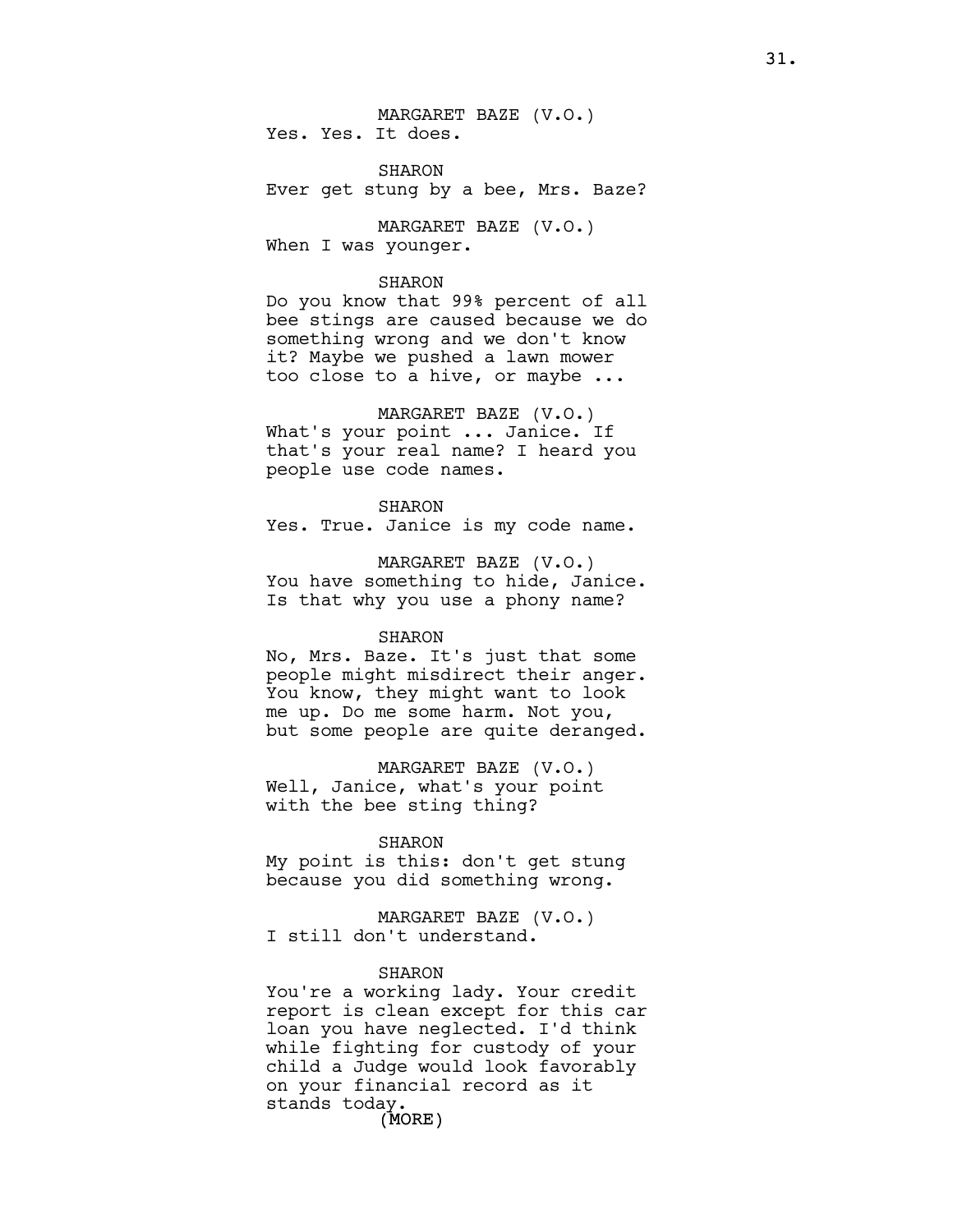MARGARET BAZE (V.O.)
Yes. Yes. It does.

SHARON
Ever get stung by a bee, Mrs. Baze?

MARGARET BAZE (V.O.)
When I was younger.

SHARON
Do you know that 99% percent of all bee stings are caused because we do something wrong and we don't know it? Maybe we pushed a lawn mower too close to a hive, or maybe ...

MARGARET BAZE (V.O.)
What's your point ... Janice. If that's your real name? I heard you people use code names.

SHARON
Yes. True. Janice is my code name.

MARGARET BAZE (V.O.)
You have something to hide, Janice. Is that why you use a phony name?

SHARON
No, Mrs. Baze. It's just that some people might misdirect their anger. You know, they might want to look me up. Do me some harm. Not you, but some people are quite deranged.

MARGARET BAZE (V.O.)
Well, Janice, what's your point with the bee sting thing?

SHARON
My point is this: don't get stung because you did something wrong.

MARGARET BAZE (V.O.)
I still don't understand.

SHARON
You're a working lady. Your credit report is clean except for this car loan you have neglected. I'd think while fighting for custody of your child a Judge would look favorably on your financial record as it stands today.
(MORE)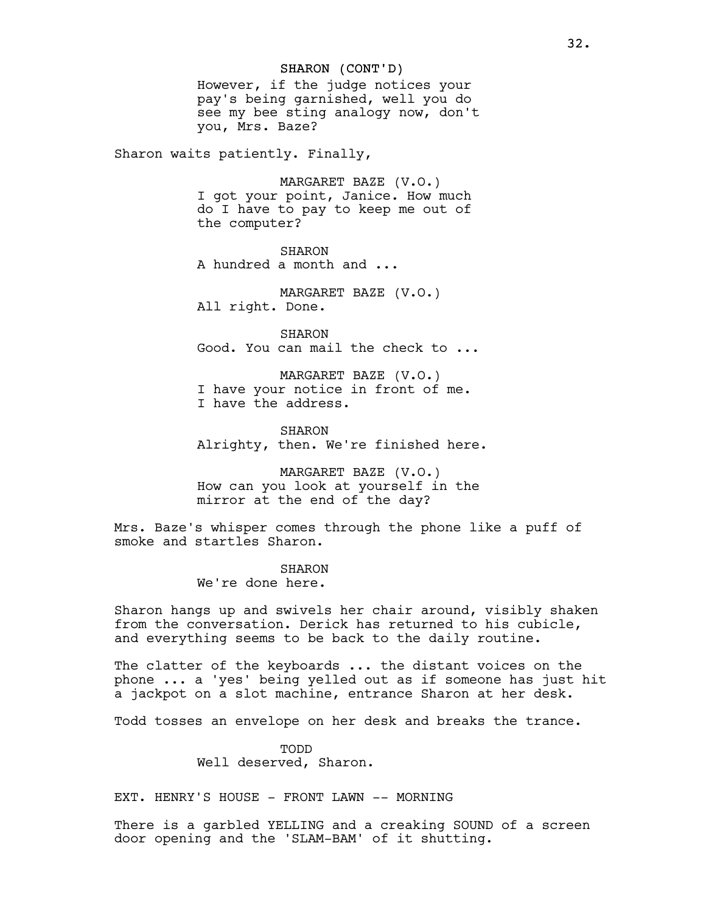SHARON (CONT'D)
However, if the judge notices your pay's being garnished, well you do see my bee sting analogy now, don't you, Mrs. Baze?

Sharon waits patiently. Finally,

MARGARET BAZE (V.O.)
I got your point, Janice. How much do I have to pay to keep me out of the computer?

SHARON
A hundred a month and ...

MARGARET BAZE (V.O.)
All right. Done.

SHARON
Good. You can mail the check to ...

MARGARET BAZE (V.O.)
I have your notice in front of me. I have the address.

SHARON
Alrighty, then. We're finished here.

MARGARET BAZE (V.O.)
How can you look at yourself in the mirror at the end of the day?

Mrs. Baze's whisper comes through the phone like a puff of smoke and startles Sharon.

SHARON
We're done here.

Sharon hangs up and swivels her chair around, visibly shaken from the conversation. Derick has returned to his cubicle, and everything seems to be back to the daily routine.

The clatter of the keyboards ... the distant voices on the phone ... a 'yes' being yelled out as if someone has just hit a jackpot on a slot machine, entrance Sharon at her desk.

Todd tosses an envelope on her desk and breaks the trance.

TODD
Well deserved, Sharon.

EXT. HENRY'S HOUSE - FRONT LAWN -- MORNING

There is a garbled YELLING and a creaking SOUND of a screen door opening and the 'SLAM-BAM' of it shutting.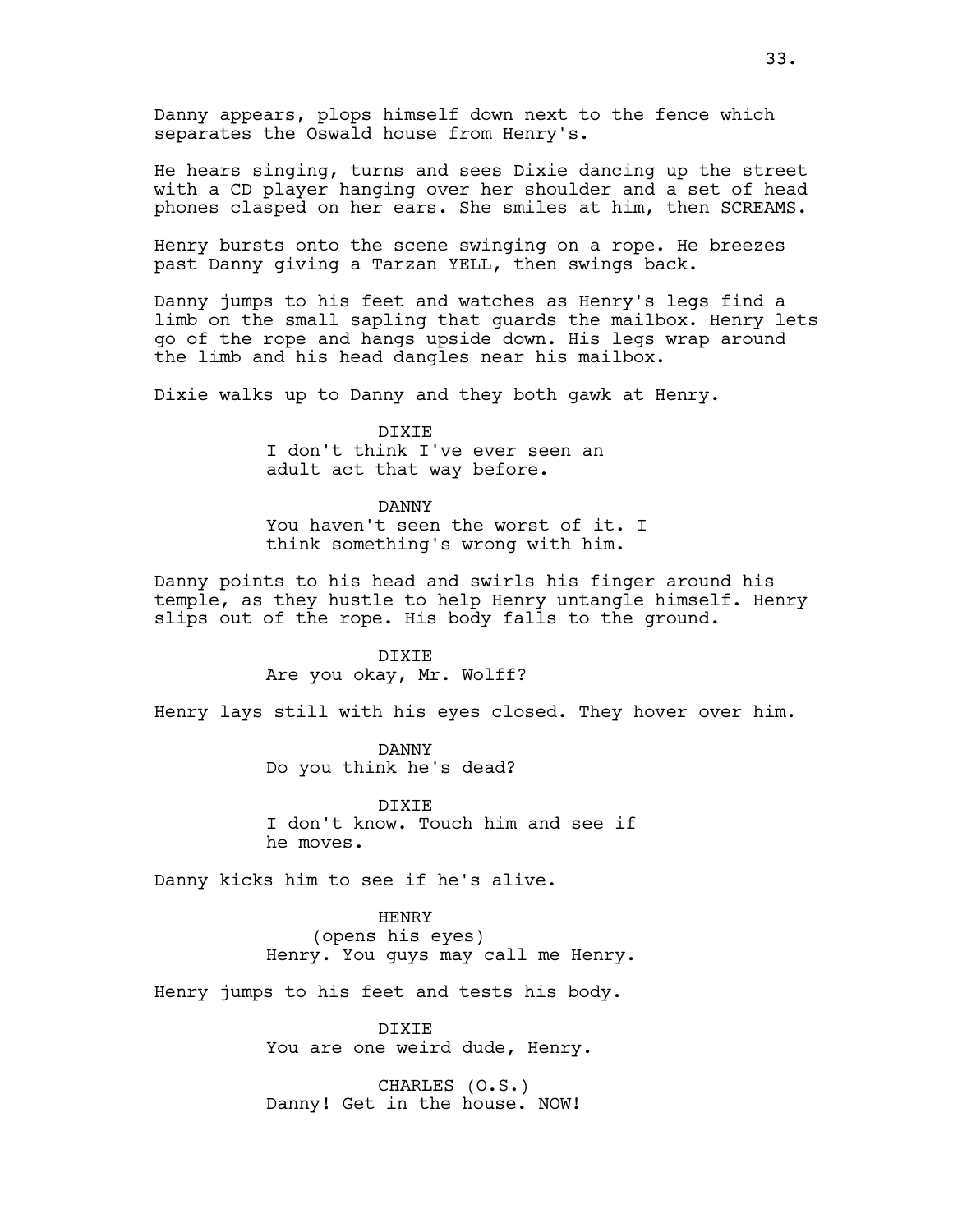Danny appears, plops himself down next to the fence which separates the Oswald house from Henry's.

He hears singing, turns and sees Dixie dancing up the street with a CD player hanging over her shoulder and a set of head phones clasped on her ears. She smiles at him, then SCREAMS.

Henry bursts onto the scene swinging on a rope. He breezes past Danny giving a Tarzan YELL, then swings back.

Danny jumps to his feet and watches as Henry's legs find a limb on the small sapling that guards the mailbox. Henry lets go of the rope and hangs upside down. His legs wrap around the limb and his head dangles near his mailbox.

Dixie walks up to Danny and they both gawk at Henry.

DIXIE
I don't think I've ever seen an adult act that way before.

DANNY
You haven't seen the worst of it. I think something's wrong with him.

Danny points to his head and swirls his finger around his temple, as they hustle to help Henry untangle himself. Henry slips out of the rope. His body falls to the ground.

DIXIE
Are you okay, Mr. Wolff?

Henry lays still with his eyes closed. They hover over him.

DANNY
Do you think he's dead?

DIXIE
I don't know. Touch him and see if he moves.

Danny kicks him to see if he's alive.

HENRY
(opens his eyes)
Henry. You guys may call me Henry.

Henry jumps to his feet and tests his body.

DIXIE
You are one weird dude, Henry.

CHARLES (O.S.)
Danny! Get in the house. NOW!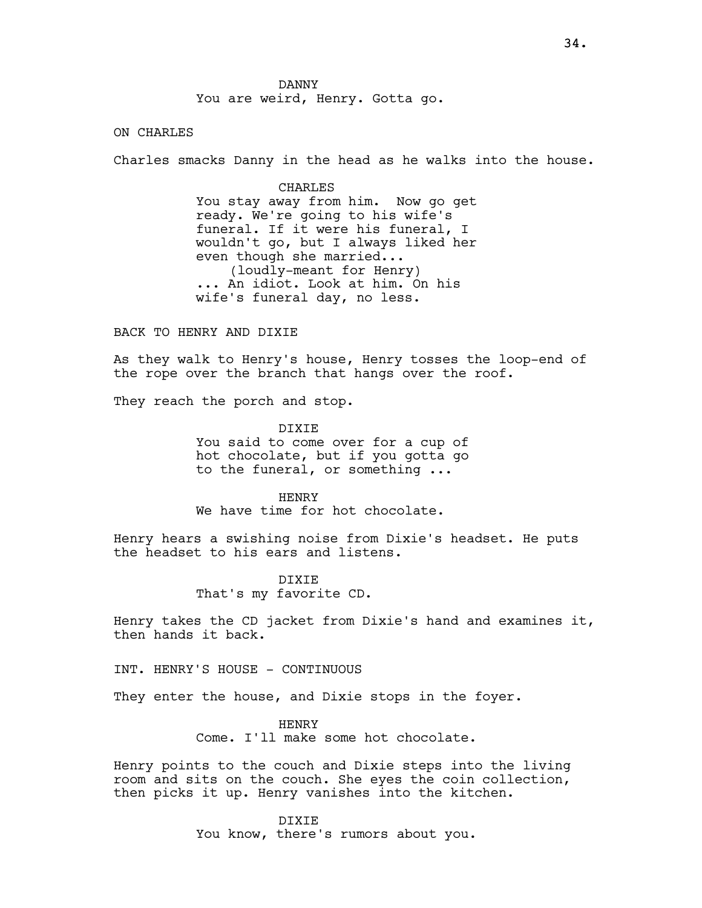DANNY
You are weird, Henry. Gotta go.

ON CHARLES

Charles smacks Danny in the head as he walks into the house.

CHARLES
You stay away from him. Now go get ready. We're going to his wife's funeral. If it were his funeral, I wouldn't go, but I always liked her even though she married...
(loudly-meant for Henry)
... An idiot. Look at him. On his wife's funeral day, no less.

BACK TO HENRY AND DIXIE

As they walk to Henry's house, Henry tosses the loop-end of the rope over the branch that hangs over the roof.

They reach the porch and stop.

DIXIE
You said to come over for a cup of hot chocolate, but if you gotta go to the funeral, or something ...

HENRY
We have time for hot chocolate.

Henry hears a swishing noise from Dixie's headset. He puts the headset to his ears and listens.

DIXIE
That's my favorite CD.

Henry takes the CD jacket from Dixie's hand and examines it, then hands it back.

INT. HENRY'S HOUSE - CONTINUOUS

They enter the house, and Dixie stops in the foyer.

HENRY
Come. I'll make some hot chocolate.

Henry points to the couch and Dixie steps into the living room and sits on the couch. She eyes the coin collection, then picks it up. Henry vanishes into the kitchen.

DIXIE
You know, there's rumors about you.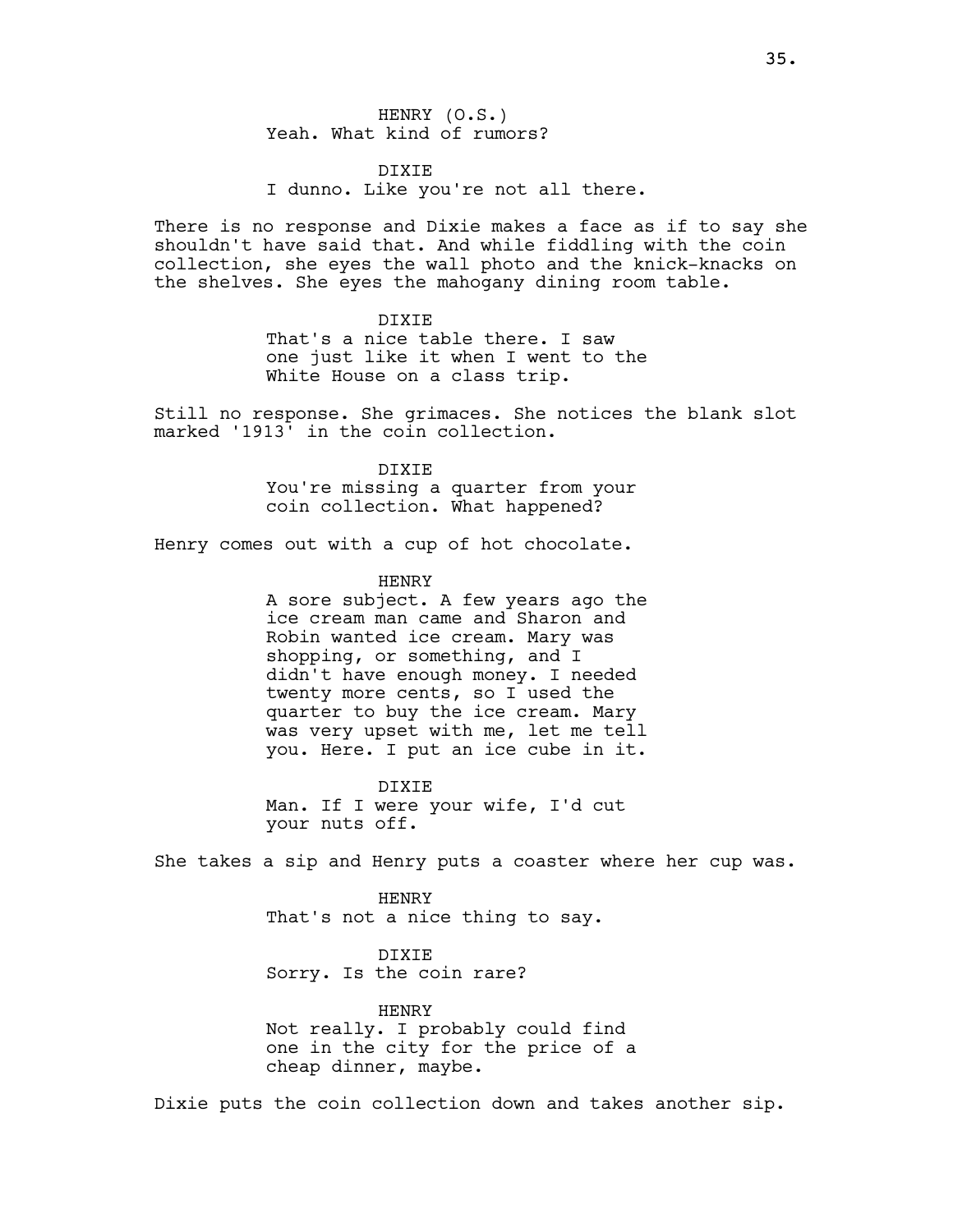HENRY (O.S.)
Yeah. What kind of rumors?

DIXIE
I dunno. Like you're not all there.

There is no response and Dixie makes a face as if to say she shouldn't have said that. And while fiddling with the coin collection, she eyes the wall photo and the knick-knacks on the shelves. She eyes the mahogany dining room table.

DIXIE
That's a nice table there. I saw one just like it when I went to the White House on a class trip.

Still no response. She grimaces. She notices the blank slot marked '1913' in the coin collection.

DIXIE
You're missing a quarter from your coin collection. What happened?

Henry comes out with a cup of hot chocolate.

HENRY
A sore subject. A few years ago the ice cream man came and Sharon and Robin wanted ice cream. Mary was shopping, or something, and I didn't have enough money. I needed twenty more cents, so I used the quarter to buy the ice cream. Mary was very upset with me, let me tell you. Here. I put an ice cube in it.

DIXIE
Man. If I were your wife, I'd cut your nuts off.

She takes a sip and Henry puts a coaster where her cup was.

HENRY
That's not a nice thing to say.

DIXIE
Sorry. Is the coin rare?

HENRY
Not really. I probably could find one in the city for the price of a cheap dinner, maybe.

Dixie puts the coin collection down and takes another sip.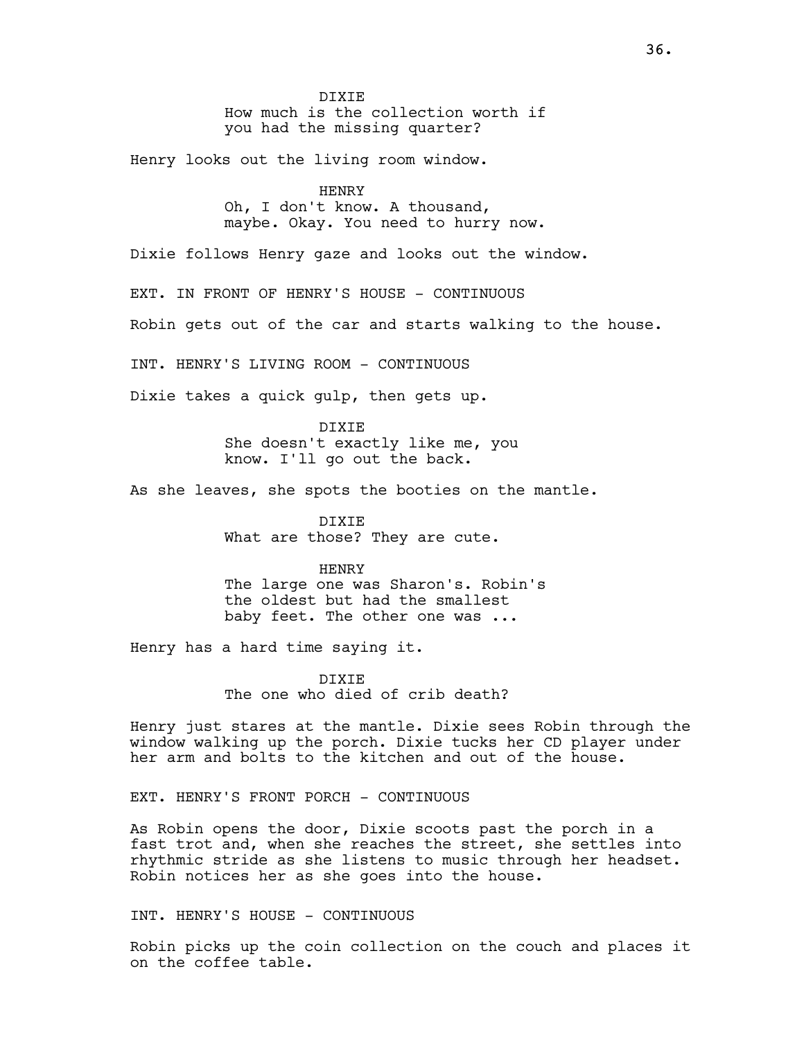DIXIE
How much is the collection worth if you had the missing quarter?

Henry looks out the living room window.

HENRY
Oh, I don't know. A thousand, maybe. Okay. You need to hurry now.

Dixie follows Henry gaze and looks out the window.

EXT. IN FRONT OF HENRY'S HOUSE - CONTINUOUS

Robin gets out of the car and starts walking to the house.

INT. HENRY'S LIVING ROOM - CONTINUOUS

Dixie takes a quick gulp, then gets up.

DIXIE
She doesn't exactly like me, you know. I'll go out the back.

As she leaves, she spots the booties on the mantle.

DIXIE
What are those? They are cute.

HENRY
The large one was Sharon's. Robin's the oldest but had the smallest baby feet. The other one was ...

Henry has a hard time saying it.

DIXIE
The one who died of crib death?

Henry just stares at the mantle. Dixie sees Robin through the window walking up the porch. Dixie tucks her CD player under her arm and bolts to the kitchen and out of the house.

EXT. HENRY'S FRONT PORCH - CONTINUOUS

As Robin opens the door, Dixie scoots past the porch in a fast trot and, when she reaches the street, she settles into rhythmic stride as she listens to music through her headset. Robin notices her as she goes into the house.

INT. HENRY'S HOUSE - CONTINUOUS

Robin picks up the coin collection on the couch and places it on the coffee table.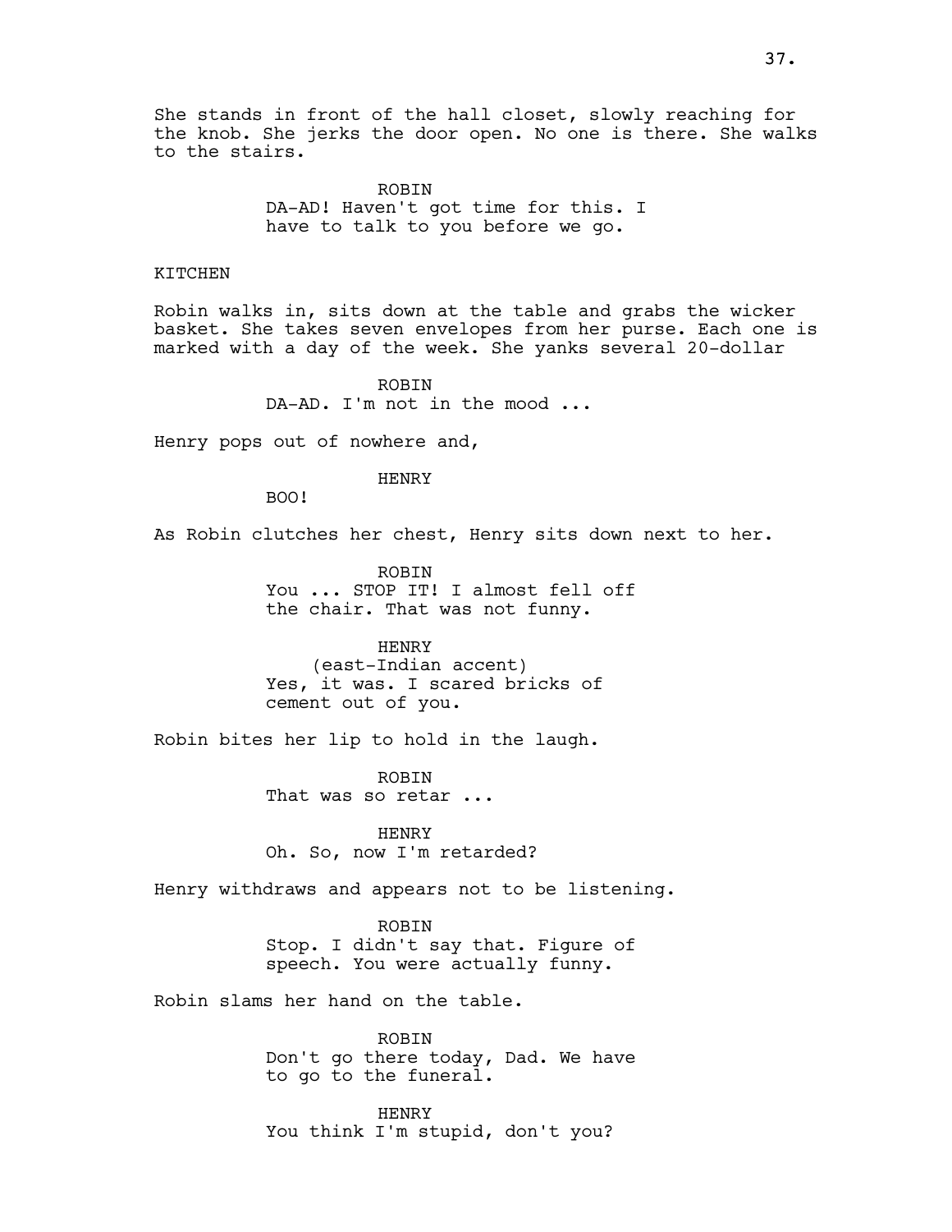She stands in front of the hall closet, slowly reaching for the knob. She jerks the door open. No one is there. She walks to the stairs.

ROBIN
DA-AD! Haven't got time for this. I have to talk to you before we go.

KITCHEN

Robin walks in, sits down at the table and grabs the wicker basket. She takes seven envelopes from her purse. Each one is marked with a day of the week. She yanks several 20-dollar

ROBIN
DA-AD. I'm not in the mood ...

Henry pops out of nowhere and,

HENRY
BOO!

As Robin clutches her chest, Henry sits down next to her.

ROBIN
You ... STOP IT! I almost fell off the chair. That was not funny.

HENRY
(east-Indian accent)
Yes, it was. I scared bricks of cement out of you.

Robin bites her lip to hold in the laugh.

ROBIN
That was so retar ...

HENRY
Oh. So, now I'm retarded?

Henry withdraws and appears not to be listening.

ROBIN
Stop. I didn't say that. Figure of speech. You were actually funny.

Robin slams her hand on the table.

ROBIN
Don't go there today, Dad. We have to go to the funeral.

HENRY
You think I'm stupid, don't you?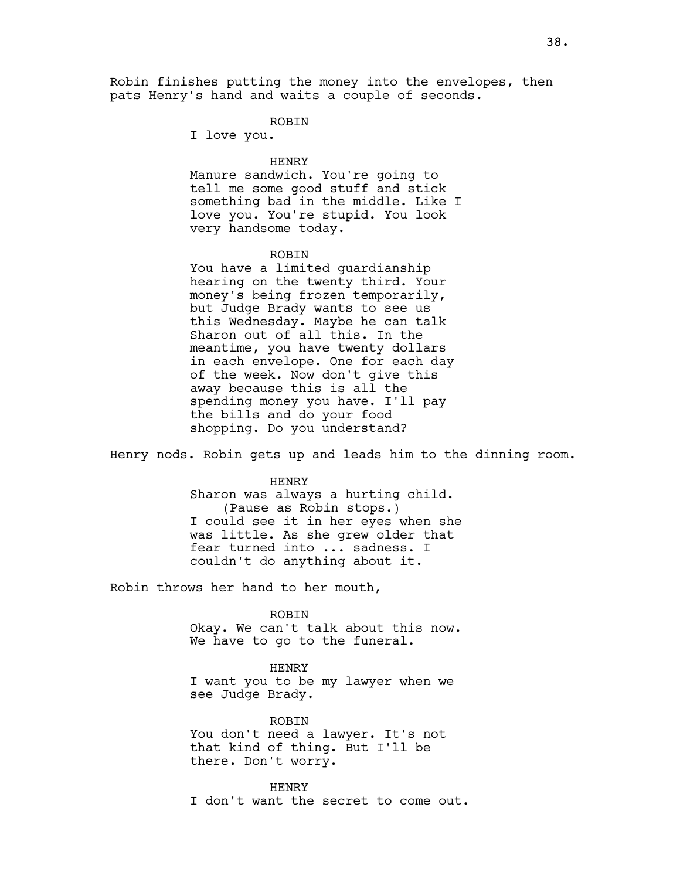Robin finishes putting the money into the envelopes, then pats Henry's hand and waits a couple of seconds.

ROBIN
I love you.

HENRY
Manure sandwich. You're going to tell me some good stuff and stick something bad in the middle. Like I love you. You're stupid. You look very handsome today.

ROBIN
You have a limited guardianship hearing on the twenty third. Your money's being frozen temporarily, but Judge Brady wants to see us this Wednesday. Maybe he can talk Sharon out of all this. In the meantime, you have twenty dollars in each envelope. One for each day of the week. Now don't give this away because this is all the spending money you have. I'll pay the bills and do your food shopping. Do you understand?

Henry nods. Robin gets up and leads him to the dinning room.

HENRY
Sharon was always a hurting child.
(Pause as Robin stops.)
I could see it in her eyes when she was little. As she grew older that fear turned into ... sadness. I couldn't do anything about it.

Robin throws her hand to her mouth,

ROBIN
Okay. We can't talk about this now. We have to go to the funeral.

HENRY
I want you to be my lawyer when we see Judge Brady.

ROBIN
You don't need a lawyer. It's not that kind of thing. But I'll be there. Don't worry.

HENRY
I don't want the secret to come out.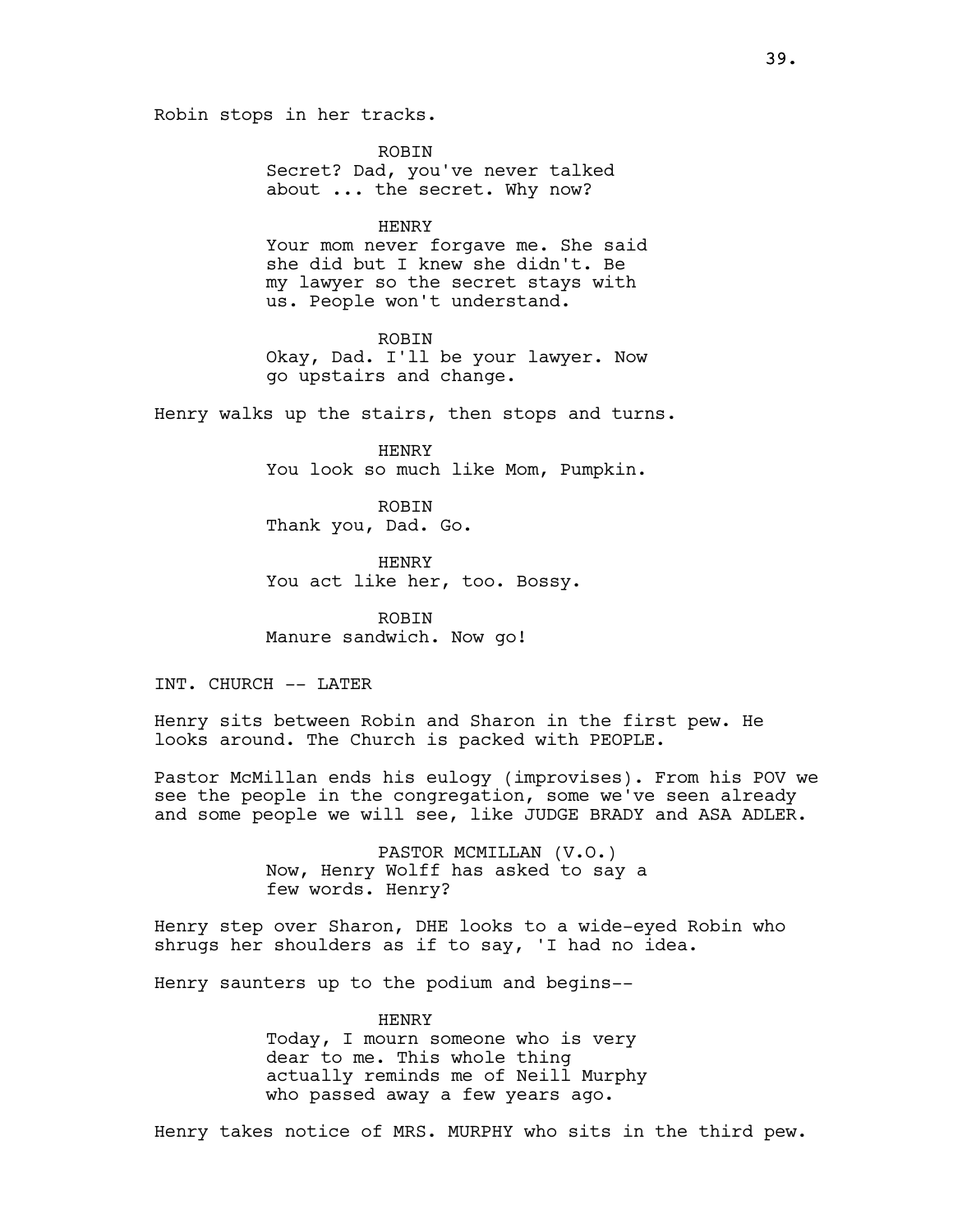Robin stops in her tracks.

ROBIN
Secret? Dad, you've never talked about ... the secret. Why now?

HENRY
Your mom never forgave me. She said she did but I knew she didn't. Be my lawyer so the secret stays with us. People won't understand.

ROBIN
Okay, Dad. I'll be your lawyer. Now go upstairs and change.

Henry walks up the stairs, then stops and turns.

HENRY
You look so much like Mom, Pumpkin.

ROBIN
Thank you, Dad. Go.

HENRY
You act like her, too. Bossy.

ROBIN
Manure sandwich. Now go!

INT. CHURCH -- LATER

Henry sits between Robin and Sharon in the first pew. He looks around. The Church is packed with PEOPLE.

Pastor McMillan ends his eulogy (improvises). From his POV we see the people in the congregation, some we've seen already and some people we will see, like JUDGE BRADY and ASA ADLER.

PASTOR MCMILLAN (V.O.)
Now, Henry Wolff has asked to say a few words. Henry?

Henry step over Sharon, DHE looks to a wide-eyed Robin who shrugs her shoulders as if to say, 'I had no idea.

Henry saunters up to the podium and begins--

HENRY
Today, I mourn someone who is very dear to me. This whole thing actually reminds me of Neill Murphy who passed away a few years ago.

Henry takes notice of MRS. MURPHY who sits in the third pew.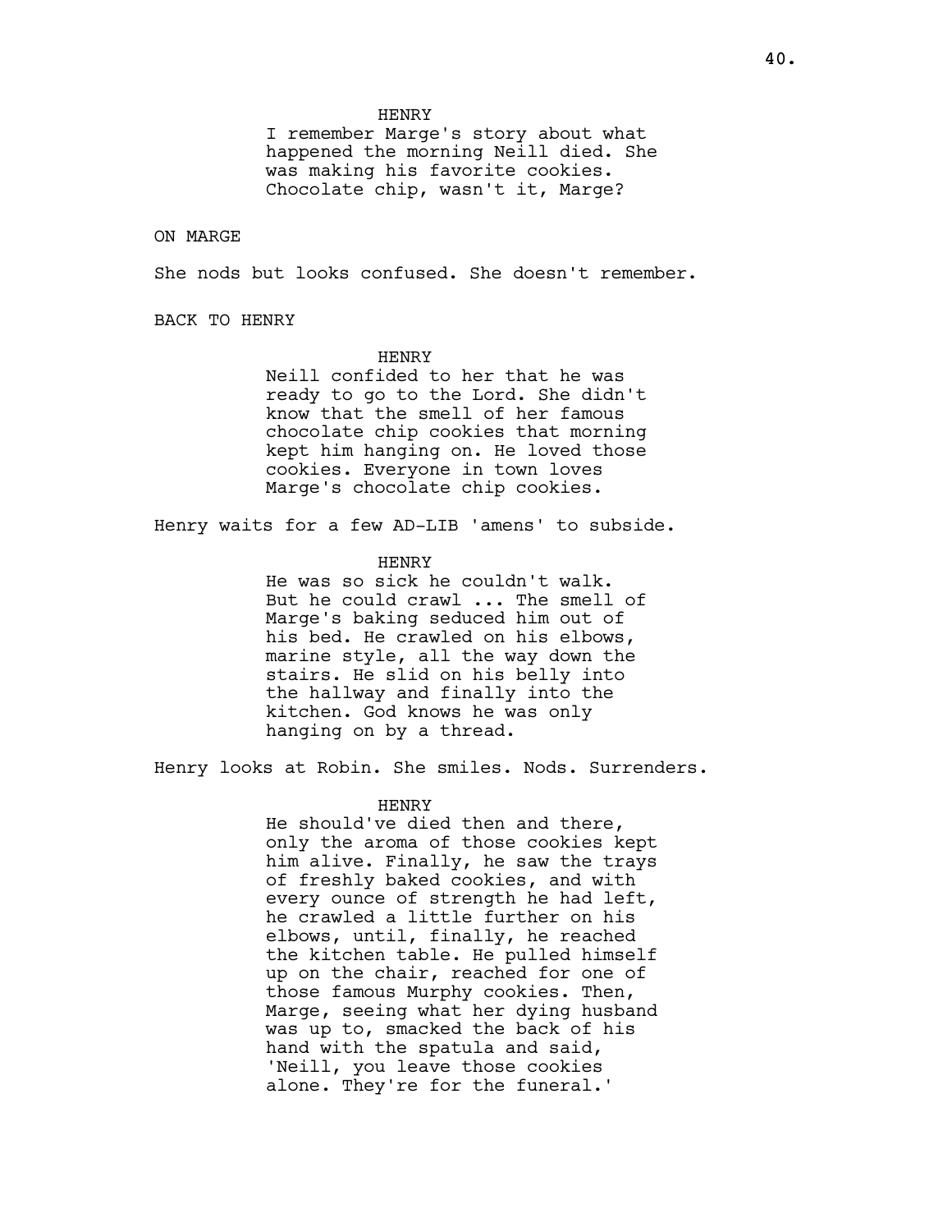HENRY

I remember Marge's story about what happened the morning Neill died. She was making his favorite cookies. Chocolate chip, wasn't it, Marge?

ON MARGE

She nods but looks confused. She doesn't remember.

BACK TO HENRY

HENRY

Neill confided to her that he was ready to go to the Lord. She didn't know that the smell of her famous chocolate chip cookies that morning kept him hanging on. He loved those cookies. Everyone in town loves Marge's chocolate chip cookies.

Henry waits for a few AD-LIB 'amens' to subside.

HENRY

He was so sick he couldn't walk. But he could crawl ... The smell of Marge's baking seduced him out of his bed. He crawled on his elbows, marine style, all the way down the stairs. He slid on his belly into the hallway and finally into the kitchen. God knows he was only hanging on by a thread.

Henry looks at Robin. She smiles. Nods. Surrenders.

HENRY

He should've died then and there, only the aroma of those cookies kept him alive. Finally, he saw the trays of freshly baked cookies, and with every ounce of strength he had left, he crawled a little further on his elbows, until, finally, he reached the kitchen table. He pulled himself up on the chair, reached for one of those famous Murphy cookies. Then, Marge, seeing what her dying husband was up to, smacked the back of his hand with the spatula and said, 'Neill, you leave those cookies alone. They're for the funeral.'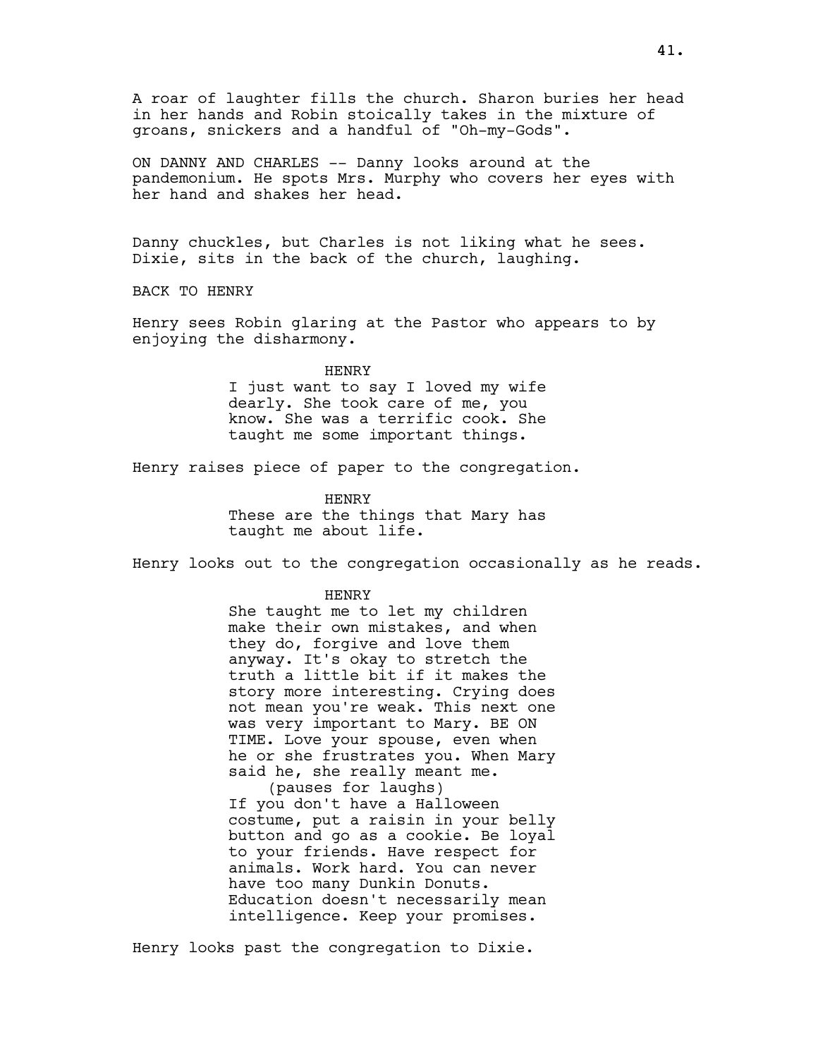A roar of laughter fills the church. Sharon buries her head in her hands and Robin stoically takes in the mixture of groans, snickers and a handful of "Oh-my-Gods".

ON DANNY AND CHARLES -- Danny looks around at the pandemonium. He spots Mrs. Murphy who covers her eyes with her hand and shakes her head.

Danny chuckles, but Charles is not liking what he sees. Dixie, sits in the back of the church, laughing.

BACK TO HENRY

Henry sees Robin glaring at the Pastor who appears to by enjoying the disharmony.

HENRY

I just want to say I loved my wife dearly. She took care of me, you know. She was a terrific cook. She taught me some important things.

Henry raises piece of paper to the congregation.

HENRY

These are the things that Mary has taught me about life.

Henry looks out to the congregation occasionally as he reads.

HENRY

She taught me to let my children make their own mistakes, and when they do, forgive and love them anyway. It's okay to stretch the truth a little bit if it makes the story more interesting. Crying does not mean you're weak. This next one was very important to Mary. BE ON TIME. Love your spouse, even when he or she frustrates you. When Mary said he, she really meant me.

(pauses for laughs)

If you don't have a Halloween costume, put a raisin in your belly button and go as a cookie. Be loyal to your friends. Have respect for animals. Work hard. You can never have too many Dunkin Donuts. Education doesn't necessarily mean intelligence. Keep your promises.

Henry looks past the congregation to Dixie.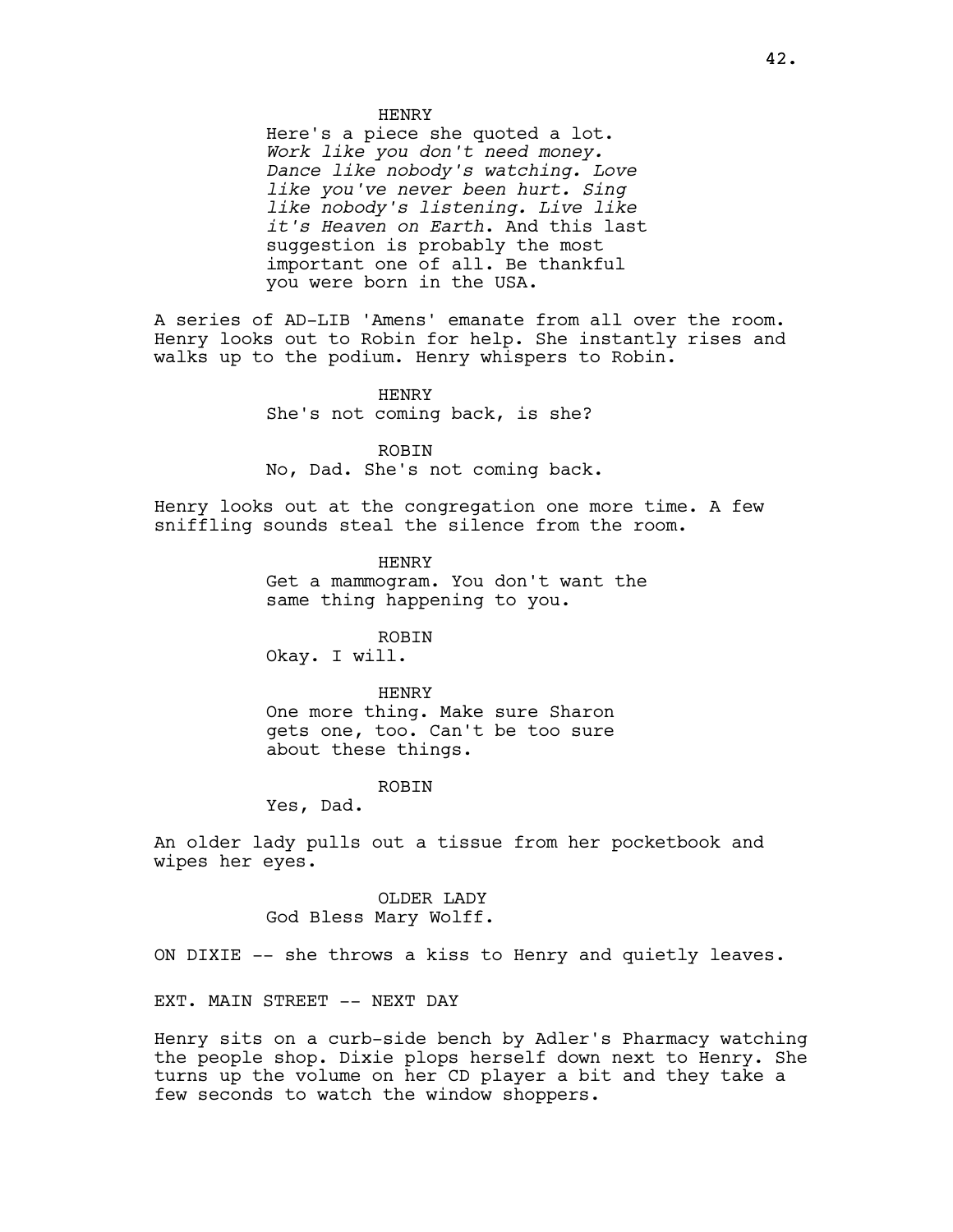HENRY

Here's a piece she quoted a lot. *Work like you don't need money. Dance like nobody's watching. Love like you've never been hurt. Sing like nobody's listening. Live like it's Heaven on Earth*. And this last suggestion is probably the most important one of all. Be thankful you were born in the USA.

A series of AD-LIB 'Amens' emanate from all over the room. Henry looks out to Robin for help. She instantly rises and walks up to the podium. Henry whispers to Robin.

HENRY

She's not coming back, is she?

ROBIN

No, Dad. She's not coming back.

Henry looks out at the congregation one more time. A few sniffling sounds steal the silence from the room.

HENRY

Get a mammogram. You don't want the same thing happening to you.

ROBIN

Okay. I will.

HENRY

One more thing. Make sure Sharon gets one, too. Can't be too sure about these things.

ROBIN

Yes, Dad.

An older lady pulls out a tissue from her pocketbook and wipes her eyes.

OLDER LADY

God Bless Mary Wolff.

ON DIXIE -- she throws a kiss to Henry and quietly leaves.

EXT. MAIN STREET -- NEXT DAY

Henry sits on a curb-side bench by Adler's Pharmacy watching the people shop. Dixie plops herself down next to Henry. She turns up the volume on her CD player a bit and they take a few seconds to watch the window shoppers.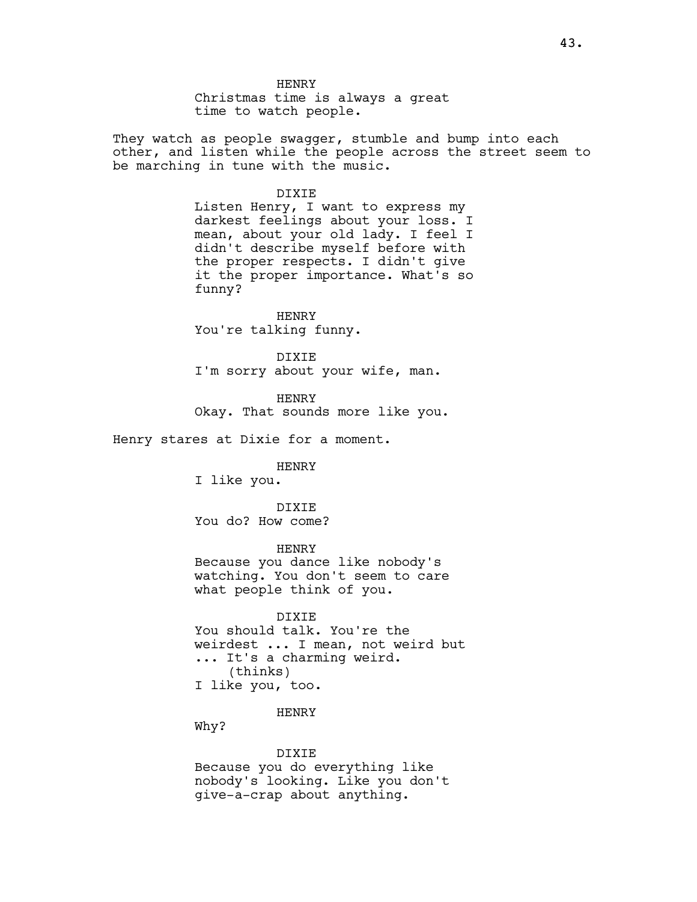HENRY
Christmas time is always a great time to watch people.

They watch as people swagger, stumble and bump into each other, and listen while the people across the street seem to be marching in tune with the music.

DIXIE
Listen Henry, I want to express my darkest feelings about your loss. I mean, about your old lady. I feel I didn't describe myself before with the proper respects. I didn't give it the proper importance. What's so funny?

HENRY
You're talking funny.

DIXIE
I'm sorry about your wife, man.

HENRY
Okay. That sounds more like you.

Henry stares at Dixie for a moment.

HENRY
I like you.

DIXIE
You do? How come?

HENRY
Because you dance like nobody's watching. You don't seem to care what people think of you.

DIXIE
You should talk. You're the weirdest ... I mean, not weird but ... It's a charming weird.
(thinks)
I like you, too.

HENRY
Why?

DIXIE
Because you do everything like nobody's looking. Like you don't give-a-crap about anything.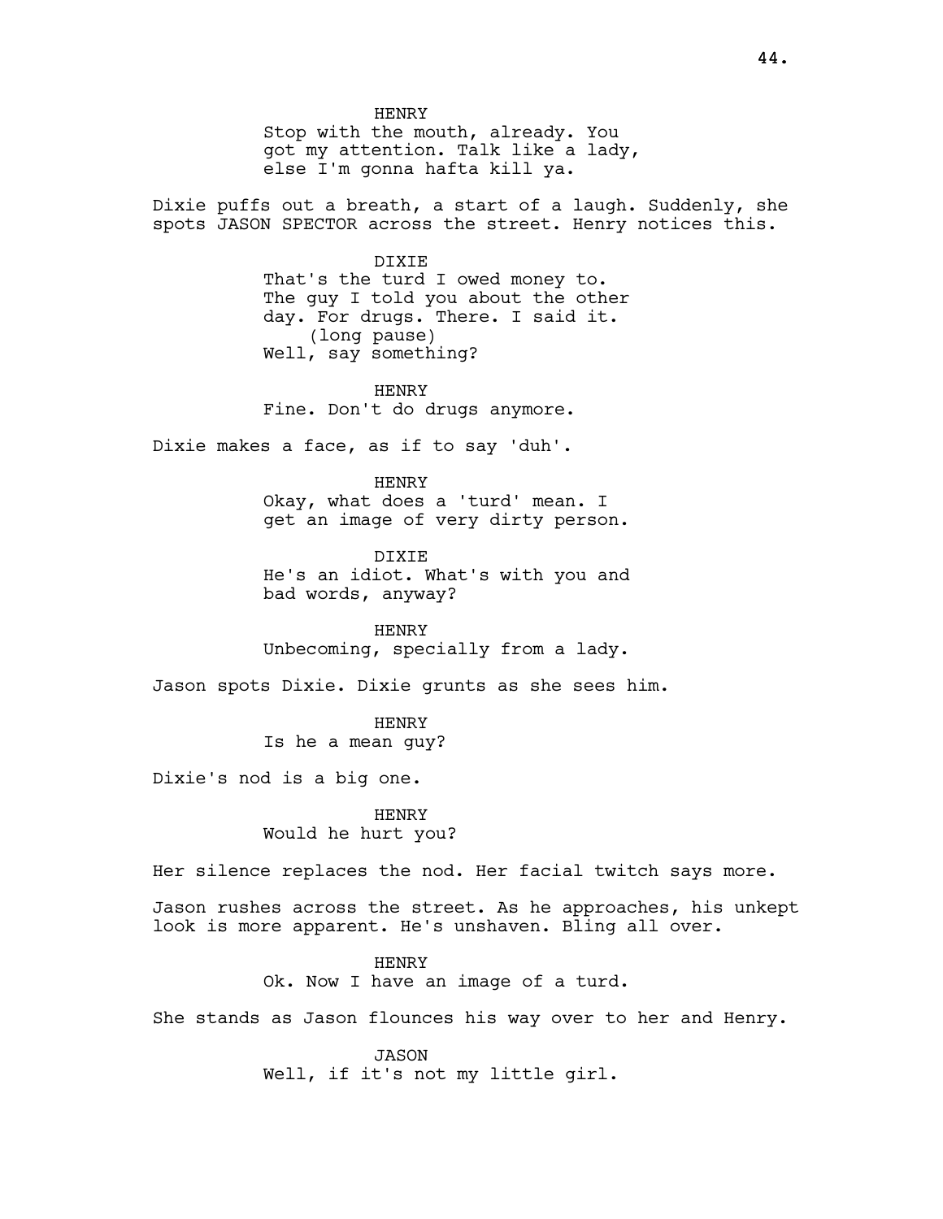HENRY
Stop with the mouth, already. You got my attention. Talk like a lady, else I'm gonna hafta kill ya.

Dixie puffs out a breath, a start of a laugh. Suddenly, she spots JASON SPECTOR across the street. Henry notices this.

DIXIE
That's the turd I owed money to. The guy I told you about the other day. For drugs. There. I said it.
(long pause)
Well, say something?

HENRY
Fine. Don't do drugs anymore.

Dixie makes a face, as if to say 'duh'.

HENRY
Okay, what does a 'turd' mean. I get an image of very dirty person.

DIXIE
He's an idiot. What's with you and bad words, anyway?

HENRY
Unbecoming, specially from a lady.

Jason spots Dixie. Dixie grunts as she sees him.

HENRY
Is he a mean guy?

Dixie's nod is a big one.

HENRY
Would he hurt you?

Her silence replaces the nod. Her facial twitch says more.

Jason rushes across the street. As he approaches, his unkept look is more apparent. He's unshaven. Bling all over.

HENRY
Ok. Now I have an image of a turd.

She stands as Jason flounces his way over to her and Henry.

JASON
Well, if it's not my little girl.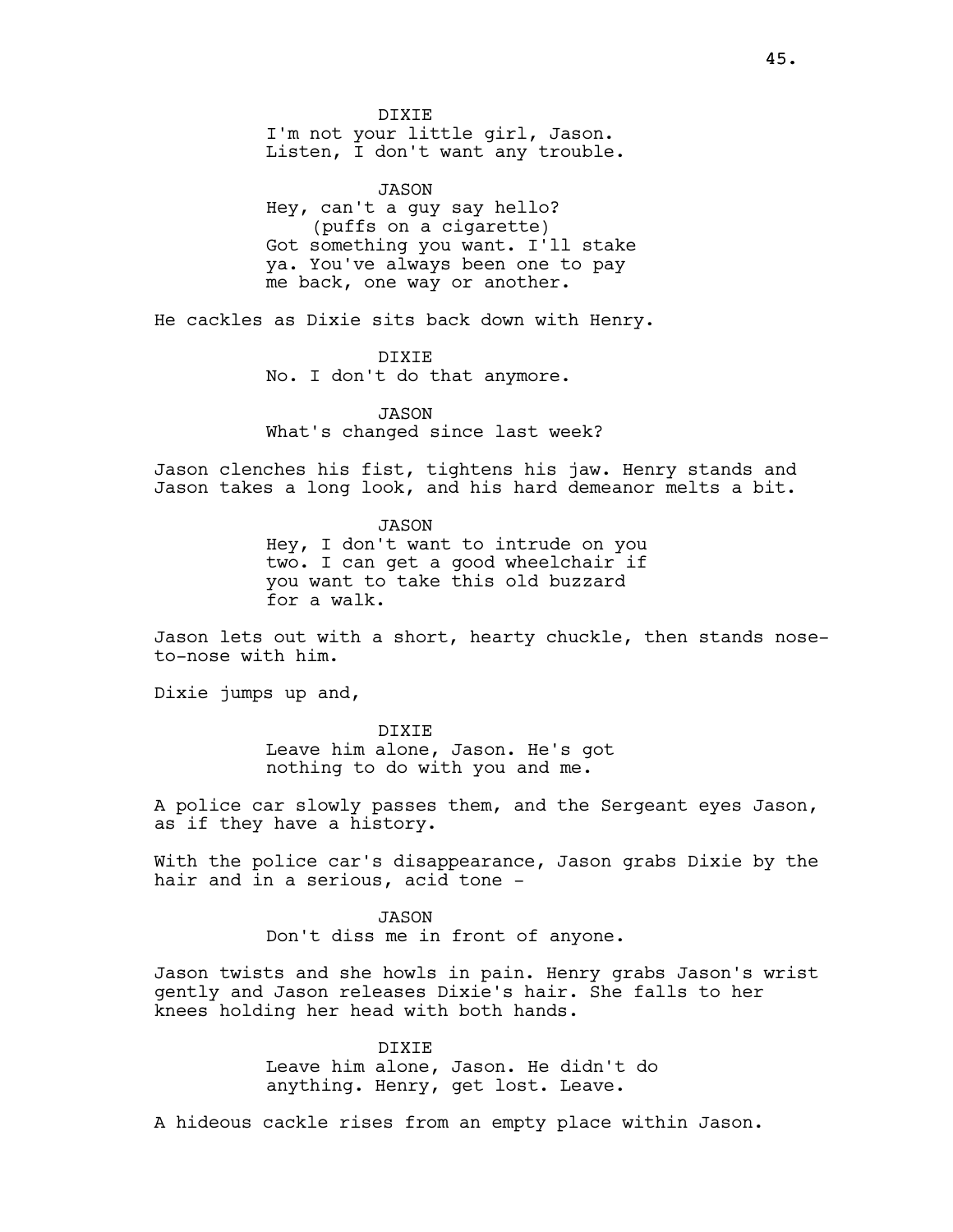DIXIE
I'm not your little girl, Jason.
Listen, I don't want any trouble.

JASON
Hey, can't a guy say hello?
(puffs on a cigarette)
Got something you want. I'll stake
ya. You've always been one to pay
me back, one way or another.

He cackles as Dixie sits back down with Henry.

DIXIE
No. I don't do that anymore.

JASON
What's changed since last week?

Jason clenches his fist, tightens his jaw. Henry stands and Jason takes a long look, and his hard demeanor melts a bit.

JASON
Hey, I don't want to intrude on you
two. I can get a good wheelchair if
you want to take this old buzzard
for a walk.

Jason lets out with a short, hearty chuckle, then stands nose-to-nose with him.

Dixie jumps up and,

DIXIE
Leave him alone, Jason. He's got
nothing to do with you and me.

A police car slowly passes them, and the Sergeant eyes Jason, as if they have a history.

With the police car's disappearance, Jason grabs Dixie by the hair and in a serious, acid tone -

JASON
Don't diss me in front of anyone.

Jason twists and she howls in pain. Henry grabs Jason's wrist gently and Jason releases Dixie's hair. She falls to her knees holding her head with both hands.

DIXIE
Leave him alone, Jason. He didn't do
anything. Henry, get lost. Leave.

A hideous cackle rises from an empty place within Jason.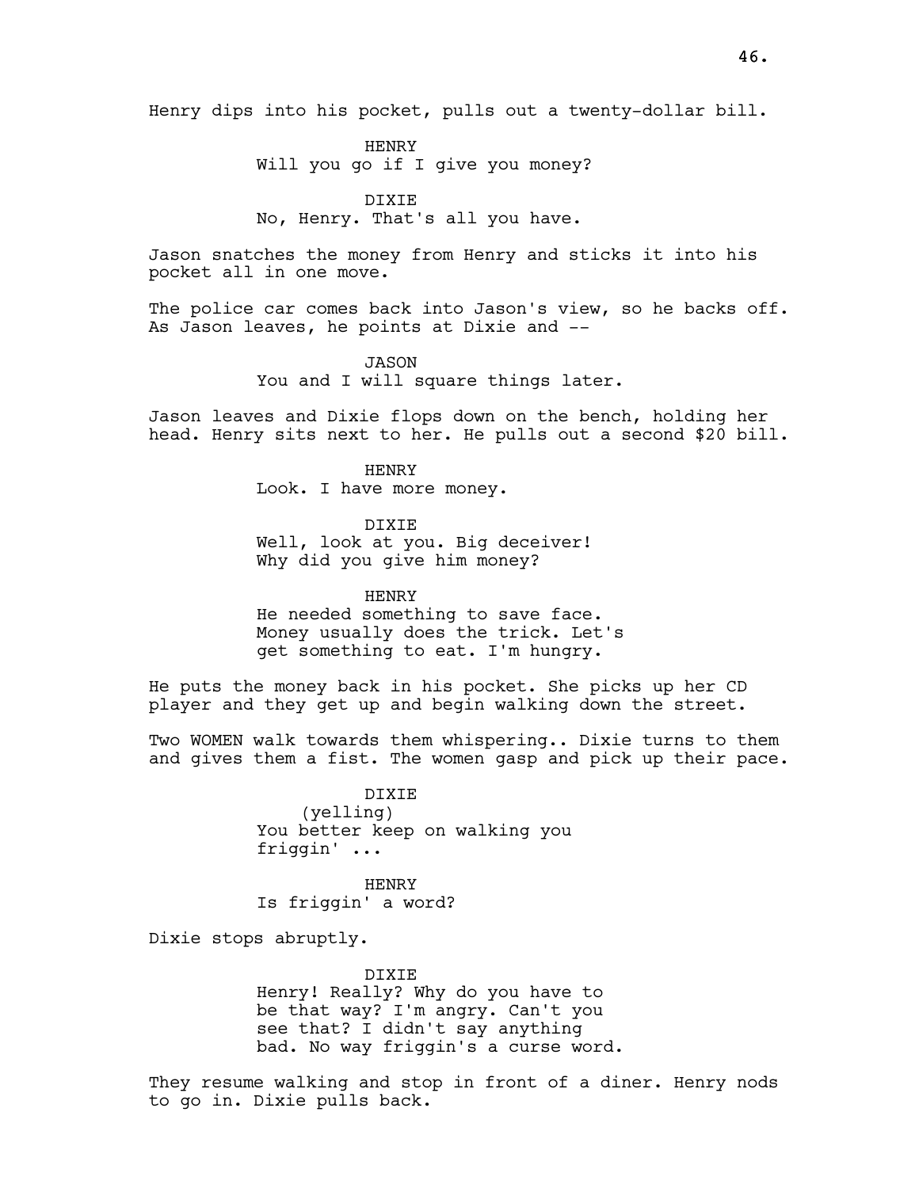Henry dips into his pocket, pulls out a twenty-dollar bill.

HENRY
Will you go if I give you money?

DIXIE
No, Henry. That's all you have.

Jason snatches the money from Henry and sticks it into his pocket all in one move.

The police car comes back into Jason's view, so he backs off. As Jason leaves, he points at Dixie and --

JASON
You and I will square things later.

Jason leaves and Dixie flops down on the bench, holding her head. Henry sits next to her. He pulls out a second $20 bill.

HENRY
Look. I have more money.

DIXIE
Well, look at you. Big deceiver! Why did you give him money?

HENRY
He needed something to save face. Money usually does the trick. Let's get something to eat. I'm hungry.

He puts the money back in his pocket. She picks up her CD player and they get up and begin walking down the street.

Two WOMEN walk towards them whispering.. Dixie turns to them and gives them a fist. The women gasp and pick up their pace.

DIXIE
(yelling)
You better keep on walking you friggin' ...

HENRY
Is friggin' a word?

Dixie stops abruptly.

DIXIE
Henry! Really? Why do you have to be that way? I'm angry. Can't you see that? I didn't say anything bad. No way friggin's a curse word.

They resume walking and stop in front of a diner. Henry nods to go in. Dixie pulls back.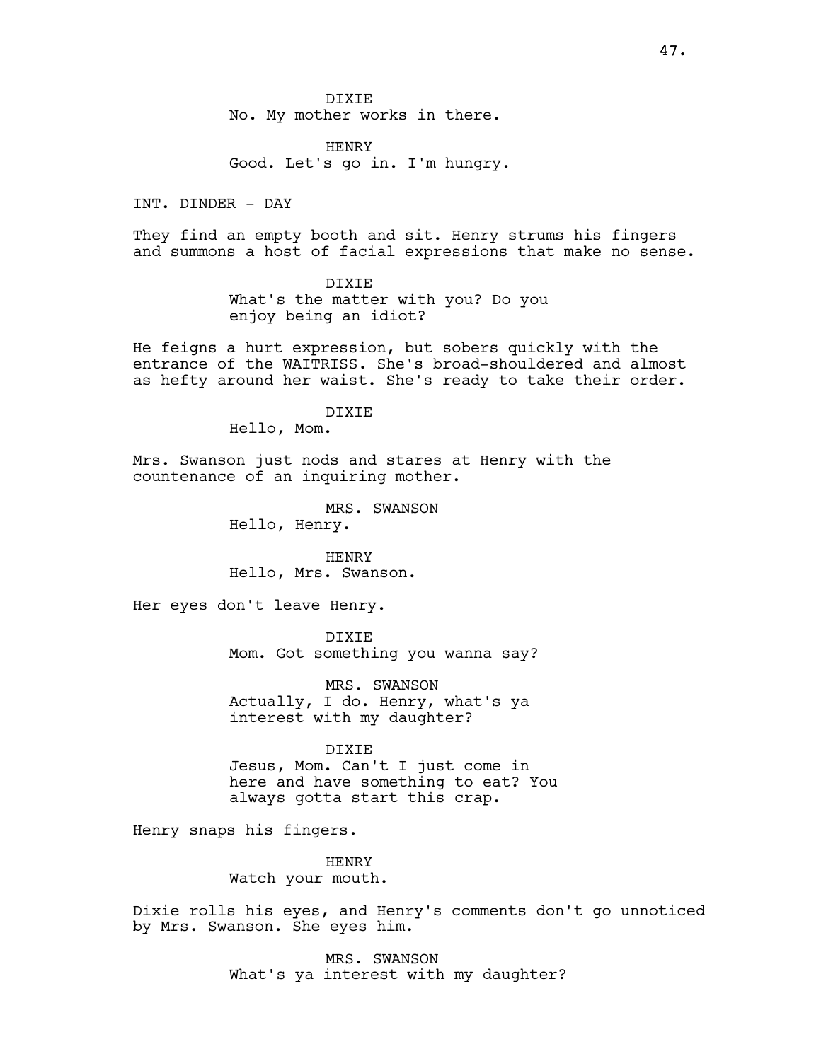DIXIE
No. My mother works in there.

HENRY
Good. Let's go in. I'm hungry.

INT. DINDER - DAY

They find an empty booth and sit. Henry strums his fingers and summons a host of facial expressions that make no sense.

DIXIE
What's the matter with you? Do you enjoy being an idiot?

He feigns a hurt expression, but sobers quickly with the entrance of the WAITRISS. She's broad-shouldered and almost as hefty around her waist. She's ready to take their order.

DIXIE
Hello, Mom.

Mrs. Swanson just nods and stares at Henry with the countenance of an inquiring mother.

MRS. SWANSON
Hello, Henry.

HENRY
Hello, Mrs. Swanson.

Her eyes don't leave Henry.

DIXIE
Mom. Got something you wanna say?

MRS. SWANSON
Actually, I do. Henry, what's ya interest with my daughter?

DIXIE
Jesus, Mom. Can't I just come in here and have something to eat? You always gotta start this crap.

Henry snaps his fingers.

HENRY
Watch your mouth.

Dixie rolls his eyes, and Henry's comments don't go unnoticed by Mrs. Swanson. She eyes him.

MRS. SWANSON
What's ya interest with my daughter?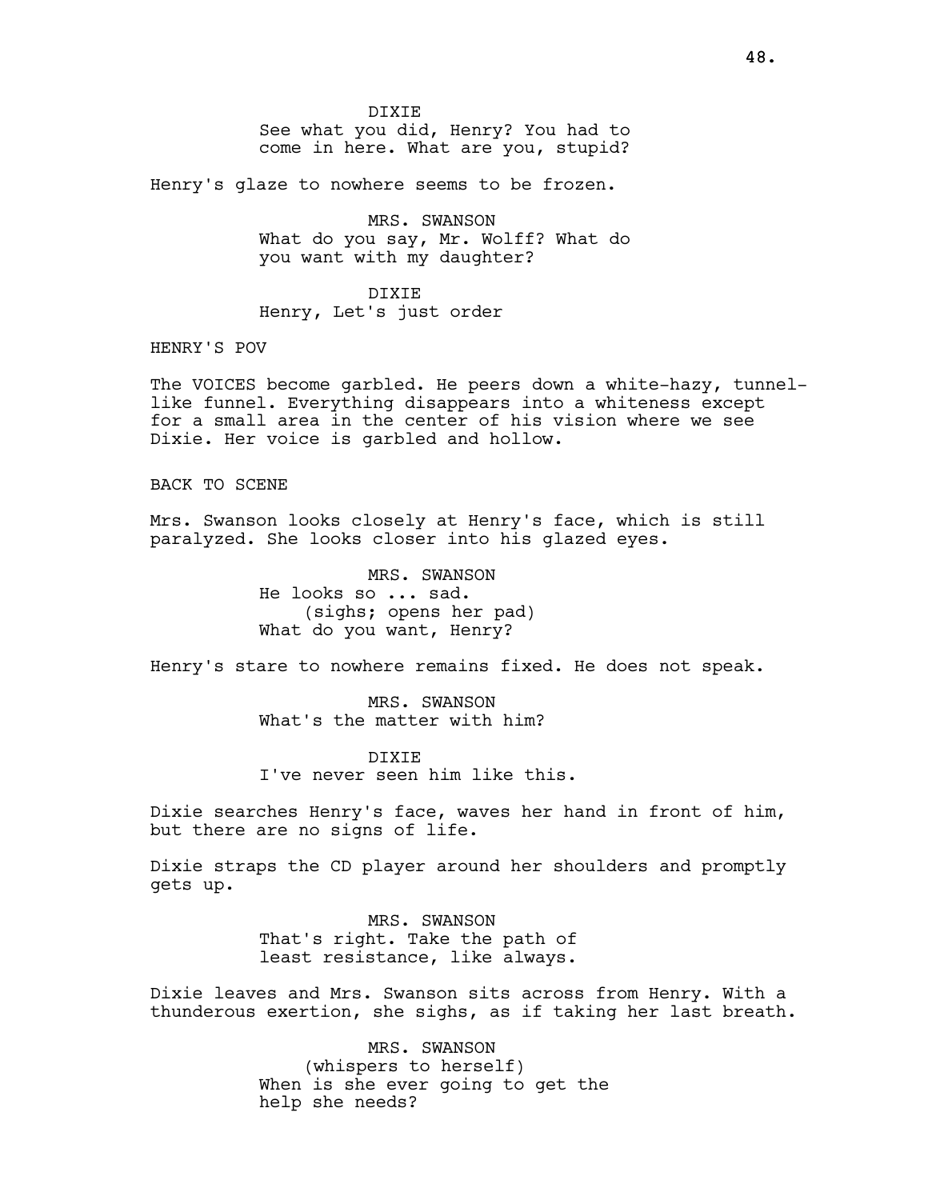DIXIE
See what you did, Henry? You had to come in here. What are you, stupid?

Henry's glaze to nowhere seems to be frozen.

MRS. SWANSON
What do you say, Mr. Wolff? What do you want with my daughter?

DIXIE
Henry, Let's just order

HENRY'S POV

The VOICES become garbled. He peers down a white-hazy, tunnel-like funnel. Everything disappears into a whiteness except for a small area in the center of his vision where we see Dixie. Her voice is garbled and hollow.

BACK TO SCENE

Mrs. Swanson looks closely at Henry's face, which is still paralyzed. She looks closer into his glazed eyes.

MRS. SWANSON
He looks so ... sad.
(sighs; opens her pad)
What do you want, Henry?

Henry's stare to nowhere remains fixed. He does not speak.

MRS. SWANSON
What's the matter with him?

DIXIE
I've never seen him like this.

Dixie searches Henry's face, waves her hand in front of him, but there are no signs of life.

Dixie straps the CD player around her shoulders and promptly gets up.

MRS. SWANSON
That's right. Take the path of least resistance, like always.

Dixie leaves and Mrs. Swanson sits across from Henry. With a thunderous exertion, she sighs, as if taking her last breath.

MRS. SWANSON
(whispers to herself)
When is she ever going to get the help she needs?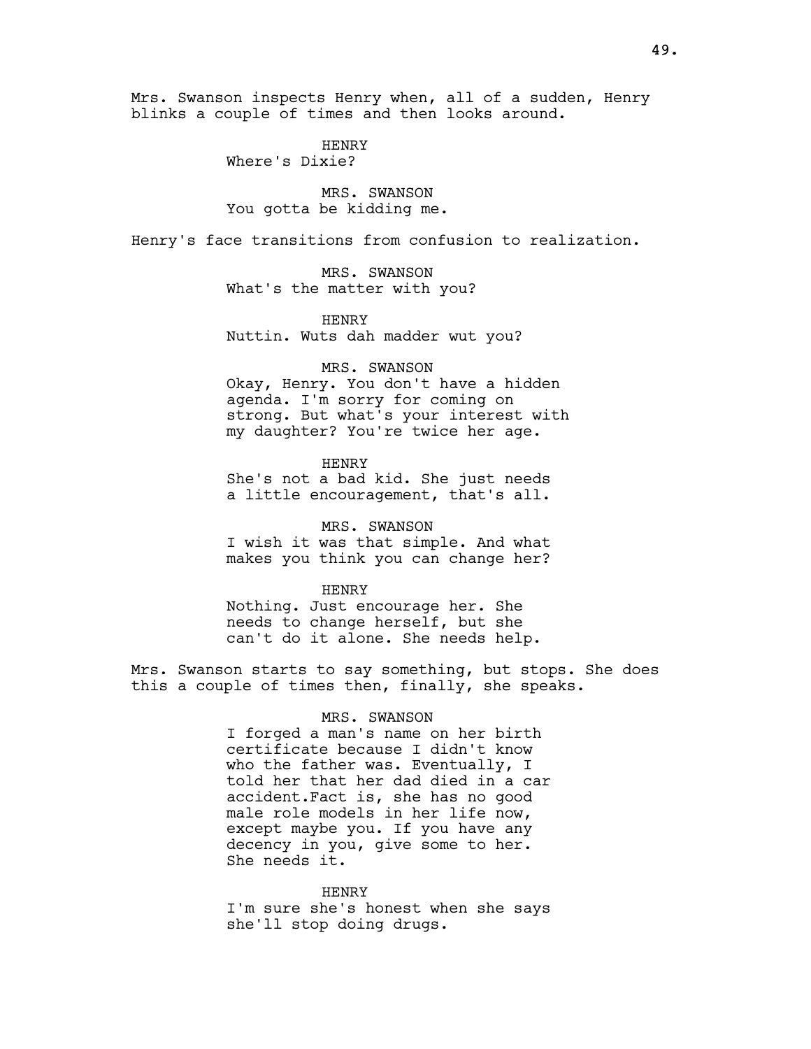Mrs. Swanson inspects Henry when, all of a sudden, Henry blinks a couple of times and then looks around.

HENRY
Where's Dixie?

MRS. SWANSON
You gotta be kidding me.

Henry's face transitions from confusion to realization.

MRS. SWANSON
What's the matter with you?

HENRY
Nuttin. Wuts dah madder wut you?

MRS. SWANSON
Okay, Henry. You don't have a hidden agenda. I'm sorry for coming on strong. But what's your interest with my daughter? You're twice her age.

HENRY
She's not a bad kid. She just needs a little encouragement, that's all.

MRS. SWANSON
I wish it was that simple. And what makes you think you can change her?

HENRY
Nothing. Just encourage her. She needs to change herself, but she can't do it alone. She needs help.

Mrs. Swanson starts to say something, but stops. She does this a couple of times then, finally, she speaks.

MRS. SWANSON
I forged a man's name on her birth certificate because I didn't know who the father was. Eventually, I told her that her dad died in a car accident.Fact is, she has no good male role models in her life now, except maybe you. If you have any decency in you, give some to her. She needs it.

HENRY
I'm sure she's honest when she says she'll stop doing drugs.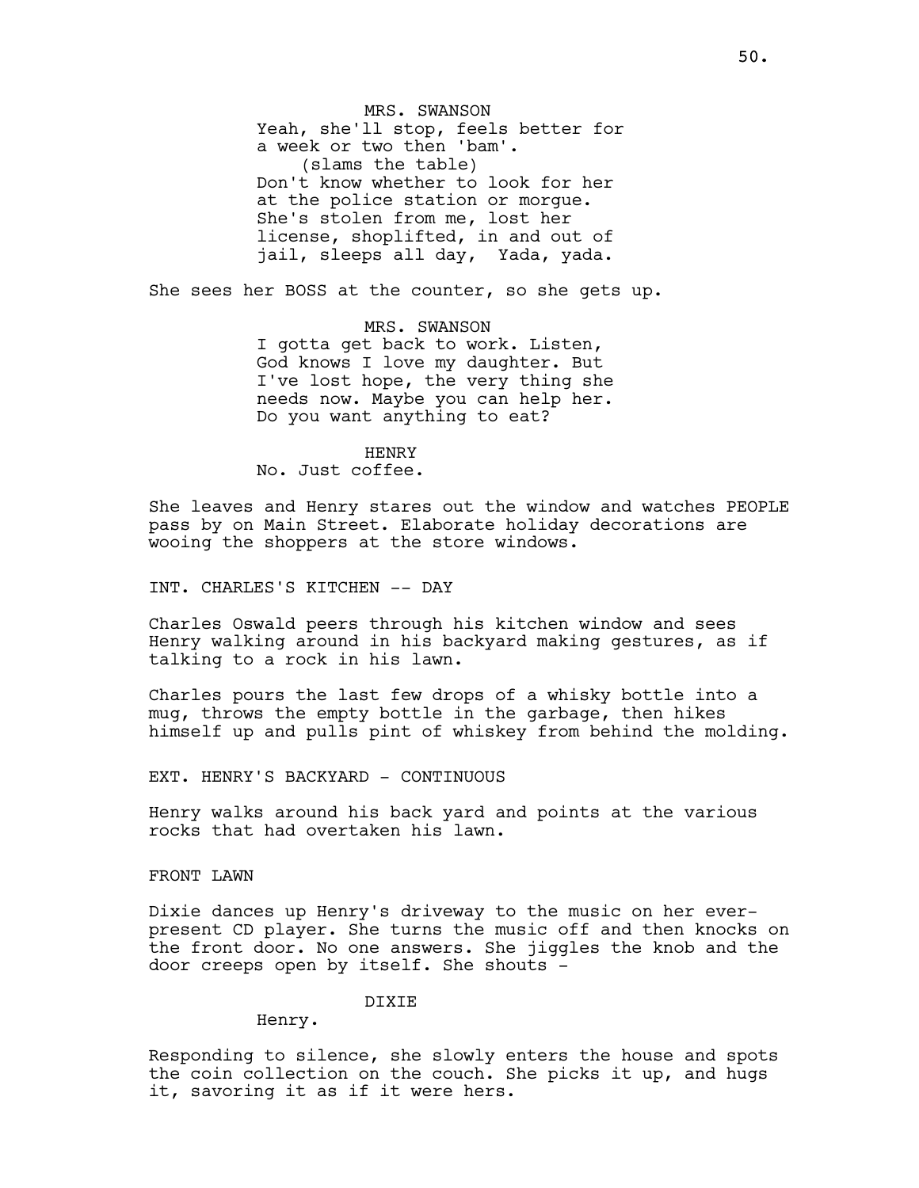MRS. SWANSON
Yeah, she'll stop, feels better for a week or two then 'bam'.
(slams the table)
Don't know whether to look for her at the police station or morgue. She's stolen from me, lost her license, shoplifted, in and out of jail, sleeps all day, Yada, yada.

She sees her BOSS at the counter, so she gets up.

MRS. SWANSON
I gotta get back to work. Listen, God knows I love my daughter. But I've lost hope, the very thing she needs now. Maybe you can help her. Do you want anything to eat?

HENRY
No. Just coffee.

She leaves and Henry stares out the window and watches PEOPLE pass by on Main Street. Elaborate holiday decorations are wooing the shoppers at the store windows.

INT. CHARLES'S KITCHEN -- DAY

Charles Oswald peers through his kitchen window and sees Henry walking around in his backyard making gestures, as if talking to a rock in his lawn.

Charles pours the last few drops of a whisky bottle into a mug, throws the empty bottle in the garbage, then hikes himself up and pulls pint of whiskey from behind the molding.

EXT. HENRY'S BACKYARD - CONTINUOUS

Henry walks around his back yard and points at the various rocks that had overtaken his lawn.

FRONT LAWN

Dixie dances up Henry's driveway to the music on her ever-present CD player. She turns the music off and then knocks on the front door. No one answers. She jiggles the knob and the door creeps open by itself. She shouts -

DIXIE
Henry.

Responding to silence, she slowly enters the house and spots the coin collection on the couch. She picks it up, and hugs it, savoring it as if it were hers.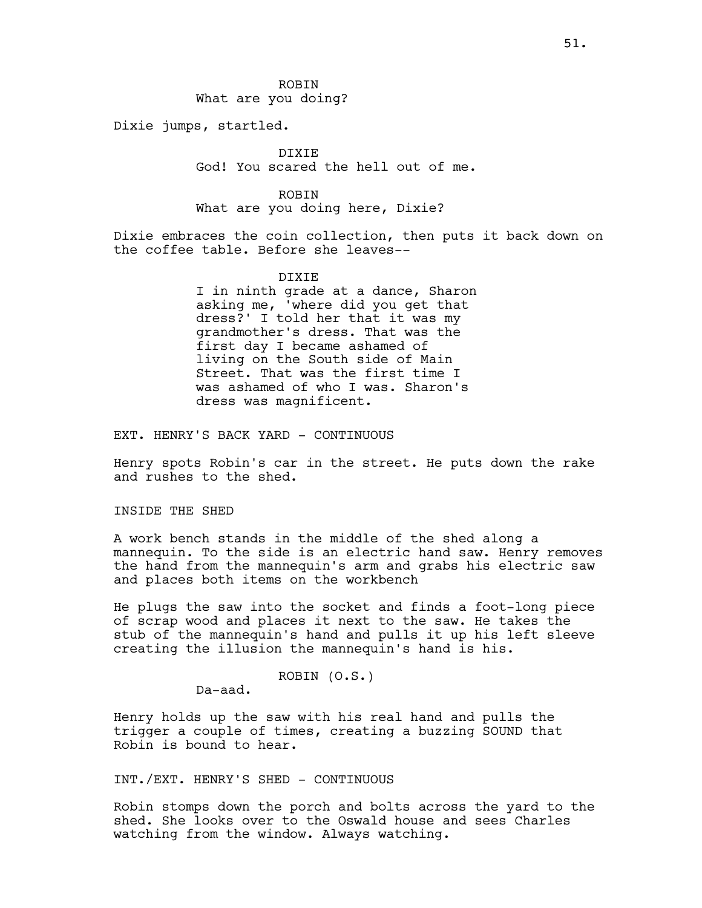ROBIN
What are you doing?

Dixie jumps, startled.

DIXIE
God! You scared the hell out of me.

ROBIN
What are you doing here, Dixie?

Dixie embraces the coin collection, then puts it back down on the coffee table. Before she leaves--

DIXIE
I in ninth grade at a dance, Sharon asking me, 'where did you get that dress?' I told her that it was my grandmother's dress. That was the first day I became ashamed of living on the South side of Main Street. That was the first time I was ashamed of who I was. Sharon's dress was magnificent.

EXT. HENRY'S BACK YARD - CONTINUOUS

Henry spots Robin's car in the street. He puts down the rake and rushes to the shed.

INSIDE THE SHED

A work bench stands in the middle of the shed along a mannequin. To the side is an electric hand saw. Henry removes the hand from the mannequin's arm and grabs his electric saw and places both items on the workbench

He plugs the saw into the socket and finds a foot-long piece of scrap wood and places it next to the saw. He takes the stub of the mannequin's hand and pulls it up his left sleeve creating the illusion the mannequin's hand is his.

ROBIN (O.S.)
Da-aad.

Henry holds up the saw with his real hand and pulls the trigger a couple of times, creating a buzzing SOUND that Robin is bound to hear.

INT./EXT. HENRY'S SHED - CONTINUOUS

Robin stomps down the porch and bolts across the yard to the shed. She looks over to the Oswald house and sees Charles watching from the window. Always watching.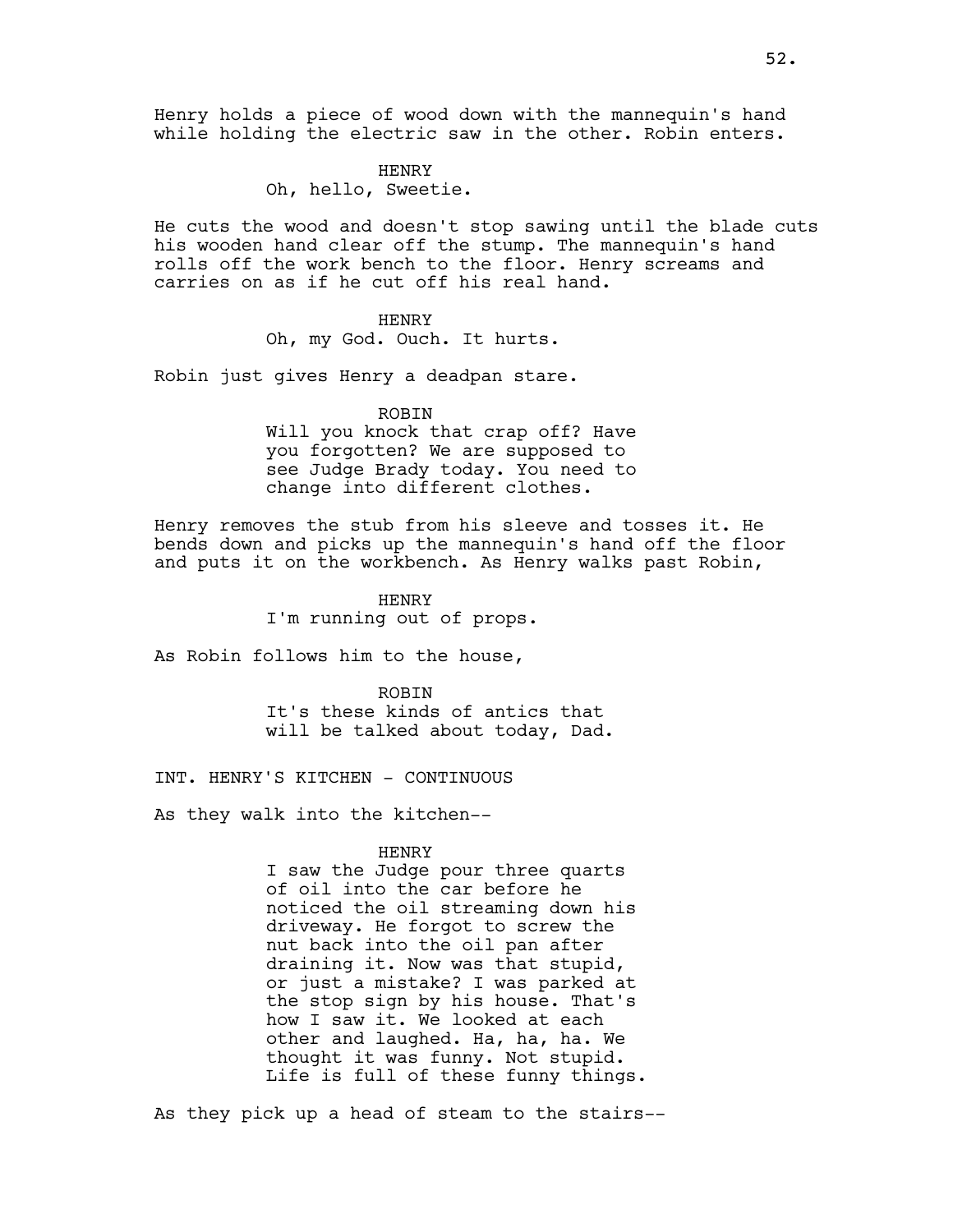Henry holds a piece of wood down with the mannequin's hand while holding the electric saw in the other. Robin enters.

HENRY
Oh, hello, Sweetie.

He cuts the wood and doesn't stop sawing until the blade cuts his wooden hand clear off the stump. The mannequin's hand rolls off the work bench to the floor. Henry screams and carries on as if he cut off his real hand.

HENRY
Oh, my God. Ouch. It hurts.

Robin just gives Henry a deadpan stare.

ROBIN
Will you knock that crap off? Have you forgotten? We are supposed to see Judge Brady today. You need to change into different clothes.

Henry removes the stub from his sleeve and tosses it. He bends down and picks up the mannequin's hand off the floor and puts it on the workbench. As Henry walks past Robin,

HENRY
I'm running out of props.

As Robin follows him to the house,

ROBIN
It's these kinds of antics that will be talked about today, Dad.

INT. HENRY'S KITCHEN - CONTINUOUS

As they walk into the kitchen--

HENRY
I saw the Judge pour three quarts of oil into the car before he noticed the oil streaming down his driveway. He forgot to screw the nut back into the oil pan after draining it. Now was that stupid, or just a mistake? I was parked at the stop sign by his house. That's how I saw it. We looked at each other and laughed. Ha, ha, ha. We thought it was funny. Not stupid. Life is full of these funny things.

As they pick up a head of steam to the stairs--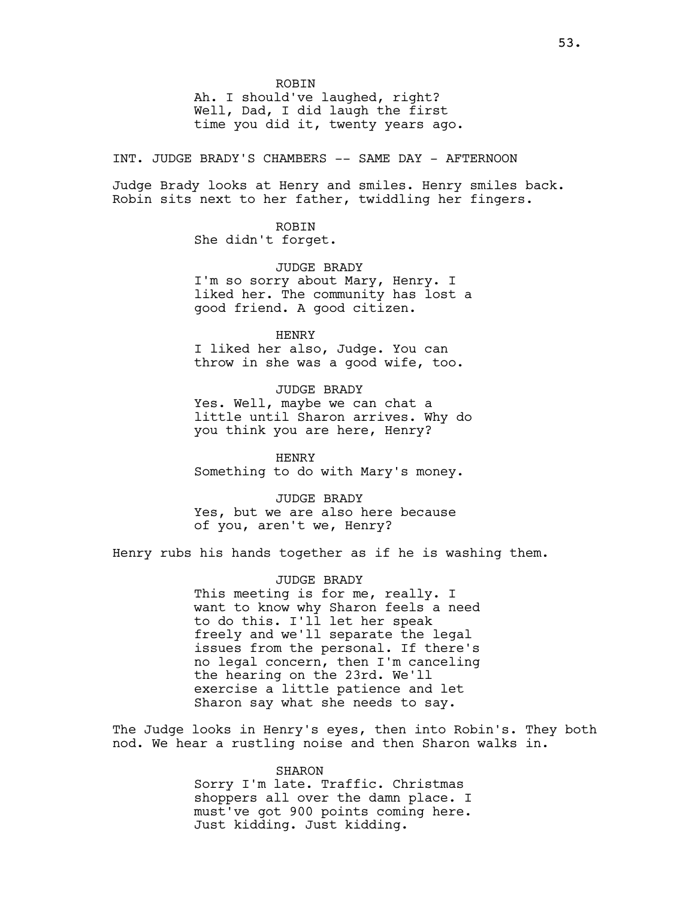ROBIN
Ah. I should've laughed, right?
Well, Dad, I did laugh the first
time you did it, twenty years ago.

INT. JUDGE BRADY'S CHAMBERS -- SAME DAY - AFTERNOON

Judge Brady looks at Henry and smiles. Henry smiles back.
Robin sits next to her father, twiddling her fingers.

ROBIN
She didn't forget.

JUDGE BRADY
I'm so sorry about Mary, Henry. I
liked her. The community has lost a
good friend. A good citizen.

HENRY
I liked her also, Judge. You can
throw in she was a good wife, too.

JUDGE BRADY
Yes. Well, maybe we can chat a
little until Sharon arrives. Why do
you think you are here, Henry?

HENRY
Something to do with Mary's money.

JUDGE BRADY
Yes, but we are also here because
of you, aren't we, Henry?

Henry rubs his hands together as if he is washing them.

JUDGE BRADY
This meeting is for me, really. I
want to know why Sharon feels a need
to do this. I'll let her speak
freely and we'll separate the legal
issues from the personal. If there's
no legal concern, then I'm canceling
the hearing on the 23rd. We'll
exercise a little patience and let
Sharon say what she needs to say.

The Judge looks in Henry's eyes, then into Robin's. They both
nod. We hear a rustling noise and then Sharon walks in.

SHARON
Sorry I'm late. Traffic. Christmas
shoppers all over the damn place. I
must've got 900 points coming here.
Just kidding. Just kidding.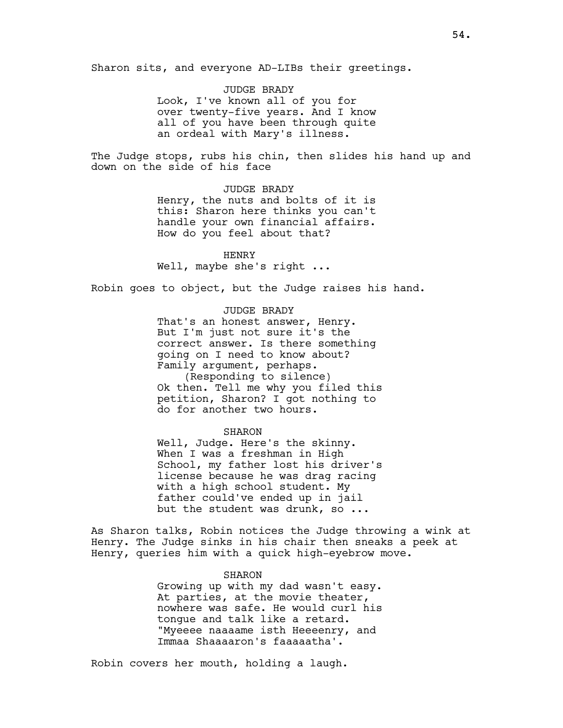Sharon sits, and everyone AD-LIBs their greetings.

JUDGE BRADY
Look, I've known all of you for over twenty-five years. And I know all of you have been through quite an ordeal with Mary's illness.

The Judge stops, rubs his chin, then slides his hand up and down on the side of his face

JUDGE BRADY
Henry, the nuts and bolts of it is this: Sharon here thinks you can't handle your own financial affairs. How do you feel about that?

HENRY
Well, maybe she's right ...

Robin goes to object, but the Judge raises his hand.

JUDGE BRADY
That's an honest answer, Henry. But I'm just not sure it's the correct answer. Is there something going on I need to know about? Family argument, perhaps.
(Responding to silence)
Ok then. Tell me why you filed this petition, Sharon? I got nothing to do for another two hours.

SHARON
Well, Judge. Here's the skinny. When I was a freshman in High School, my father lost his driver's license because he was drag racing with a high school student. My father could've ended up in jail but the student was drunk, so ...

As Sharon talks, Robin notices the Judge throwing a wink at Henry. The Judge sinks in his chair then sneaks a peek at Henry, queries him with a quick high-eyebrow move.

SHARON
Growing up with my dad wasn't easy. At parties, at the movie theater, nowhere was safe. He would curl his tongue and talk like a retard. "Myeeee naaaame isth Heeeenry, and Immaa Shaaaaron's faaaaatha'.

Robin covers her mouth, holding a laugh.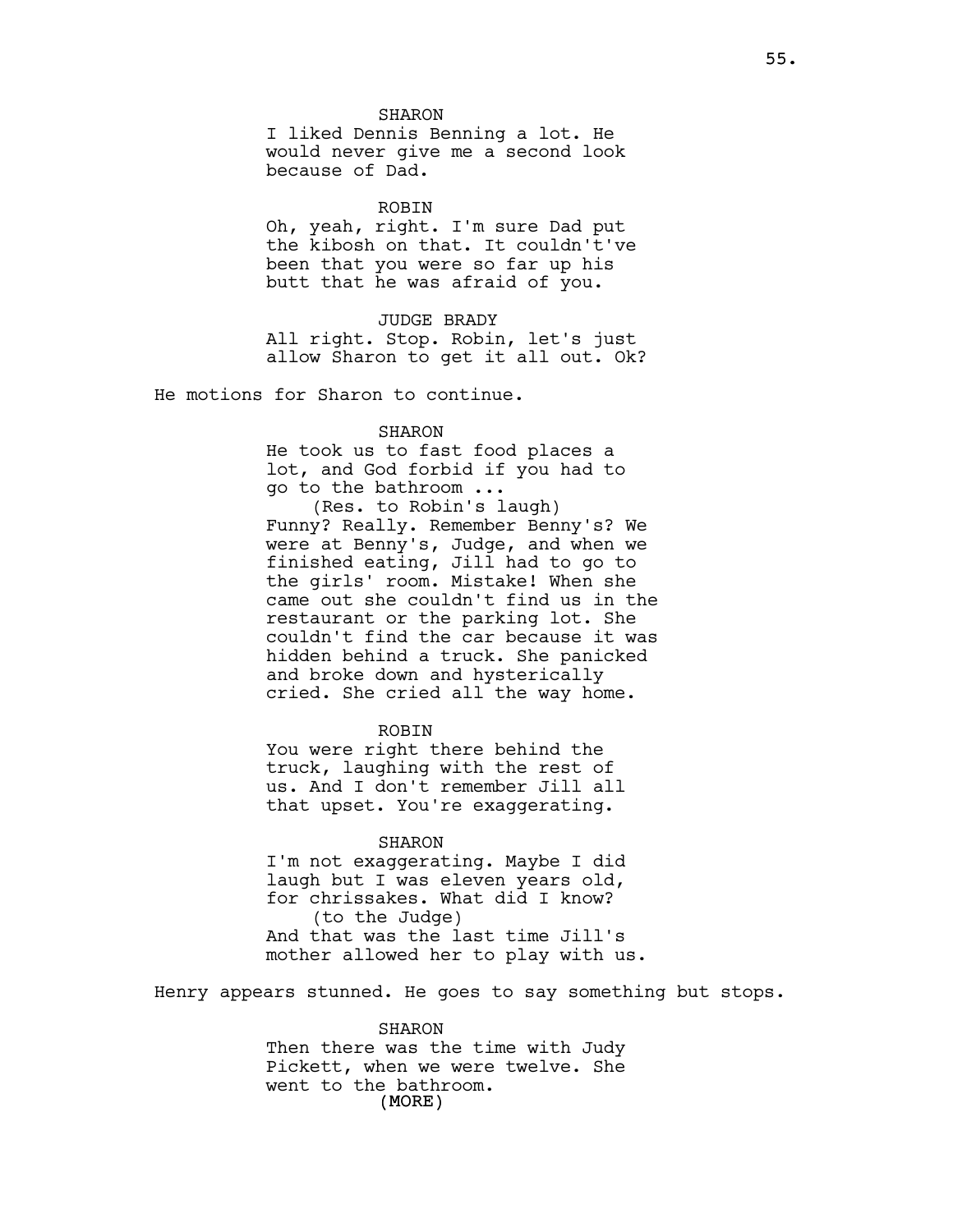SHARON
I liked Dennis Benning a lot. He would never give me a second look because of Dad.

ROBIN
Oh, yeah, right. I'm sure Dad put the kibosh on that. It couldn't't've been that you were so far up his butt that he was afraid of you.

JUDGE BRADY
All right. Stop. Robin, let's just allow Sharon to get it all out. Ok?

He motions for Sharon to continue.

SHARON
He took us to fast food places a lot, and God forbid if you had to go to the bathroom ...
(Res. to Robin's laugh)
Funny? Really. Remember Benny's? We were at Benny's, Judge, and when we finished eating, Jill had to go to the girls' room. Mistake! When she came out she couldn't find us in the restaurant or the parking lot. She couldn't find the car because it was hidden behind a truck. She panicked and broke down and hysterically cried. She cried all the way home.

ROBIN
You were right there behind the truck, laughing with the rest of us. And I don't remember Jill all that upset. You're exaggerating.

SHARON
I'm not exaggerating. Maybe I did laugh but I was eleven years old, for chrissakes. What did I know?
(to the Judge)
And that was the last time Jill's mother allowed her to play with us.

Henry appears stunned. He goes to say something but stops.

SHARON
Then there was the time with Judy Pickett, when we were twelve. She went to the bathroom.
(MORE)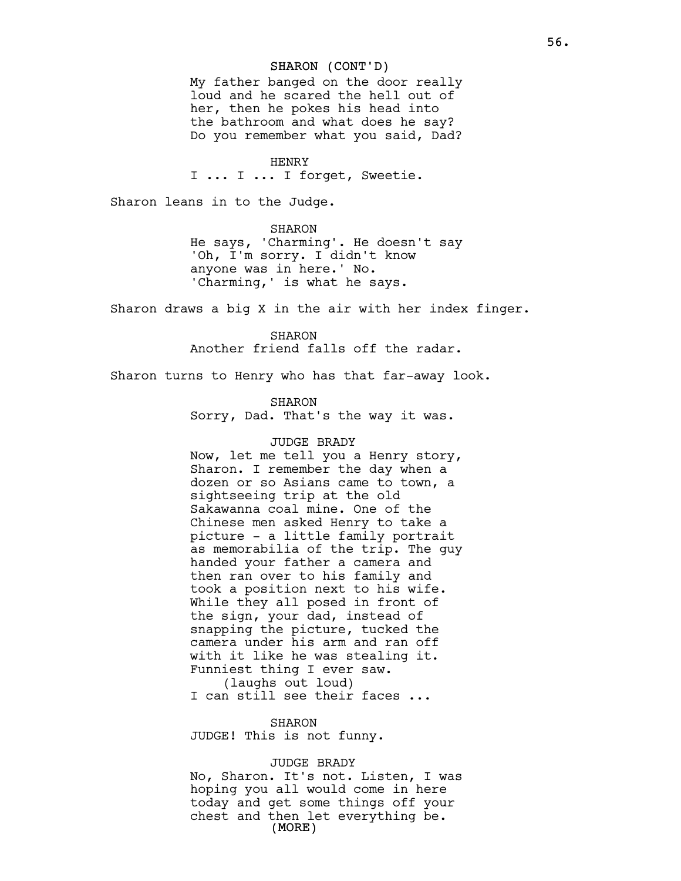SHARON (CONT'D)
My father banged on the door really loud and he scared the hell out of her, then he pokes his head into the bathroom and what does he say? Do you remember what you said, Dad?

HENRY
I ... I ... I forget, Sweetie.

Sharon leans in to the Judge.

SHARON
He says, 'Charming'. He doesn't say 'Oh, I'm sorry. I didn't know anyone was in here.' No. 'Charming,' is what he says.

Sharon draws a big X in the air with her index finger.

SHARON
Another friend falls off the radar.

Sharon turns to Henry who has that far-away look.

SHARON
Sorry, Dad. That's the way it was.

JUDGE BRADY
Now, let me tell you a Henry story, Sharon. I remember the day when a dozen or so Asians came to town, a sightseeing trip at the old Sakawanna coal mine. One of the Chinese men asked Henry to take a picture - a little family portrait as memorabilia of the trip. The guy handed your father a camera and then ran over to his family and took a position next to his wife. While they all posed in front of the sign, your dad, instead of snapping the picture, tucked the camera under his arm and ran off with it like he was stealing it. Funniest thing I ever saw.
(laughs out loud)
I can still see their faces ...

SHARON
JUDGE! This is not funny.

JUDGE BRADY
No, Sharon. It's not. Listen, I was hoping you all would come in here today and get some things off your chest and then let everything be.
(MORE)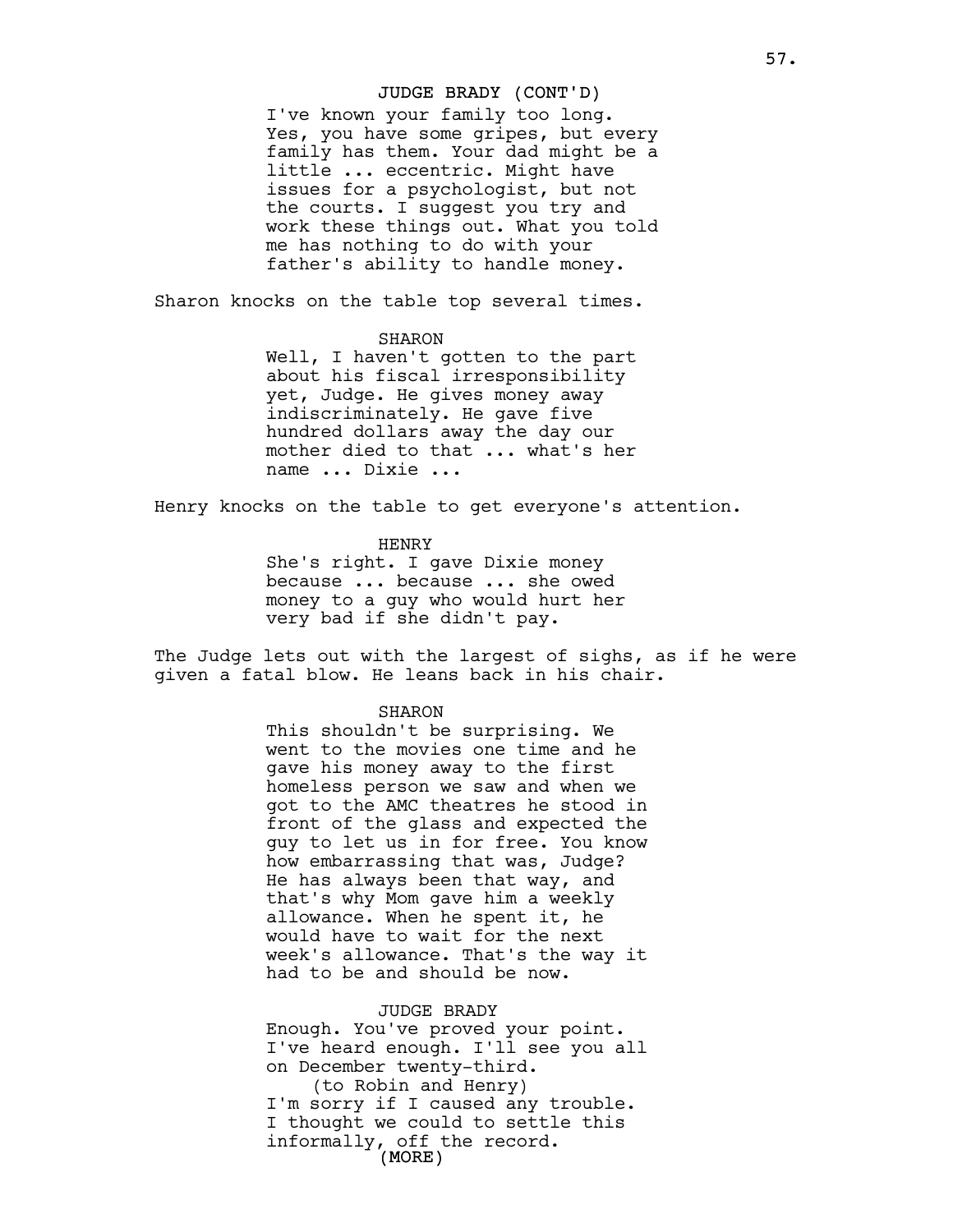JUDGE BRADY (CONT'D)

I've known your family too long. Yes, you have some gripes, but every family has them. Your dad might be a little ... eccentric. Might have issues for a psychologist, but not the courts. I suggest you try and work these things out. What you told me has nothing to do with your father's ability to handle money.

Sharon knocks on the table top several times.

SHARON

Well, I haven't gotten to the part about his fiscal irresponsibility yet, Judge. He gives money away indiscriminately. He gave five hundred dollars away the day our mother died to that ... what's her name ... Dixie ...

Henry knocks on the table to get everyone's attention.

HENRY

She's right. I gave Dixie money because ... because ... she owed money to a guy who would hurt her very bad if she didn't pay.

The Judge lets out with the largest of sighs, as if he were given a fatal blow. He leans back in his chair.

SHARON

This shouldn't be surprising. We went to the movies one time and he gave his money away to the first homeless person we saw and when we got to the AMC theatres he stood in front of the glass and expected the guy to let us in for free. You know how embarrassing that was, Judge? He has always been that way, and that's why Mom gave him a weekly allowance. When he spent it, he would have to wait for the next week's allowance. That's the way it had to be and should be now.

JUDGE BRADY

Enough. You've proved your point. I've heard enough. I'll see you all on December twenty-third.

(to Robin and Henry)

I'm sorry if I caused any trouble. I thought we could to settle this informally, off the record.

(MORE)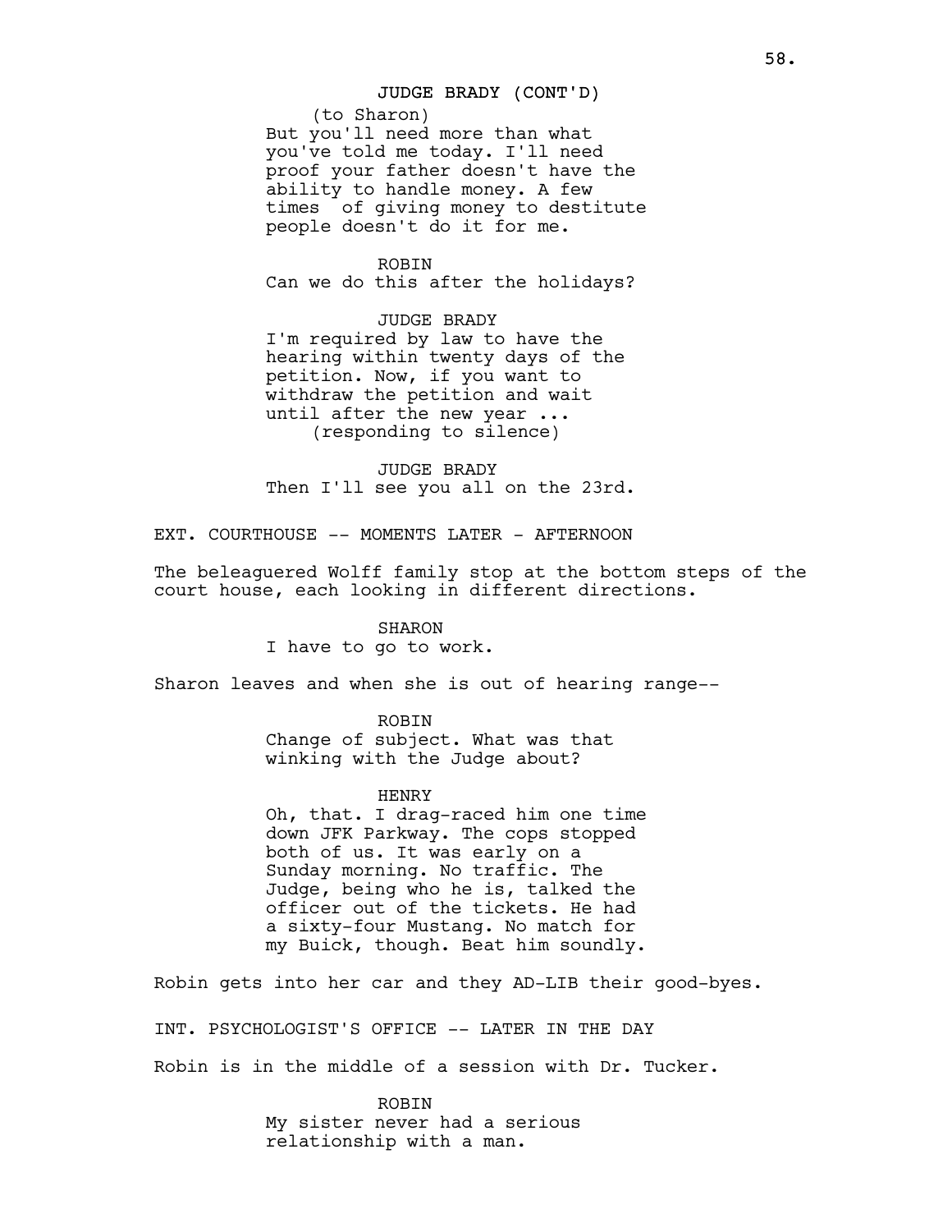JUDGE BRADY (CONT'D)

(to Sharon)

But you'll need more than what you've told me today. I'll need proof your father doesn't have the ability to handle money. A few times  of giving money to destitute people doesn't do it for me.

ROBIN

Can we do this after the holidays?

JUDGE BRADY

I'm required by law to have the hearing within twenty days of the petition. Now, if you want to withdraw the petition and wait until after the new year ...

(responding to silence)

JUDGE BRADY

Then I'll see you all on the 23rd.

EXT. COURTHOUSE -- MOMENTS LATER - AFTERNOON

The beleaguered Wolff family stop at the bottom steps of the court house, each looking in different directions.

SHARON

I have to go to work.

Sharon leaves and when she is out of hearing range--

ROBIN

Change of subject. What was that winking with the Judge about?

HENRY

Oh, that. I drag-raced him one time down JFK Parkway. The cops stopped both of us. It was early on a Sunday morning. No traffic. The Judge, being who he is, talked the officer out of the tickets. He had a sixty-four Mustang. No match for my Buick, though. Beat him soundly.

Robin gets into her car and they AD-LIB their good-byes.

INT. PSYCHOLOGIST'S OFFICE -- LATER IN THE DAY

Robin is in the middle of a session with Dr. Tucker.

ROBIN

My sister never had a serious relationship with a man.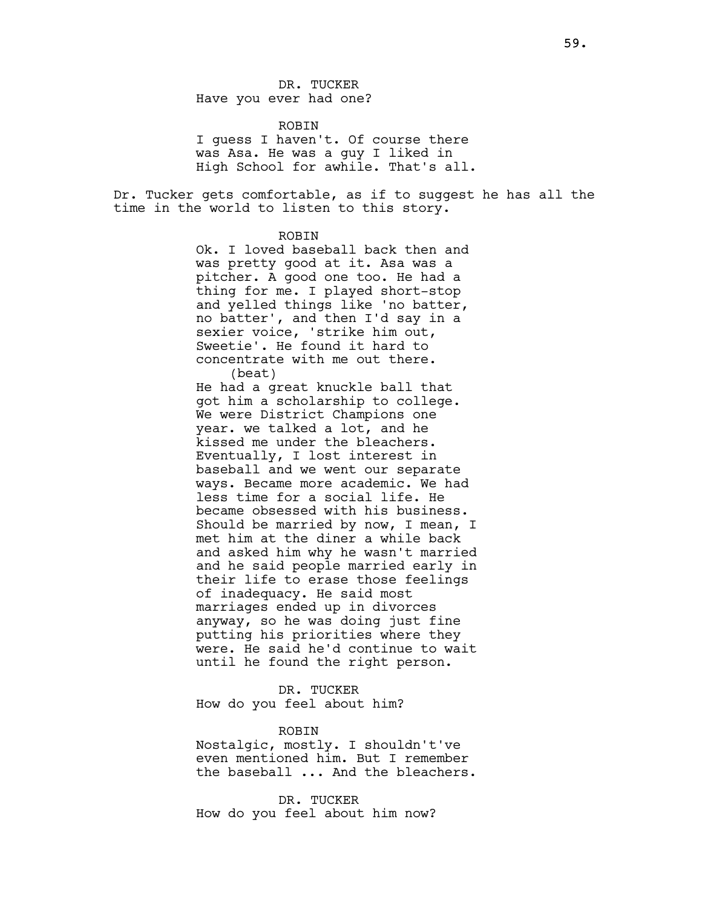DR. TUCKER
Have you ever had one?

ROBIN
I guess I haven't. Of course there was Asa. He was a guy I liked in High School for awhile. That's all.

Dr. Tucker gets comfortable, as if to suggest he has all the time in the world to listen to this story.

ROBIN
Ok. I loved baseball back then and was pretty good at it. Asa was a pitcher. A good one too. He had a thing for me. I played short-stop and yelled things like 'no batter, no batter', and then I'd say in a sexier voice, 'strike him out, Sweetie'. He found it hard to concentrate with me out there.
(beat)
He had a great knuckle ball that got him a scholarship to college. We were District Champions one year. we talked a lot, and he kissed me under the bleachers. Eventually, I lost interest in baseball and we went our separate ways. Became more academic. We had less time for a social life. He became obsessed with his business. Should be married by now, I mean, I met him at the diner a while back and asked him why he wasn't married and he said people married early in their life to erase those feelings of inadequacy. He said most marriages ended up in divorces anyway, so he was doing just fine putting his priorities where they were. He said he'd continue to wait until he found the right person.

DR. TUCKER
How do you feel about him?

ROBIN
Nostalgic, mostly. I shouldn't've even mentioned him. But I remember the baseball ... And the bleachers.

DR. TUCKER
How do you feel about him now?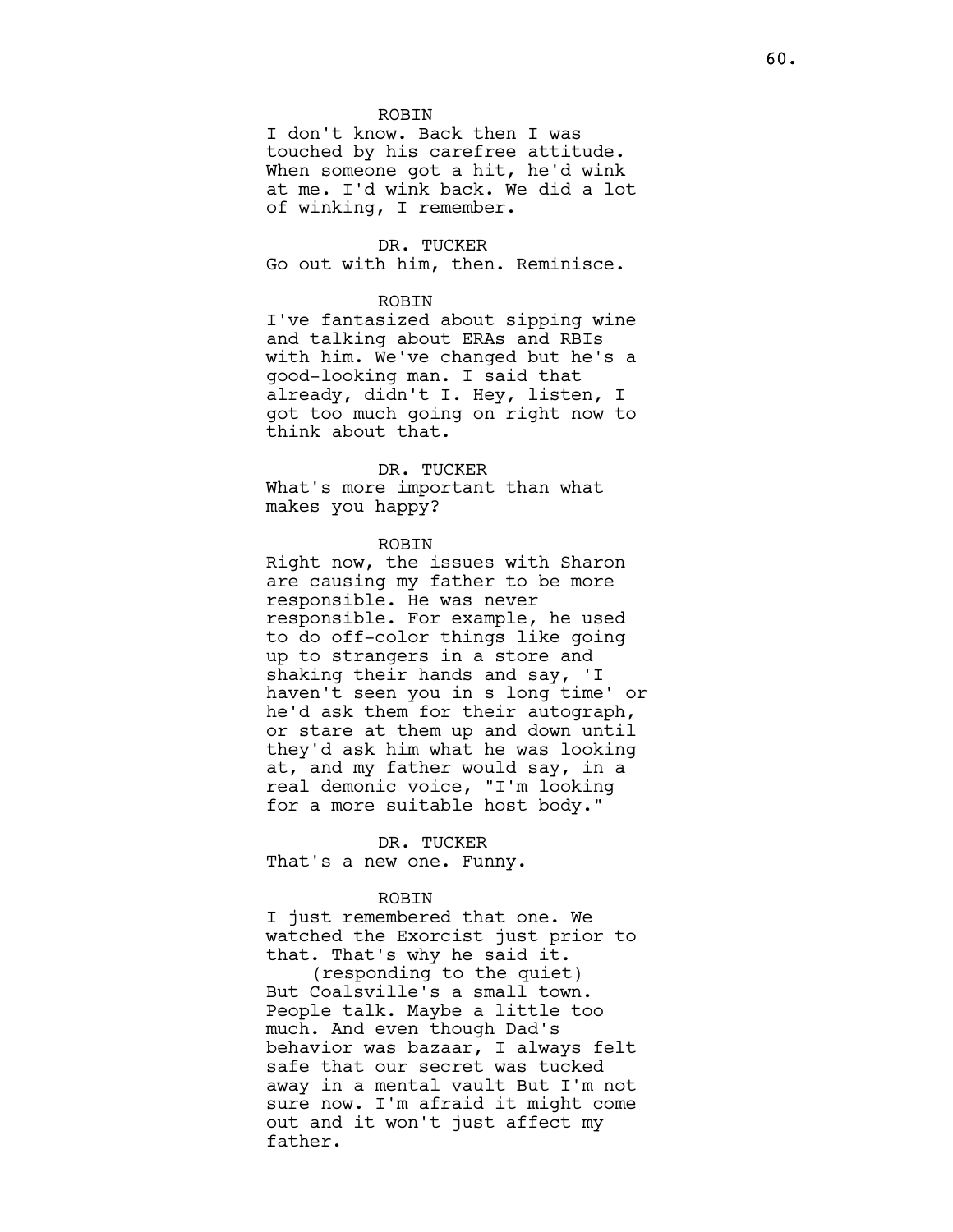ROBIN
I don't know. Back then I was touched by his carefree attitude. When someone got a hit, he'd wink at me. I'd wink back. We did a lot of winking, I remember.

DR. TUCKER
Go out with him, then. Reminisce.

ROBIN
I've fantasized about sipping wine and talking about ERAs and RBIs with him. We've changed but he's a good-looking man. I said that already, didn't I. Hey, listen, I got too much going on right now to think about that.

DR. TUCKER
What's more important than what makes you happy?

ROBIN
Right now, the issues with Sharon are causing my father to be more responsible. He was never responsible. For example, he used to do off-color things like going up to strangers in a store and shaking their hands and say, 'I haven't seen you in s long time' or he'd ask them for their autograph, or stare at them up and down until they'd ask him what he was looking at, and my father would say, in a real demonic voice, "I'm looking for a more suitable host body."

DR. TUCKER
That's a new one. Funny.

ROBIN
I just remembered that one. We watched the Exorcist just prior to that. That's why he said it.
(responding to the quiet)
But Coalsville's a small town. People talk. Maybe a little too much. And even though Dad's behavior was bazaar, I always felt safe that our secret was tucked away in a mental vault But I'm not sure now. I'm afraid it might come out and it won't just affect my father.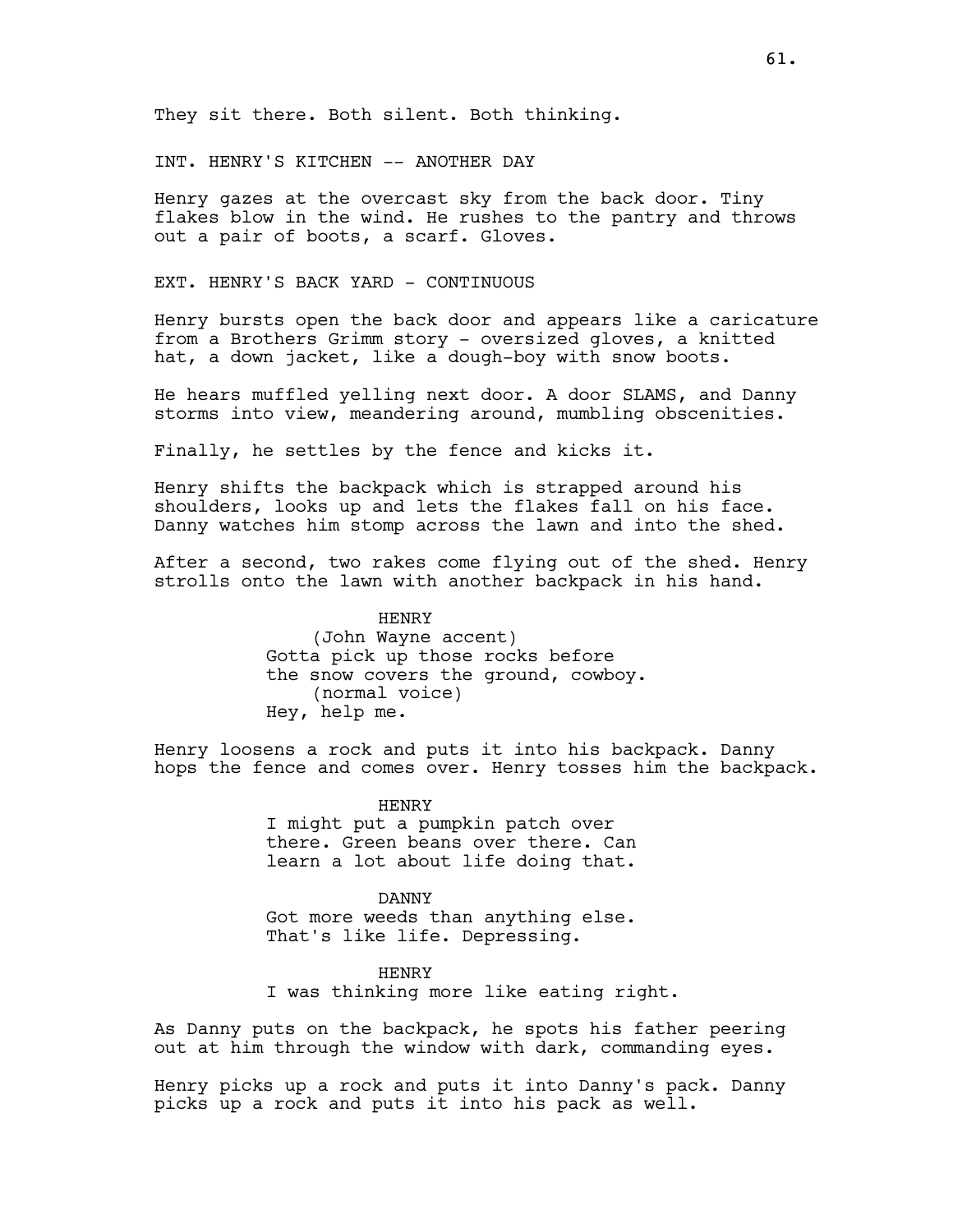They sit there. Both silent. Both thinking.

INT. HENRY'S KITCHEN -- ANOTHER DAY

Henry gazes at the overcast sky from the back door. Tiny flakes blow in the wind. He rushes to the pantry and throws out a pair of boots, a scarf. Gloves.

EXT. HENRY'S BACK YARD - CONTINUOUS

Henry bursts open the back door and appears like a caricature from a Brothers Grimm story - oversized gloves, a knitted hat, a down jacket, like a dough-boy with snow boots.

He hears muffled yelling next door. A door SLAMS, and Danny storms into view, meandering around, mumbling obscenities.

Finally, he settles by the fence and kicks it.

Henry shifts the backpack which is strapped around his shoulders, looks up and lets the flakes fall on his face. Danny watches him stomp across the lawn and into the shed.

After a second, two rakes come flying out of the shed. Henry strolls onto the lawn with another backpack in his hand.

HENRY
(John Wayne accent)
Gotta pick up those rocks before the snow covers the ground, cowboy.
(normal voice)
Hey, help me.

Henry loosens a rock and puts it into his backpack. Danny hops the fence and comes over. Henry tosses him the backpack.

HENRY
I might put a pumpkin patch over there. Green beans over there. Can learn a lot about life doing that.

DANNY
Got more weeds than anything else. That's like life. Depressing.

HENRY
I was thinking more like eating right.

As Danny puts on the backpack, he spots his father peering out at him through the window with dark, commanding eyes.

Henry picks up a rock and puts it into Danny's pack. Danny picks up a rock and puts it into his pack as well.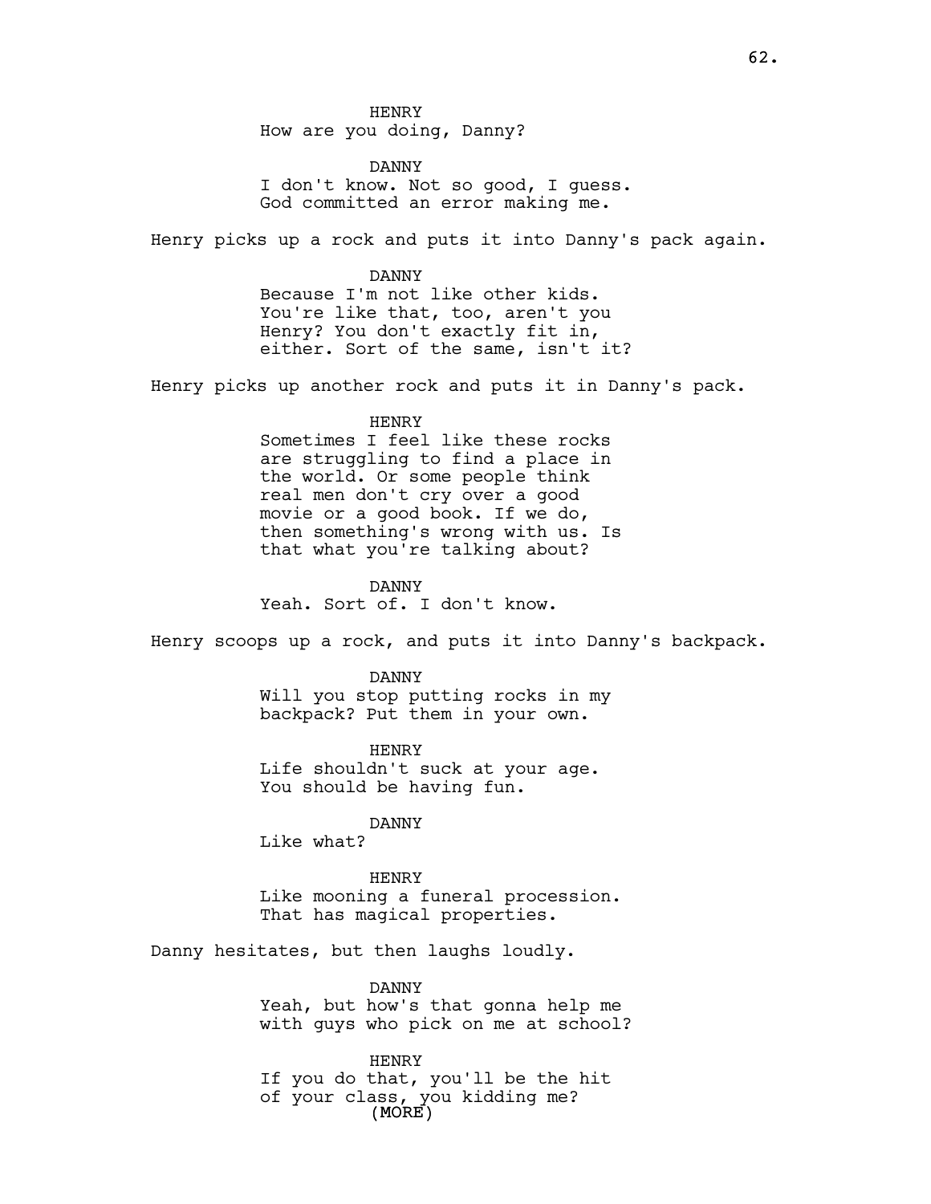HENRY
How are you doing, Danny?

DANNY
I don't know. Not so good, I guess. God committed an error making me.

Henry picks up a rock and puts it into Danny's pack again.

DANNY
Because I'm not like other kids. You're like that, too, aren't you Henry? You don't exactly fit in, either. Sort of the same, isn't it?

Henry picks up another rock and puts it in Danny's pack.

HENRY
Sometimes I feel like these rocks are struggling to find a place in the world. Or some people think real men don't cry over a good movie or a good book. If we do, then something's wrong with us. Is that what you're talking about?

DANNY
Yeah. Sort of. I don't know.

Henry scoops up a rock, and puts it into Danny's backpack.

DANNY
Will you stop putting rocks in my backpack? Put them in your own.

HENRY
Life shouldn't suck at your age. You should be having fun.

DANNY
Like what?

HENRY
Like mooning a funeral procession. That has magical properties.

Danny hesitates, but then laughs loudly.

DANNY
Yeah, but how's that gonna help me with guys who pick on me at school?

HENRY
If you do that, you'll be the hit of your class, you kidding me?
(MORE)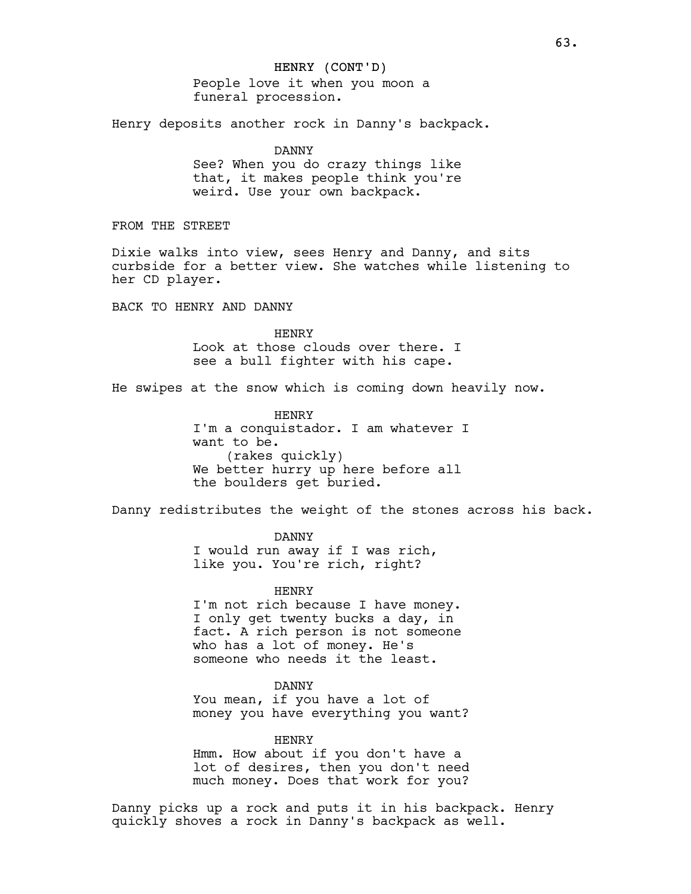HENRY (CONT'D)
People love it when you moon a funeral procession.

Henry deposits another rock in Danny's backpack.

DANNY
See? When you do crazy things like that, it makes people think you're weird. Use your own backpack.

FROM THE STREET

Dixie walks into view, sees Henry and Danny, and sits curbside for a better view. She watches while listening to her CD player.

BACK TO HENRY AND DANNY

HENRY
Look at those clouds over there. I see a bull fighter with his cape.

He swipes at the snow which is coming down heavily now.

HENRY
I'm a conquistador. I am whatever I want to be.
(rakes quickly)
We better hurry up here before all the boulders get buried.

Danny redistributes the weight of the stones across his back.

DANNY
I would run away if I was rich, like you. You're rich, right?

HENRY
I'm not rich because I have money. I only get twenty bucks a day, in fact. A rich person is not someone who has a lot of money. He's someone who needs it the least.

DANNY
You mean, if you have a lot of money you have everything you want?

HENRY
Hmm. How about if you don't have a lot of desires, then you don't need much money. Does that work for you?

Danny picks up a rock and puts it in his backpack. Henry quickly shoves a rock in Danny's backpack as well.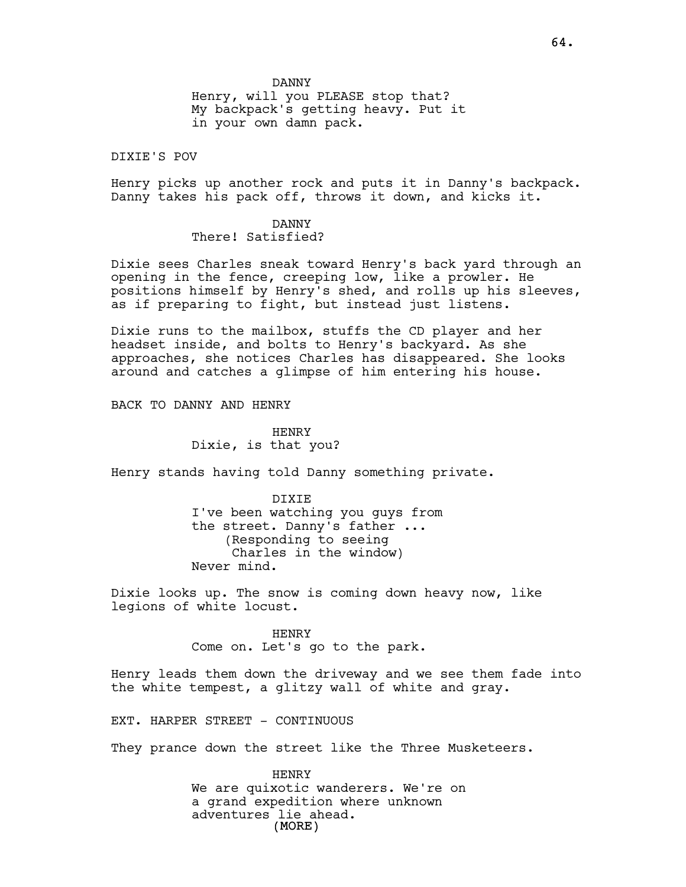DANNY
Henry, will you PLEASE stop that? My backpack's getting heavy. Put it in your own damn pack.

DIXIE'S POV

Henry picks up another rock and puts it in Danny's backpack. Danny takes his pack off, throws it down, and kicks it.

DANNY
There! Satisfied?

Dixie sees Charles sneak toward Henry's back yard through an opening in the fence, creeping low, like a prowler. He positions himself by Henry's shed, and rolls up his sleeves, as if preparing to fight, but instead just listens.

Dixie runs to the mailbox, stuffs the CD player and her headset inside, and bolts to Henry's backyard. As she approaches, she notices Charles has disappeared. She looks around and catches a glimpse of him entering his house.

BACK TO DANNY AND HENRY

HENRY
Dixie, is that you?

Henry stands having told Danny something private.

DIXIE
I've been watching you guys from the street. Danny's father ...
(Responding to seeing Charles in the window)
Never mind.

Dixie looks up. The snow is coming down heavy now, like legions of white locust.

HENRY
Come on. Let's go to the park.

Henry leads them down the driveway and we see them fade into the white tempest, a glitzy wall of white and gray.

EXT. HARPER STREET - CONTINUOUS

They prance down the street like the Three Musketeers.

HENRY
We are quixotic wanderers. We're on a grand expedition where unknown adventures lie ahead.
(MORE)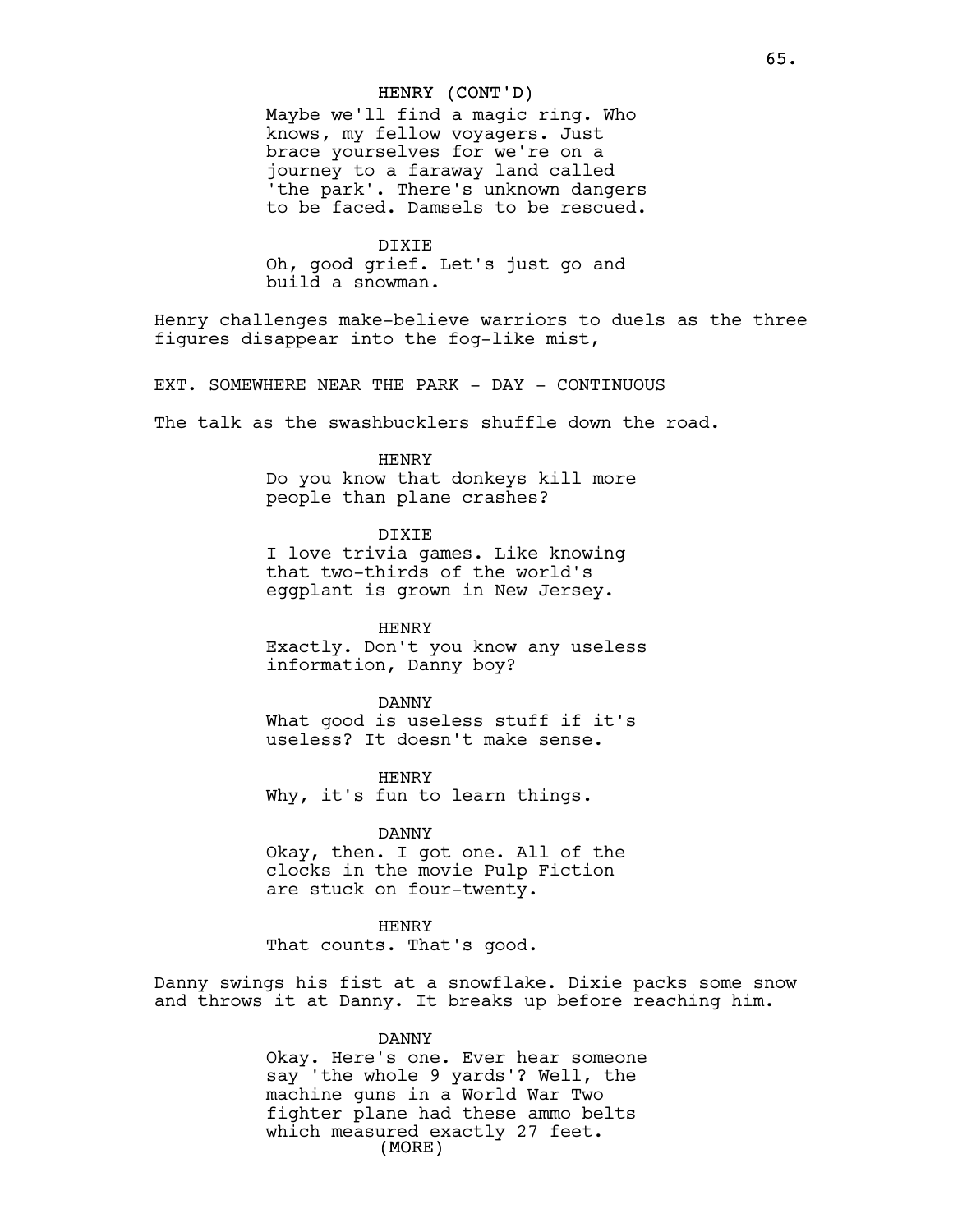HENRY (CONT'D)
Maybe we'll find a magic ring. Who knows, my fellow voyagers. Just brace yourselves for we're on a journey to a faraway land called 'the park'. There's unknown dangers to be faced. Damsels to be rescued.

DIXIE
Oh, good grief. Let's just go and build a snowman.

Henry challenges make-believe warriors to duels as the three figures disappear into the fog-like mist,

EXT. SOMEWHERE NEAR THE PARK - DAY - CONTINUOUS

The talk as the swashbucklers shuffle down the road.

HENRY
Do you know that donkeys kill more people than plane crashes?

DIXIE
I love trivia games. Like knowing that two-thirds of the world's eggplant is grown in New Jersey.

HENRY
Exactly. Don't you know any useless information, Danny boy?

DANNY
What good is useless stuff if it's useless? It doesn't make sense.

HENRY
Why, it's fun to learn things.

DANNY
Okay, then. I got one. All of the clocks in the movie Pulp Fiction are stuck on four-twenty.

HENRY
That counts. That's good.

Danny swings his fist at a snowflake. Dixie packs some snow and throws it at Danny. It breaks up before reaching him.

DANNY
Okay. Here's one. Ever hear someone say 'the whole 9 yards'? Well, the machine guns in a World War Two fighter plane had these ammo belts which measured exactly 27 feet.
(MORE)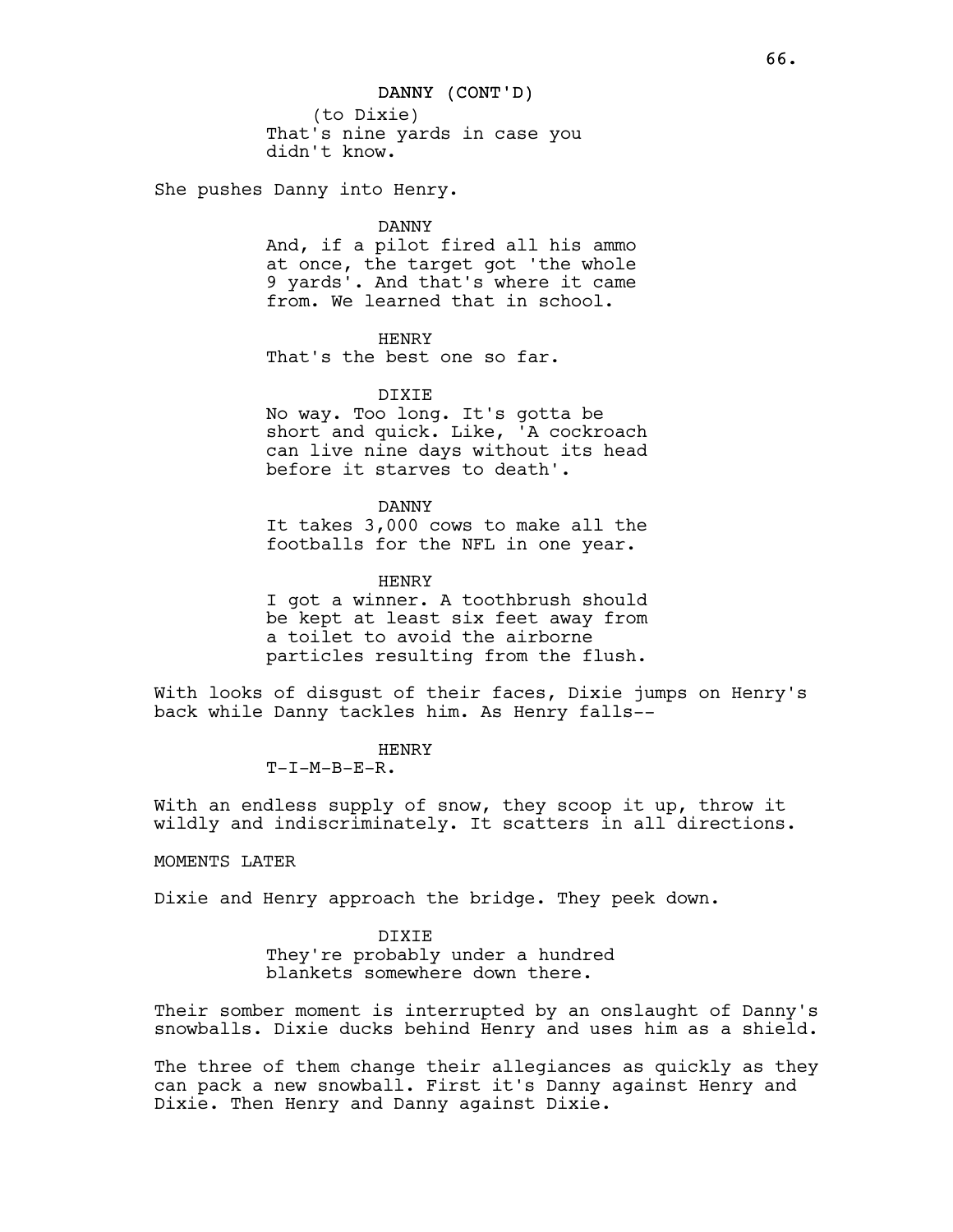DANNY (CONT'D)
(to Dixie)
That's nine yards in case you didn't know.

She pushes Danny into Henry.

DANNY
And, if a pilot fired all his ammo at once, the target got 'the whole 9 yards'. And that's where it came from. We learned that in school.

HENRY
That's the best one so far.

DIXIE
No way. Too long. It's gotta be short and quick. Like, 'A cockroach can live nine days without its head before it starves to death'.

DANNY
It takes 3,000 cows to make all the footballs for the NFL in one year.

HENRY
I got a winner. A toothbrush should be kept at least six feet away from a toilet to avoid the airborne particles resulting from the flush.

With looks of disgust of their faces, Dixie jumps on Henry's back while Danny tackles him. As Henry falls--

HENRY
T-I-M-B-E-R.

With an endless supply of snow, they scoop it up, throw it wildly and indiscriminately. It scatters in all directions.

MOMENTS LATER

Dixie and Henry approach the bridge. They peek down.

DIXIE
They're probably under a hundred blankets somewhere down there.

Their somber moment is interrupted by an onslaught of Danny's snowballs. Dixie ducks behind Henry and uses him as a shield.

The three of them change their allegiances as quickly as they can pack a new snowball. First it's Danny against Henry and Dixie. Then Henry and Danny against Dixie.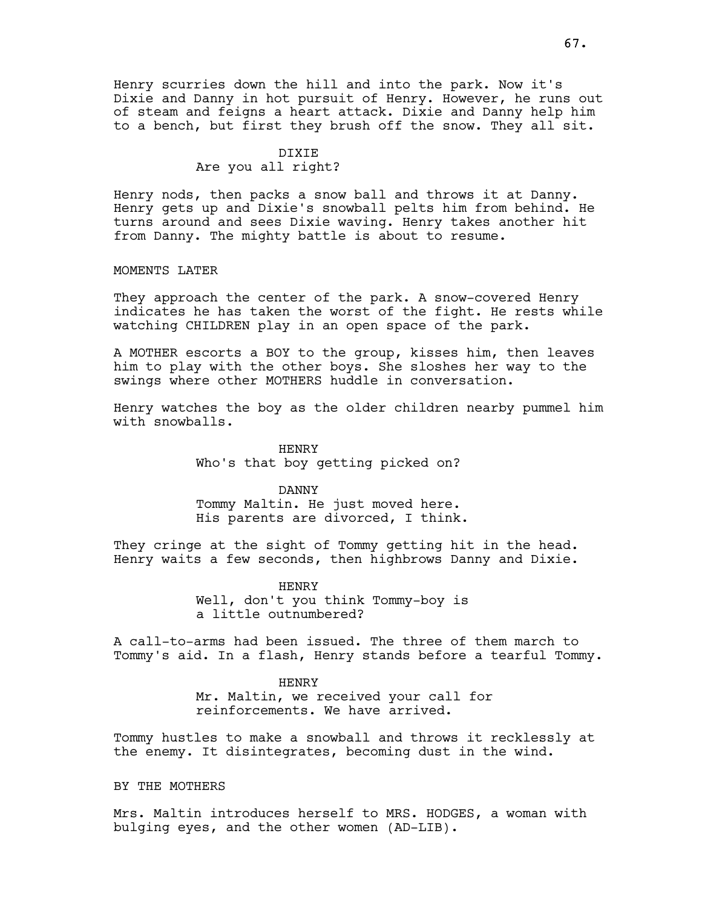Henry scurries down the hill and into the park. Now it's Dixie and Danny in hot pursuit of Henry. However, he runs out of steam and feigns a heart attack. Dixie and Danny help him to a bench, but first they brush off the snow. They all sit.

DIXIE
Are you all right?

Henry nods, then packs a snow ball and throws it at Danny. Henry gets up and Dixie's snowball pelts him from behind. He turns around and sees Dixie waving. Henry takes another hit from Danny. The mighty battle is about to resume.

MOMENTS LATER

They approach the center of the park. A snow-covered Henry indicates he has taken the worst of the fight. He rests while watching CHILDREN play in an open space of the park.

A MOTHER escorts a BOY to the group, kisses him, then leaves him to play with the other boys. She sloshes her way to the swings where other MOTHERS huddle in conversation.

Henry watches the boy as the older children nearby pummel him with snowballs.

HENRY
Who's that boy getting picked on?

DANNY
Tommy Maltin. He just moved here.
His parents are divorced, I think.

They cringe at the sight of Tommy getting hit in the head. Henry waits a few seconds, then highbrows Danny and Dixie.

HENRY
Well, don't you think Tommy-boy is
a little outnumbered?

A call-to-arms had been issued. The three of them march to Tommy's aid. In a flash, Henry stands before a tearful Tommy.

HENRY
Mr. Maltin, we received your call for
reinforcements. We have arrived.

Tommy hustles to make a snowball and throws it recklessly at the enemy. It disintegrates, becoming dust in the wind.

BY THE MOTHERS

Mrs. Maltin introduces herself to MRS. HODGES, a woman with bulging eyes, and the other women (AD-LIB).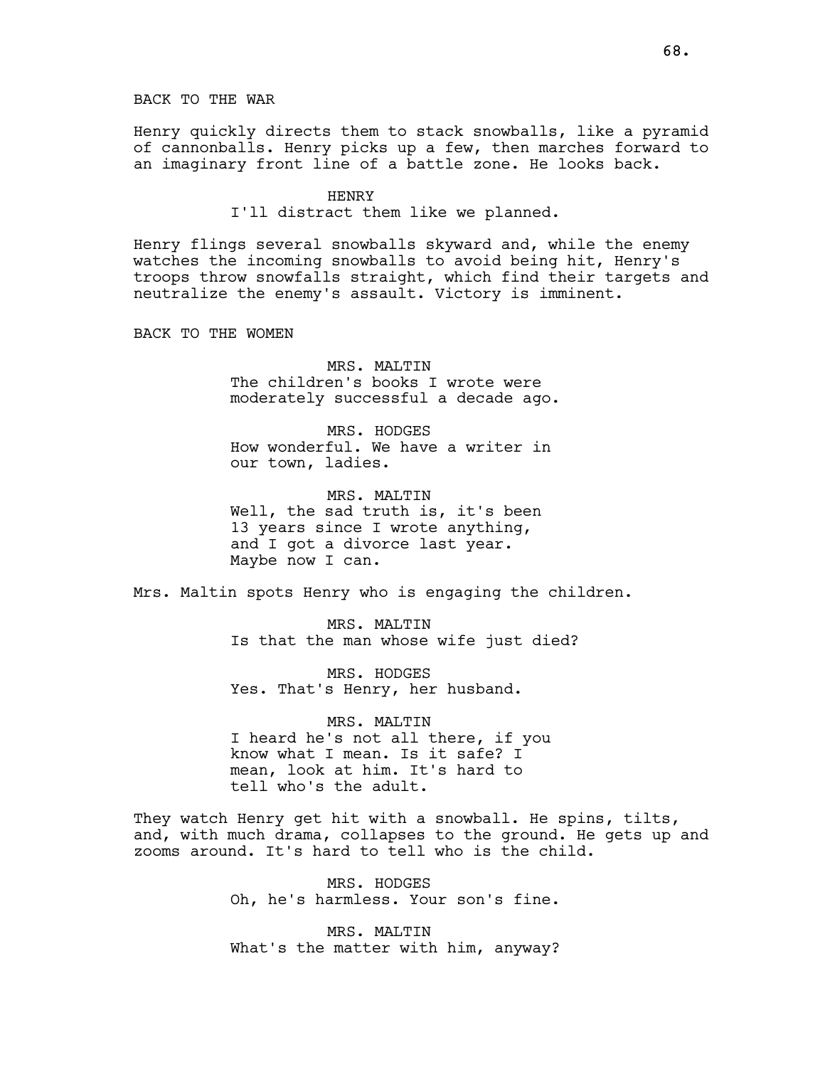BACK TO THE WAR

Henry quickly directs them to stack snowballs, like a pyramid of cannonballs. Henry picks up a few, then marches forward to an imaginary front line of a battle zone. He looks back.

HENRY
I'll distract them like we planned.

Henry flings several snowballs skyward and, while the enemy watches the incoming snowballs to avoid being hit, Henry's troops throw snowfalls straight, which find their targets and neutralize the enemy's assault. Victory is imminent.

BACK TO THE WOMEN

MRS. MALTIN
The children's books I wrote were moderately successful a decade ago.

MRS. HODGES
How wonderful. We have a writer in our town, ladies.

MRS. MALTIN
Well, the sad truth is, it's been 13 years since I wrote anything, and I got a divorce last year. Maybe now I can.

Mrs. Maltin spots Henry who is engaging the children.

MRS. MALTIN
Is that the man whose wife just died?

MRS. HODGES
Yes. That's Henry, her husband.

MRS. MALTIN
I heard he's not all there, if you know what I mean. Is it safe? I mean, look at him. It's hard to tell who's the adult.

They watch Henry get hit with a snowball. He spins, tilts, and, with much drama, collapses to the ground. He gets up and zooms around. It's hard to tell who is the child.

MRS. HODGES
Oh, he's harmless. Your son's fine.

MRS. MALTIN
What's the matter with him, anyway?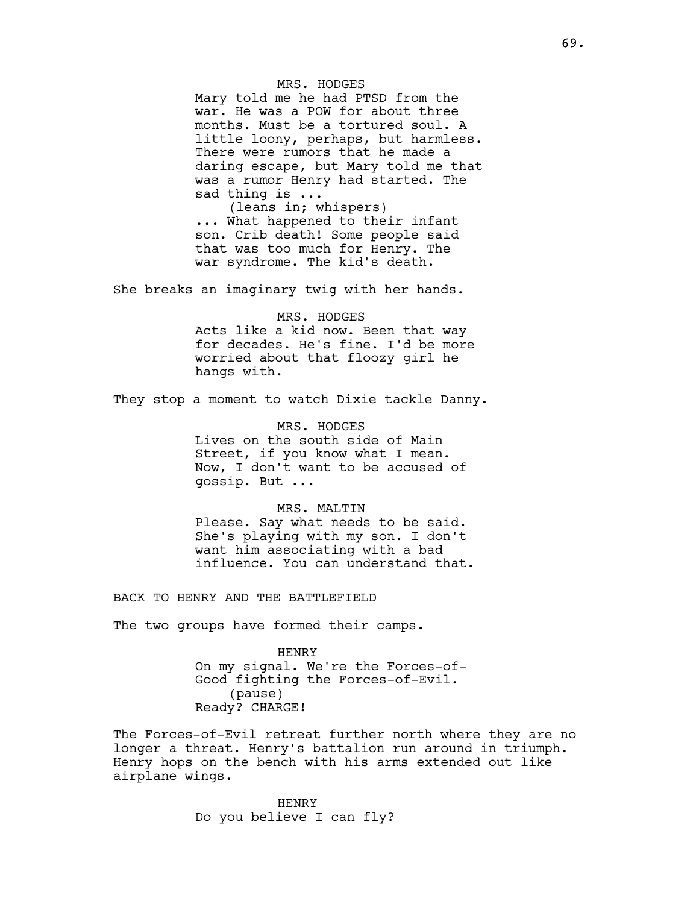MRS. HODGES

Mary told me he had PTSD from the war. He was a POW for about three months. Must be a tortured soul. A little loony, perhaps, but harmless. There were rumors that he made a daring escape, but Mary told me that was a rumor Henry had started. The sad thing is ...

(leans in; whispers)

... What happened to their infant son. Crib death! Some people said that was too much for Henry. The war syndrome. The kid's death.

She breaks an imaginary twig with her hands.

MRS. HODGES

Acts like a kid now. Been that way for decades. He's fine. I'd be more worried about that floozy girl he hangs with.

They stop a moment to watch Dixie tackle Danny.

MRS. HODGES

Lives on the south side of Main Street, if you know what I mean. Now, I don't want to be accused of gossip. But ...

MRS. MALTIN

Please. Say what needs to be said. She's playing with my son. I don't want him associating with a bad influence. You can understand that.

BACK TO HENRY AND THE BATTLEFIELD

The two groups have formed their camps.

HENRY

On my signal. We're the Forces-of-Good fighting the Forces-of-Evil.

(pause)

Ready? CHARGE!

The Forces-of-Evil retreat further north where they are no longer a threat. Henry's battalion run around in triumph. Henry hops on the bench with his arms extended out like airplane wings.

HENRY

Do you believe I can fly?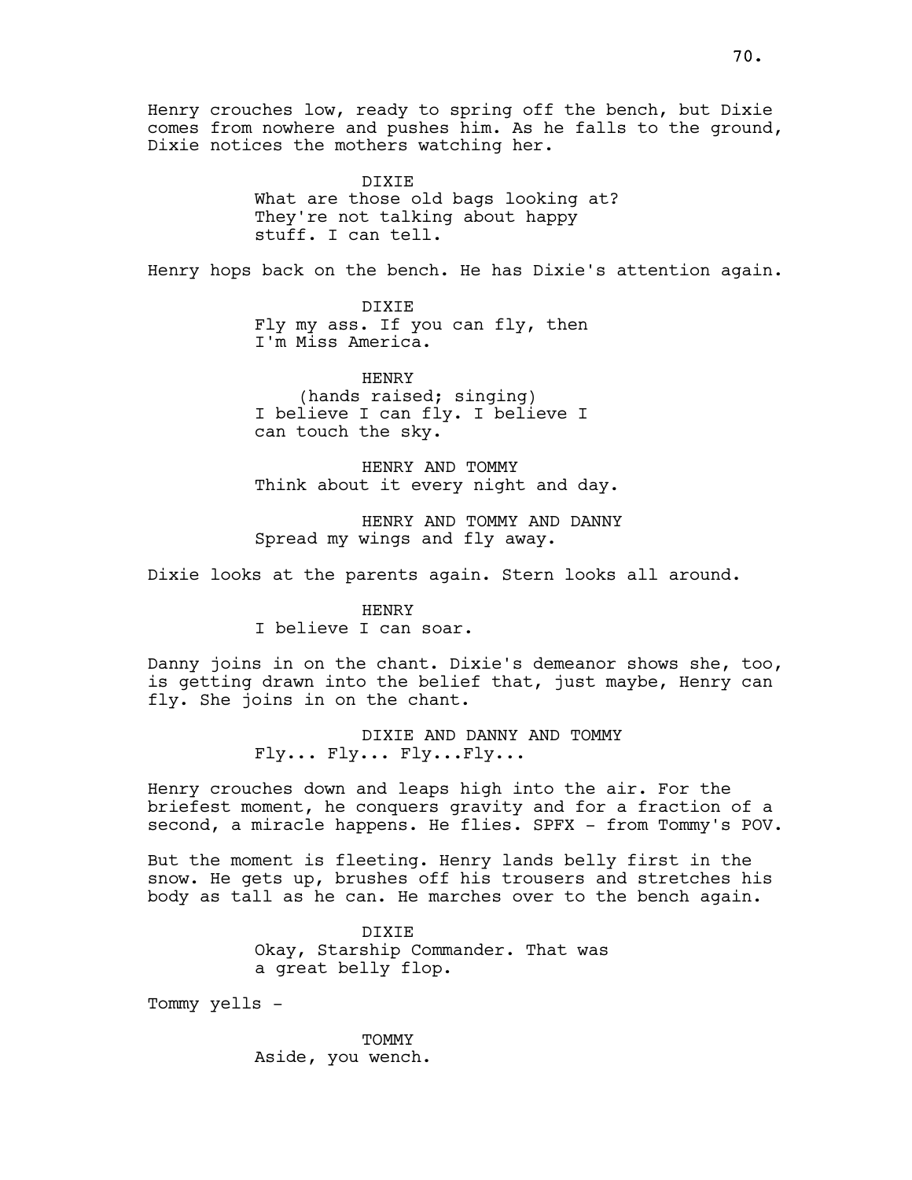Henry crouches low, ready to spring off the bench, but Dixie comes from nowhere and pushes him. As he falls to the ground, Dixie notices the mothers watching her.

DIXIE
What are those old bags looking at? They're not talking about happy stuff. I can tell.

Henry hops back on the bench. He has Dixie's attention again.

DIXIE
Fly my ass. If you can fly, then I'm Miss America.

HENRY
(hands raised; singing)
I believe I can fly. I believe I can touch the sky.

HENRY AND TOMMY
Think about it every night and day.

HENRY AND TOMMY AND DANNY
Spread my wings and fly away.

Dixie looks at the parents again. Stern looks all around.

HENRY
I believe I can soar.

Danny joins in on the chant. Dixie's demeanor shows she, too, is getting drawn into the belief that, just maybe, Henry can fly. She joins in on the chant.

DIXIE AND DANNY AND TOMMY
Fly... Fly... Fly...Fly...

Henry crouches down and leaps high into the air. For the briefest moment, he conquers gravity and for a fraction of a second, a miracle happens. He flies. SPFX - from Tommy's POV.

But the moment is fleeting. Henry lands belly first in the snow. He gets up, brushes off his trousers and stretches his body as tall as he can. He marches over to the bench again.

DIXIE
Okay, Starship Commander. That was a great belly flop.

Tommy yells -

TOMMY
Aside, you wench.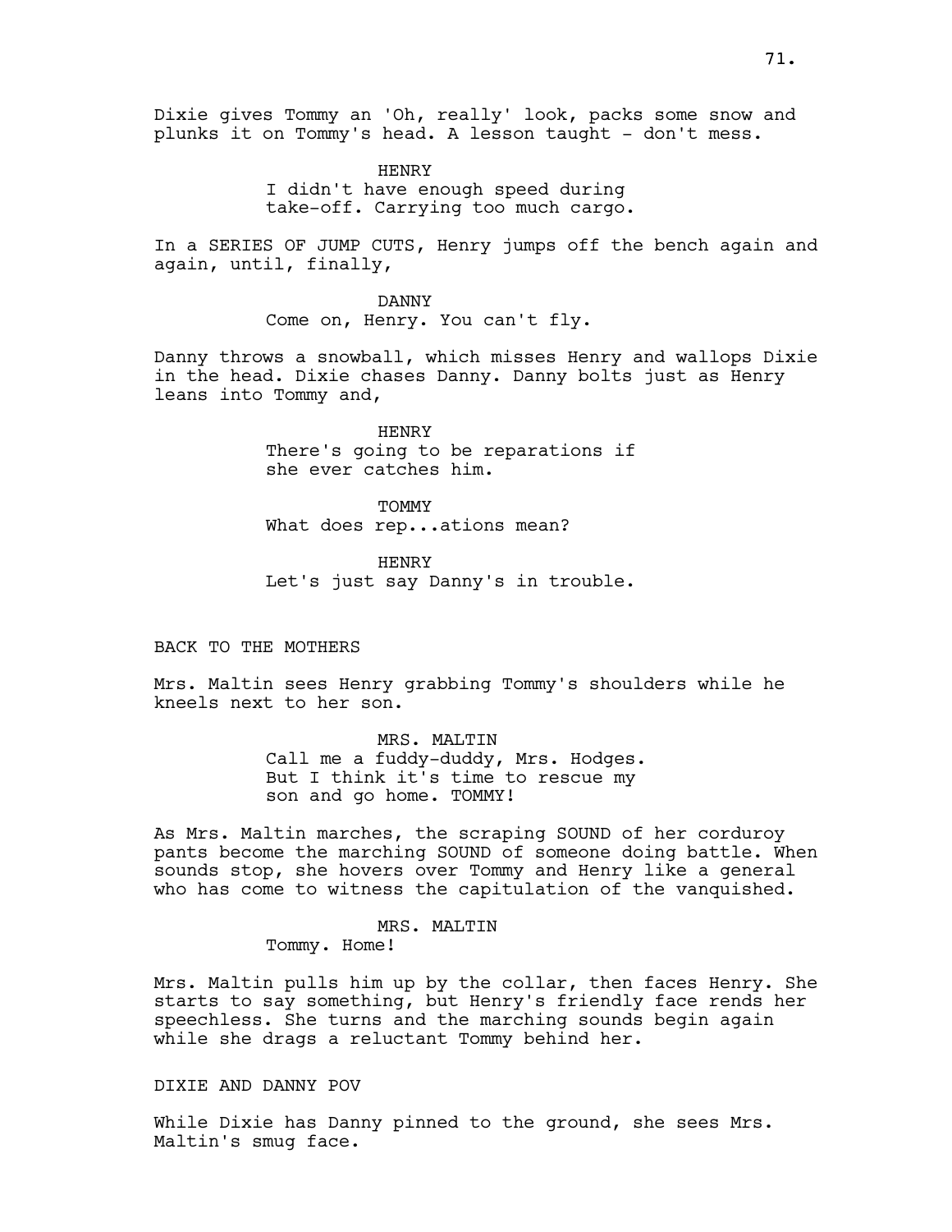Dixie gives Tommy an 'Oh, really' look, packs some snow and plunks it on Tommy's head. A lesson taught - don't mess.

HENRY
I didn't have enough speed during take-off. Carrying too much cargo.

In a SERIES OF JUMP CUTS, Henry jumps off the bench again and again, until, finally,

DANNY
Come on, Henry. You can't fly.

Danny throws a snowball, which misses Henry and wallops Dixie in the head. Dixie chases Danny. Danny bolts just as Henry leans into Tommy and,

HENRY
There's going to be reparations if she ever catches him.

TOMMY
What does rep...ations mean?

HENRY
Let's just say Danny's in trouble.

BACK TO THE MOTHERS

Mrs. Maltin sees Henry grabbing Tommy's shoulders while he kneels next to her son.

MRS. MALTIN
Call me a fuddy-duddy, Mrs. Hodges. But I think it's time to rescue my son and go home. TOMMY!

As Mrs. Maltin marches, the scraping SOUND of her corduroy pants become the marching SOUND of someone doing battle. When sounds stop, she hovers over Tommy and Henry like a general who has come to witness the capitulation of the vanquished.

MRS. MALTIN
Tommy. Home!

Mrs. Maltin pulls him up by the collar, then faces Henry. She starts to say something, but Henry's friendly face rends her speechless. She turns and the marching sounds begin again while she drags a reluctant Tommy behind her.

DIXIE AND DANNY POV

While Dixie has Danny pinned to the ground, she sees Mrs. Maltin's smug face.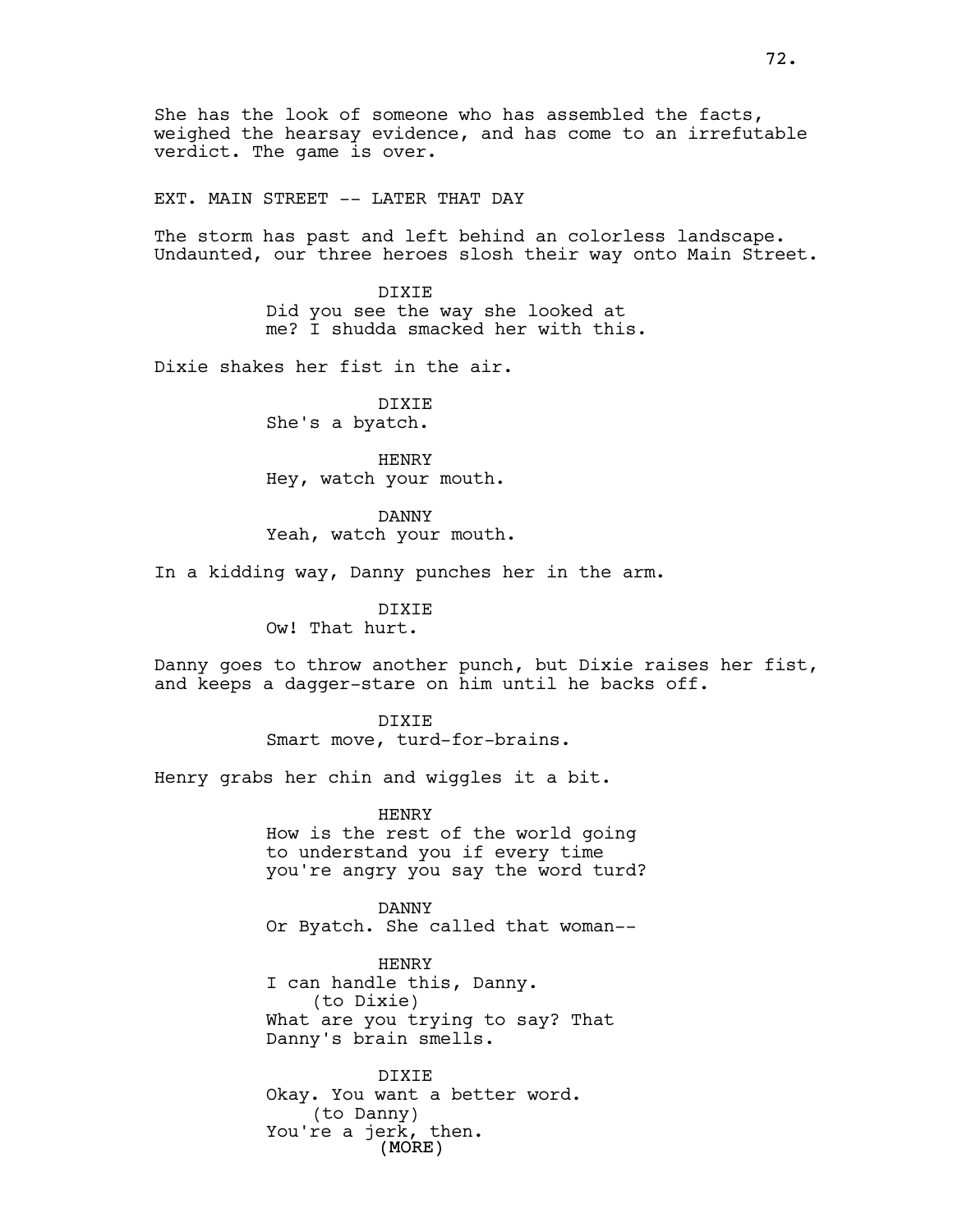She has the look of someone who has assembled the facts, weighed the hearsay evidence, and has come to an irrefutable verdict. The game is over.

EXT. MAIN STREET -- LATER THAT DAY

The storm has past and left behind an colorless landscape. Undaunted, our three heroes slosh their way onto Main Street.

DIXIE
Did you see the way she looked at me? I shudda smacked her with this.

Dixie shakes her fist in the air.

DIXIE
She's a byatch.

HENRY
Hey, watch your mouth.

DANNY
Yeah, watch your mouth.

In a kidding way, Danny punches her in the arm.

DIXIE
Ow! That hurt.

Danny goes to throw another punch, but Dixie raises her fist, and keeps a dagger-stare on him until he backs off.

DIXIE
Smart move, turd-for-brains.

Henry grabs her chin and wiggles it a bit.

HENRY
How is the rest of the world going to understand you if every time you're angry you say the word turd?

DANNY
Or Byatch. She called that woman--

HENRY
I can handle this, Danny.
(to Dixie)
What are you trying to say? That Danny's brain smells.

DIXIE
Okay. You want a better word.
(to Danny)
You're a jerk, then.
(MORE)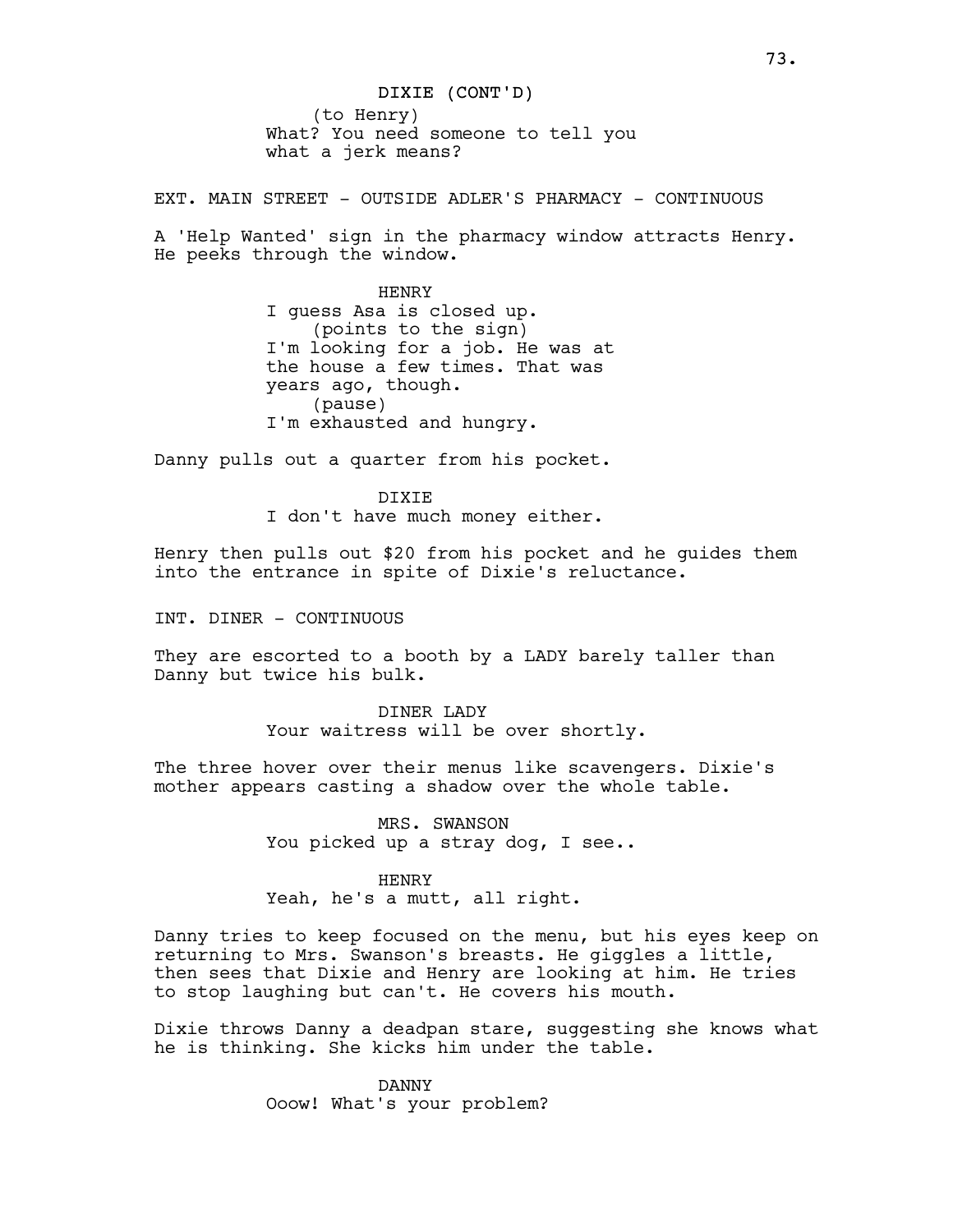DIXIE (CONT'D)
(to Henry)
What? You need someone to tell you what a jerk means?

EXT. MAIN STREET - OUTSIDE ADLER'S PHARMACY - CONTINUOUS

A 'Help Wanted' sign in the pharmacy window attracts Henry. He peeks through the window.

HENRY
I guess Asa is closed up.
(points to the sign)
I'm looking for a job. He was at the house a few times. That was years ago, though.
(pause)
I'm exhausted and hungry.

Danny pulls out a quarter from his pocket.

DIXIE
I don't have much money either.

Henry then pulls out $20 from his pocket and he guides them into the entrance in spite of Dixie's reluctance.

INT. DINER - CONTINUOUS

They are escorted to a booth by a LADY barely taller than Danny but twice his bulk.

DINER LADY
Your waitress will be over shortly.

The three hover over their menus like scavengers. Dixie's mother appears casting a shadow over the whole table.

MRS. SWANSON
You picked up a stray dog, I see..

HENRY
Yeah, he's a mutt, all right.

Danny tries to keep focused on the menu, but his eyes keep on returning to Mrs. Swanson's breasts. He giggles a little, then sees that Dixie and Henry are looking at him. He tries to stop laughing but can't. He covers his mouth.

Dixie throws Danny a deadpan stare, suggesting she knows what he is thinking. She kicks him under the table.

DANNY
Ooow! What's your problem?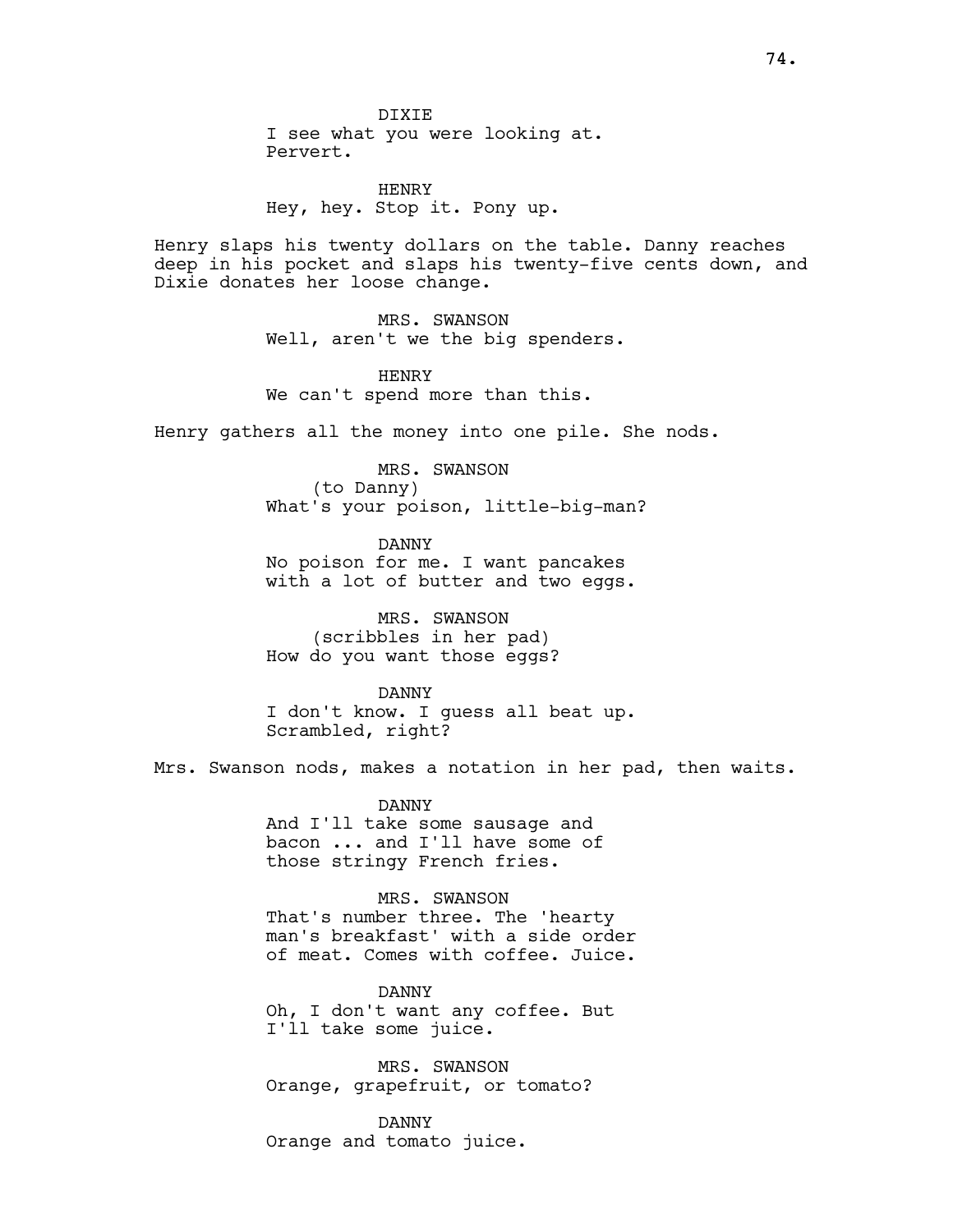DIXIE
I see what you were looking at.
Pervert.

HENRY
Hey, hey. Stop it. Pony up.

Henry slaps his twenty dollars on the table. Danny reaches deep in his pocket and slaps his twenty-five cents down, and Dixie donates her loose change.

MRS. SWANSON
Well, aren't we the big spenders.

HENRY
We can't spend more than this.

Henry gathers all the money into one pile. She nods.

MRS. SWANSON
(to Danny)
What's your poison, little-big-man?

DANNY
No poison for me. I want pancakes
with a lot of butter and two eggs.

MRS. SWANSON
(scribbles in her pad)
How do you want those eggs?

DANNY
I don't know. I guess all beat up.
Scrambled, right?

Mrs. Swanson nods, makes a notation in her pad, then waits.

DANNY
And I'll take some sausage and
bacon ... and I'll have some of
those stringy French fries.

MRS. SWANSON
That's number three. The 'hearty
man's breakfast' with a side order
of meat. Comes with coffee. Juice.

DANNY
Oh, I don't want any coffee. But
I'll take some juice.

MRS. SWANSON
Orange, grapefruit, or tomato?

DANNY
Orange and tomato juice.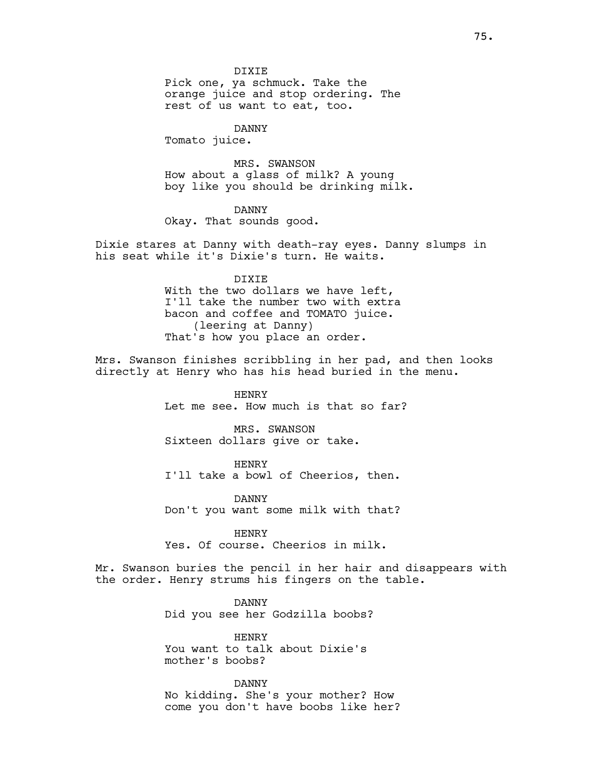DIXIE
Pick one, ya schmuck. Take the orange juice and stop ordering. The rest of us want to eat, too.

DANNY
Tomato juice.

MRS. SWANSON
How about a glass of milk? A young boy like you should be drinking milk.

DANNY
Okay. That sounds good.

Dixie stares at Danny with death-ray eyes. Danny slumps in his seat while it's Dixie's turn. He waits.

DIXIE
With the two dollars we have left, I'll take the number two with extra bacon and coffee and TOMATO juice.
(leering at Danny)
That's how you place an order.

Mrs. Swanson finishes scribbling in her pad, and then looks directly at Henry who has his head buried in the menu.

HENRY
Let me see. How much is that so far?

MRS. SWANSON
Sixteen dollars give or take.

HENRY
I'll take a bowl of Cheerios, then.

DANNY
Don't you want some milk with that?

HENRY
Yes. Of course. Cheerios in milk.

Mr. Swanson buries the pencil in her hair and disappears with the order. Henry strums his fingers on the table.

DANNY
Did you see her Godzilla boobs?

HENRY
You want to talk about Dixie's mother's boobs?

DANNY
No kidding. She's your mother? How come you don't have boobs like her?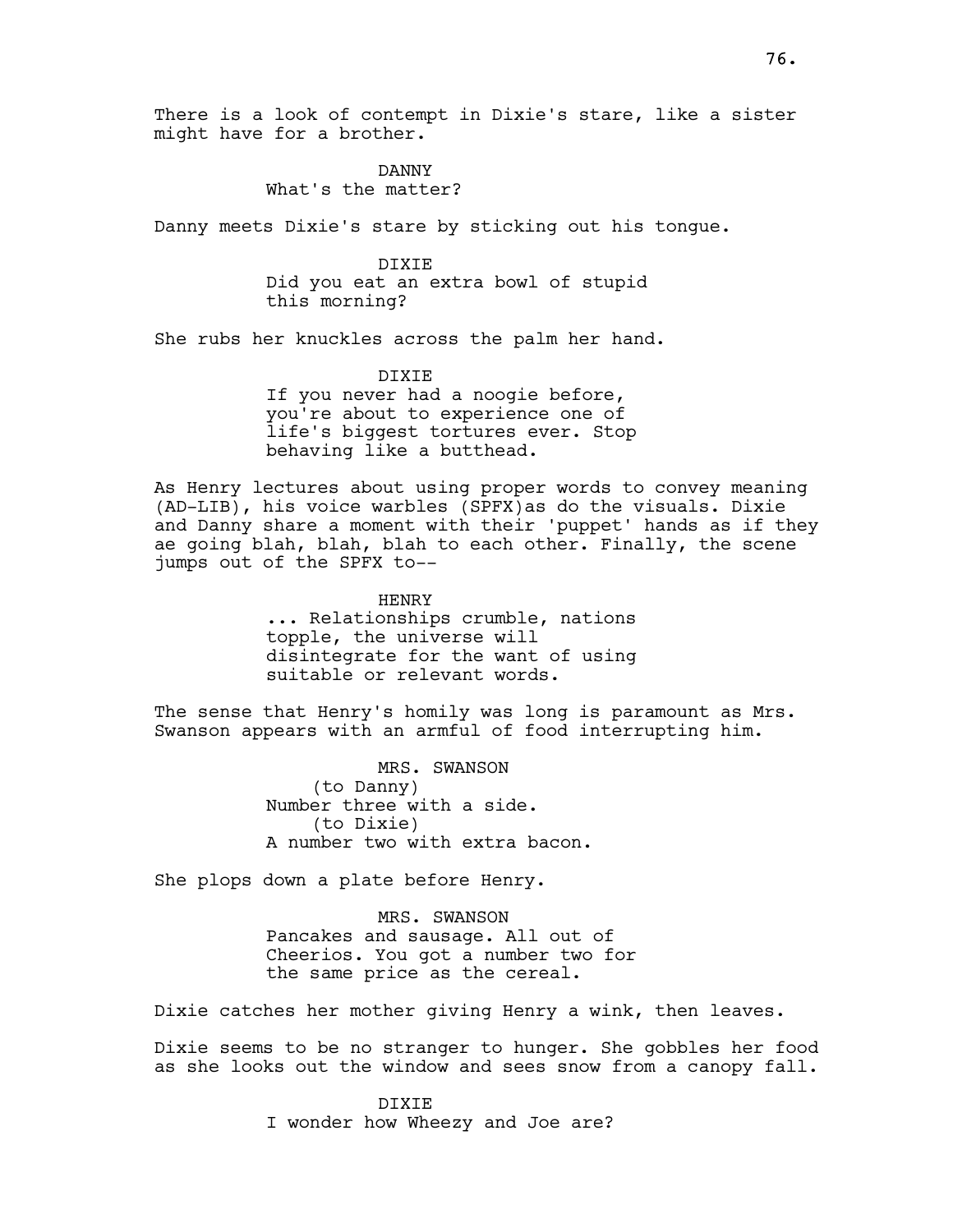There is a look of contempt in Dixie's stare, like a sister might have for a brother.

DANNY
What's the matter?

Danny meets Dixie's stare by sticking out his tongue.

DIXIE
Did you eat an extra bowl of stupid this morning?

She rubs her knuckles across the palm her hand.

DIXIE
If you never had a noogie before, you're about to experience one of life's biggest tortures ever. Stop behaving like a butthead.

As Henry lectures about using proper words to convey meaning (AD-LIB), his voice warbles (SPFX)as do the visuals. Dixie and Danny share a moment with their 'puppet' hands as if they ae going blah, blah, blah to each other. Finally, the scene jumps out of the SPFX to--

HENRY
... Relationships crumble, nations topple, the universe will disintegrate for the want of using suitable or relevant words.

The sense that Henry's homily was long is paramount as Mrs. Swanson appears with an armful of food interrupting him.

MRS. SWANSON
(to Danny)
Number three with a side.
(to Dixie)
A number two with extra bacon.

She plops down a plate before Henry.

MRS. SWANSON
Pancakes and sausage. All out of Cheerios. You got a number two for the same price as the cereal.

Dixie catches her mother giving Henry a wink, then leaves.

Dixie seems to be no stranger to hunger. She gobbles her food as she looks out the window and sees snow from a canopy fall.

DIXIE
I wonder how Wheezy and Joe are?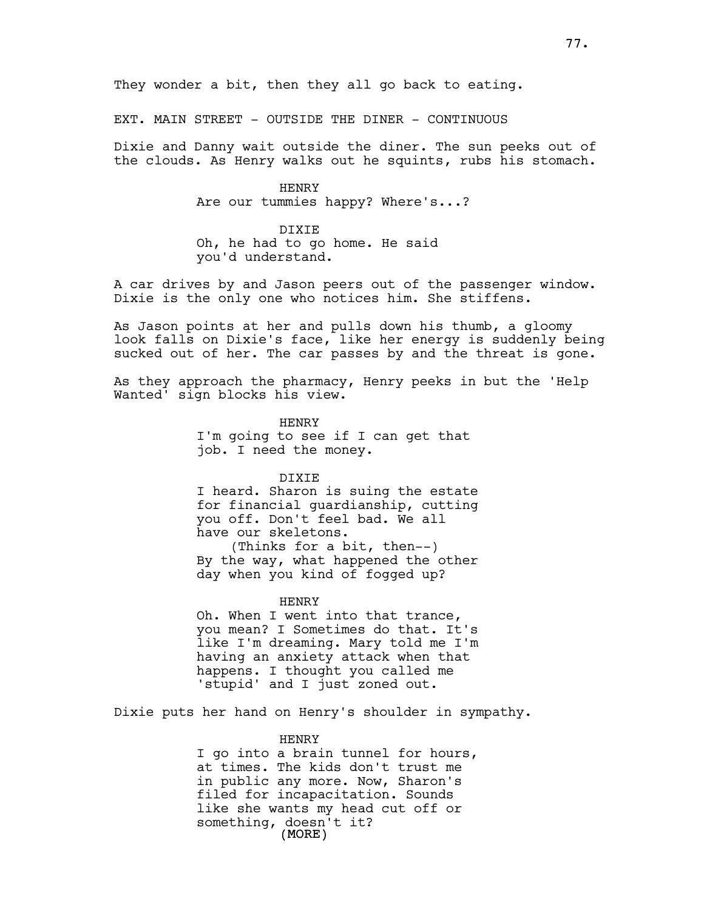They wonder a bit, then they all go back to eating.

EXT. MAIN STREET - OUTSIDE THE DINER - CONTINUOUS

Dixie and Danny wait outside the diner. The sun peeks out of the clouds. As Henry walks out he squints, rubs his stomach.

HENRY
Are our tummies happy? Where's...?

DIXIE
Oh, he had to go home. He said you'd understand.

A car drives by and Jason peers out of the passenger window. Dixie is the only one who notices him. She stiffens.

As Jason points at her and pulls down his thumb, a gloomy look falls on Dixie's face, like her energy is suddenly being sucked out of her. The car passes by and the threat is gone.

As they approach the pharmacy, Henry peeks in but the 'Help Wanted' sign blocks his view.

HENRY
I'm going to see if I can get that job. I need the money.

DIXIE
I heard. Sharon is suing the estate for financial guardianship, cutting you off. Don't feel bad. We all have our skeletons.
(Thinks for a bit, then--)
By the way, what happened the other day when you kind of fogged up?

HENRY
Oh. When I went into that trance, you mean? I Sometimes do that. It's like I'm dreaming. Mary told me I'm having an anxiety attack when that happens. I thought you called me 'stupid' and I just zoned out.

Dixie puts her hand on Henry's shoulder in sympathy.

HENRY
I go into a brain tunnel for hours, at times. The kids don't trust me in public any more. Now, Sharon's filed for incapacitation. Sounds like she wants my head cut off or something, doesn't it?
(MORE)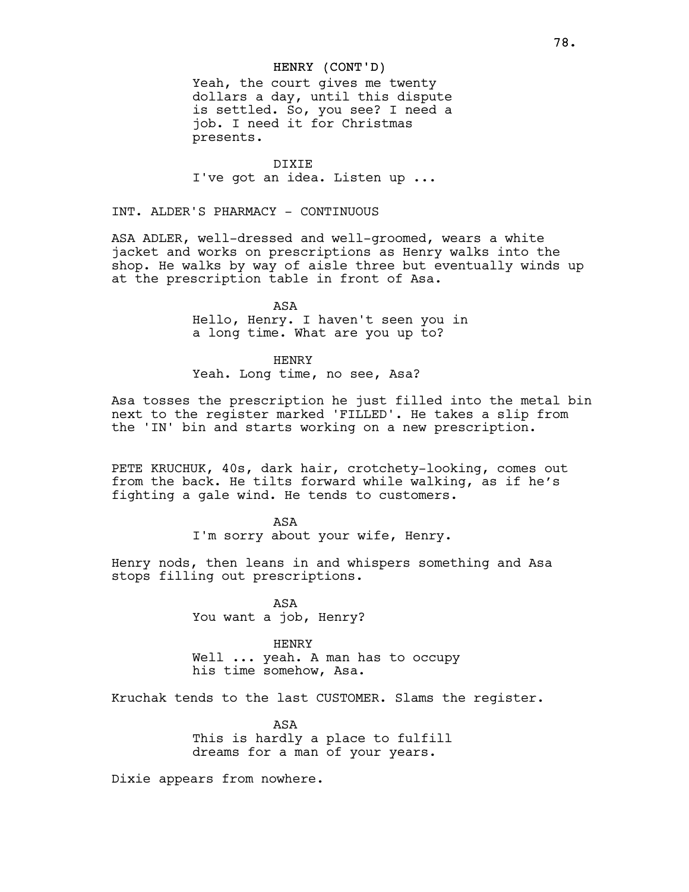HENRY (CONT'D)
Yeah, the court gives me twenty dollars a day, until this dispute is settled. So, you see? I need a job. I need it for Christmas presents.

DIXIE
I've got an idea. Listen up ...

INT. ALDER'S PHARMACY - CONTINUOUS

ASA ADLER, well-dressed and well-groomed, wears a white jacket and works on prescriptions as Henry walks into the shop. He walks by way of aisle three but eventually winds up at the prescription table in front of Asa.

ASA
Hello, Henry. I haven't seen you in a long time. What are you up to?

HENRY
Yeah. Long time, no see, Asa?

Asa tosses the prescription he just filled into the metal bin next to the register marked 'FILLED'. He takes a slip from the 'IN' bin and starts working on a new prescription.

PETE KRUCHUK, 40s, dark hair, crotchety-looking, comes out from the back. He tilts forward while walking, as if he's fighting a gale wind. He tends to customers.

ASA
I'm sorry about your wife, Henry.

Henry nods, then leans in and whispers something and Asa stops filling out prescriptions.

ASA
You want a job, Henry?

HENRY
Well ... yeah. A man has to occupy his time somehow, Asa.

Kruchak tends to the last CUSTOMER. Slams the register.

ASA
This is hardly a place to fulfill dreams for a man of your years.

Dixie appears from nowhere.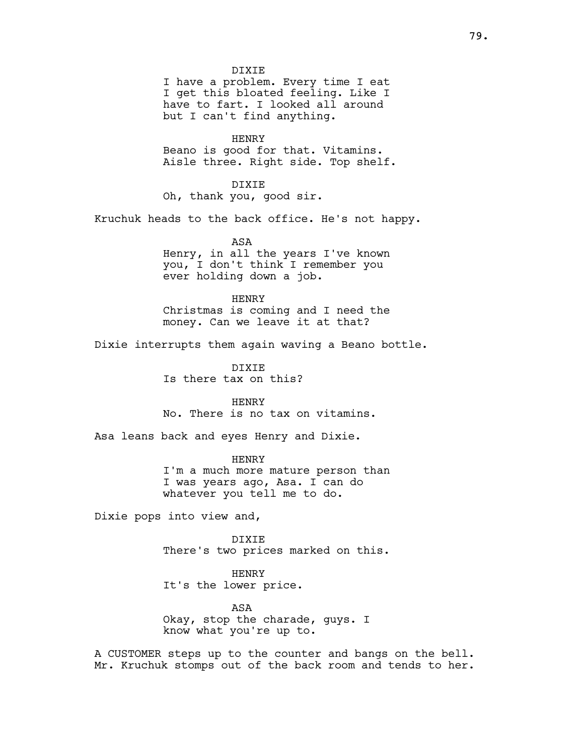DIXIE
I have a problem. Every time I eat I get this bloated feeling. Like I have to fart. I looked all around but I can't find anything.

HENRY
Beano is good for that. Vitamins. Aisle three. Right side. Top shelf.

DIXIE
Oh, thank you, good sir.

Kruchuk heads to the back office. He's not happy.

ASA
Henry, in all the years I've known you, I don't think I remember you ever holding down a job.

HENRY
Christmas is coming and I need the money. Can we leave it at that?

Dixie interrupts them again waving a Beano bottle.

DIXIE
Is there tax on this?

HENRY
No. There is no tax on vitamins.

Asa leans back and eyes Henry and Dixie.

HENRY
I'm a much more mature person than I was years ago, Asa. I can do whatever you tell me to do.

Dixie pops into view and,

DIXIE
There's two prices marked on this.

HENRY
It's the lower price.

ASA
Okay, stop the charade, guys. I know what you're up to.

A CUSTOMER steps up to the counter and bangs on the bell. Mr. Kruchuk stomps out of the back room and tends to her.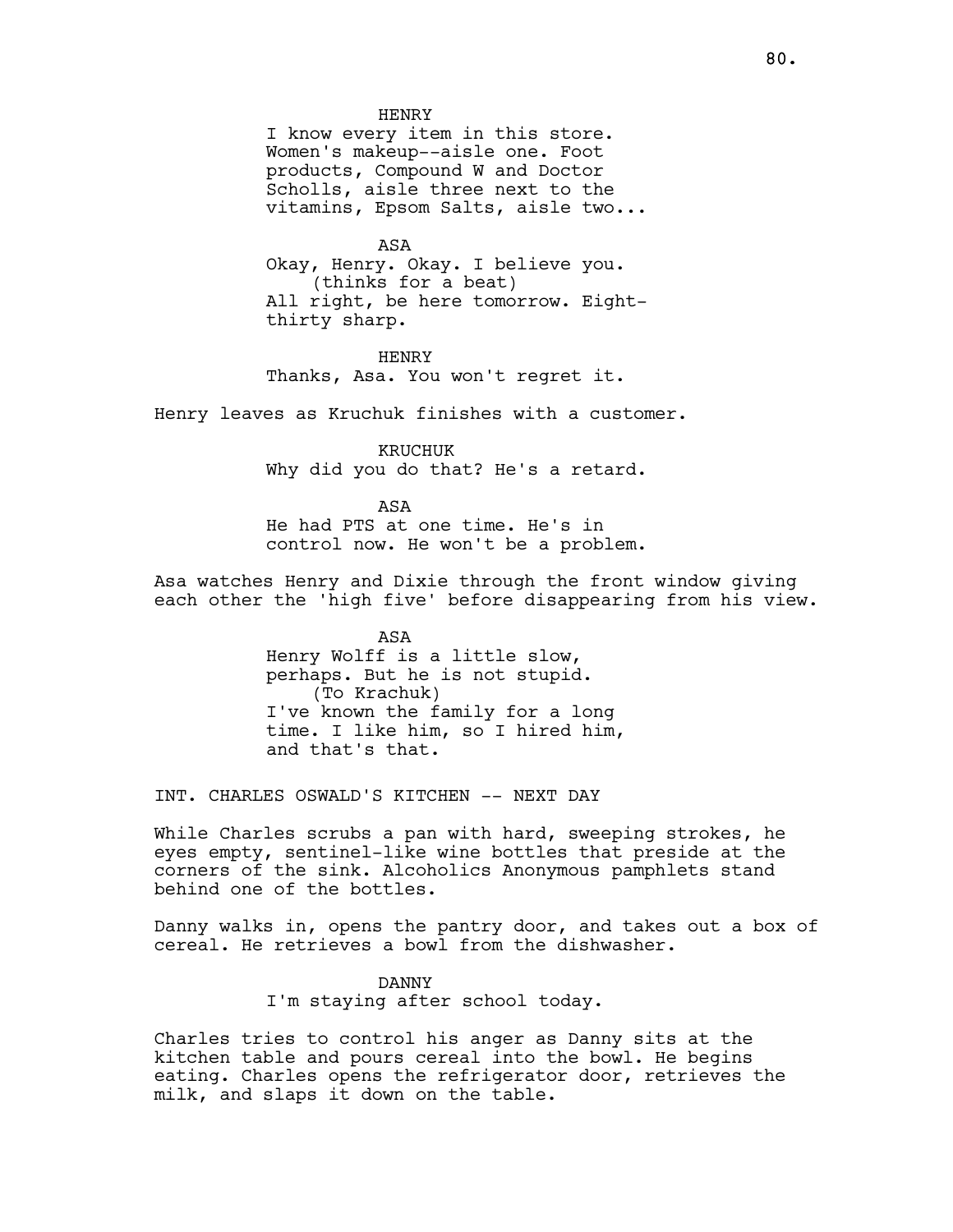HENRY
I know every item in this store. Women's makeup--aisle one. Foot products, Compound W and Doctor Scholls, aisle three next to the vitamins, Epsom Salts, aisle two...

ASA
Okay, Henry. Okay. I believe you.
(thinks for a beat)
All right, be here tomorrow. Eight-thirty sharp.

HENRY
Thanks, Asa. You won't regret it.

Henry leaves as Kruchuk finishes with a customer.

KRUCHUK
Why did you do that? He's a retard.

ASA
He had PTS at one time. He's in control now. He won't be a problem.

Asa watches Henry and Dixie through the front window giving each other the 'high five' before disappearing from his view.

ASA
Henry Wolff is a little slow, perhaps. But he is not stupid.
(To Krachuk)
I've known the family for a long time. I like him, so I hired him, and that's that.

INT. CHARLES OSWALD'S KITCHEN -- NEXT DAY

While Charles scrubs a pan with hard, sweeping strokes, he eyes empty, sentinel-like wine bottles that preside at the corners of the sink. Alcoholics Anonymous pamphlets stand behind one of the bottles.

Danny walks in, opens the pantry door, and takes out a box of cereal. He retrieves a bowl from the dishwasher.

DANNY
I'm staying after school today.

Charles tries to control his anger as Danny sits at the kitchen table and pours cereal into the bowl. He begins eating. Charles opens the refrigerator door, retrieves the milk, and slaps it down on the table.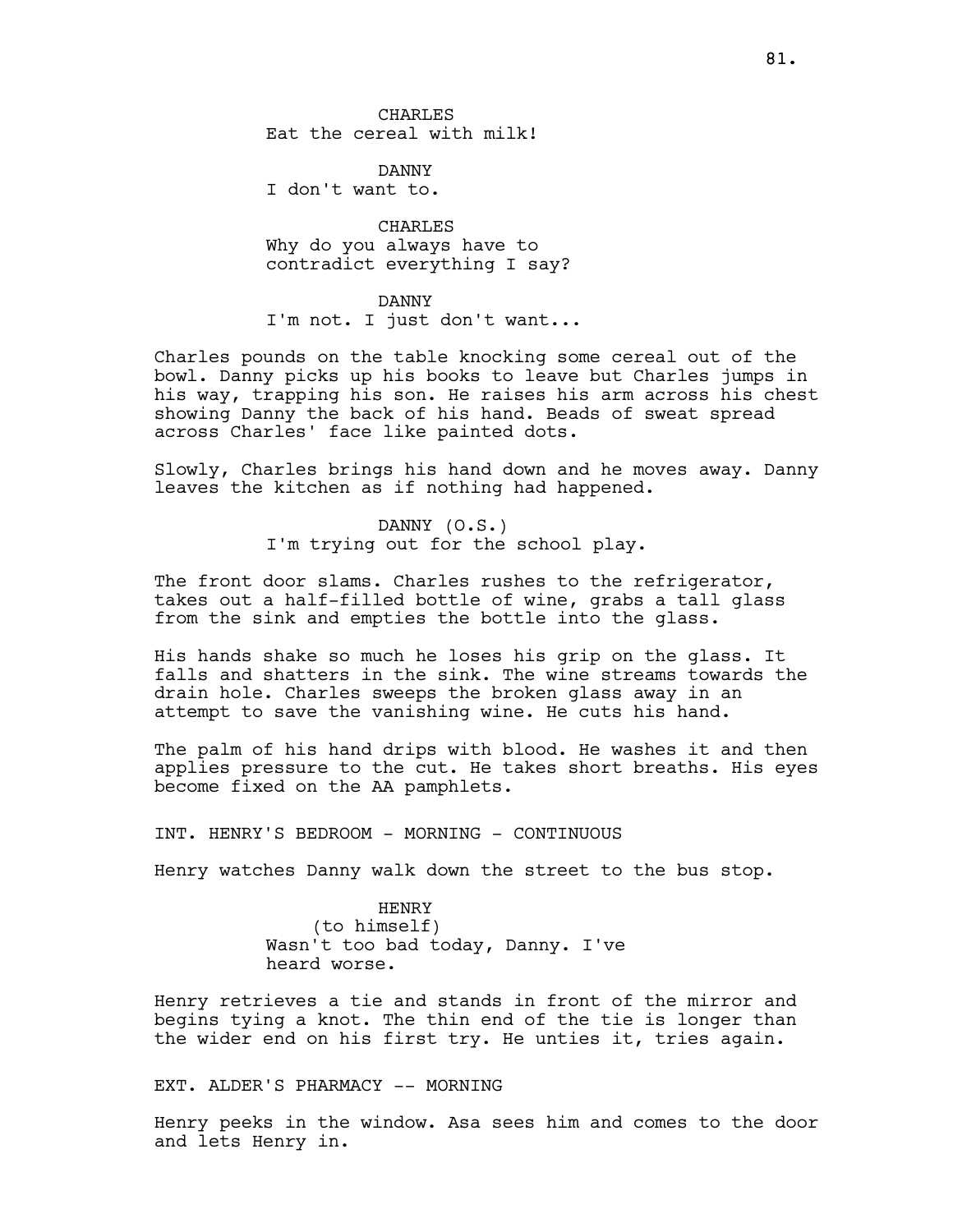CHARLES
Eat the cereal with milk!

DANNY
I don't want to.

CHARLES
Why do you always have to contradict everything I say?

DANNY
I'm not. I just don't want...

Charles pounds on the table knocking some cereal out of the bowl. Danny picks up his books to leave but Charles jumps in his way, trapping his son. He raises his arm across his chest showing Danny the back of his hand. Beads of sweat spread across Charles' face like painted dots.

Slowly, Charles brings his hand down and he moves away. Danny leaves the kitchen as if nothing had happened.

DANNY (O.S.)
I'm trying out for the school play.

The front door slams. Charles rushes to the refrigerator, takes out a half-filled bottle of wine, grabs a tall glass from the sink and empties the bottle into the glass.

His hands shake so much he loses his grip on the glass. It falls and shatters in the sink. The wine streams towards the drain hole. Charles sweeps the broken glass away in an attempt to save the vanishing wine. He cuts his hand.

The palm of his hand drips with blood. He washes it and then applies pressure to the cut. He takes short breaths. His eyes become fixed on the AA pamphlets.

INT. HENRY'S BEDROOM - MORNING - CONTINUOUS

Henry watches Danny walk down the street to the bus stop.

HENRY
(to himself)
Wasn't too bad today, Danny. I've heard worse.

Henry retrieves a tie and stands in front of the mirror and begins tying a knot. The thin end of the tie is longer than the wider end on his first try. He unties it, tries again.

EXT. ALDER'S PHARMACY -- MORNING

Henry peeks in the window. Asa sees him and comes to the door and lets Henry in.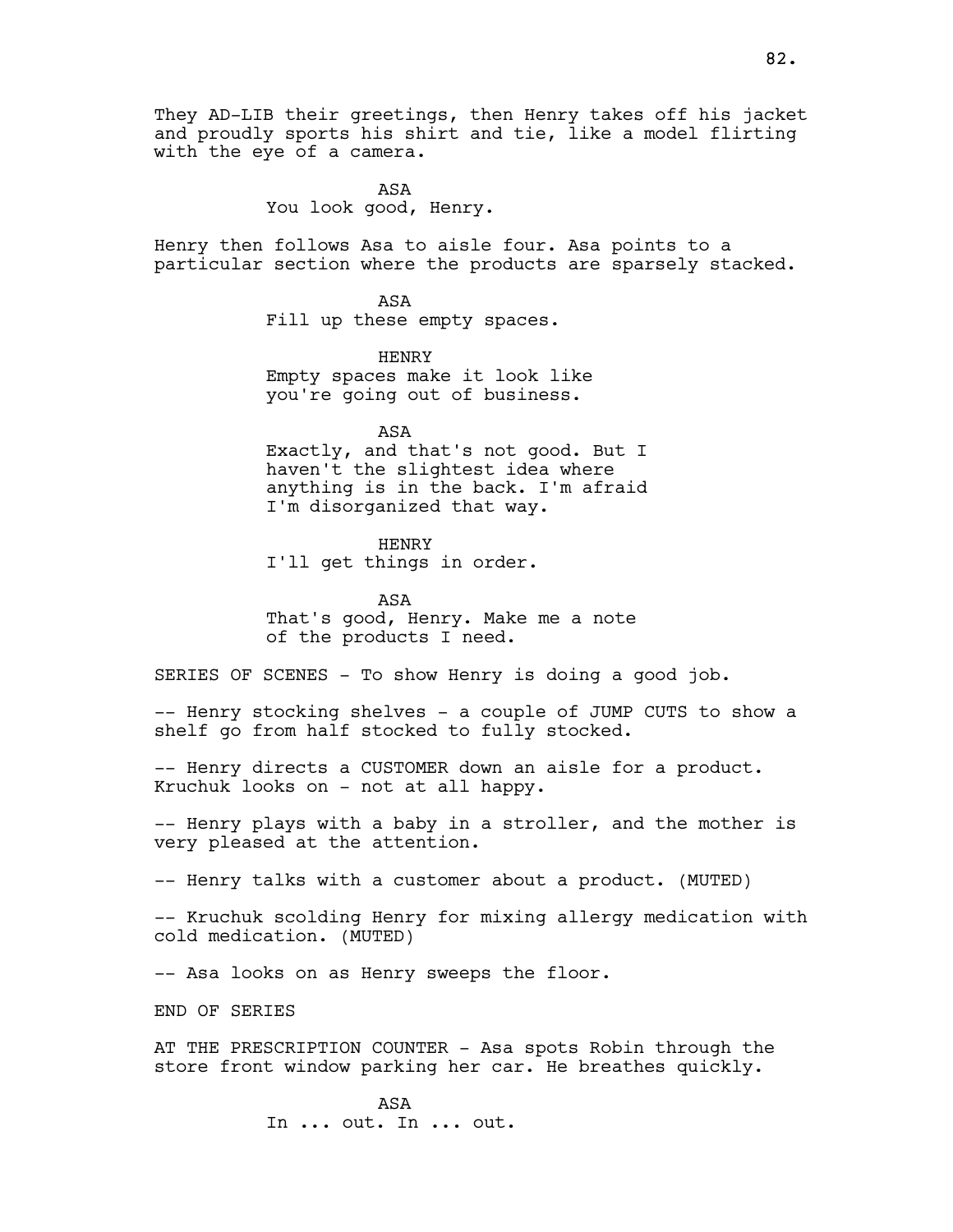They AD-LIB their greetings, then Henry takes off his jacket and proudly sports his shirt and tie, like a model flirting with the eye of a camera.

ASA
You look good, Henry.

Henry then follows Asa to aisle four. Asa points to a particular section where the products are sparsely stacked.

ASA
Fill up these empty spaces.

HENRY
Empty spaces make it look like you're going out of business.

ASA
Exactly, and that's not good. But I haven't the slightest idea where anything is in the back. I'm afraid I'm disorganized that way.

HENRY
I'll get things in order.

ASA
That's good, Henry. Make me a note of the products I need.

SERIES OF SCENES - To show Henry is doing a good job.

-- Henry stocking shelves - a couple of JUMP CUTS to show a shelf go from half stocked to fully stocked.

-- Henry directs a CUSTOMER down an aisle for a product. Kruchuk looks on - not at all happy.

-- Henry plays with a baby in a stroller, and the mother is very pleased at the attention.

-- Henry talks with a customer about a product. (MUTED)

-- Kruchuk scolding Henry for mixing allergy medication with cold medication. (MUTED)

-- Asa looks on as Henry sweeps the floor.

END OF SERIES

AT THE PRESCRIPTION COUNTER - Asa spots Robin through the store front window parking her car. He breathes quickly.

ASA
In ... out. In ... out.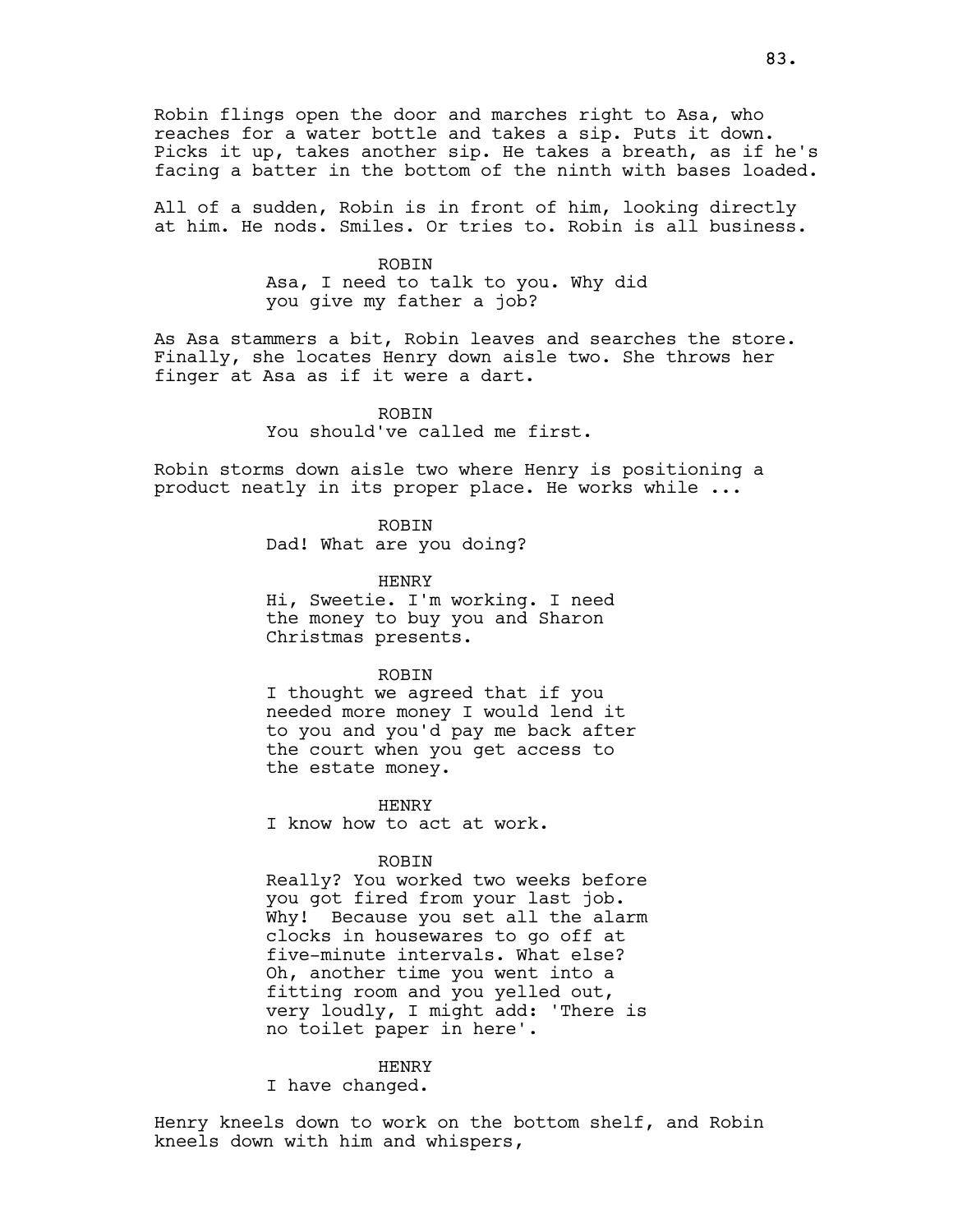Robin flings open the door and marches right to Asa, who reaches for a water bottle and takes a sip. Puts it down. Picks it up, takes another sip. He takes a breath, as if he's facing a batter in the bottom of the ninth with bases loaded.

All of a sudden, Robin is in front of him, looking directly at him. He nods. Smiles. Or tries to. Robin is all business.

ROBIN

Asa, I need to talk to you. Why did you give my father a job?

As Asa stammers a bit, Robin leaves and searches the store. Finally, she locates Henry down aisle two. She throws her finger at Asa as if it were a dart.

ROBIN

You should've called me first.

Robin storms down aisle two where Henry is positioning a product neatly in its proper place. He works while ...

ROBIN

Dad! What are you doing?

HENRY

Hi, Sweetie. I'm working. I need the money to buy you and Sharon Christmas presents.

ROBIN

I thought we agreed that if you needed more money I would lend it to you and you'd pay me back after the court when you get access to the estate money.

HENRY

I know how to act at work.

ROBIN

Really? You worked two weeks before you got fired from your last job. Why! Because you set all the alarm clocks in housewares to go off at five-minute intervals. What else? Oh, another time you went into a fitting room and you yelled out, very loudly, I might add: 'There is no toilet paper in here'.

HENRY

I have changed.

Henry kneels down to work on the bottom shelf, and Robin kneels down with him and whispers,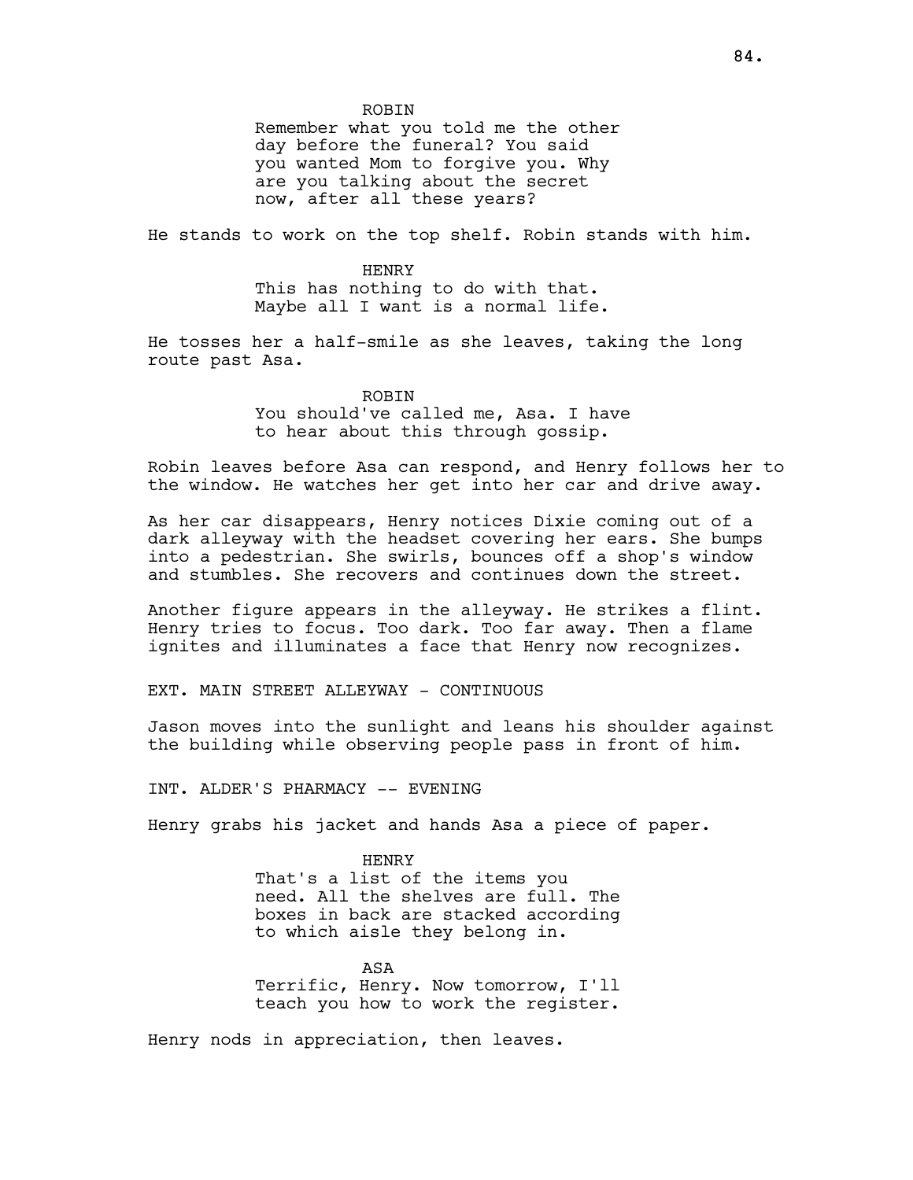ROBIN
Remember what you told me the other day before the funeral? You said you wanted Mom to forgive you. Why are you talking about the secret now, after all these years?

He stands to work on the top shelf. Robin stands with him.

HENRY
This has nothing to do with that. Maybe all I want is a normal life.

He tosses her a half-smile as she leaves, taking the long route past Asa.

ROBIN
You should've called me, Asa. I have to hear about this through gossip.

Robin leaves before Asa can respond, and Henry follows her to the window. He watches her get into her car and drive away.

As her car disappears, Henry notices Dixie coming out of a dark alleyway with the headset covering her ears. She bumps into a pedestrian. She swirls, bounces off a shop's window and stumbles. She recovers and continues down the street.

Another figure appears in the alleyway. He strikes a flint. Henry tries to focus. Too dark. Too far away. Then a flame ignites and illuminates a face that Henry now recognizes.

EXT. MAIN STREET ALLEYWAY - CONTINUOUS

Jason moves into the sunlight and leans his shoulder against the building while observing people pass in front of him.

INT. ALDER'S PHARMACY -- EVENING

Henry grabs his jacket and hands Asa a piece of paper.

HENRY
That's a list of the items you need. All the shelves are full. The boxes in back are stacked according to which aisle they belong in.

ASA
Terrific, Henry. Now tomorrow, I'll teach you how to work the register.

Henry nods in appreciation, then leaves.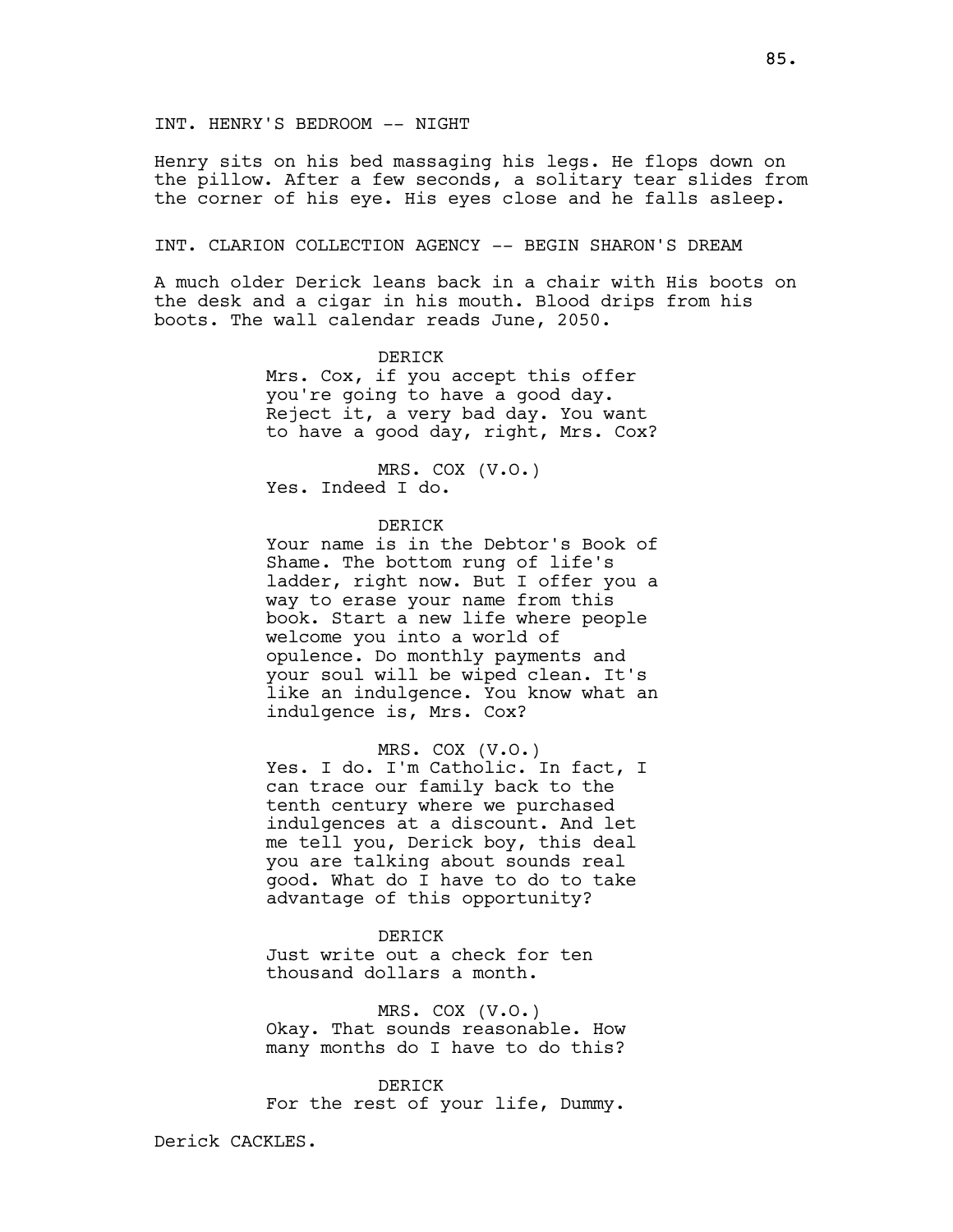INT. HENRY'S BEDROOM -- NIGHT

Henry sits on his bed massaging his legs. He flops down on the pillow. After a few seconds, a solitary tear slides from the corner of his eye. His eyes close and he falls asleep.

INT. CLARION COLLECTION AGENCY -- BEGIN SHARON'S DREAM

A much older Derick leans back in a chair with His boots on the desk and a cigar in his mouth. Blood drips from his boots. The wall calendar reads June, 2050.

DERICK
Mrs. Cox, if you accept this offer you're going to have a good day. Reject it, a very bad day. You want to have a good day, right, Mrs. Cox?

MRS. COX (V.O.)
Yes. Indeed I do.

DERICK
Your name is in the Debtor's Book of Shame. The bottom rung of life's ladder, right now. But I offer you a way to erase your name from this book. Start a new life where people welcome you into a world of opulence. Do monthly payments and your soul will be wiped clean. It's like an indulgence. You know what an indulgence is, Mrs. Cox?

MRS. COX (V.O.)
Yes. I do. I'm Catholic. In fact, I can trace our family back to the tenth century where we purchased indulgences at a discount. And let me tell you, Derick boy, this deal you are talking about sounds real good. What do I have to do to take advantage of this opportunity?

DERICK
Just write out a check for ten thousand dollars a month.

MRS. COX (V.O.)
Okay. That sounds reasonable. How many months do I have to do this?

DERICK
For the rest of your life, Dummy.

Derick CACKLES.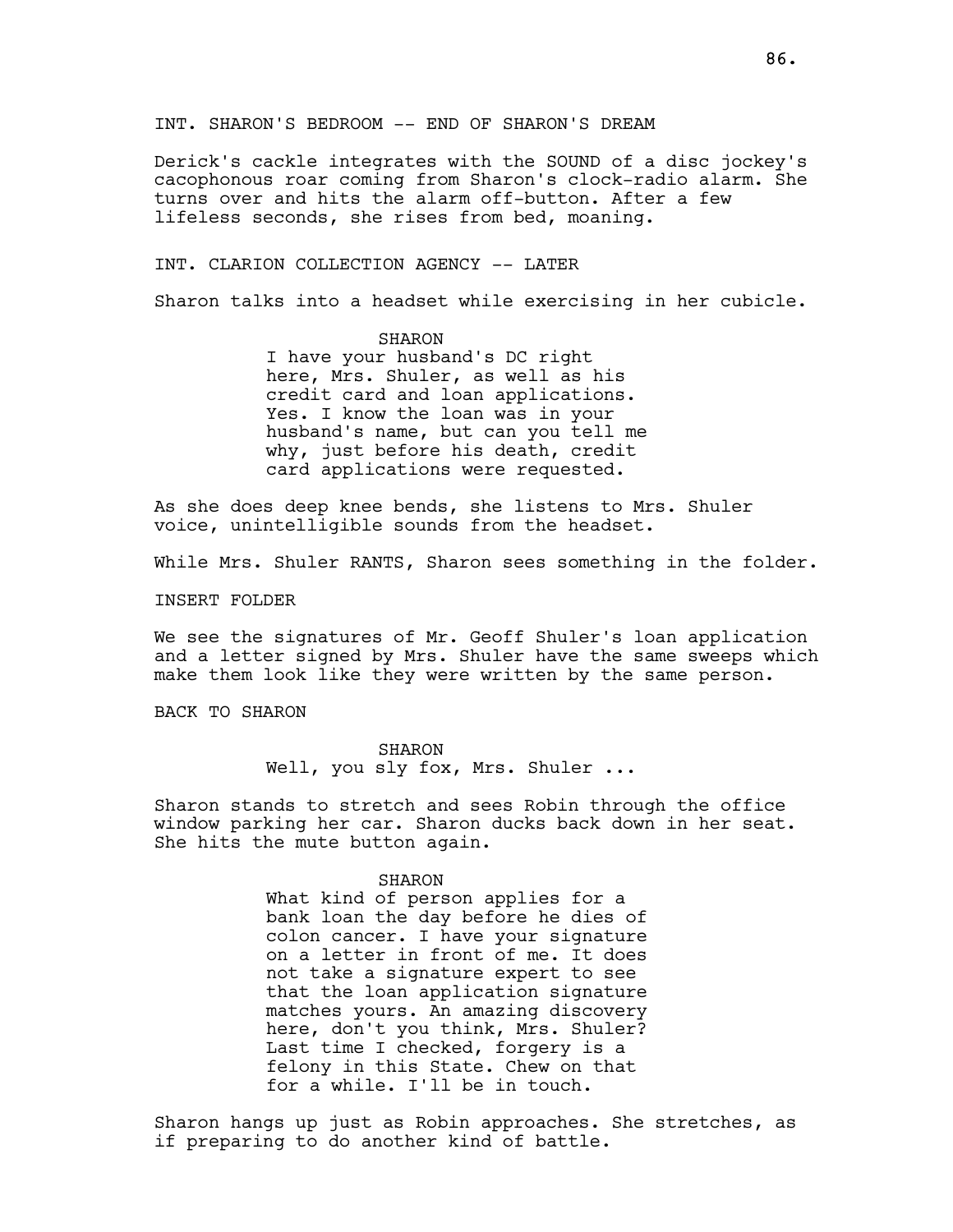INT. SHARON'S BEDROOM -- END OF SHARON'S DREAM

Derick's cackle integrates with the SOUND of a disc jockey's cacophonous roar coming from Sharon's clock-radio alarm. She turns over and hits the alarm off-button. After a few lifeless seconds, she rises from bed, moaning.

INT. CLARION COLLECTION AGENCY -- LATER

Sharon talks into a headset while exercising in her cubicle.

SHARON
I have your husband's DC right here, Mrs. Shuler, as well as his credit card and loan applications. Yes. I know the loan was in your husband's name, but can you tell me why, just before his death, credit card applications were requested.

As she does deep knee bends, she listens to Mrs. Shuler voice, unintelligible sounds from the headset.

While Mrs. Shuler RANTS, Sharon sees something in the folder.

INSERT FOLDER

We see the signatures of Mr. Geoff Shuler's loan application and a letter signed by Mrs. Shuler have the same sweeps which make them look like they were written by the same person.

BACK TO SHARON

SHARON
Well, you sly fox, Mrs. Shuler ...

Sharon stands to stretch and sees Robin through the office window parking her car. Sharon ducks back down in her seat. She hits the mute button again.

SHARON
What kind of person applies for a bank loan the day before he dies of colon cancer. I have your signature on a letter in front of me. It does not take a signature expert to see that the loan application signature matches yours. An amazing discovery here, don't you think, Mrs. Shuler? Last time I checked, forgery is a felony in this State. Chew on that for a while. I'll be in touch.

Sharon hangs up just as Robin approaches. She stretches, as if preparing to do another kind of battle.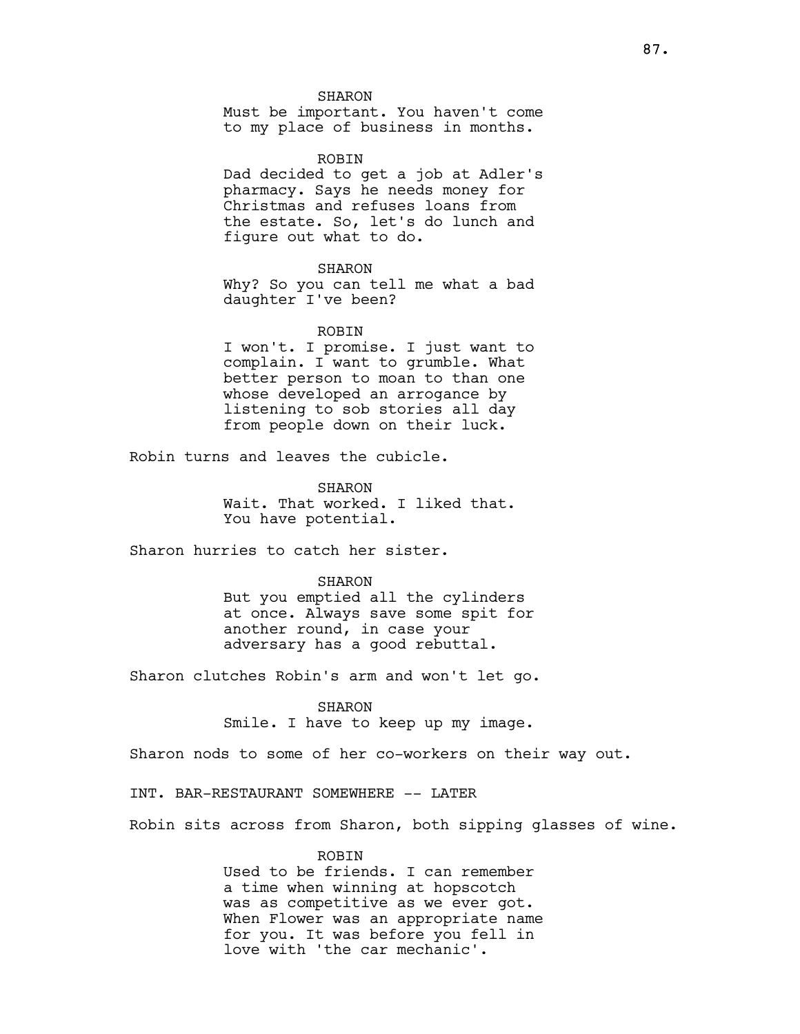SHARON
Must be important. You haven't come to my place of business in months.

ROBIN
Dad decided to get a job at Adler's pharmacy. Says he needs money for Christmas and refuses loans from the estate. So, let's do lunch and figure out what to do.

SHARON
Why? So you can tell me what a bad daughter I've been?

ROBIN
I won't. I promise. I just want to complain. I want to grumble. What better person to moan to than one whose developed an arrogance by listening to sob stories all day from people down on their luck.

Robin turns and leaves the cubicle.

SHARON
Wait. That worked. I liked that. You have potential.

Sharon hurries to catch her sister.

SHARON
But you emptied all the cylinders at once. Always save some spit for another round, in case your adversary has a good rebuttal.

Sharon clutches Robin's arm and won't let go.

SHARON
Smile. I have to keep up my image.

Sharon nods to some of her co-workers on their way out.

INT. BAR-RESTAURANT SOMEWHERE -- LATER

Robin sits across from Sharon, both sipping glasses of wine.

ROBIN
Used to be friends. I can remember a time when winning at hopscotch was as competitive as we ever got. When Flower was an appropriate name for you. It was before you fell in love with 'the car mechanic'.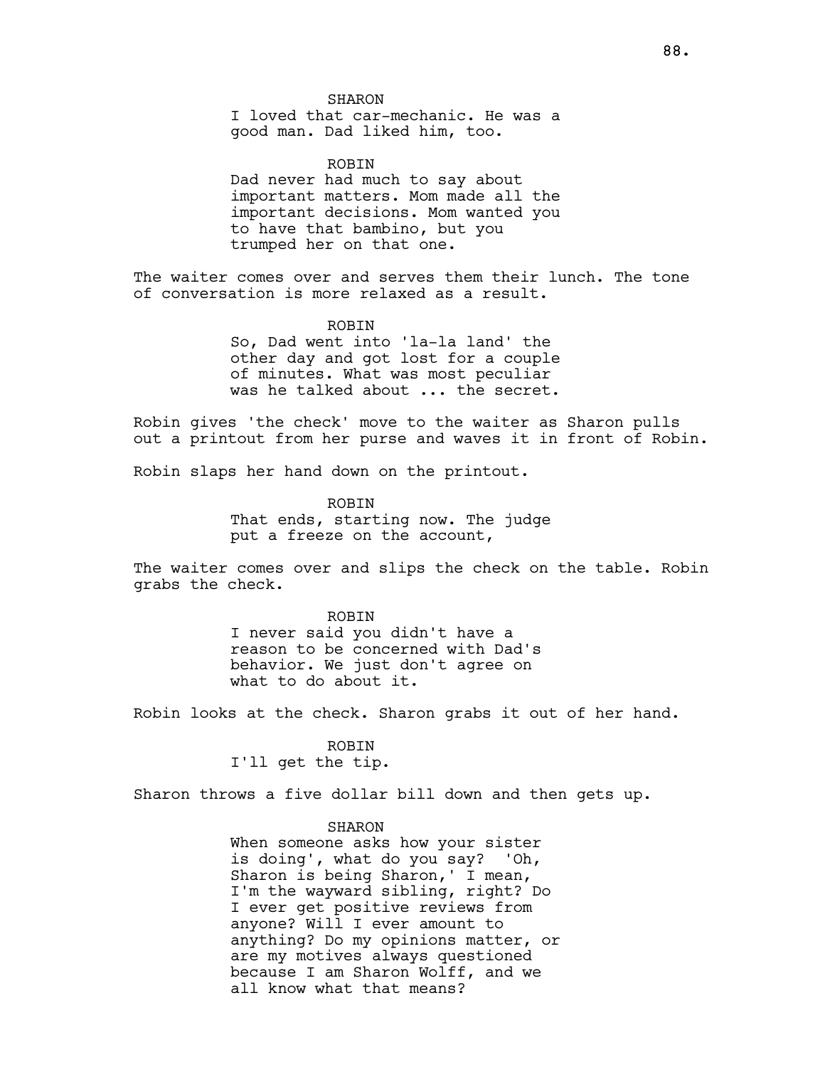SHARON
I loved that car-mechanic. He was a good man. Dad liked him, too.

ROBIN
Dad never had much to say about important matters. Mom made all the important decisions. Mom wanted you to have that bambino, but you trumped her on that one.

The waiter comes over and serves them their lunch. The tone of conversation is more relaxed as a result.

ROBIN
So, Dad went into 'la-la land' the other day and got lost for a couple of minutes. What was most peculiar was he talked about ... the secret.

Robin gives 'the check' move to the waiter as Sharon pulls out a printout from her purse and waves it in front of Robin.

Robin slaps her hand down on the printout.

ROBIN
That ends, starting now. The judge put a freeze on the account,

The waiter comes over and slips the check on the table. Robin grabs the check.

ROBIN
I never said you didn't have a reason to be concerned with Dad's behavior. We just don't agree on what to do about it.

Robin looks at the check. Sharon grabs it out of her hand.

ROBIN
I'll get the tip.

Sharon throws a five dollar bill down and then gets up.

SHARON
When someone asks how your sister is doing', what do you say? 'Oh, Sharon is being Sharon,' I mean, I'm the wayward sibling, right? Do I ever get positive reviews from anyone? Will I ever amount to anything? Do my opinions matter, or are my motives always questioned because I am Sharon Wolff, and we all know what that means?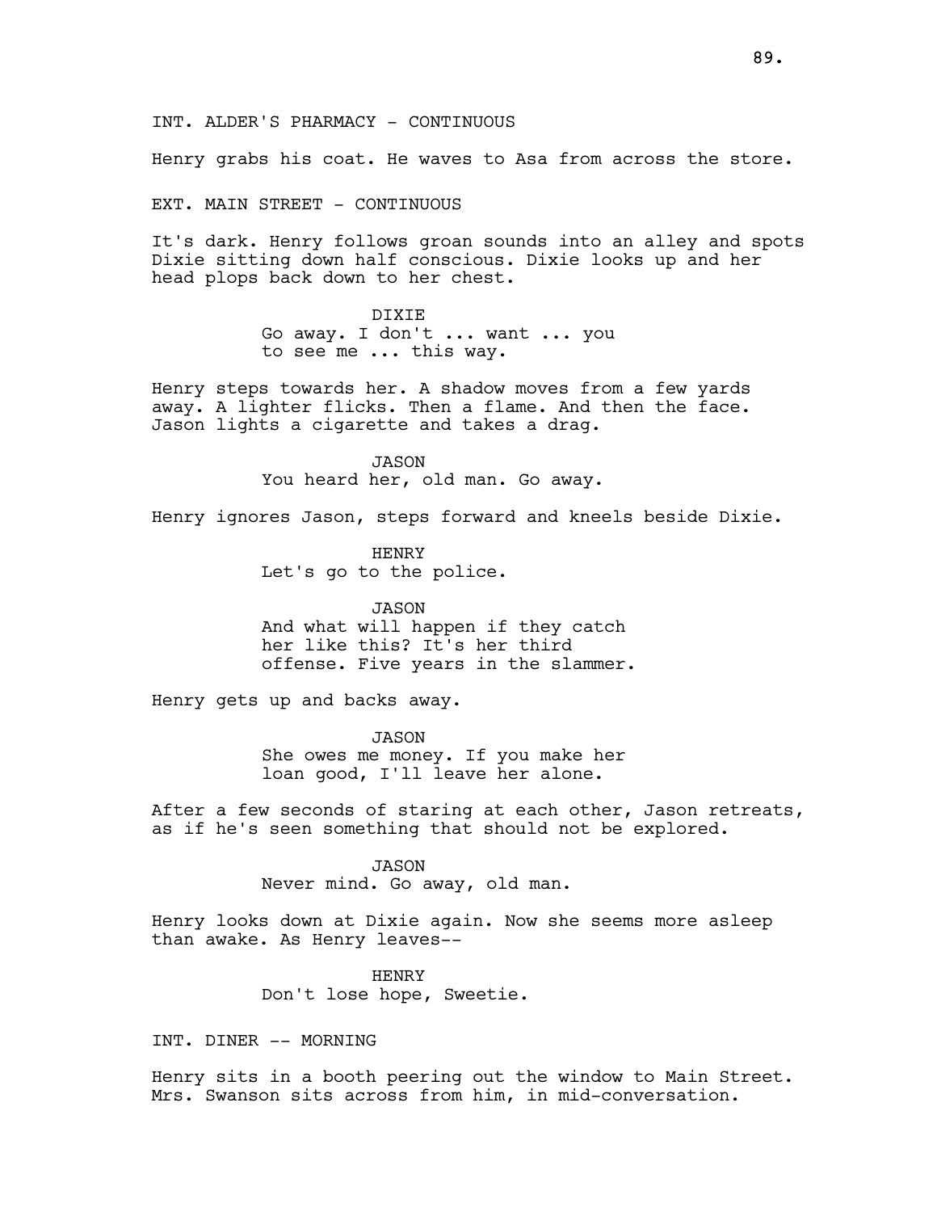INT. ALDER'S PHARMACY - CONTINUOUS

Henry grabs his coat. He waves to Asa from across the store.

EXT. MAIN STREET - CONTINUOUS

It's dark. Henry follows groan sounds into an alley and spots Dixie sitting down half conscious. Dixie looks up and her head plops back down to her chest.

DIXIE
Go away. I don't ... want ... you to see me ... this way.

Henry steps towards her. A shadow moves from a few yards away. A lighter flicks. Then a flame. And then the face. Jason lights a cigarette and takes a drag.

JASON
You heard her, old man. Go away.

Henry ignores Jason, steps forward and kneels beside Dixie.

HENRY
Let's go to the police.

JASON
And what will happen if they catch her like this? It's her third offense. Five years in the slammer.

Henry gets up and backs away.

JASON
She owes me money. If you make her loan good, I'll leave her alone.

After a few seconds of staring at each other, Jason retreats, as if he's seen something that should not be explored.

JASON
Never mind. Go away, old man.

Henry looks down at Dixie again. Now she seems more asleep than awake. As Henry leaves--

HENRY
Don't lose hope, Sweetie.

INT. DINER -- MORNING

Henry sits in a booth peering out the window to Main Street. Mrs. Swanson sits across from him, in mid-conversation.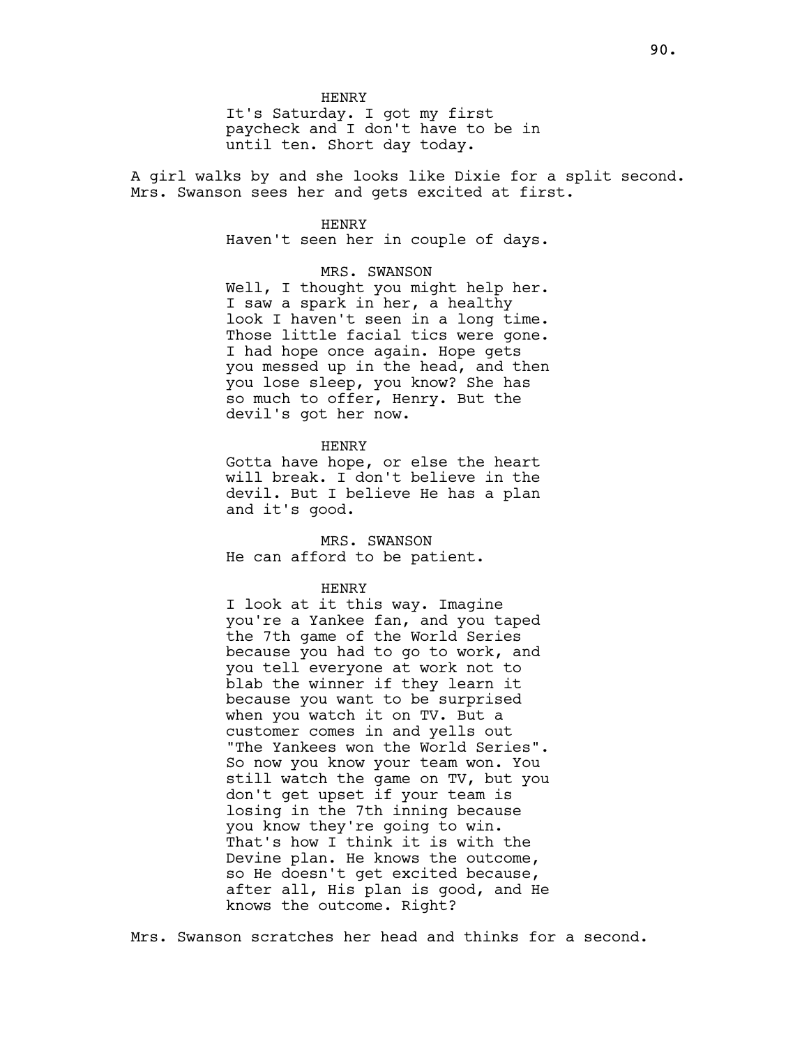HENRY
It's Saturday. I got my first paycheck and I don't have to be in until ten. Short day today.

A girl walks by and she looks like Dixie for a split second. Mrs. Swanson sees her and gets excited at first.

HENRY
Haven't seen her in couple of days.

MRS. SWANSON
Well, I thought you might help her. I saw a spark in her, a healthy look I haven't seen in a long time. Those little facial tics were gone. I had hope once again. Hope gets you messed up in the head, and then you lose sleep, you know? She has so much to offer, Henry. But the devil's got her now.

HENRY
Gotta have hope, or else the heart will break. I don't believe in the devil. But I believe He has a plan and it's good.

MRS. SWANSON
He can afford to be patient.

HENRY
I look at it this way. Imagine you're a Yankee fan, and you taped the 7th game of the World Series because you had to go to work, and you tell everyone at work not to blab the winner if they learn it because you want to be surprised when you watch it on TV. But a customer comes in and yells out "The Yankees won the World Series". So now you know your team won. You still watch the game on TV, but you don't get upset if your team is losing in the 7th inning because you know they're going to win. That's how I think it is with the Devine plan. He knows the outcome, so He doesn't get excited because, after all, His plan is good, and He knows the outcome. Right?

Mrs. Swanson scratches her head and thinks for a second.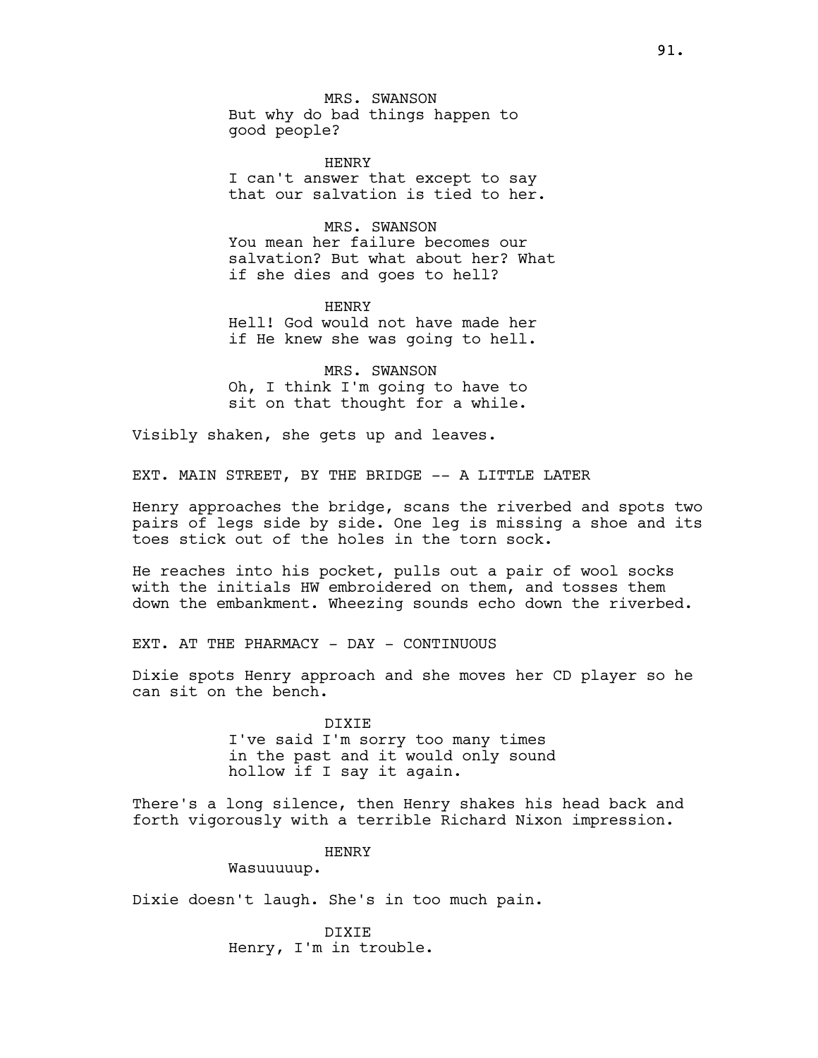MRS. SWANSON
But why do bad things happen to good people?

HENRY
I can't answer that except to say that our salvation is tied to her.

MRS. SWANSON
You mean her failure becomes our salvation? But what about her? What if she dies and goes to hell?

HENRY
Hell! God would not have made her if He knew she was going to hell.

MRS. SWANSON
Oh, I think I'm going to have to sit on that thought for a while.

Visibly shaken, she gets up and leaves.

EXT. MAIN STREET, BY THE BRIDGE -- A LITTLE LATER

Henry approaches the bridge, scans the riverbed and spots two pairs of legs side by side. One leg is missing a shoe and its toes stick out of the holes in the torn sock.

He reaches into his pocket, pulls out a pair of wool socks with the initials HW embroidered on them, and tosses them down the embankment. Wheezing sounds echo down the riverbed.

EXT. AT THE PHARMACY - DAY - CONTINUOUS

Dixie spots Henry approach and she moves her CD player so he can sit on the bench.

DIXIE
I've said I'm sorry too many times in the past and it would only sound hollow if I say it again.

There's a long silence, then Henry shakes his head back and forth vigorously with a terrible Richard Nixon impression.

HENRY
Wasuuuuup.

Dixie doesn't laugh. She's in too much pain.

DIXIE
Henry, I'm in trouble.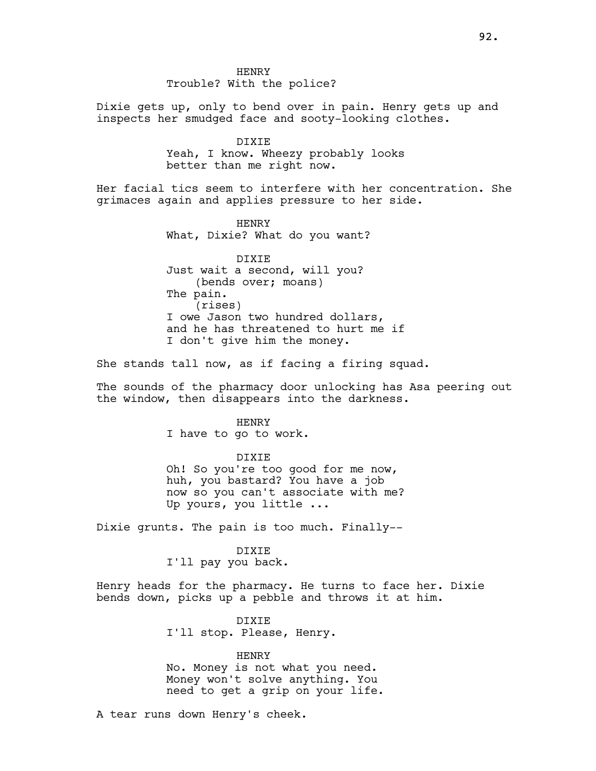HENRY
Trouble? With the police?

Dixie gets up, only to bend over in pain. Henry gets up and inspects her smudged face and sooty-looking clothes.

DIXIE
Yeah, I know. Wheezy probably looks better than me right now.

Her facial tics seem to interfere with her concentration. She grimaces again and applies pressure to her side.

HENRY
What, Dixie? What do you want?

DIXIE
Just wait a second, will you?
(bends over; moans)
The pain.
(rises)
I owe Jason two hundred dollars, and he has threatened to hurt me if I don't give him the money.

She stands tall now, as if facing a firing squad.

The sounds of the pharmacy door unlocking has Asa peering out the window, then disappears into the darkness.

HENRY
I have to go to work.

DIXIE
Oh! So you're too good for me now, huh, you bastard? You have a job now so you can't associate with me? Up yours, you little ...

Dixie grunts. The pain is too much. Finally--

DIXIE
I'll pay you back.

Henry heads for the pharmacy. He turns to face her. Dixie bends down, picks up a pebble and throws it at him.

DIXIE
I'll stop. Please, Henry.

HENRY
No. Money is not what you need. Money won't solve anything. You need to get a grip on your life.

A tear runs down Henry's cheek.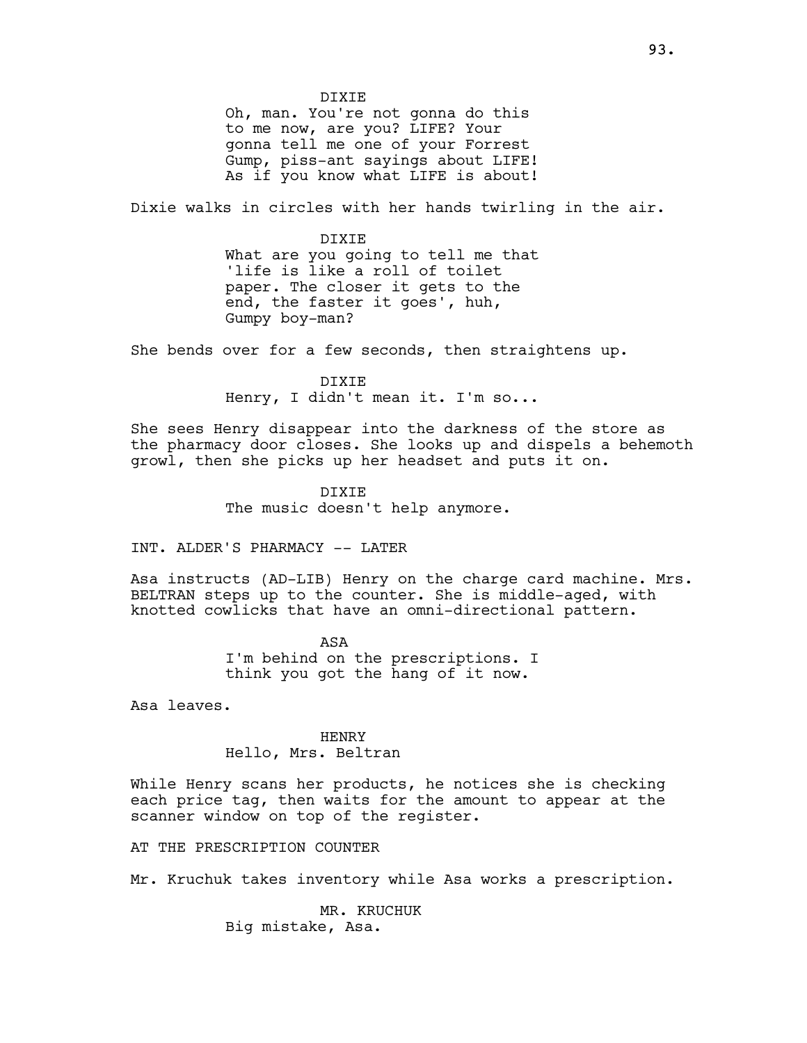DIXIE

Oh, man. You're not gonna do this to me now, are you? LIFE? Your gonna tell me one of your Forrest Gump, piss-ant sayings about LIFE! As if you know what LIFE is about!

Dixie walks in circles with her hands twirling in the air.

DIXIE

What are you going to tell me that 'life is like a roll of toilet paper. The closer it gets to the end, the faster it goes', huh, Gumpy boy-man?

She bends over for a few seconds, then straightens up.

DIXIE

Henry, I didn't mean it. I'm so...

She sees Henry disappear into the darkness of the store as the pharmacy door closes. She looks up and dispels a behemoth growl, then she picks up her headset and puts it on.

DIXIE

The music doesn't help anymore.

INT. ALDER'S PHARMACY -- LATER

Asa instructs (AD-LIB) Henry on the charge card machine. Mrs. BELTRAN steps up to the counter. She is middle-aged, with knotted cowlicks that have an omni-directional pattern.

ASA

I'm behind on the prescriptions. I think you got the hang of it now.

Asa leaves.

HENRY

Hello, Mrs. Beltran

While Henry scans her products, he notices she is checking each price tag, then waits for the amount to appear at the scanner window on top of the register.

AT THE PRESCRIPTION COUNTER

Mr. Kruchuk takes inventory while Asa works a prescription.

MR. KRUCHUK

Big mistake, Asa.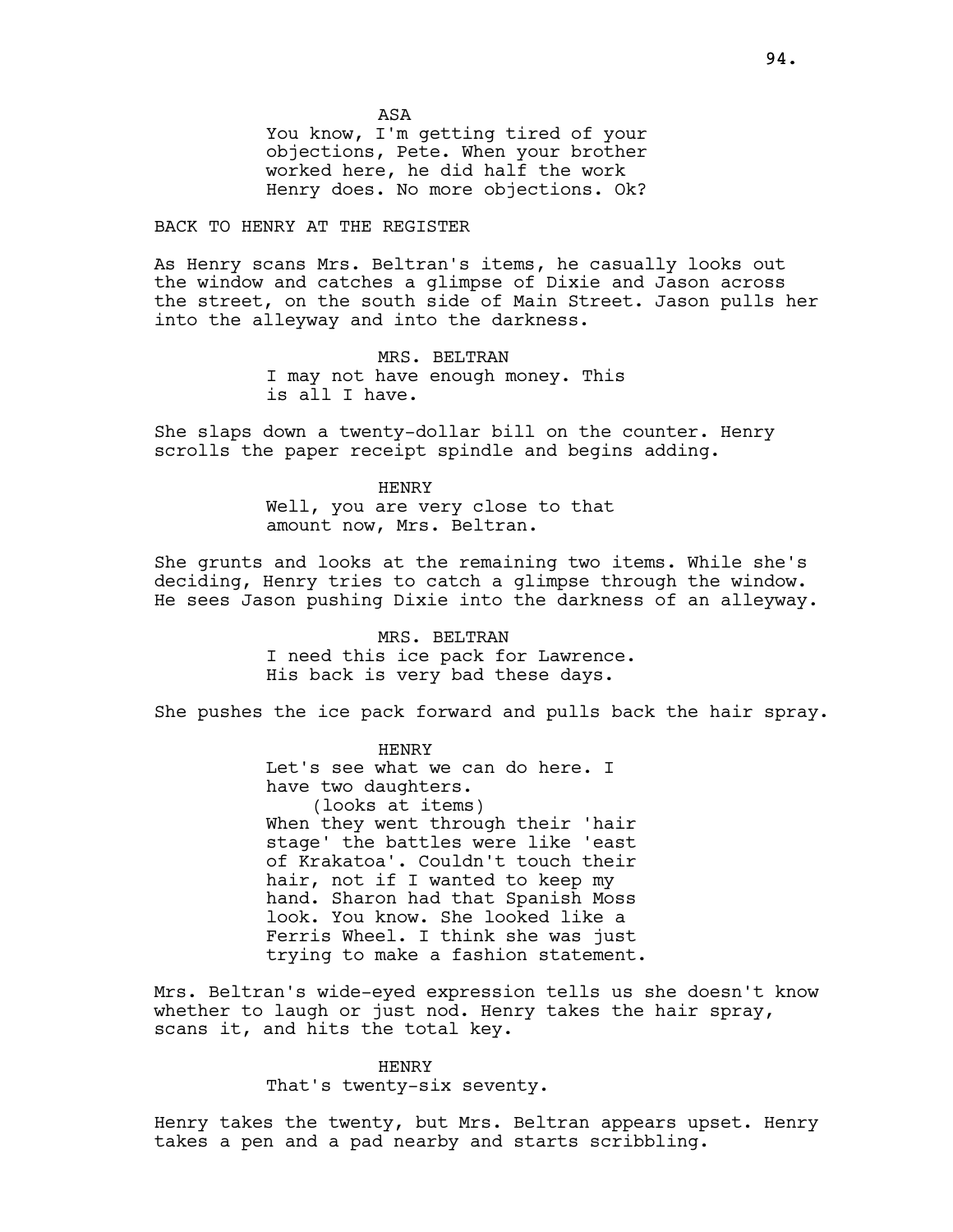ASA

You know, I'm getting tired of your objections, Pete. When your brother worked here, he did half the work Henry does. No more objections. Ok?

BACK TO HENRY AT THE REGISTER

As Henry scans Mrs. Beltran's items, he casually looks out the window and catches a glimpse of Dixie and Jason across the street, on the south side of Main Street. Jason pulls her into the alleyway and into the darkness.

MRS. BELTRAN

I may not have enough money. This is all I have.

She slaps down a twenty-dollar bill on the counter. Henry scrolls the paper receipt spindle and begins adding.

HENRY

Well, you are very close to that amount now, Mrs. Beltran.

She grunts and looks at the remaining two items. While she's deciding, Henry tries to catch a glimpse through the window. He sees Jason pushing Dixie into the darkness of an alleyway.

MRS. BELTRAN

I need this ice pack for Lawrence. His back is very bad these days.

She pushes the ice pack forward and pulls back the hair spray.

HENRY

Let's see what we can do here. I have two daughters.

(looks at items)

When they went through their 'hair stage' the battles were like 'east of Krakatoa'. Couldn't touch their hair, not if I wanted to keep my hand. Sharon had that Spanish Moss look. You know. She looked like a Ferris Wheel. I think she was just trying to make a fashion statement.

Mrs. Beltran's wide-eyed expression tells us she doesn't know whether to laugh or just nod. Henry takes the hair spray, scans it, and hits the total key.

HENRY

That's twenty-six seventy.

Henry takes the twenty, but Mrs. Beltran appears upset. Henry takes a pen and a pad nearby and starts scribbling.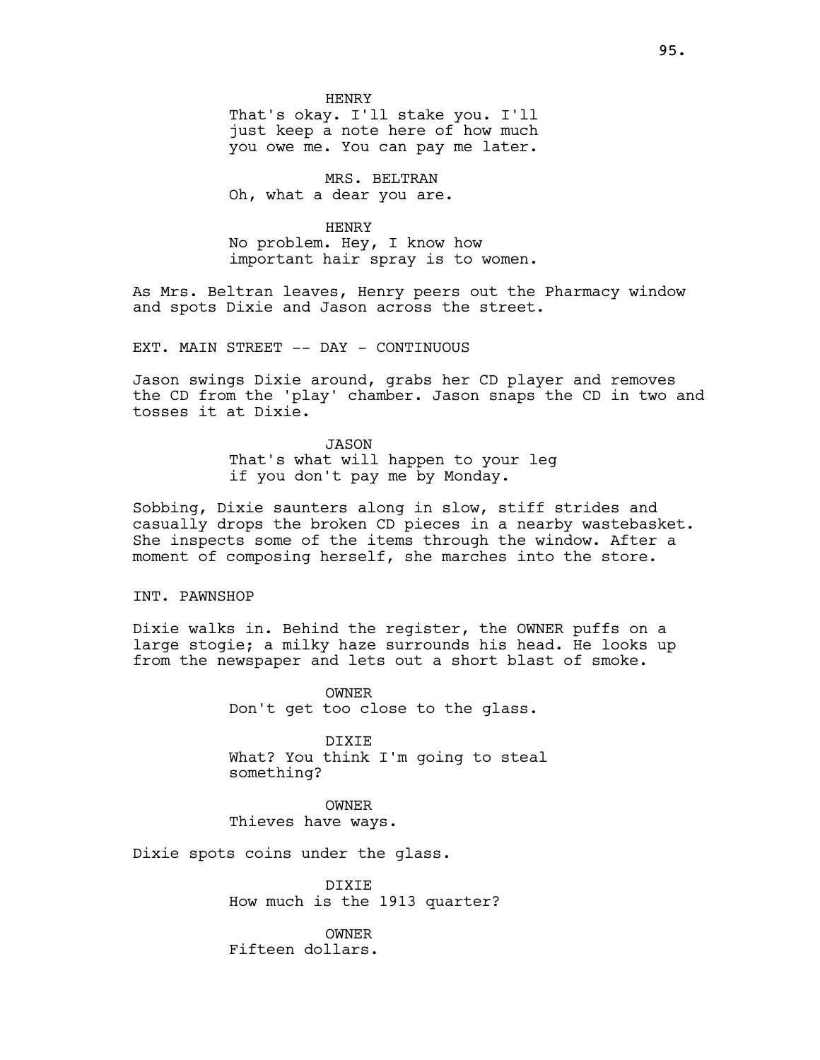HENRY
That's okay. I'll stake you. I'll just keep a note here of how much you owe me. You can pay me later.

MRS. BELTRAN
Oh, what a dear you are.

HENRY
No problem. Hey, I know how important hair spray is to women.

As Mrs. Beltran leaves, Henry peers out the Pharmacy window and spots Dixie and Jason across the street.

EXT. MAIN STREET -- DAY - CONTINUOUS

Jason swings Dixie around, grabs her CD player and removes the CD from the 'play' chamber. Jason snaps the CD in two and tosses it at Dixie.

JASON
That's what will happen to your leg if you don't pay me by Monday.

Sobbing, Dixie saunters along in slow, stiff strides and casually drops the broken CD pieces in a nearby wastebasket. She inspects some of the items through the window. After a moment of composing herself, she marches into the store.

INT. PAWNSHOP

Dixie walks in. Behind the register, the OWNER puffs on a large stogie; a milky haze surrounds his head. He looks up from the newspaper and lets out a short blast of smoke.

OWNER
Don't get too close to the glass.

DIXIE
What? You think I'm going to steal something?

OWNER
Thieves have ways.

Dixie spots coins under the glass.

DIXIE
How much is the 1913 quarter?

OWNER
Fifteen dollars.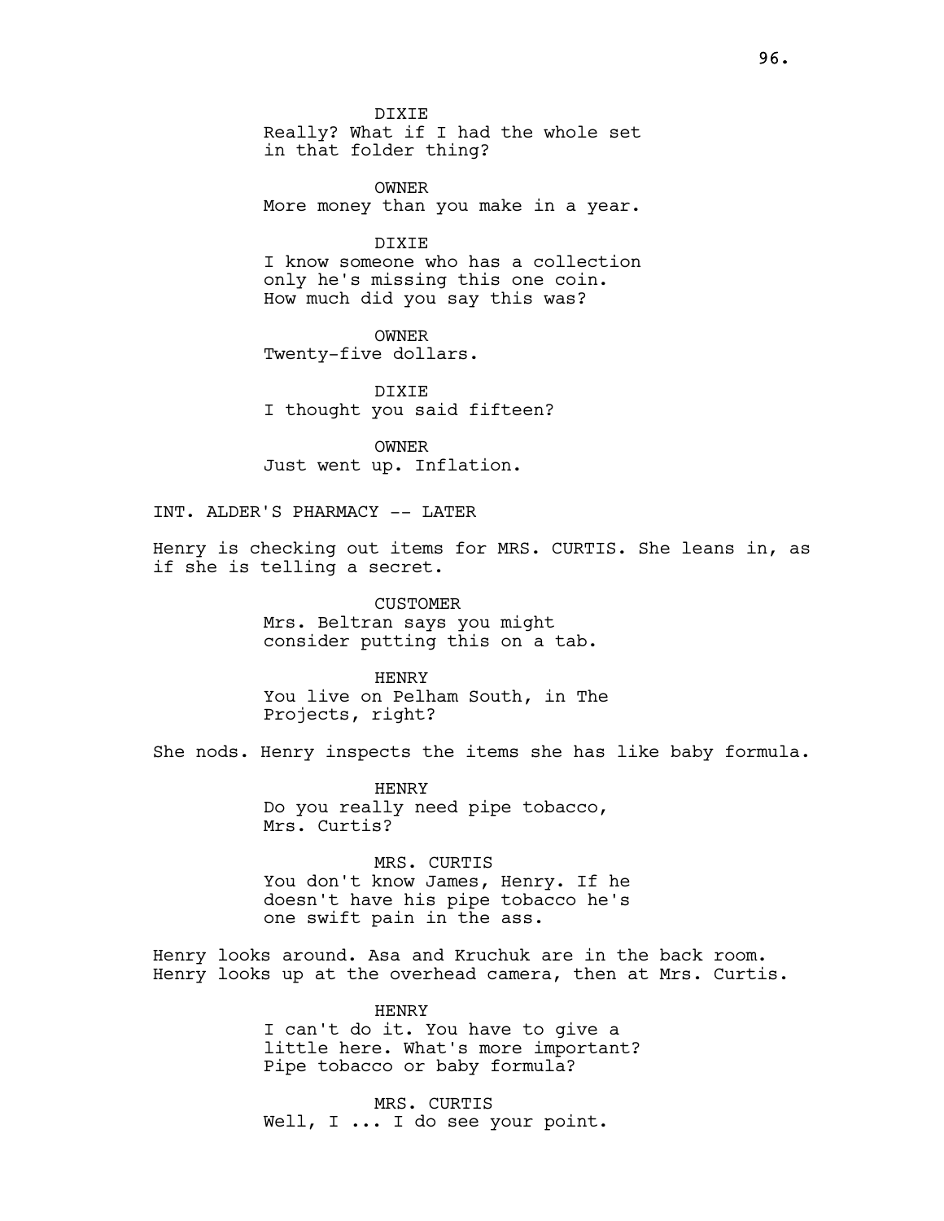DIXIE
Really? What if I had the whole set in that folder thing?

OWNER
More money than you make in a year.

DIXIE
I know someone who has a collection only he's missing this one coin. How much did you say this was?

OWNER
Twenty-five dollars.

DIXIE
I thought you said fifteen?

OWNER
Just went up. Inflation.

INT. ALDER'S PHARMACY -- LATER

Henry is checking out items for MRS. CURTIS. She leans in, as if she is telling a secret.

CUSTOMER
Mrs. Beltran says you might consider putting this on a tab.

HENRY
You live on Pelham South, in The Projects, right?

She nods. Henry inspects the items she has like baby formula.

HENRY
Do you really need pipe tobacco, Mrs. Curtis?

MRS. CURTIS
You don't know James, Henry. If he doesn't have his pipe tobacco he's one swift pain in the ass.

Henry looks around. Asa and Kruchuk are in the back room. Henry looks up at the overhead camera, then at Mrs. Curtis.

HENRY
I can't do it. You have to give a little here. What's more important? Pipe tobacco or baby formula?

MRS. CURTIS
Well, I ... I do see your point.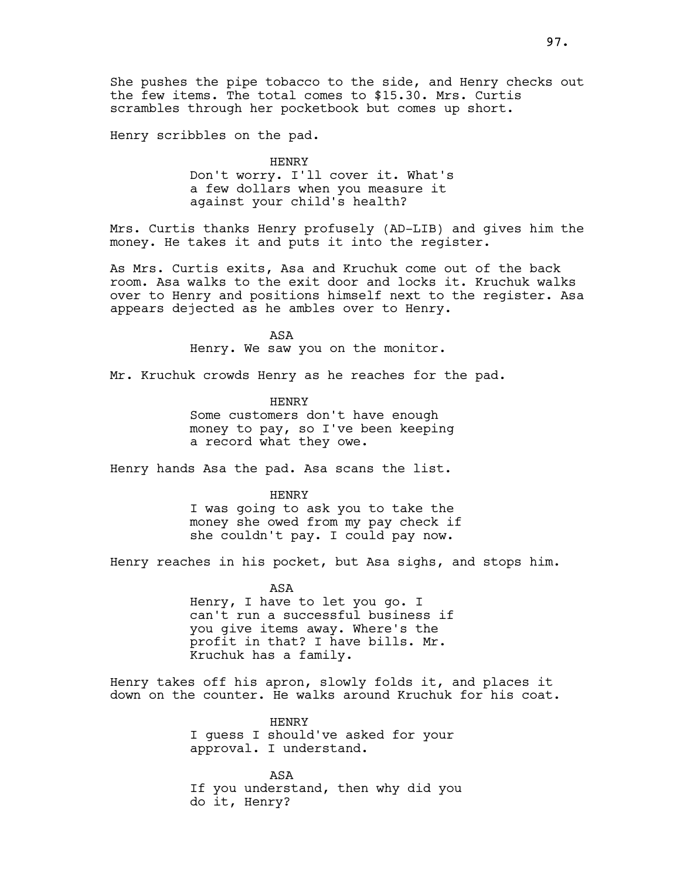She pushes the pipe tobacco to the side, and Henry checks out the few items. The total comes to $15.30. Mrs. Curtis scrambles through her pocketbook but comes up short.

Henry scribbles on the pad.

HENRY
Don't worry. I'll cover it. What's a few dollars when you measure it against your child's health?

Mrs. Curtis thanks Henry profusely (AD-LIB) and gives him the money. He takes it and puts it into the register.

As Mrs. Curtis exits, Asa and Kruchuk come out of the back room. Asa walks to the exit door and locks it. Kruchuk walks over to Henry and positions himself next to the register. Asa appears dejected as he ambles over to Henry.

ASA
Henry. We saw you on the monitor.

Mr. Kruchuk crowds Henry as he reaches for the pad.

HENRY
Some customers don't have enough money to pay, so I've been keeping a record what they owe.

Henry hands Asa the pad. Asa scans the list.

HENRY
I was going to ask you to take the money she owed from my pay check if she couldn't pay. I could pay now.

Henry reaches in his pocket, but Asa sighs, and stops him.

ASA
Henry, I have to let you go. I can't run a successful business if you give items away. Where's the profit in that? I have bills. Mr. Kruchuk has a family.

Henry takes off his apron, slowly folds it, and places it down on the counter. He walks around Kruchuk for his coat.

HENRY
I guess I should've asked for your approval. I understand.

ASA
If you understand, then why did you do it, Henry?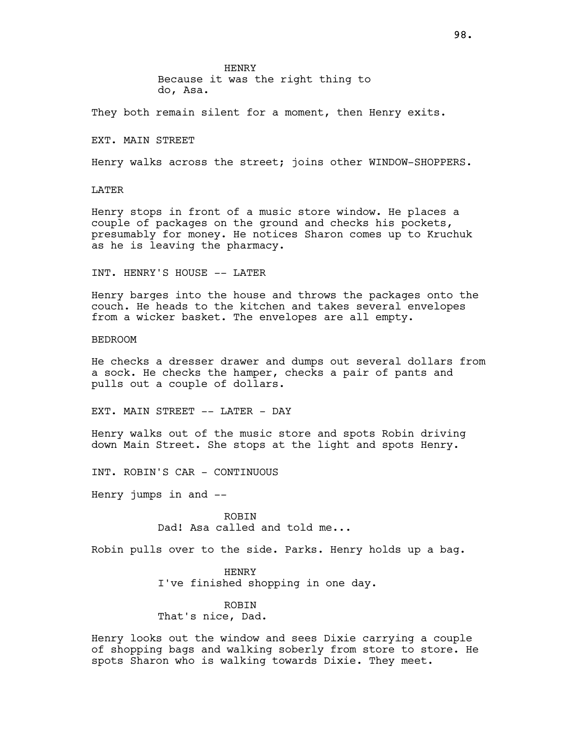HENRY
Because it was the right thing to do, Asa.

They both remain silent for a moment, then Henry exits.

EXT. MAIN STREET

Henry walks across the street; joins other WINDOW-SHOPPERS.

LATER

Henry stops in front of a music store window. He places a couple of packages on the ground and checks his pockets, presumably for money. He notices Sharon comes up to Kruchuk as he is leaving the pharmacy.

INT. HENRY'S HOUSE -- LATER

Henry barges into the house and throws the packages onto the couch. He heads to the kitchen and takes several envelopes from a wicker basket. The envelopes are all empty.

BEDROOM

He checks a dresser drawer and dumps out several dollars from a sock. He checks the hamper, checks a pair of pants and pulls out a couple of dollars.

EXT. MAIN STREET -- LATER - DAY

Henry walks out of the music store and spots Robin driving down Main Street. She stops at the light and spots Henry.

INT. ROBIN'S CAR - CONTINUOUS

Henry jumps in and --

ROBIN
Dad! Asa called and told me...

Robin pulls over to the side. Parks. Henry holds up a bag.

HENRY
I've finished shopping in one day.

ROBIN
That's nice, Dad.

Henry looks out the window and sees Dixie carrying a couple of shopping bags and walking soberly from store to store. He spots Sharon who is walking towards Dixie. They meet.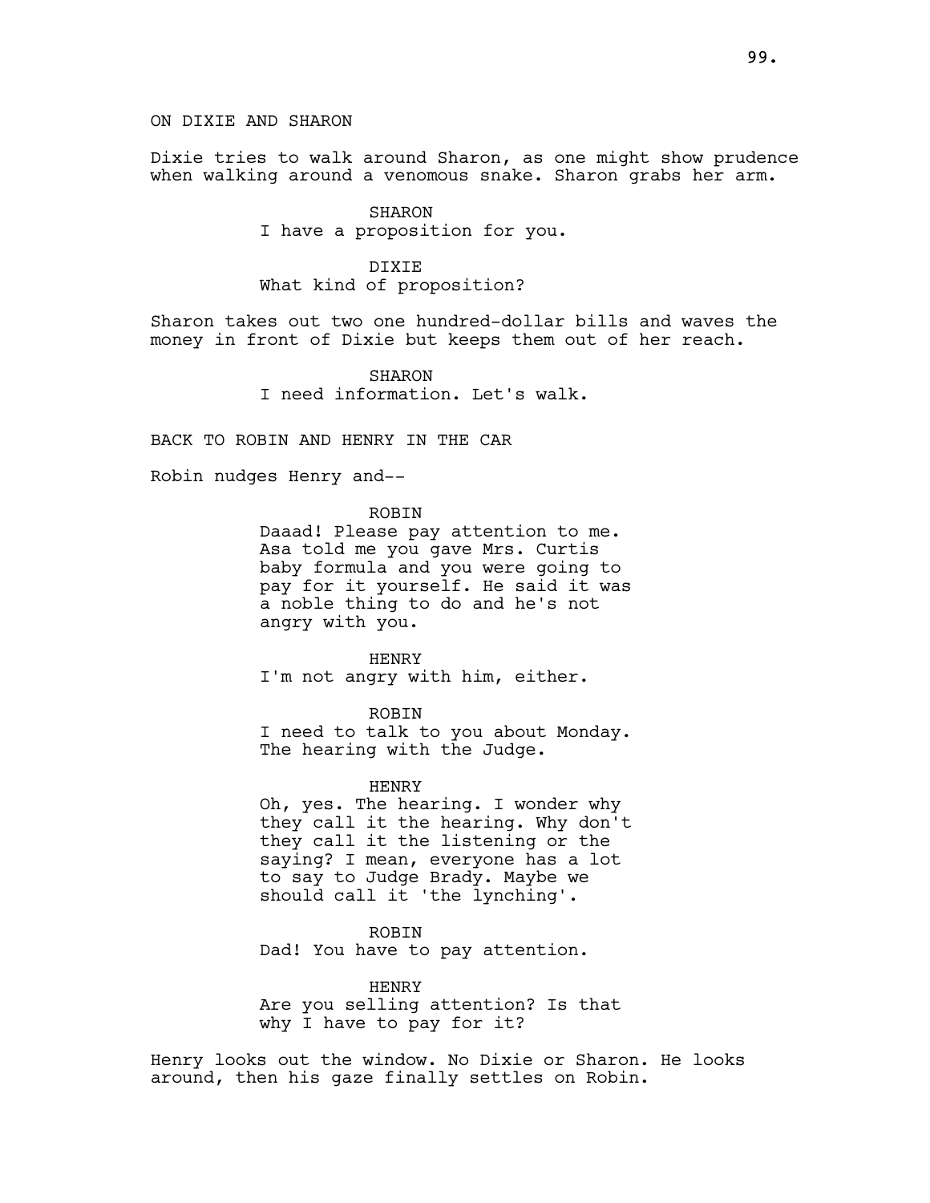ON DIXIE AND SHARON

Dixie tries to walk around Sharon, as one might show prudence when walking around a venomous snake. Sharon grabs her arm.

SHARON
I have a proposition for you.

DIXIE
What kind of proposition?

Sharon takes out two one hundred-dollar bills and waves the money in front of Dixie but keeps them out of her reach.

SHARON
I need information. Let's walk.

BACK TO ROBIN AND HENRY IN THE CAR

Robin nudges Henry and--

ROBIN
Daaad! Please pay attention to me. Asa told me you gave Mrs. Curtis baby formula and you were going to pay for it yourself. He said it was a noble thing to do and he's not angry with you.

HENRY
I'm not angry with him, either.

ROBIN
I need to talk to you about Monday. The hearing with the Judge.

HENRY
Oh, yes. The hearing. I wonder why they call it the hearing. Why don't they call it the listening or the saying? I mean, everyone has a lot to say to Judge Brady. Maybe we should call it 'the lynching'.

ROBIN
Dad! You have to pay attention.

HENRY
Are you selling attention? Is that why I have to pay for it?

Henry looks out the window. No Dixie or Sharon. He looks around, then his gaze finally settles on Robin.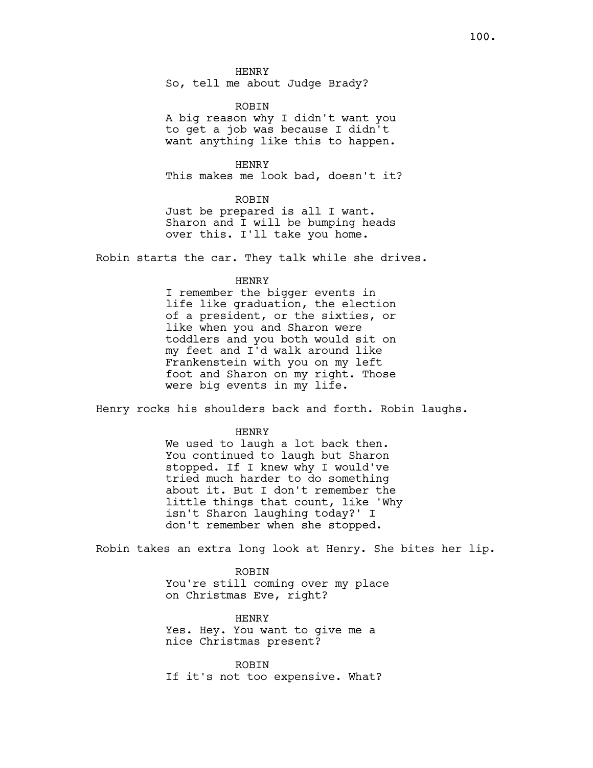HENRY
So, tell me about Judge Brady?

ROBIN
A big reason why I didn't want you to get a job was because I didn't want anything like this to happen.

HENRY
This makes me look bad, doesn't it?

ROBIN
Just be prepared is all I want. Sharon and I will be bumping heads over this. I'll take you home.

Robin starts the car. They talk while she drives.

HENRY
I remember the bigger events in life like graduation, the election of a president, or the sixties, or like when you and Sharon were toddlers and you both would sit on my feet and I'd walk around like Frankenstein with you on my left foot and Sharon on my right. Those were big events in my life.

Henry rocks his shoulders back and forth. Robin laughs.

HENRY
We used to laugh a lot back then. You continued to laugh but Sharon stopped. If I knew why I would've tried much harder to do something about it. But I don't remember the little things that count, like 'Why isn't Sharon laughing today?' I don't remember when she stopped.

Robin takes an extra long look at Henry. She bites her lip.

ROBIN
You're still coming over my place on Christmas Eve, right?

HENRY
Yes. Hey. You want to give me a nice Christmas present?

ROBIN
If it's not too expensive. What?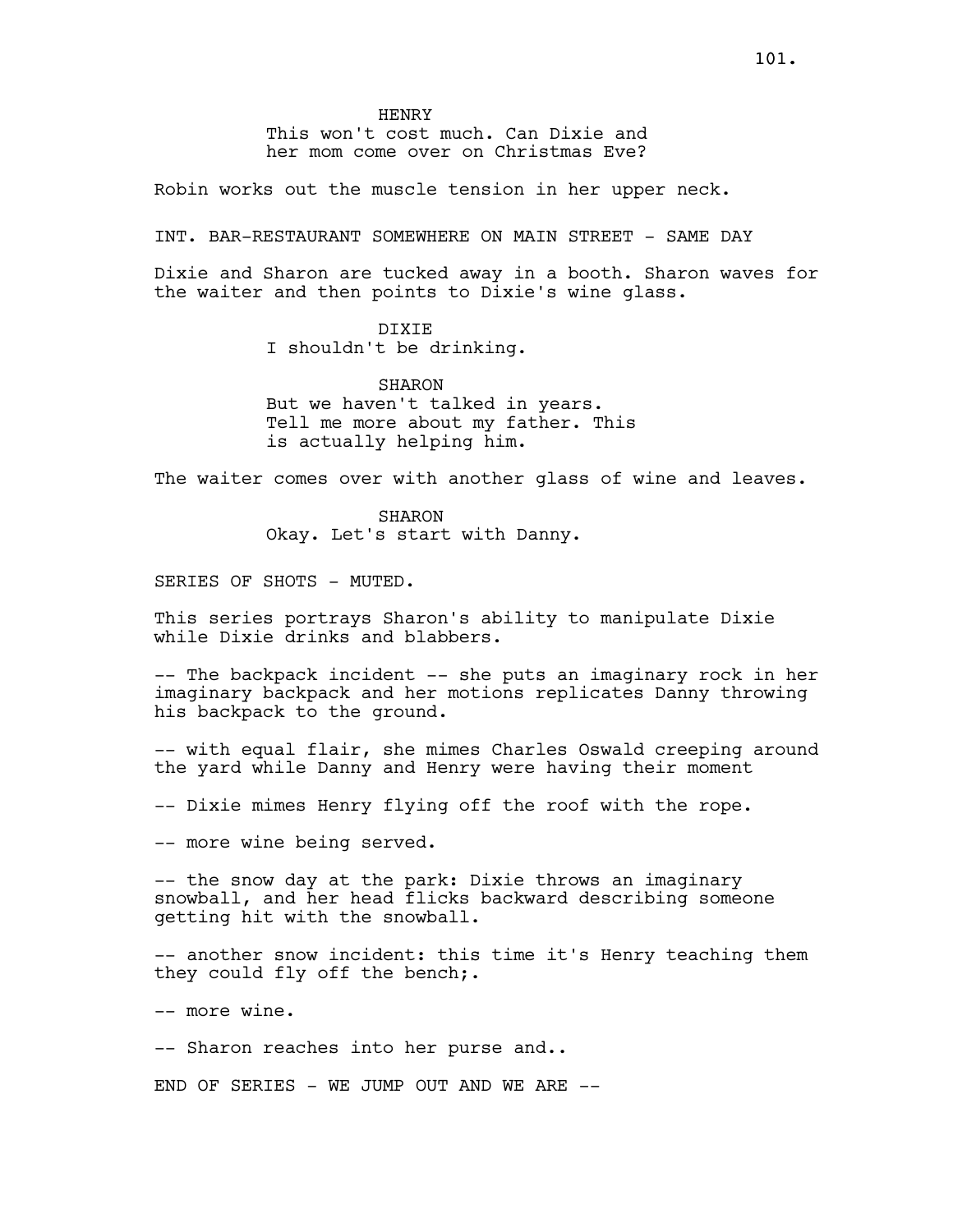HENRY
This won't cost much. Can Dixie and her mom come over on Christmas Eve?

Robin works out the muscle tension in her upper neck.

INT. BAR-RESTAURANT SOMEWHERE ON MAIN STREET - SAME DAY

Dixie and Sharon are tucked away in a booth. Sharon waves for the waiter and then points to Dixie's wine glass.

DIXIE
I shouldn't be drinking.

SHARON
But we haven't talked in years. Tell me more about my father. This is actually helping him.

The waiter comes over with another glass of wine and leaves.

SHARON
Okay. Let's start with Danny.

SERIES OF SHOTS - MUTED.

This series portrays Sharon's ability to manipulate Dixie while Dixie drinks and blabbers.

-- The backpack incident -- she puts an imaginary rock in her imaginary backpack and her motions replicates Danny throwing his backpack to the ground.

-- with equal flair, she mimes Charles Oswald creeping around the yard while Danny and Henry were having their moment

-- Dixie mimes Henry flying off the roof with the rope.

-- more wine being served.

-- the snow day at the park: Dixie throws an imaginary snowball, and her head flicks backward describing someone getting hit with the snowball.

-- another snow incident: this time it's Henry teaching them they could fly off the bench;.

-- more wine.

-- Sharon reaches into her purse and..

END OF SERIES - WE JUMP OUT AND WE ARE --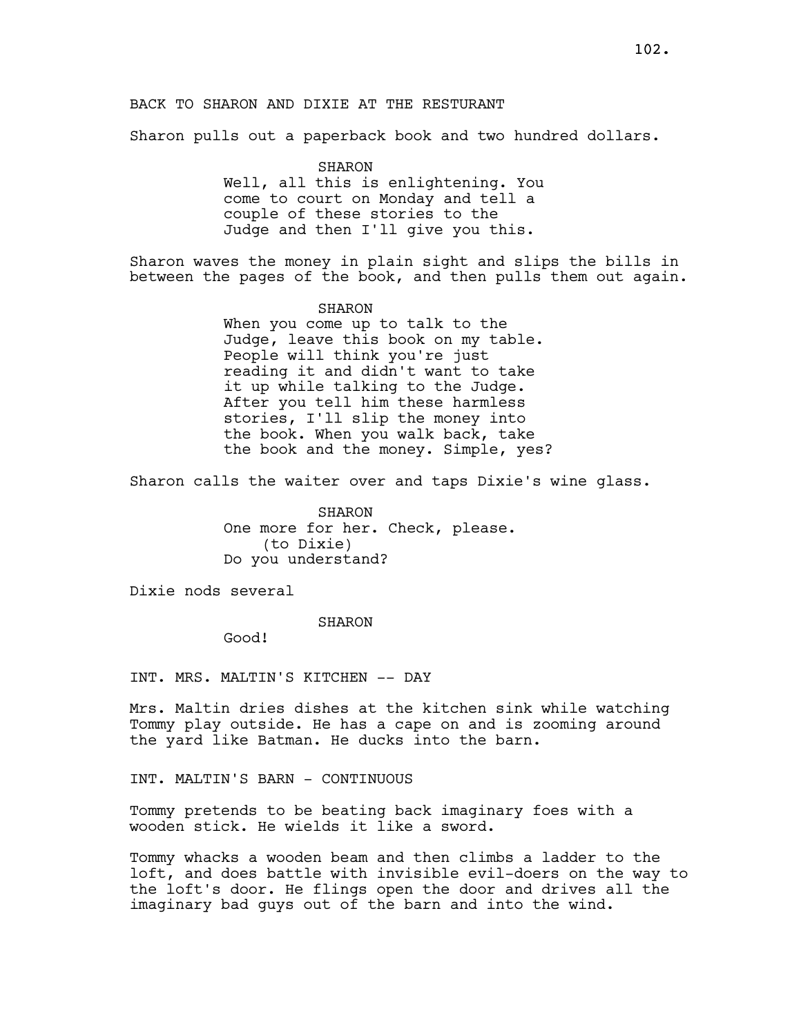BACK TO SHARON AND DIXIE AT THE RESTURANT

Sharon pulls out a paperback book and two hundred dollars.

SHARON
Well, all this is enlightening. You come to court on Monday and tell a couple of these stories to the Judge and then I'll give you this.

Sharon waves the money in plain sight and slips the bills in between the pages of the book, and then pulls them out again.

SHARON
When you come up to talk to the Judge, leave this book on my table. People will think you're just reading it and didn't want to take it up while talking to the Judge. After you tell him these harmless stories, I'll slip the money into the book. When you walk back, take the book and the money. Simple, yes?

Sharon calls the waiter over and taps Dixie's wine glass.

SHARON
One more for her. Check, please.
(to Dixie)
Do you understand?

Dixie nods several

SHARON
Good!

INT. MRS. MALTIN'S KITCHEN -- DAY

Mrs. Maltin dries dishes at the kitchen sink while watching Tommy play outside. He has a cape on and is zooming around the yard like Batman. He ducks into the barn.

INT. MALTIN'S BARN - CONTINUOUS

Tommy pretends to be beating back imaginary foes with a wooden stick. He wields it like a sword.

Tommy whacks a wooden beam and then climbs a ladder to the loft, and does battle with invisible evil-doers on the way to the loft's door. He flings open the door and drives all the imaginary bad guys out of the barn and into the wind.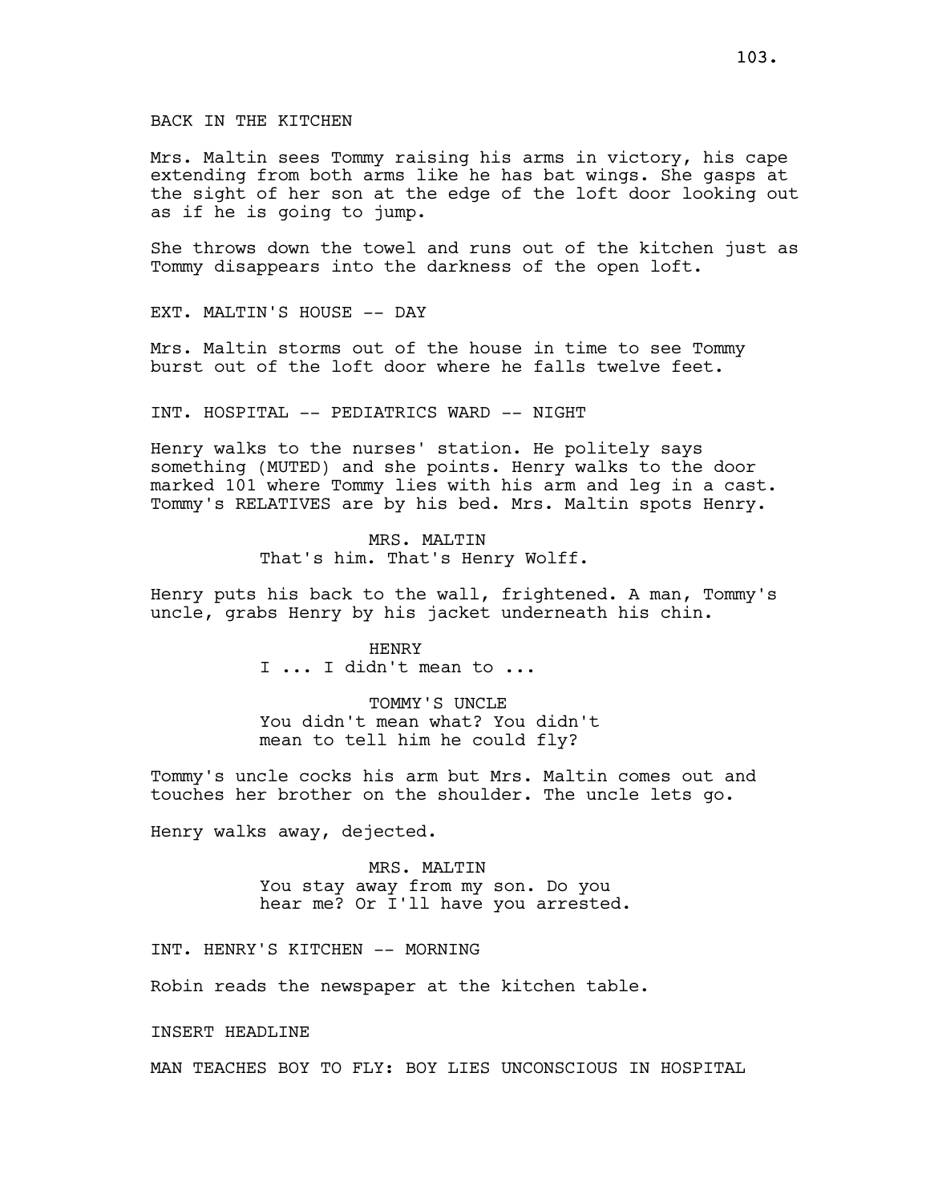BACK IN THE KITCHEN

Mrs. Maltin sees Tommy raising his arms in victory, his cape extending from both arms like he has bat wings. She gasps at the sight of her son at the edge of the loft door looking out as if he is going to jump.

She throws down the towel and runs out of the kitchen just as Tommy disappears into the darkness of the open loft.

EXT. MALTIN'S HOUSE -- DAY

Mrs. Maltin storms out of the house in time to see Tommy burst out of the loft door where he falls twelve feet.

INT. HOSPITAL -- PEDIATRICS WARD -- NIGHT

Henry walks to the nurses' station. He politely says something (MUTED) and she points. Henry walks to the door marked 101 where Tommy lies with his arm and leg in a cast. Tommy's RELATIVES are by his bed. Mrs. Maltin spots Henry.

MRS. MALTIN
That's him. That's Henry Wolff.

Henry puts his back to the wall, frightened. A man, Tommy's uncle, grabs Henry by his jacket underneath his chin.

HENRY
I ... I didn't mean to ...

TOMMY'S UNCLE
You didn't mean what? You didn't mean to tell him he could fly?

Tommy's uncle cocks his arm but Mrs. Maltin comes out and touches her brother on the shoulder. The uncle lets go.

Henry walks away, dejected.

MRS. MALTIN
You stay away from my son. Do you hear me? Or I'll have you arrested.

INT. HENRY'S KITCHEN -- MORNING

Robin reads the newspaper at the kitchen table.

INSERT HEADLINE

MAN TEACHES BOY TO FLY: BOY LIES UNCONSCIOUS IN HOSPITAL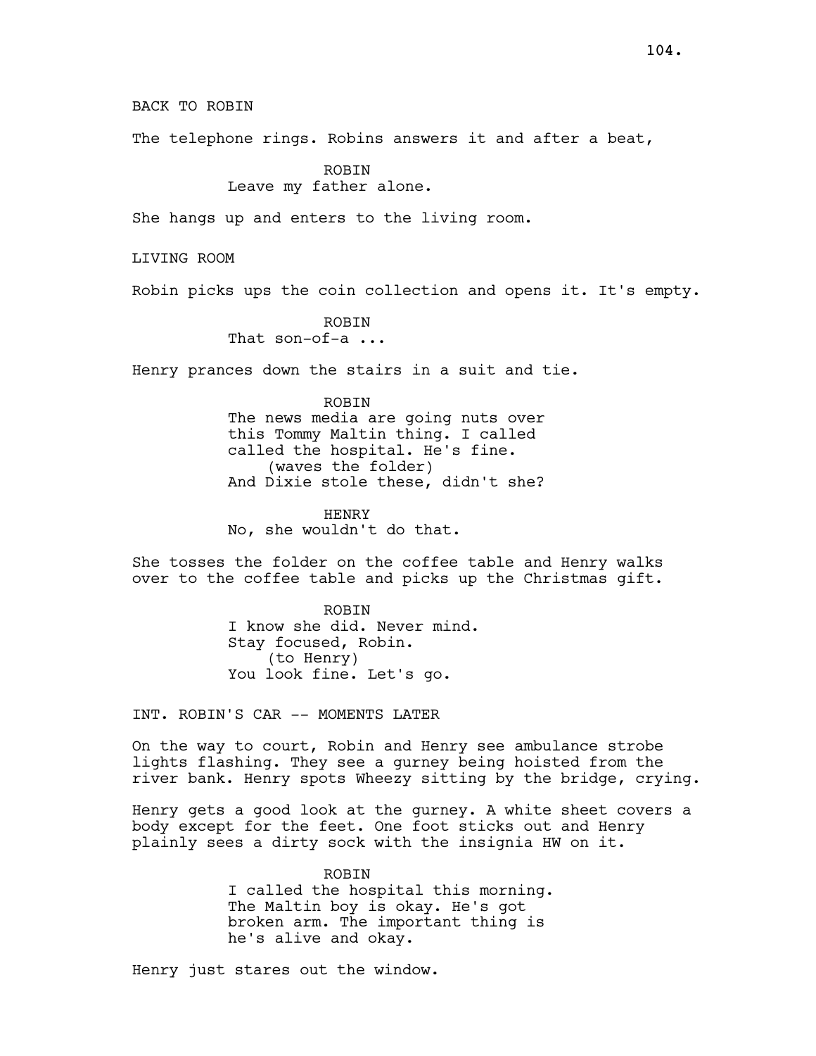BACK TO ROBIN

The telephone rings. Robins answers it and after a beat,

ROBIN
Leave my father alone.

She hangs up and enters to the living room.

LIVING ROOM

Robin picks ups the coin collection and opens it. It's empty.

ROBIN
That son-of-a ...

Henry prances down the stairs in a suit and tie.

ROBIN
The news media are going nuts over this Tommy Maltin thing. I called called the hospital. He's fine.
(waves the folder)
And Dixie stole these, didn't she?

HENRY
No, she wouldn't do that.

She tosses the folder on the coffee table and Henry walks over to the coffee table and picks up the Christmas gift.

ROBIN
I know she did. Never mind. Stay focused, Robin.
(to Henry)
You look fine. Let's go.

INT. ROBIN'S CAR -- MOMENTS LATER

On the way to court, Robin and Henry see ambulance strobe lights flashing. They see a gurney being hoisted from the river bank. Henry spots Wheezy sitting by the bridge, crying.

Henry gets a good look at the gurney. A white sheet covers a body except for the feet. One foot sticks out and Henry plainly sees a dirty sock with the insignia HW on it.

ROBIN
I called the hospital this morning. The Maltin boy is okay. He's got broken arm. The important thing is he's alive and okay.

Henry just stares out the window.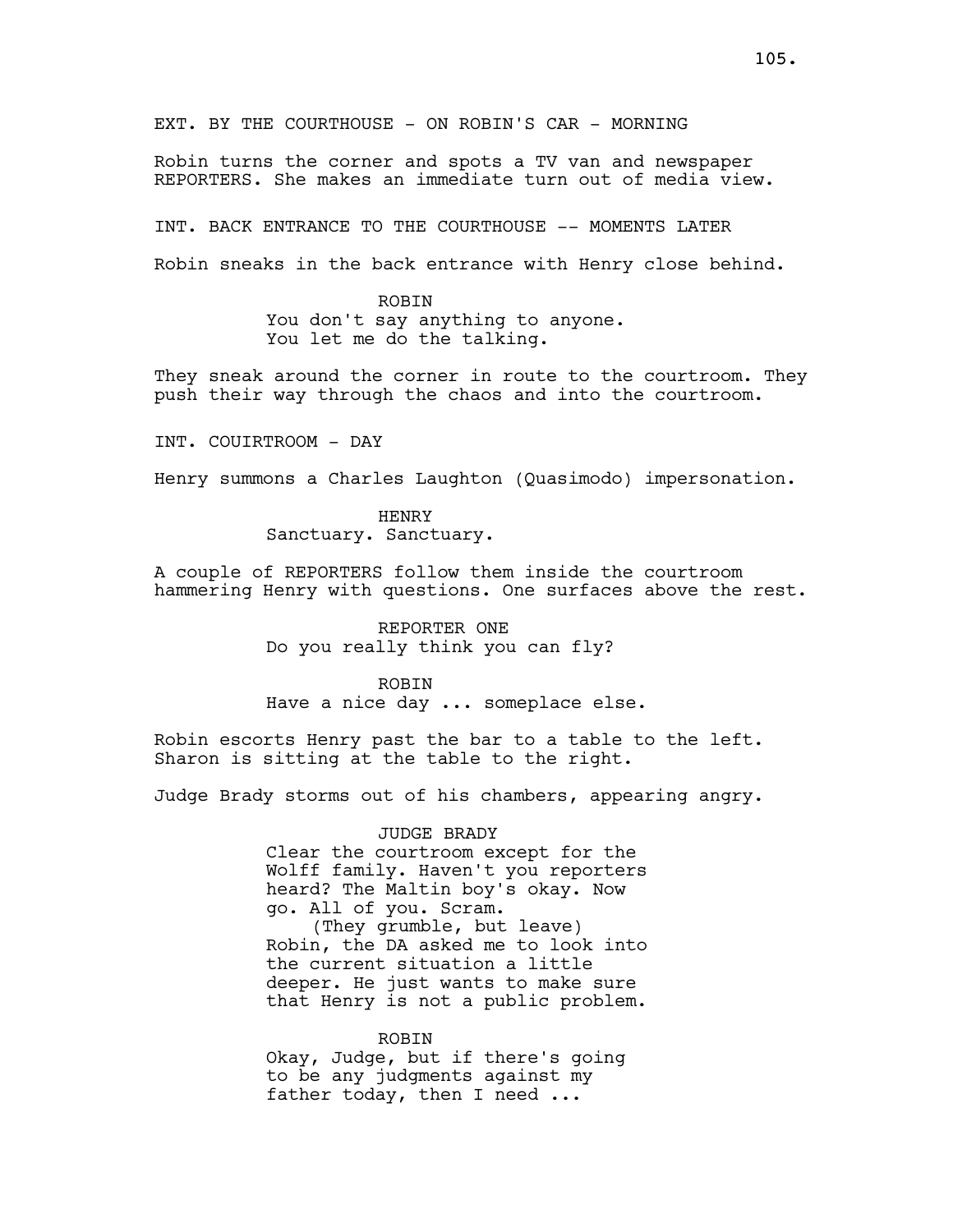EXT. BY THE COURTHOUSE - ON ROBIN'S CAR - MORNING

Robin turns the corner and spots a TV van and newspaper REPORTERS. She makes an immediate turn out of media view.

INT. BACK ENTRANCE TO THE COURTHOUSE -- MOMENTS LATER

Robin sneaks in the back entrance with Henry close behind.

ROBIN
You don't say anything to anyone.
You let me do the talking.

They sneak around the corner in route to the courtroom. They push their way through the chaos and into the courtroom.

INT. COUIRTROOM - DAY

Henry summons a Charles Laughton (Quasimodo) impersonation.

HENRY
Sanctuary. Sanctuary.

A couple of REPORTERS follow them inside the courtroom hammering Henry with questions. One surfaces above the rest.

REPORTER ONE
Do you really think you can fly?

ROBIN
Have a nice day ... someplace else.

Robin escorts Henry past the bar to a table to the left. Sharon is sitting at the table to the right.

Judge Brady storms out of his chambers, appearing angry.

JUDGE BRADY
Clear the courtroom except for the Wolff family. Haven't you reporters heard? The Maltin boy's okay. Now go. All of you. Scram.
(They grumble, but leave)
Robin, the DA asked me to look into the current situation a little deeper. He just wants to make sure that Henry is not a public problem.

ROBIN
Okay, Judge, but if there's going to be any judgments against my father today, then I need ...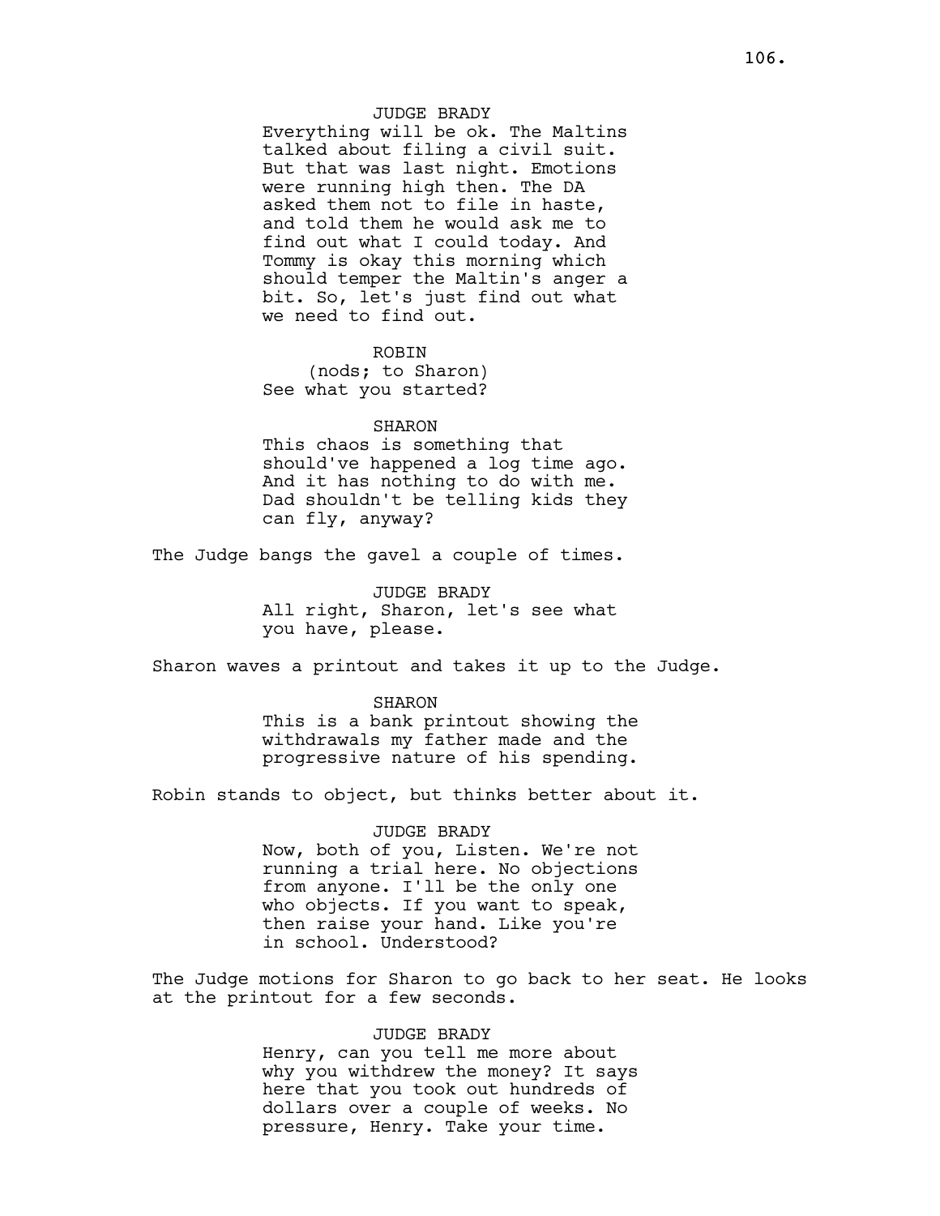JUDGE BRADY

Everything will be ok. The Maltins talked about filing a civil suit. But that was last night. Emotions were running high then. The DA asked them not to file in haste, and told them he would ask me to find out what I could today. And Tommy is okay this morning which should temper the Maltin's anger a bit. So, let's just find out what we need to find out.

ROBIN

(nods; to Sharon)

See what you started?

SHARON

This chaos is something that should've happened a log time ago. And it has nothing to do with me. Dad shouldn't be telling kids they can fly, anyway?

The Judge bangs the gavel a couple of times.

JUDGE BRADY

All right, Sharon, let's see what you have, please.

Sharon waves a printout and takes it up to the Judge.

SHARON

This is a bank printout showing the withdrawals my father made and the progressive nature of his spending.

Robin stands to object, but thinks better about it.

JUDGE BRADY

Now, both of you, Listen. We're not running a trial here. No objections from anyone. I'll be the only one who objects. If you want to speak, then raise your hand. Like you're in school. Understood?

The Judge motions for Sharon to go back to her seat. He looks at the printout for a few seconds.

JUDGE BRADY

Henry, can you tell me more about why you withdrew the money? It says here that you took out hundreds of dollars over a couple of weeks. No pressure, Henry. Take your time.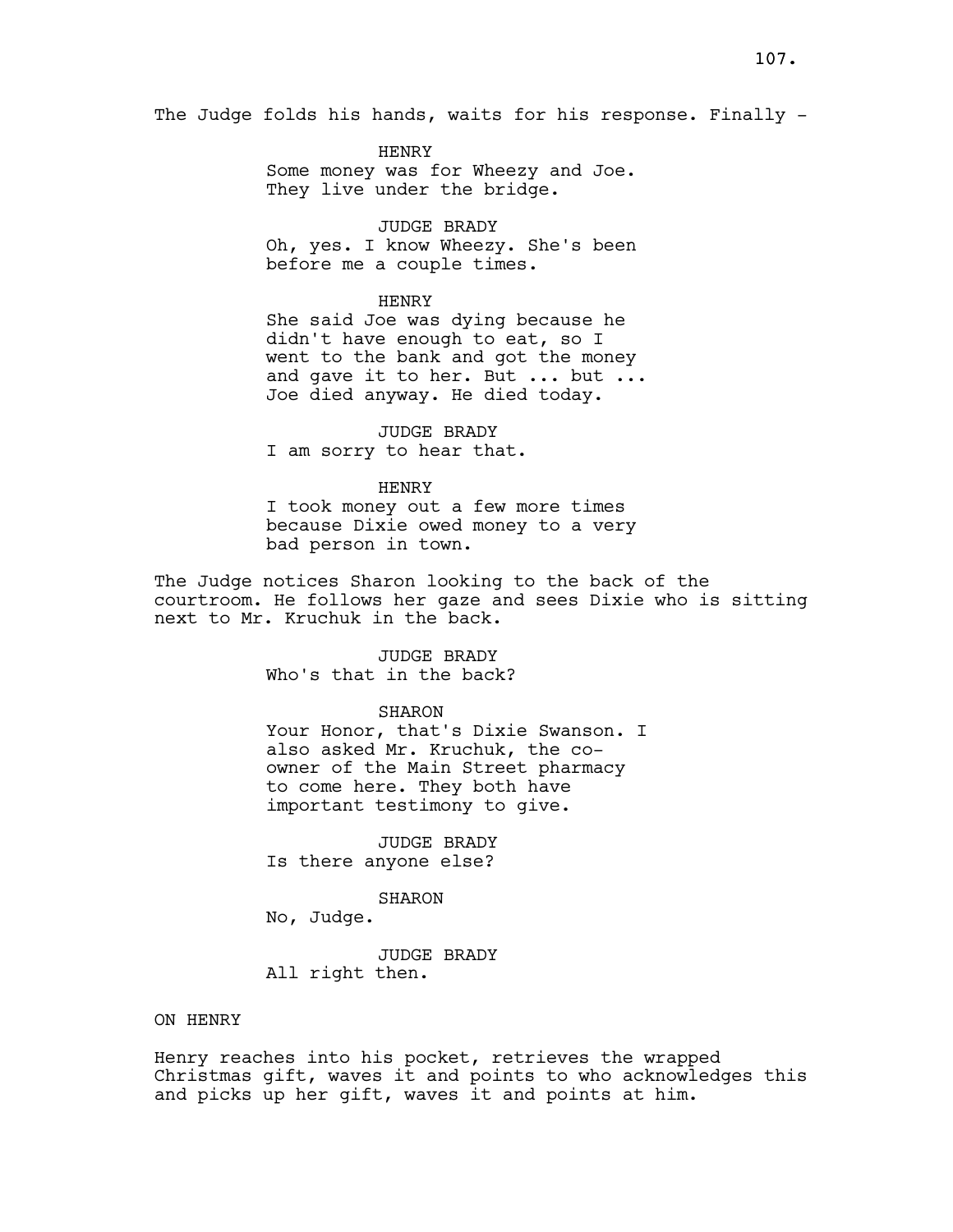The Judge folds his hands, waits for his response. Finally -

HENRY
Some money was for Wheezy and Joe. They live under the bridge.

JUDGE BRADY
Oh, yes. I know Wheezy. She's been before me a couple times.

HENRY
She said Joe was dying because he didn't have enough to eat, so I went to the bank and got the money and gave it to her. But ... but ... Joe died anyway. He died today.

JUDGE BRADY
I am sorry to hear that.

HENRY
I took money out a few more times because Dixie owed money to a very bad person in town.

The Judge notices Sharon looking to the back of the courtroom. He follows her gaze and sees Dixie who is sitting next to Mr. Kruchuk in the back.

JUDGE BRADY
Who's that in the back?

SHARON
Your Honor, that's Dixie Swanson. I also asked Mr. Kruchuk, the co-owner of the Main Street pharmacy to come here. They both have important testimony to give.

JUDGE BRADY
Is there anyone else?

SHARON
No, Judge.

JUDGE BRADY
All right then.

ON HENRY

Henry reaches into his pocket, retrieves the wrapped Christmas gift, waves it and points to who acknowledges this and picks up her gift, waves it and points at him.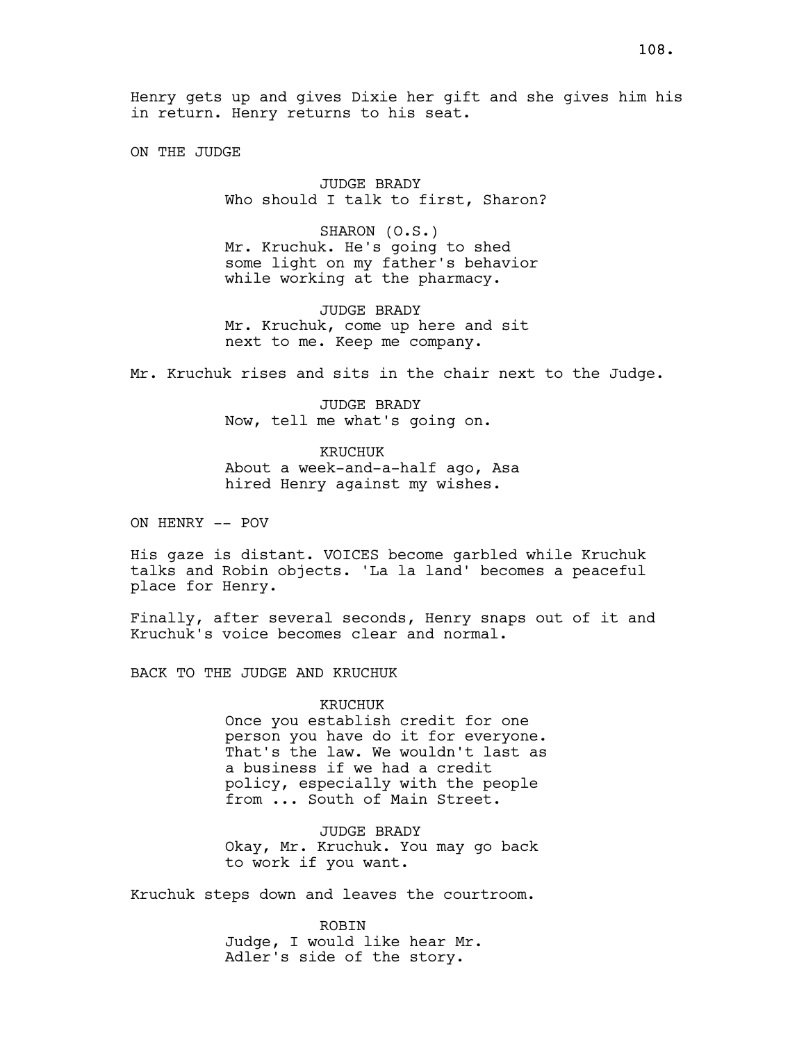Henry gets up and gives Dixie her gift and she gives him his in return. Henry returns to his seat.

ON THE JUDGE

JUDGE BRADY
Who should I talk to first, Sharon?

SHARON (O.S.)
Mr. Kruchuk. He's going to shed some light on my father's behavior while working at the pharmacy.

JUDGE BRADY
Mr. Kruchuk, come up here and sit next to me. Keep me company.

Mr. Kruchuk rises and sits in the chair next to the Judge.

JUDGE BRADY
Now, tell me what's going on.

KRUCHUK
About a week-and-a-half ago, Asa hired Henry against my wishes.

ON HENRY -- POV

His gaze is distant. VOICES become garbled while Kruchuk talks and Robin objects. 'La la land' becomes a peaceful place for Henry.

Finally, after several seconds, Henry snaps out of it and Kruchuk's voice becomes clear and normal.

BACK TO THE JUDGE AND KRUCHUK

KRUCHUK
Once you establish credit for one person you have do it for everyone. That's the law. We wouldn't last as a business if we had a credit policy, especially with the people from ... South of Main Street.

JUDGE BRADY
Okay, Mr. Kruchuk. You may go back to work if you want.

Kruchuk steps down and leaves the courtroom.

ROBIN
Judge, I would like hear Mr. Adler's side of the story.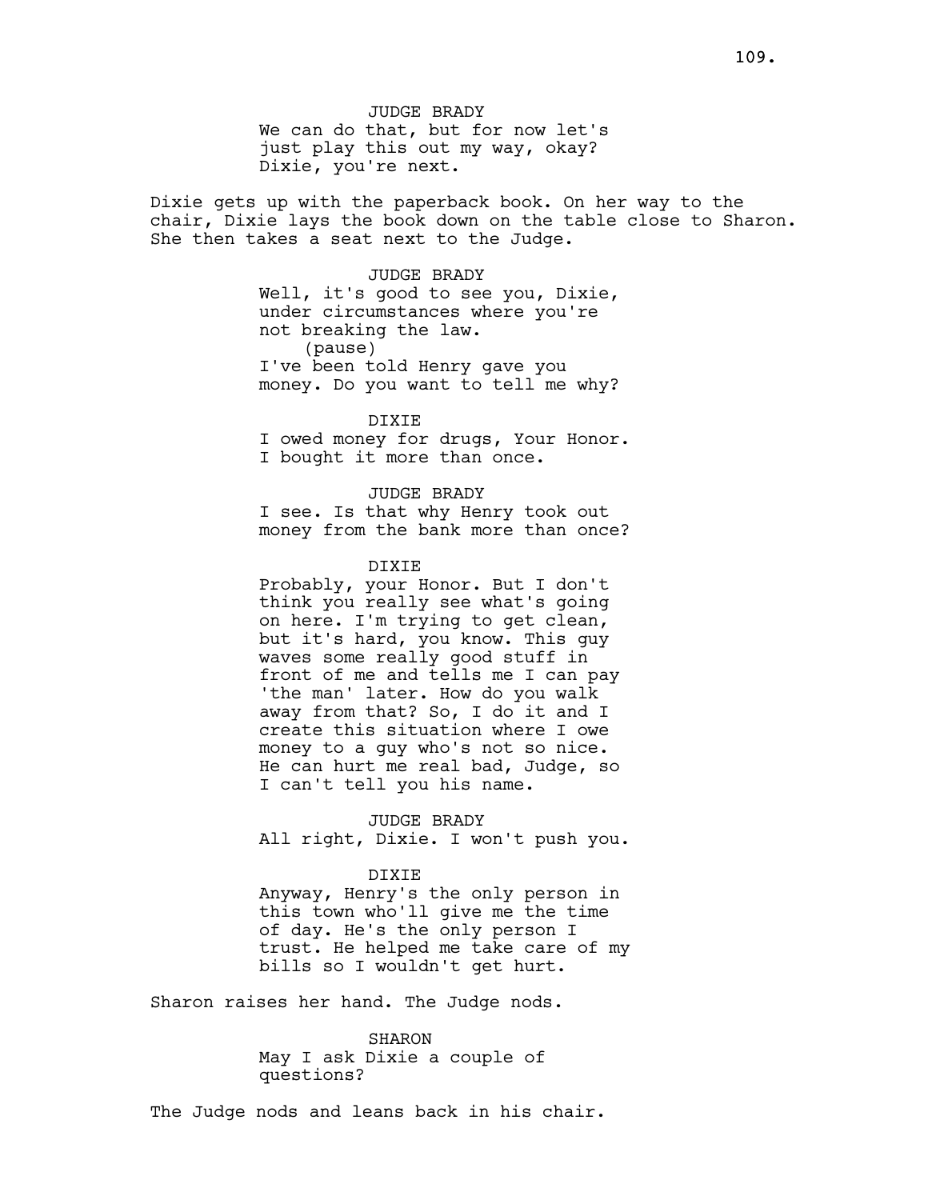JUDGE BRADY

We can do that, but for now let's just play this out my way, okay? Dixie, you're next.

Dixie gets up with the paperback book. On her way to the chair, Dixie lays the book down on the table close to Sharon. She then takes a seat next to the Judge.

JUDGE BRADY

Well, it's good to see you, Dixie, under circumstances where you're not breaking the law.

(pause)

I've been told Henry gave you money. Do you want to tell me why?

DIXIE

I owed money for drugs, Your Honor. I bought it more than once.

JUDGE BRADY

I see. Is that why Henry took out money from the bank more than once?

DIXIE

Probably, your Honor. But I don't think you really see what's going on here. I'm trying to get clean, but it's hard, you know. This guy waves some really good stuff in front of me and tells me I can pay 'the man' later. How do you walk away from that? So, I do it and I create this situation where I owe money to a guy who's not so nice. He can hurt me real bad, Judge, so I can't tell you his name.

JUDGE BRADY

All right, Dixie. I won't push you.

DIXIE

Anyway, Henry's the only person in this town who'll give me the time of day. He's the only person I trust. He helped me take care of my bills so I wouldn't get hurt.

Sharon raises her hand. The Judge nods.

SHARON

May I ask Dixie a couple of questions?

The Judge nods and leans back in his chair.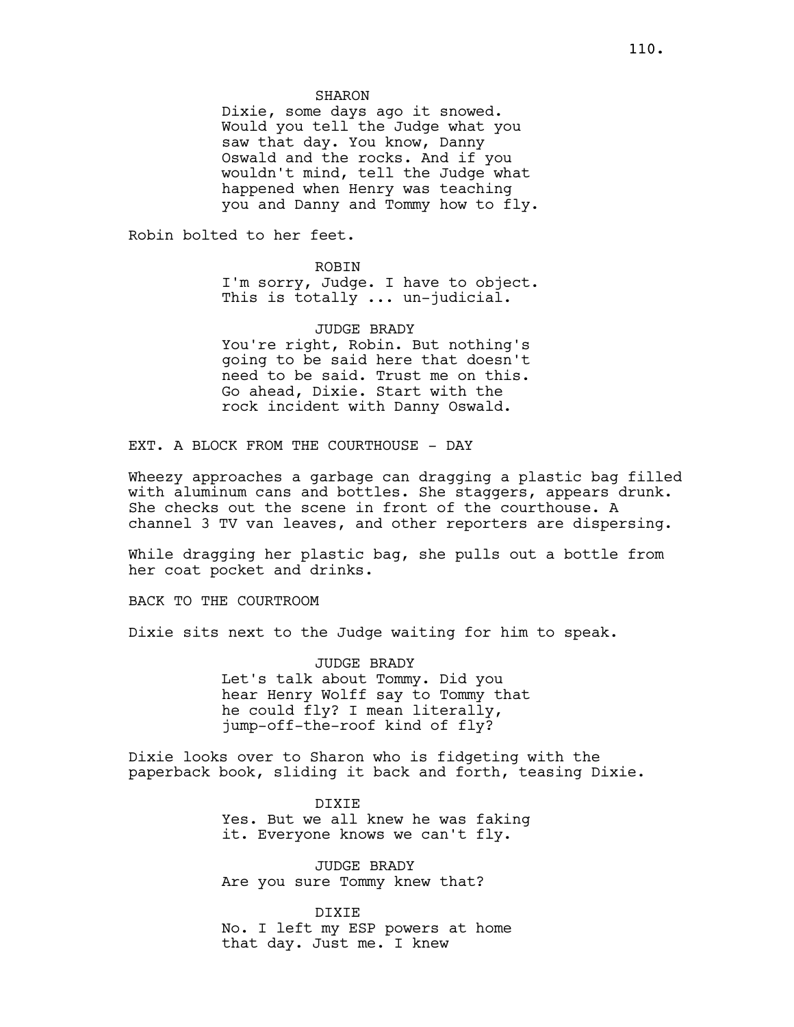SHARON

Dixie, some days ago it snowed. Would you tell the Judge what you saw that day. You know, Danny Oswald and the rocks. And if you wouldn't mind, tell the Judge what happened when Henry was teaching you and Danny and Tommy how to fly.

Robin bolted to her feet.

ROBIN

I'm sorry, Judge. I have to object. This is totally ... un-judicial.

JUDGE BRADY

You're right, Robin. But nothing's going to be said here that doesn't need to be said. Trust me on this. Go ahead, Dixie. Start with the rock incident with Danny Oswald.

EXT. A BLOCK FROM THE COURTHOUSE - DAY

Wheezy approaches a garbage can dragging a plastic bag filled with aluminum cans and bottles. She staggers, appears drunk. She checks out the scene in front of the courthouse. A channel 3 TV van leaves, and other reporters are dispersing.

While dragging her plastic bag, she pulls out a bottle from her coat pocket and drinks.

BACK TO THE COURTROOM

Dixie sits next to the Judge waiting for him to speak.

JUDGE BRADY

Let's talk about Tommy. Did you hear Henry Wolff say to Tommy that he could fly? I mean literally, jump-off-the-roof kind of fly?

Dixie looks over to Sharon who is fidgeting with the paperback book, sliding it back and forth, teasing Dixie.

DIXIE

Yes. But we all knew he was faking it. Everyone knows we can't fly.

JUDGE BRADY

Are you sure Tommy knew that?

DIXIE

No. I left my ESP powers at home that day. Just me. I knew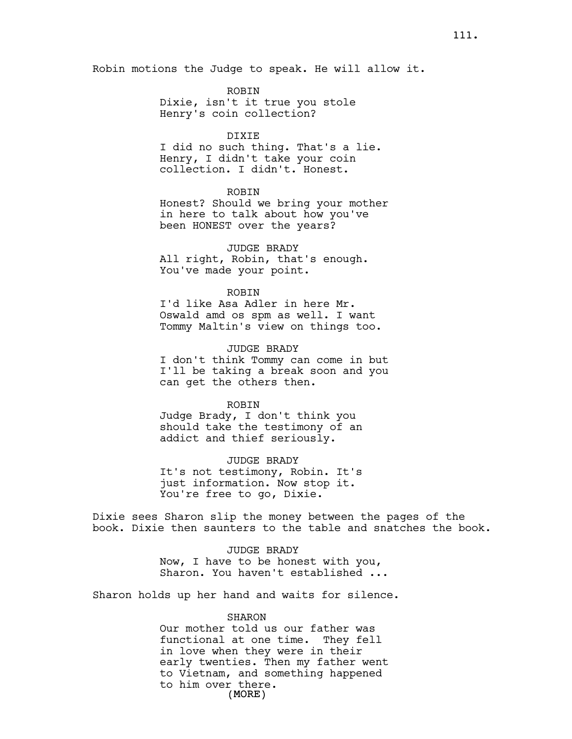Robin motions the Judge to speak. He will allow it.

ROBIN
Dixie, isn't it true you stole Henry's coin collection?

DIXIE
I did no such thing. That's a lie. Henry, I didn't take your coin collection. I didn't. Honest.

ROBIN
Honest? Should we bring your mother in here to talk about how you've been HONEST over the years?

JUDGE BRADY
All right, Robin, that's enough. You've made your point.

ROBIN
I'd like Asa Adler in here Mr. Oswald amd os spm as well. I want Tommy Maltin's view on things too.

JUDGE BRADY
I don't think Tommy can come in but I'll be taking a break soon and you can get the others then.

ROBIN
Judge Brady, I don't think you should take the testimony of an addict and thief seriously.

JUDGE BRADY
It's not testimony, Robin. It's just information. Now stop it. You're free to go, Dixie.

Dixie sees Sharon slip the money between the pages of the book. Dixie then saunters to the table and snatches the book.

JUDGE BRADY
Now, I have to be honest with you, Sharon. You haven't established ...

Sharon holds up her hand and waits for silence.

SHARON
Our mother told us our father was functional at one time. They fell in love when they were in their early twenties. Then my father went to Vietnam, and something happened to him over there.
(MORE)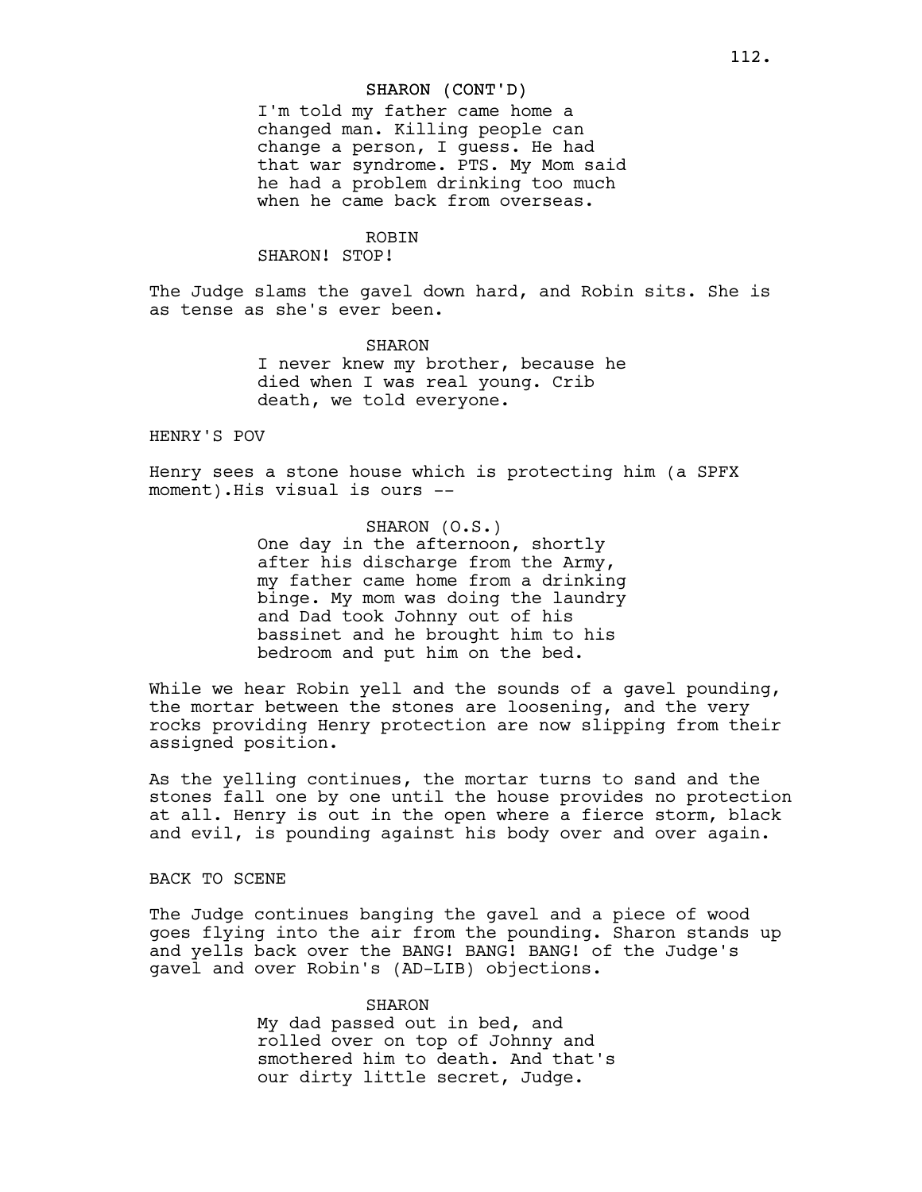SHARON (CONT'D)
I'm told my father came home a changed man. Killing people can change a person, I guess. He had that war syndrome. PTS. My Mom said he had a problem drinking too much when he came back from overseas.

ROBIN
SHARON! STOP!

The Judge slams the gavel down hard, and Robin sits. She is as tense as she's ever been.

SHARON
I never knew my brother, because he died when I was real young. Crib death, we told everyone.

HENRY'S POV

Henry sees a stone house which is protecting him (a SPFX moment).His visual is ours --

SHARON (O.S.)
One day in the afternoon, shortly after his discharge from the Army, my father came home from a drinking binge. My mom was doing the laundry and Dad took Johnny out of his bassinet and he brought him to his bedroom and put him on the bed.

While we hear Robin yell and the sounds of a gavel pounding, the mortar between the stones are loosening, and the very rocks providing Henry protection are now slipping from their assigned position.

As the yelling continues, the mortar turns to sand and the stones fall one by one until the house provides no protection at all. Henry is out in the open where a fierce storm, black and evil, is pounding against his body over and over again.

BACK TO SCENE

The Judge continues banging the gavel and a piece of wood goes flying into the air from the pounding. Sharon stands up and yells back over the BANG! BANG! BANG! of the Judge's gavel and over Robin's (AD-LIB) objections.

SHARON
My dad passed out in bed, and rolled over on top of Johnny and smothered him to death. And that's our dirty little secret, Judge.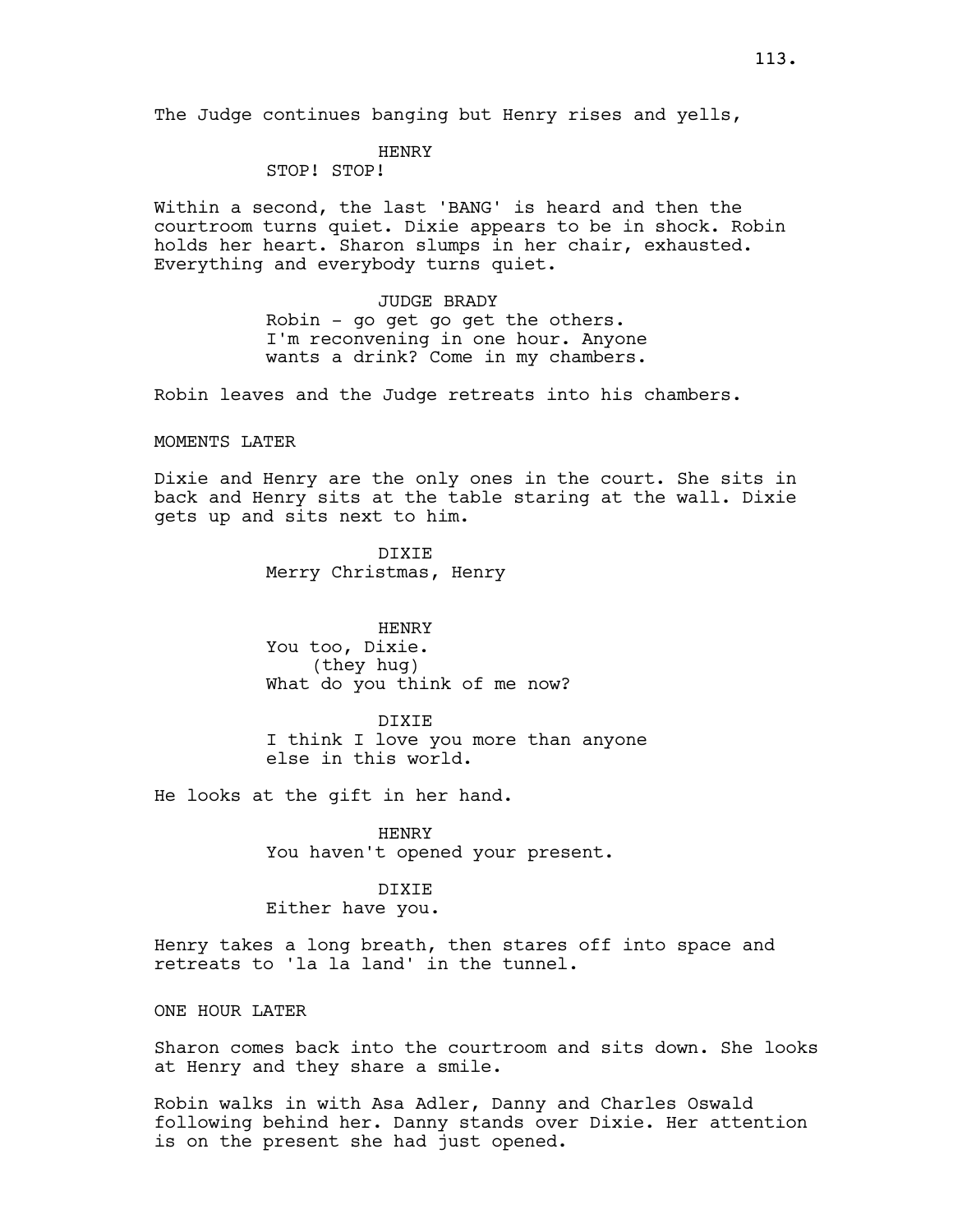The Judge continues banging but Henry rises and yells,

HENRY
STOP! STOP!

Within a second, the last 'BANG' is heard and then the courtroom turns quiet. Dixie appears to be in shock. Robin holds her heart. Sharon slumps in her chair, exhausted. Everything and everybody turns quiet.

JUDGE BRADY
Robin - go get go get the others. I'm reconvening in one hour. Anyone wants a drink? Come in my chambers.

Robin leaves and the Judge retreats into his chambers.

MOMENTS LATER

Dixie and Henry are the only ones in the court. She sits in back and Henry sits at the table staring at the wall. Dixie gets up and sits next to him.

DIXIE
Merry Christmas, Henry

HENRY
You too, Dixie.
(they hug)
What do you think of me now?

DIXIE
I think I love you more than anyone else in this world.

He looks at the gift in her hand.

HENRY
You haven't opened your present.

DIXIE
Either have you.

Henry takes a long breath, then stares off into space and retreats to 'la la land' in the tunnel.

ONE HOUR LATER

Sharon comes back into the courtroom and sits down. She looks at Henry and they share a smile.

Robin walks in with Asa Adler, Danny and Charles Oswald following behind her. Danny stands over Dixie. Her attention is on the present she had just opened.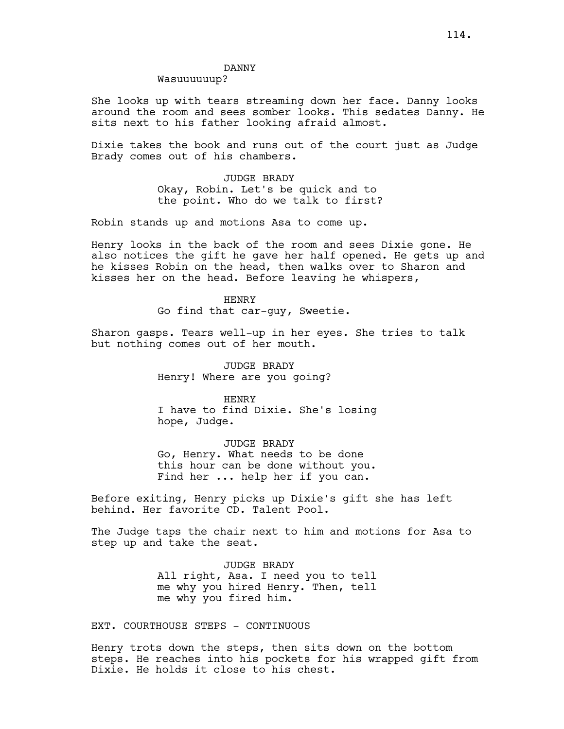DANNY
Wasuuuuuup?

She looks up with tears streaming down her face. Danny looks around the room and sees somber looks. This sedates Danny. He sits next to his father looking afraid almost.

Dixie takes the book and runs out of the court just as Judge Brady comes out of his chambers.

JUDGE BRADY
Okay, Robin. Let's be quick and to the point. Who do we talk to first?

Robin stands up and motions Asa to come up.

Henry looks in the back of the room and sees Dixie gone. He also notices the gift he gave her half opened. He gets up and he kisses Robin on the head, then walks over to Sharon and kisses her on the head. Before leaving he whispers,

HENRY
Go find that car-guy, Sweetie.

Sharon gasps. Tears well-up in her eyes. She tries to talk but nothing comes out of her mouth.

JUDGE BRADY
Henry! Where are you going?

HENRY
I have to find Dixie. She's losing hope, Judge.

JUDGE BRADY
Go, Henry. What needs to be done this hour can be done without you. Find her ... help her if you can.

Before exiting, Henry picks up Dixie's gift she has left behind. Her favorite CD. Talent Pool.

The Judge taps the chair next to him and motions for Asa to step up and take the seat.

JUDGE BRADY
All right, Asa. I need you to tell me why you hired Henry. Then, tell me why you fired him.

EXT. COURTHOUSE STEPS - CONTINUOUS

Henry trots down the steps, then sits down on the bottom steps. He reaches into his pockets for his wrapped gift from Dixie. He holds it close to his chest.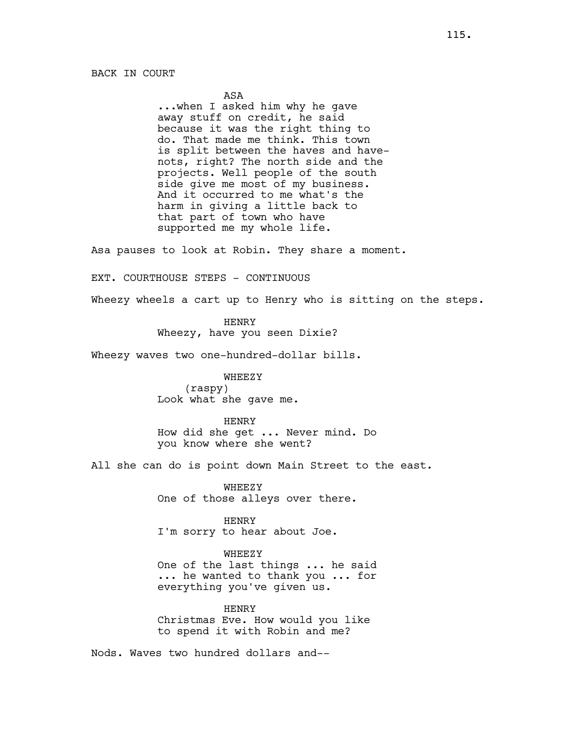BACK IN COURT

ASA

...when I asked him why he gave away stuff on credit, he said because it was the right thing to do. That made me think. This town is split between the haves and have-nots, right? The north side and the projects. Well people of the south side give me most of my business. And it occurred to me what's the harm in giving a little back to that part of town who have supported me my whole life.

Asa pauses to look at Robin. They share a moment.

EXT. COURTHOUSE STEPS - CONTINUOUS

Wheezy wheels a cart up to Henry who is sitting on the steps.

HENRY

Wheezy, have you seen Dixie?

Wheezy waves two one-hundred-dollar bills.

WHEEZY

(raspy)

Look what she gave me.

HENRY

How did she get ... Never mind. Do you know where she went?

All she can do is point down Main Street to the east.

WHEEZY

One of those alleys over there.

HENRY

I'm sorry to hear about Joe.

WHEEZY

One of the last things ... he said ... he wanted to thank you ... for everything you've given us.

HENRY

Christmas Eve. How would you like to spend it with Robin and me?

Nods. Waves two hundred dollars and--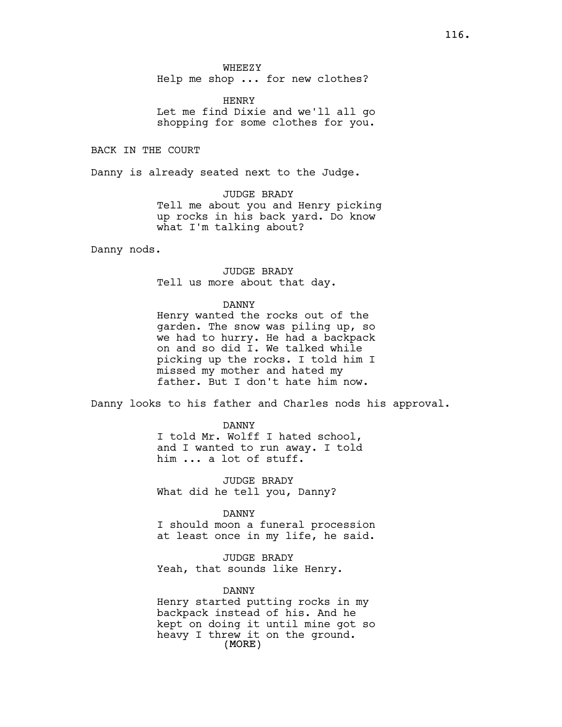WHEEZY
Help me shop ... for new clothes?

HENRY
Let me find Dixie and we'll all go shopping for some clothes for you.

BACK IN THE COURT

Danny is already seated next to the Judge.

JUDGE BRADY
Tell me about you and Henry picking up rocks in his back yard. Do know what I'm talking about?

Danny nods.

JUDGE BRADY
Tell us more about that day.

DANNY
Henry wanted the rocks out of the garden. The snow was piling up, so we had to hurry. He had a backpack on and so did I. We talked while picking up the rocks. I told him I missed my mother and hated my father. But I don't hate him now.

Danny looks to his father and Charles nods his approval.

DANNY
I told Mr. Wolff I hated school, and I wanted to run away. I told him ... a lot of stuff.

JUDGE BRADY
What did he tell you, Danny?

DANNY
I should moon a funeral procession at least once in my life, he said.

JUDGE BRADY
Yeah, that sounds like Henry.

DANNY
Henry started putting rocks in my backpack instead of his. And he kept on doing it until mine got so heavy I threw it on the ground.
(MORE)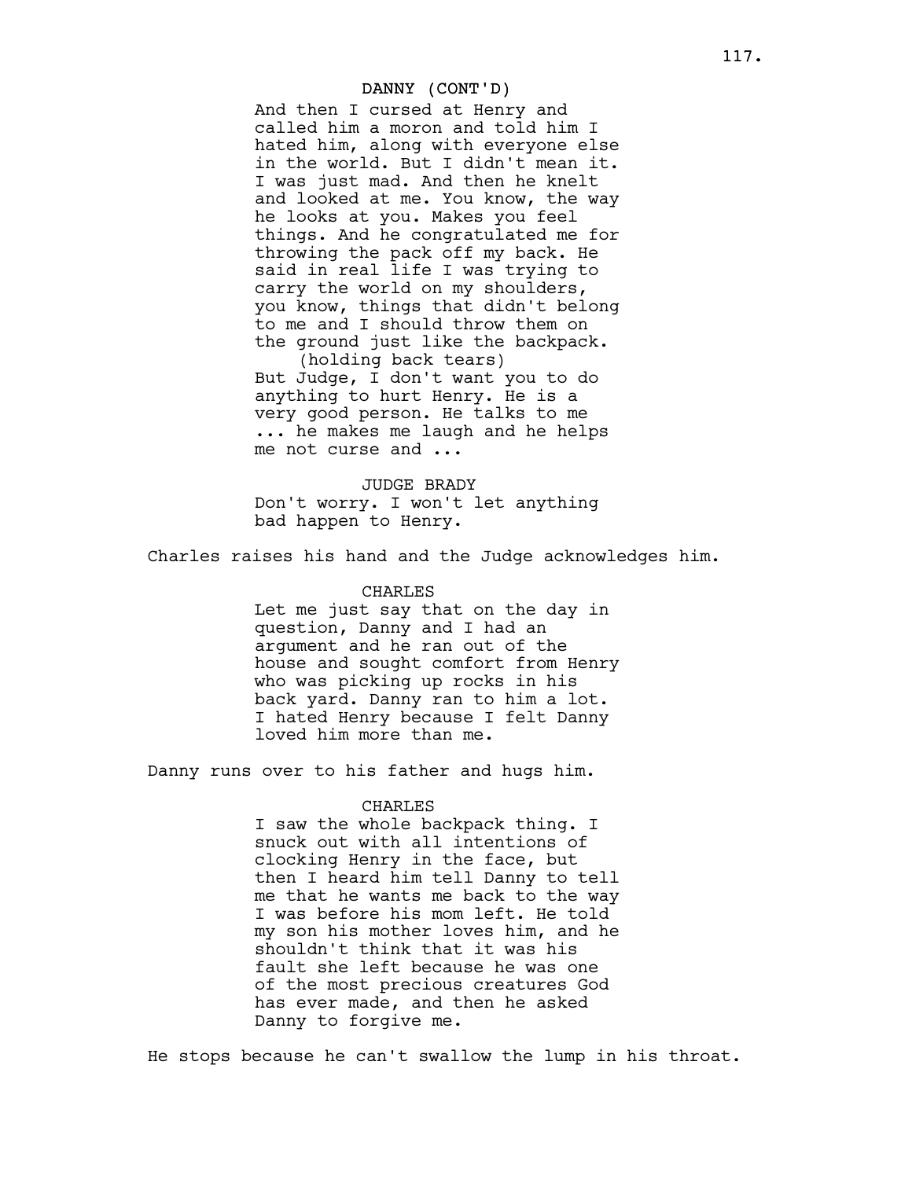DANNY (CONT'D)

And then I cursed at Henry and called him a moron and told him I hated him, along with everyone else in the world. But I didn't mean it. I was just mad. And then he knelt and looked at me. You know, the way he looks at you. Makes you feel things. And he congratulated me for throwing the pack off my back. He said in real life I was trying to carry the world on my shoulders, you know, things that didn't belong to me and I should throw them on the ground just like the backpack.

(holding back tears)

But Judge, I don't want you to do anything to hurt Henry. He is a very good person. He talks to me ... he makes me laugh and he helps me not curse and ...

JUDGE BRADY

Don't worry. I won't let anything bad happen to Henry.

Charles raises his hand and the Judge acknowledges him.

CHARLES

Let me just say that on the day in question, Danny and I had an argument and he ran out of the house and sought comfort from Henry who was picking up rocks in his back yard. Danny ran to him a lot. I hated Henry because I felt Danny loved him more than me.

Danny runs over to his father and hugs him.

CHARLES

I saw the whole backpack thing. I snuck out with all intentions of clocking Henry in the face, but then I heard him tell Danny to tell me that he wants me back to the way I was before his mom left. He told my son his mother loves him, and he shouldn't think that it was his fault she left because he was one of the most precious creatures God has ever made, and then he asked Danny to forgive me.

He stops because he can't swallow the lump in his throat.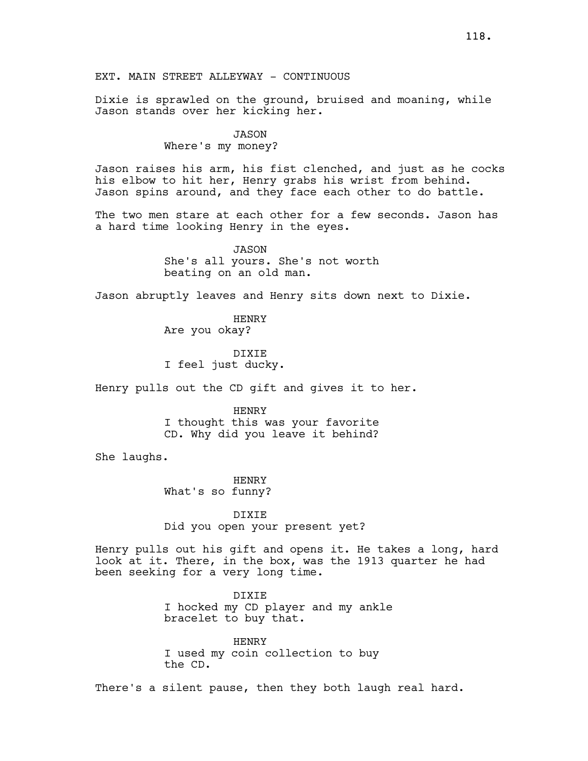EXT. MAIN STREET ALLEYWAY - CONTINUOUS

Dixie is sprawled on the ground, bruised and moaning, while Jason stands over her kicking her.

JASON
Where's my money?

Jason raises his arm, his fist clenched, and just as he cocks his elbow to hit her, Henry grabs his wrist from behind. Jason spins around, and they face each other to do battle.

The two men stare at each other for a few seconds. Jason has a hard time looking Henry in the eyes.

JASON
She's all yours. She's not worth beating on an old man.

Jason abruptly leaves and Henry sits down next to Dixie.

HENRY
Are you okay?

DIXIE
I feel just ducky.

Henry pulls out the CD gift and gives it to her.

HENRY
I thought this was your favorite CD. Why did you leave it behind?

She laughs.

HENRY
What's so funny?

DIXIE
Did you open your present yet?

Henry pulls out his gift and opens it. He takes a long, hard look at it. There, in the box, was the 1913 quarter he had been seeking for a very long time.

DIXIE
I hocked my CD player and my ankle bracelet to buy that.

HENRY
I used my coin collection to buy the CD.

There's a silent pause, then they both laugh real hard.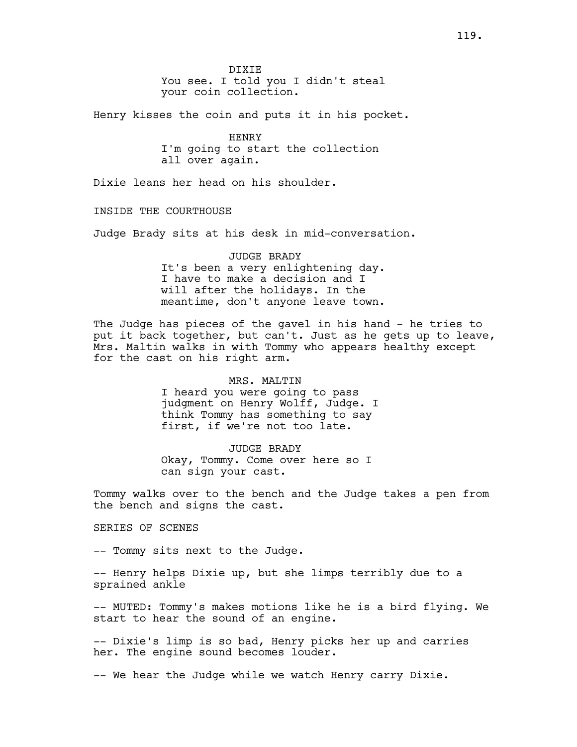DIXIE
You see. I told you I didn't steal your coin collection.

Henry kisses the coin and puts it in his pocket.

HENRY
I'm going to start the collection all over again.

Dixie leans her head on his shoulder.

INSIDE THE COURTHOUSE

Judge Brady sits at his desk in mid-conversation.

JUDGE BRADY
It's been a very enlightening day. I have to make a decision and I will after the holidays. In the meantime, don't anyone leave town.

The Judge has pieces of the gavel in his hand - he tries to put it back together, but can't. Just as he gets up to leave, Mrs. Maltin walks in with Tommy who appears healthy except for the cast on his right arm.

MRS. MALTIN
I heard you were going to pass judgment on Henry Wolff, Judge. I think Tommy has something to say first, if we're not too late.

JUDGE BRADY
Okay, Tommy. Come over here so I can sign your cast.

Tommy walks over to the bench and the Judge takes a pen from the bench and signs the cast.

SERIES OF SCENES

-- Tommy sits next to the Judge.

-- Henry helps Dixie up, but she limps terribly due to a sprained ankle

-- MUTED: Tommy's makes motions like he is a bird flying. We start to hear the sound of an engine.

-- Dixie's limp is so bad, Henry picks her up and carries her. The engine sound becomes louder.

-- We hear the Judge while we watch Henry carry Dixie.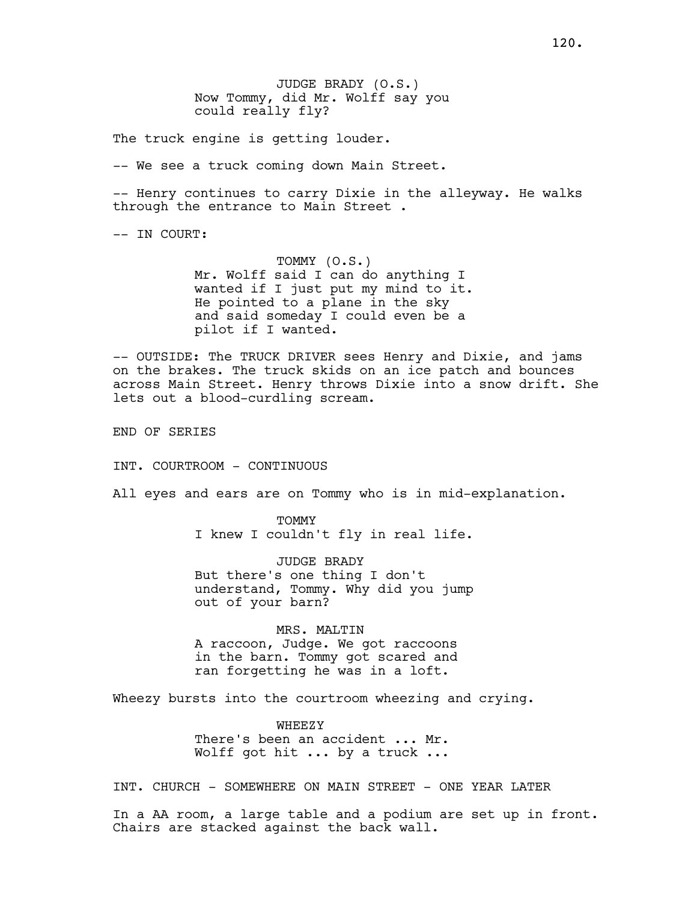JUDGE BRADY (O.S.)
Now Tommy, did Mr. Wolff say you could really fly?

The truck engine is getting louder.

-- We see a truck coming down Main Street.

-- Henry continues to carry Dixie in the alleyway. He walks through the entrance to Main Street .

-- IN COURT:

TOMMY (O.S.)
Mr. Wolff said I can do anything I wanted if I just put my mind to it. He pointed to a plane in the sky and said someday I could even be a pilot if I wanted.

-- OUTSIDE: The TRUCK DRIVER sees Henry and Dixie, and jams on the brakes. The truck skids on an ice patch and bounces across Main Street. Henry throws Dixie into a snow drift. She lets out a blood-curdling scream.

END OF SERIES

INT. COURTROOM - CONTINUOUS

All eyes and ears are on Tommy who is in mid-explanation.

TOMMY
I knew I couldn't fly in real life.

JUDGE BRADY
But there's one thing I don't understand, Tommy. Why did you jump out of your barn?

MRS. MALTIN
A raccoon, Judge. We got raccoons in the barn. Tommy got scared and ran forgetting he was in a loft.

Wheezy bursts into the courtroom wheezing and crying.

WHEEZY
There's been an accident ... Mr. Wolff got hit ... by a truck ...

INT. CHURCH - SOMEWHERE ON MAIN STREET - ONE YEAR LATER

In a AA room, a large table and a podium are set up in front. Chairs are stacked against the back wall.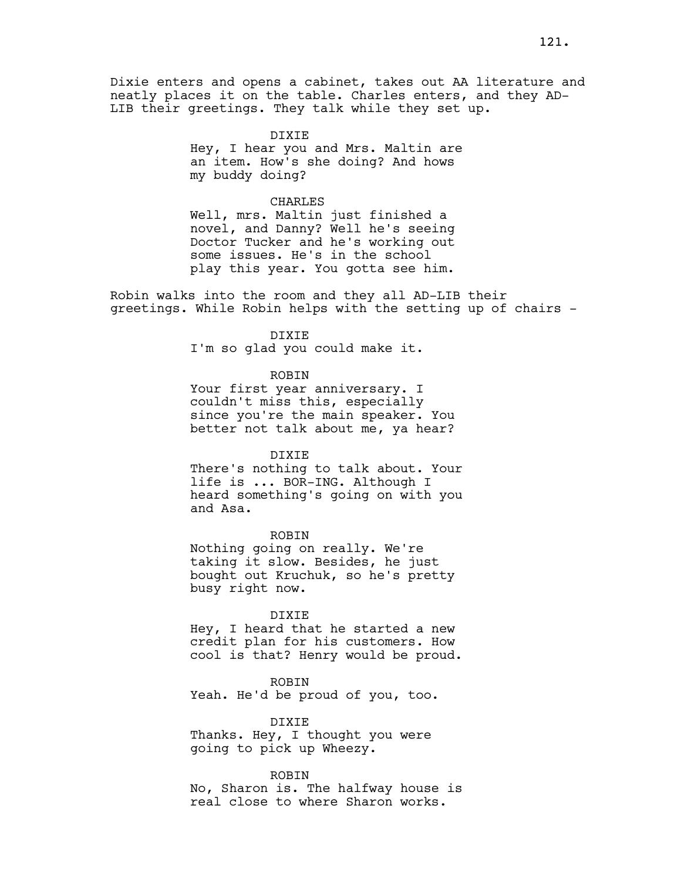Dixie enters and opens a cabinet, takes out AA literature and neatly places it on the table. Charles enters, and they AD-LIB their greetings. They talk while they set up.

DIXIE
Hey, I hear you and Mrs. Maltin are an item. How's she doing? And hows my buddy doing?

CHARLES
Well, mrs. Maltin just finished a novel, and Danny? Well he's seeing Doctor Tucker and he's working out some issues. He's in the school play this year. You gotta see him.

Robin walks into the room and they all AD-LIB their greetings. While Robin helps with the setting up of chairs -

DIXIE
I'm so glad you could make it.

ROBIN
Your first year anniversary. I couldn't miss this, especially since you're the main speaker. You better not talk about me, ya hear?

DIXIE
There's nothing to talk about. Your life is ... BOR-ING. Although I heard something's going on with you and Asa.

ROBIN
Nothing going on really. We're taking it slow. Besides, he just bought out Kruchuk, so he's pretty busy right now.

DIXIE
Hey, I heard that he started a new credit plan for his customers. How cool is that? Henry would be proud.

ROBIN
Yeah. He'd be proud of you, too.

DIXIE
Thanks. Hey, I thought you were going to pick up Wheezy.

ROBIN
No, Sharon is. The halfway house is real close to where Sharon works.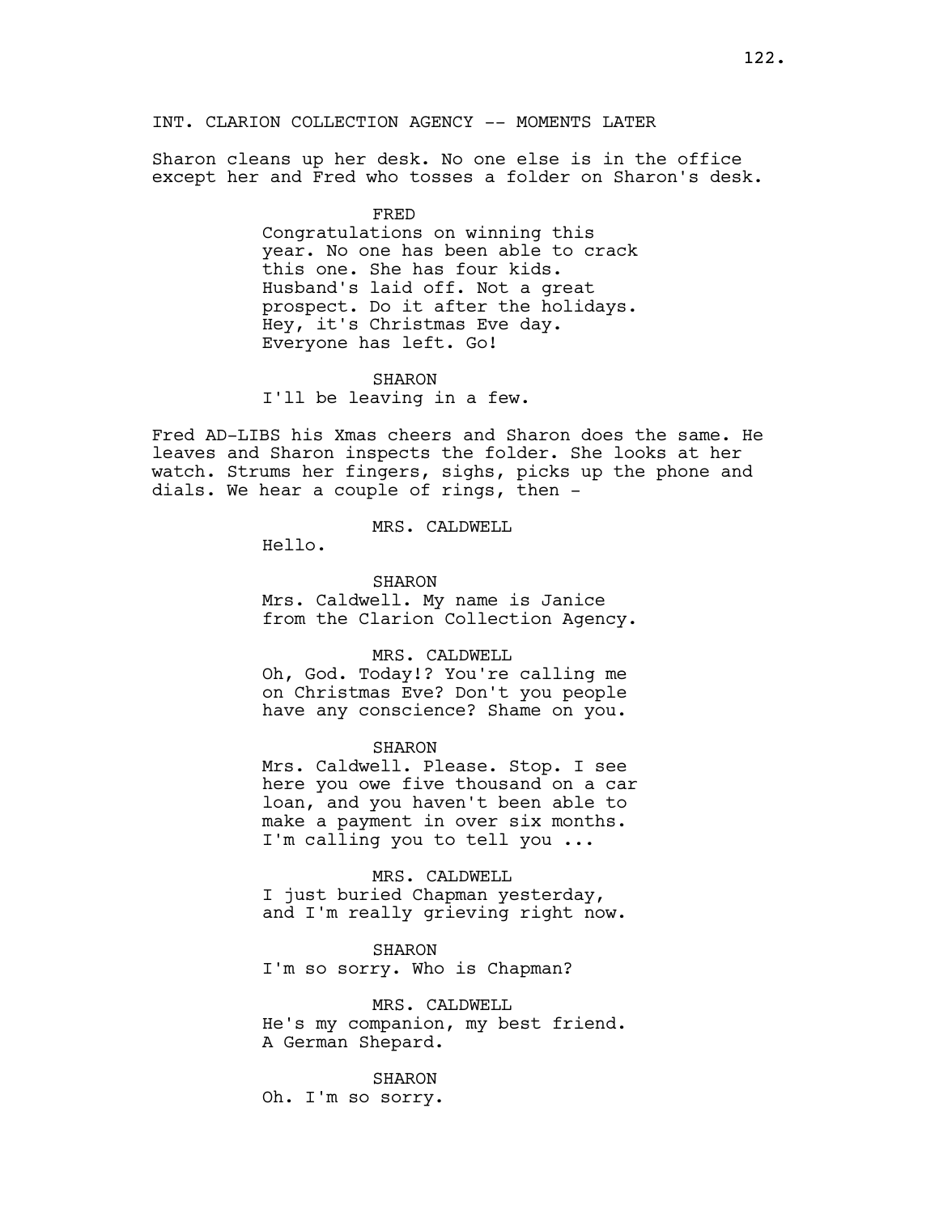INT. CLARION COLLECTION AGENCY -- MOMENTS LATER

Sharon cleans up her desk. No one else is in the office except her and Fred who tosses a folder on Sharon's desk.

FRED
Congratulations on winning this year. No one has been able to crack this one. She has four kids. Husband's laid off. Not a great prospect. Do it after the holidays. Hey, it's Christmas Eve day. Everyone has left. Go!

SHARON
I'll be leaving in a few.

Fred AD-LIBS his Xmas cheers and Sharon does the same. He leaves and Sharon inspects the folder. She looks at her watch. Strums her fingers, sighs, picks up the phone and dials. We hear a couple of rings, then -

MRS. CALDWELL
Hello.

SHARON
Mrs. Caldwell. My name is Janice from the Clarion Collection Agency.

MRS. CALDWELL
Oh, God. Today!? You're calling me on Christmas Eve? Don't you people have any conscience? Shame on you.

SHARON
Mrs. Caldwell. Please. Stop. I see here you owe five thousand on a car loan, and you haven't been able to make a payment in over six months. I'm calling you to tell you ...

MRS. CALDWELL
I just buried Chapman yesterday, and I'm really grieving right now.

SHARON
I'm so sorry. Who is Chapman?

MRS. CALDWELL
He's my companion, my best friend. A German Shepard.

SHARON
Oh. I'm so sorry.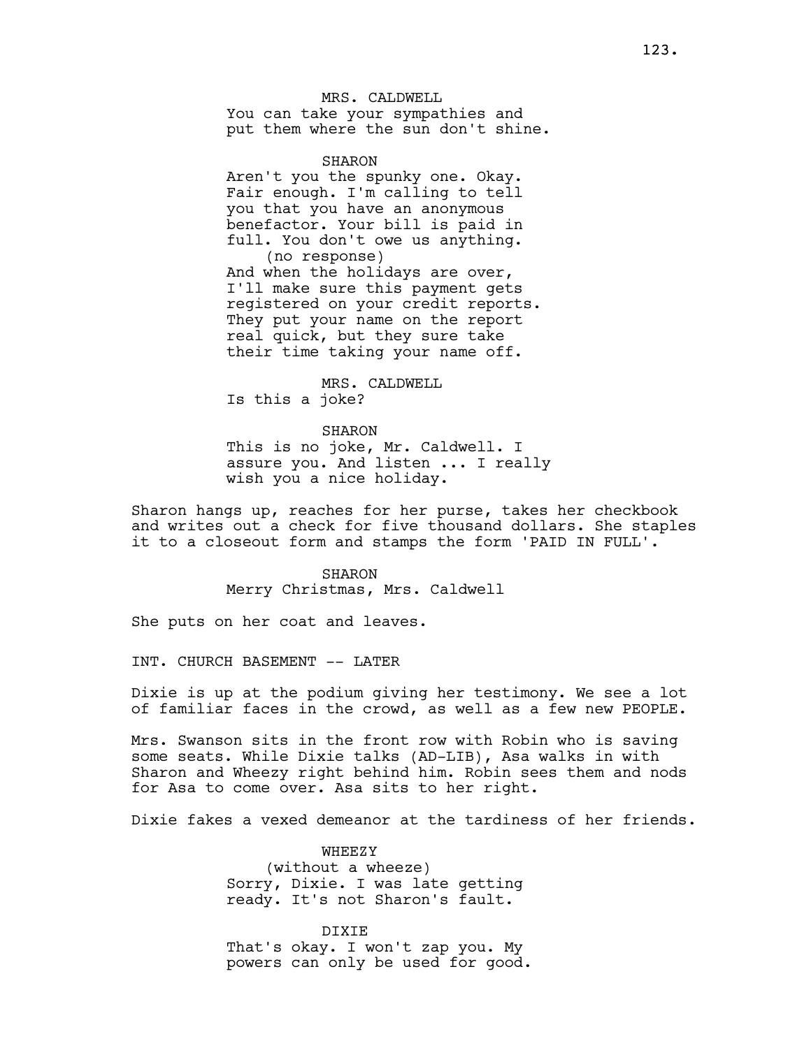MRS. CALDWELL
You can take your sympathies and put them where the sun don't shine.

SHARON
Aren't you the spunky one. Okay. Fair enough. I'm calling to tell you that you have an anonymous benefactor. Your bill is paid in full. You don't owe us anything.
(no response)
And when the holidays are over, I'll make sure this payment gets registered on your credit reports. They put your name on the report real quick, but they sure take their time taking your name off.

MRS. CALDWELL
Is this a joke?

SHARON
This is no joke, Mr. Caldwell. I assure you. And listen ... I really wish you a nice holiday.

Sharon hangs up, reaches for her purse, takes her checkbook and writes out a check for five thousand dollars. She staples it to a closeout form and stamps the form 'PAID IN FULL'.

SHARON
Merry Christmas, Mrs. Caldwell

She puts on her coat and leaves.

INT. CHURCH BASEMENT -- LATER

Dixie is up at the podium giving her testimony. We see a lot of familiar faces in the crowd, as well as a few new PEOPLE.

Mrs. Swanson sits in the front row with Robin who is saving some seats. While Dixie talks (AD-LIB), Asa walks in with Sharon and Wheezy right behind him. Robin sees them and nods for Asa to come over. Asa sits to her right.

Dixie fakes a vexed demeanor at the tardiness of her friends.

WHEEZY
(without a wheeze)
Sorry, Dixie. I was late getting ready. It's not Sharon's fault.

DIXIE
That's okay. I won't zap you. My powers can only be used for good.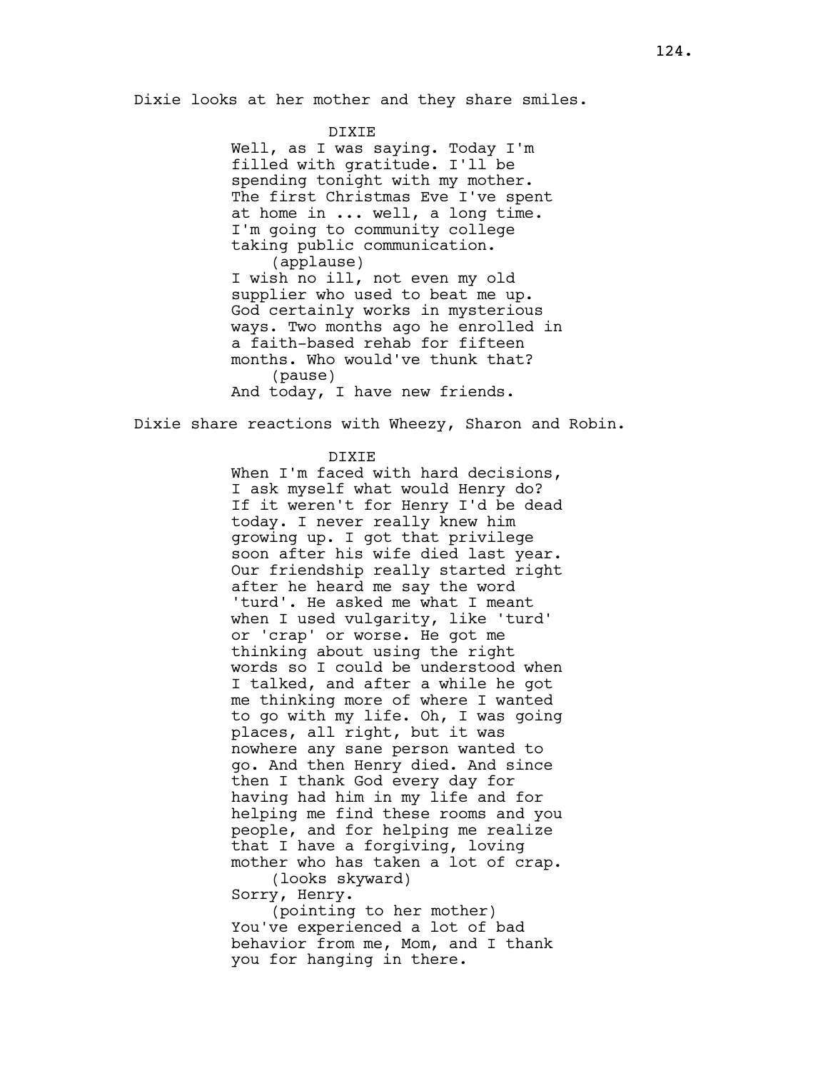Dixie looks at her mother and they share smiles.

DIXIE
Well, as I was saying. Today I'm filled with gratitude. I'll be spending tonight with my mother. The first Christmas Eve I've spent at home in ... well, a long time. I'm going to community college taking public communication.
(applause)
I wish no ill, not even my old supplier who used to beat me up. God certainly works in mysterious ways. Two months ago he enrolled in a faith-based rehab for fifteen months. Who would've thunk that?
(pause)
And today, I have new friends.

Dixie share reactions with Wheezy, Sharon and Robin.

DIXIE
When I'm faced with hard decisions, I ask myself what would Henry do? If it weren't for Henry I'd be dead today. I never really knew him growing up. I got that privilege soon after his wife died last year. Our friendship really started right after he heard me say the word 'turd'. He asked me what I meant when I used vulgarity, like 'turd' or 'crap' or worse. He got me thinking about using the right words so I could be understood when I talked, and after a while he got me thinking more of where I wanted to go with my life. Oh, I was going places, all right, but it was nowhere any sane person wanted to go. And then Henry died. And since then I thank God every day for having had him in my life and for helping me find these rooms and you people, and for helping me realize that I have a forgiving, loving mother who has taken a lot of crap.
(looks skyward)
Sorry, Henry.
(pointing to her mother)
You've experienced a lot of bad behavior from me, Mom, and I thank you for hanging in there.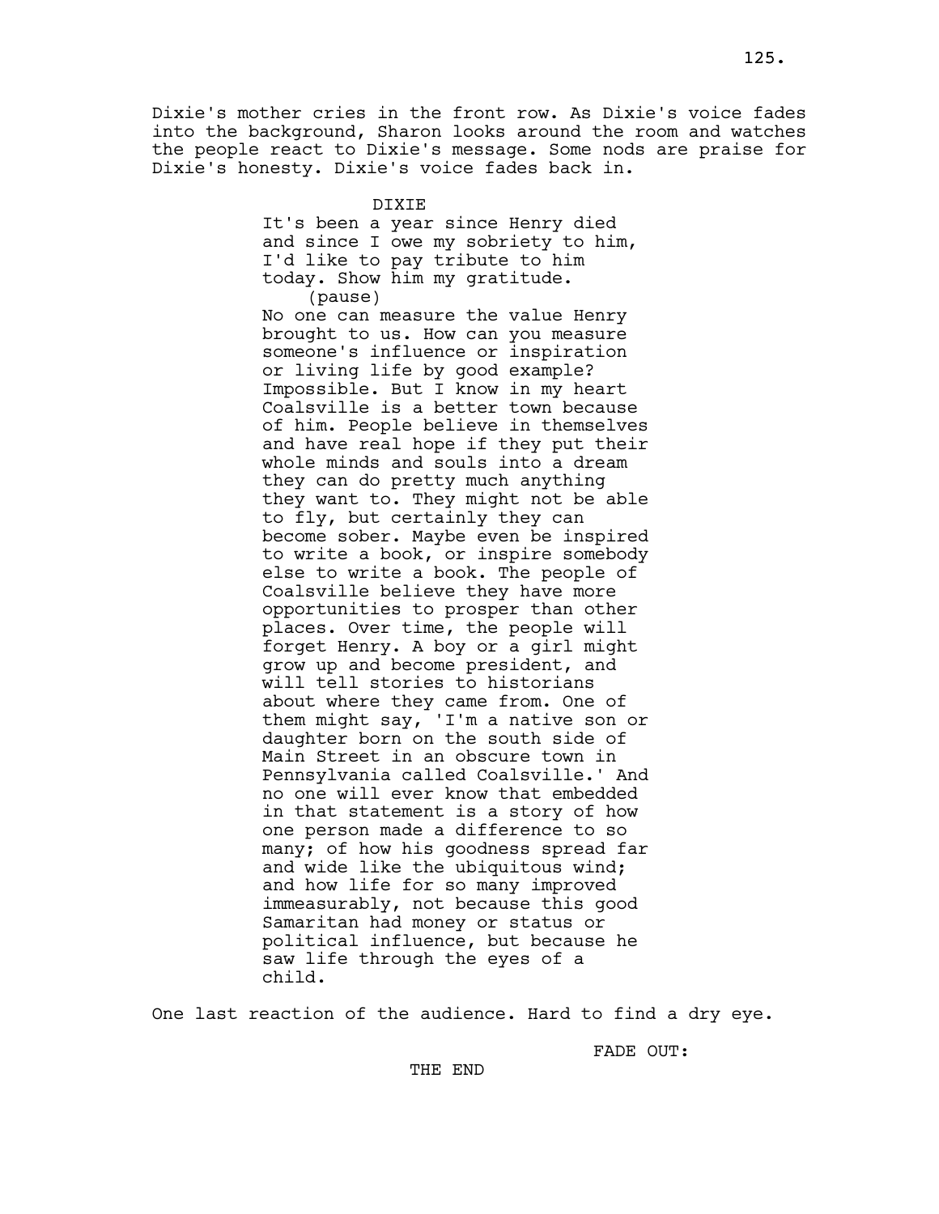Dixie's mother cries in the front row. As Dixie's voice fades into the background, Sharon looks around the room and watches the people react to Dixie's message. Some nods are praise for Dixie's honesty. Dixie's voice fades back in.

DIXIE

It's been a year since Henry died and since I owe my sobriety to him, I'd like to pay tribute to him today. Show him my gratitude.

(pause)

No one can measure the value Henry brought to us. How can you measure someone's influence or inspiration or living life by good example? Impossible. But I know in my heart Coalsville is a better town because of him. People believe in themselves and have real hope if they put their whole minds and souls into a dream they can do pretty much anything they want to. They might not be able to fly, but certainly they can become sober. Maybe even be inspired to write a book, or inspire somebody else to write a book. The people of Coalsville believe they have more opportunities to prosper than other places. Over time, the people will forget Henry. A boy or a girl might grow up and become president, and will tell stories to historians about where they came from. One of them might say, 'I'm a native son or daughter born on the south side of Main Street in an obscure town in Pennsylvania called Coalsville.' And no one will ever know that embedded in that statement is a story of how one person made a difference to so many; of how his goodness spread far and wide like the ubiquitous wind; and how life for so many improved immeasurably, not because this good Samaritan had money or status or political influence, but because he saw life through the eyes of a child.

One last reaction of the audience. Hard to find a dry eye.

FADE OUT:

THE END